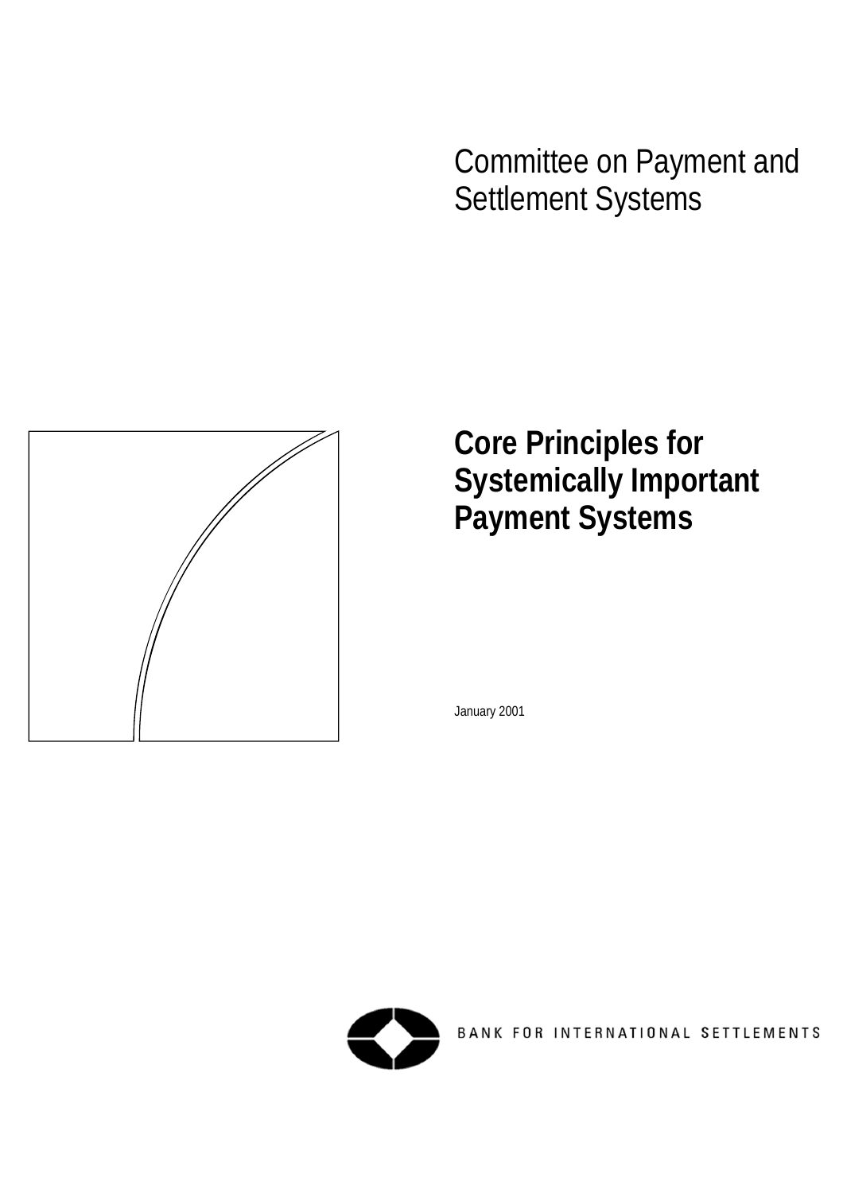Committee on Payment and Settlement Systems

# Core Principles for Systemically Important Payment Systems

January 2001

BANK FOR INTERNATIONAL SETTLEMENTS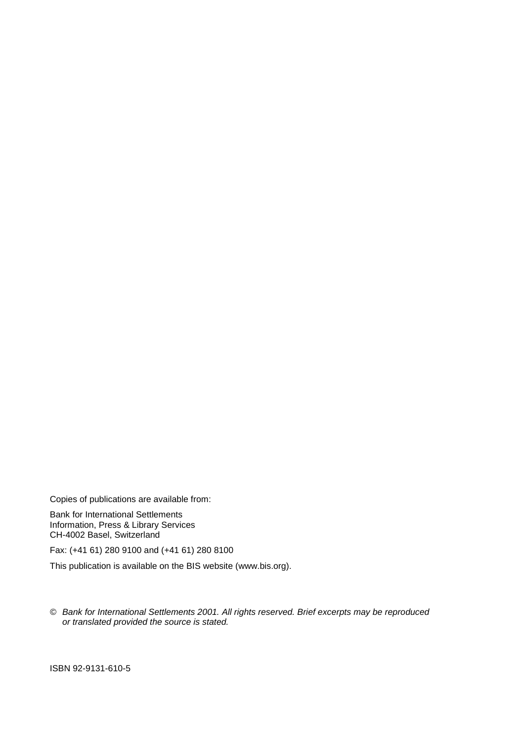Copies of publications are available from:

Bank for International Settlements
Information, Press & Library Services
CH-4002 Basel, Switzerland

Fax: (+41 61) 280 9100 and (+41 61) 280 8100

This publication is available on the BIS website (www.bis.org).

© *Bank for International Settlements 2001. All rights reserved. Brief excerpts may be reproduced or translated provided the source is stated.*

ISBN 92-9131-610-5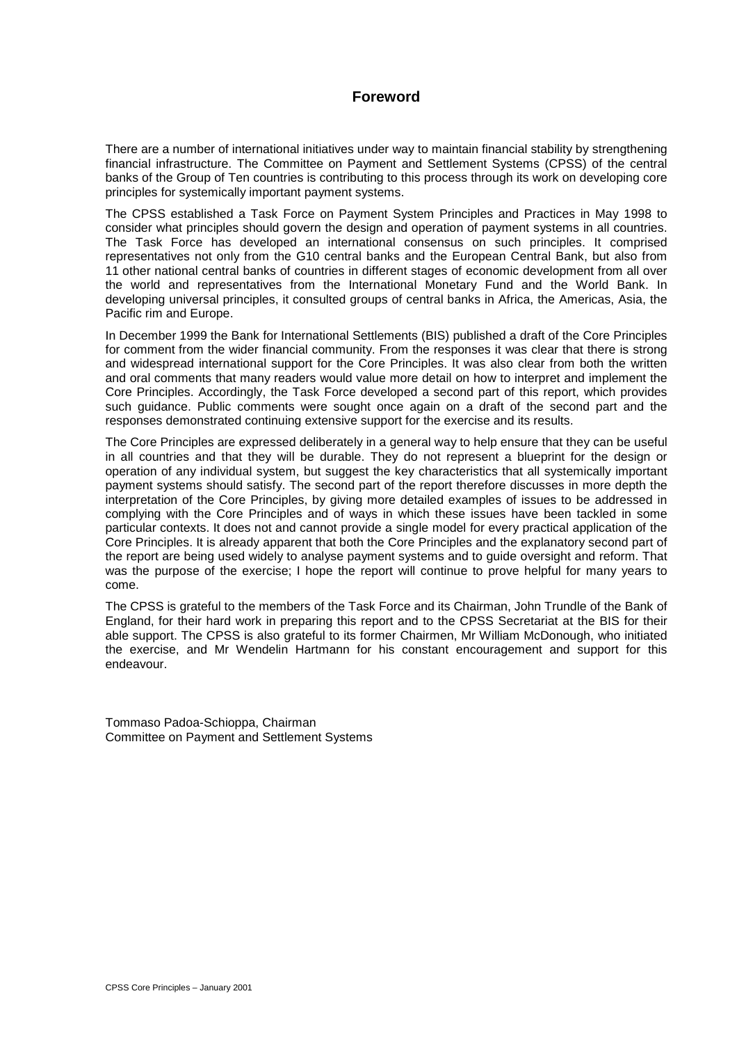## Foreword

There are a number of international initiatives under way to maintain financial stability by strengthening financial infrastructure. The Committee on Payment and Settlement Systems (CPSS) of the central banks of the Group of Ten countries is contributing to this process through its work on developing core principles for systemically important payment systems.

The CPSS established a Task Force on Payment System Principles and Practices in May 1998 to consider what principles should govern the design and operation of payment systems in all countries. The Task Force has developed an international consensus on such principles. It comprised representatives not only from the G10 central banks and the European Central Bank, but also from 11 other national central banks of countries in different stages of economic development from all over the world and representatives from the International Monetary Fund and the World Bank. In developing universal principles, it consulted groups of central banks in Africa, the Americas, Asia, the Pacific rim and Europe.

In December 1999 the Bank for International Settlements (BIS) published a draft of the Core Principles for comment from the wider financial community. From the responses it was clear that there is strong and widespread international support for the Core Principles. It was also clear from both the written and oral comments that many readers would value more detail on how to interpret and implement the Core Principles. Accordingly, the Task Force developed a second part of this report, which provides such guidance. Public comments were sought once again on a draft of the second part and the responses demonstrated continuing extensive support for the exercise and its results.

The Core Principles are expressed deliberately in a general way to help ensure that they can be useful in all countries and that they will be durable. They do not represent a blueprint for the design or operation of any individual system, but suggest the key characteristics that all systemically important payment systems should satisfy. The second part of the report therefore discusses in more depth the interpretation of the Core Principles, by giving more detailed examples of issues to be addressed in complying with the Core Principles and of ways in which these issues have been tackled in some particular contexts. It does not and cannot provide a single model for every practical application of the Core Principles. It is already apparent that both the Core Principles and the explanatory second part of the report are being used widely to analyse payment systems and to guide oversight and reform. That was the purpose of the exercise; I hope the report will continue to prove helpful for many years to come.

The CPSS is grateful to the members of the Task Force and its Chairman, John Trundle of the Bank of England, for their hard work in preparing this report and to the CPSS Secretariat at the BIS for their able support. The CPSS is also grateful to its former Chairmen, Mr William McDonough, who initiated the exercise, and Mr Wendelin Hartmann for his constant encouragement and support for this endeavour.

Tommaso Padoa-Schioppa, Chairman
Committee on Payment and Settlement Systems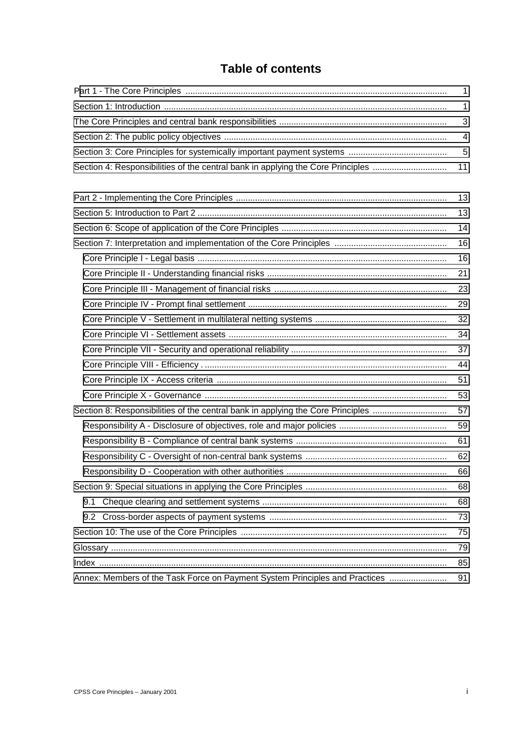# Table of contents

| | |
|---|---|
| Part 1 - The Core Principles | 1 |
| Section 1: Introduction | 1 |
| The Core Principles and central bank responsibilities | 3 |
| Section 2: The public policy objectives | 4 |
| Section 3: Core Principles for systemically important payment systems | 5 |
| Section 4: Responsibilities of the central bank in applying the Core Principles | 11 |

| | |
|---|---|
| Part 2 - Implementing the Core Principles | 13 |
| Section 5: Introduction to Part 2 | 13 |
| Section 6: Scope of application of the Core Principles | 14 |
| Section 7: Interpretation and implementation of the Core Principles | 16 |
| Core Principle I - Legal basis | 16 |
| Core Principle II - Understanding financial risks | 21 |
| Core Principle III - Management of financial risks | 23 |
| Core Principle IV - Prompt final settlement | 29 |
| Core Principle V - Settlement in multilateral netting systems | 32 |
| Core Principle VI - Settlement assets | 34 |
| Core Principle VII - Security and operational reliability | 37 |
| Core Principle VIII - Efficiency | 44 |
| Core Principle IX - Access criteria | 51 |
| Core Principle X - Governance | 53 |
| Section 8: Responsibilities of the central bank in applying the Core Principles | 57 |
| Responsibility A - Disclosure of objectives, role and major policies | 59 |
| Responsibility B - Compliance of central bank systems | 61 |
| Responsibility C - Oversight of non-central bank systems | 62 |
| Responsibility D - Cooperation with other authorities | 66 |
| Section 9: Special situations in applying the Core Principles | 68 |
| 9.1 Cheque clearing and settlement systems | 68 |
| 9.2 Cross-border aspects of payment systems | 73 |
| Section 10: The use of the Core Principles | 75 |
| Glossary | 79 |
| Index | 85 |
| Annex: Members of the Task Force on Payment System Principles and Practices | 91 |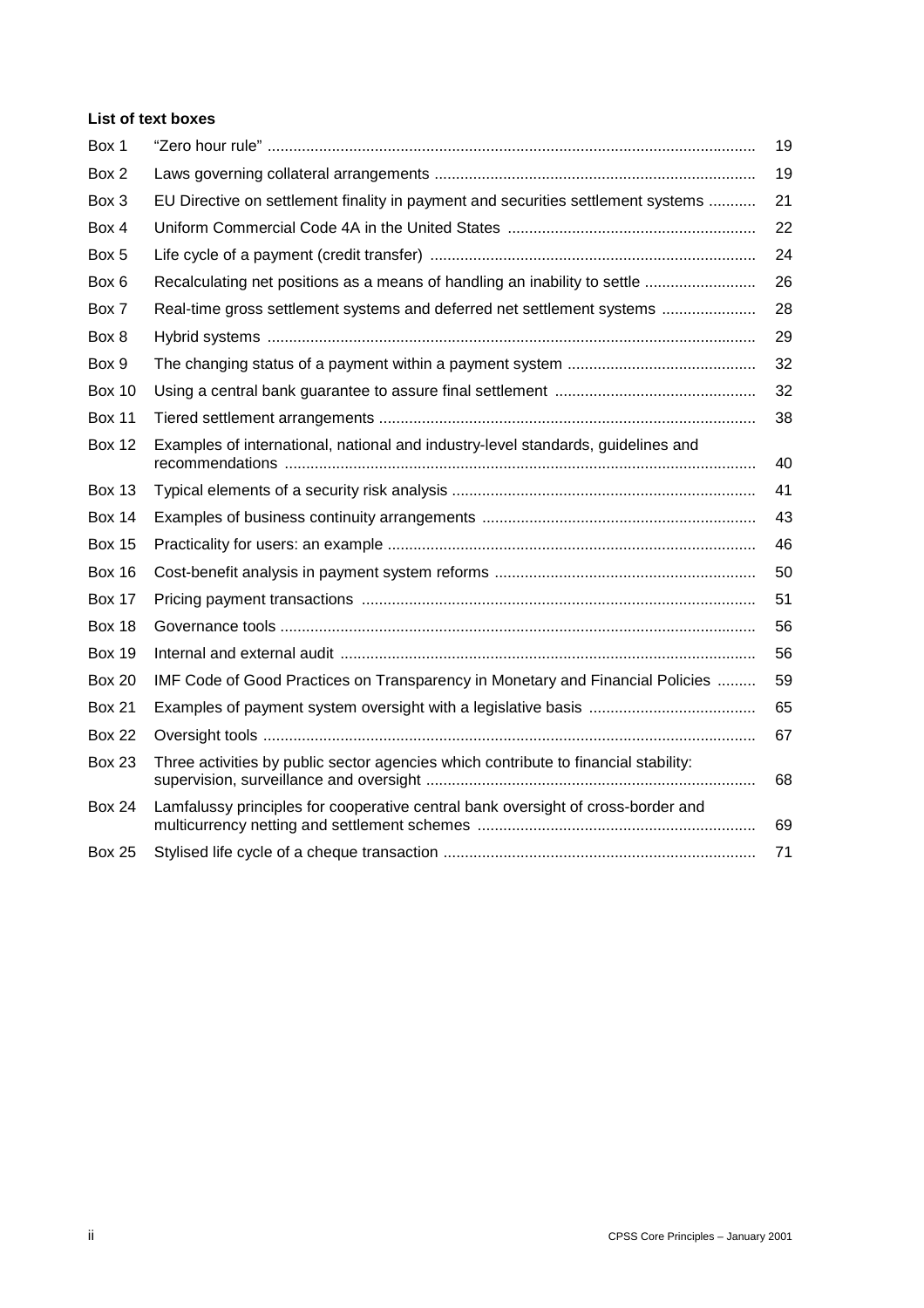**List of text boxes**

| | | |
|---|---|---|
| Box 1 | "Zero hour rule" | 19 |
| Box 2 | Laws governing collateral arrangements | 19 |
| Box 3 | EU Directive on settlement finality in payment and securities settlement systems | 21 |
| Box 4 | Uniform Commercial Code 4A in the United States | 22 |
| Box 5 | Life cycle of a payment (credit transfer) | 24 |
| Box 6 | Recalculating net positions as a means of handling an inability to settle | 26 |
| Box 7 | Real-time gross settlement systems and deferred net settlement systems | 28 |
| Box 8 | Hybrid systems | 29 |
| Box 9 | The changing status of a payment within a payment system | 32 |
| Box 10 | Using a central bank guarantee to assure final settlement | 32 |
| Box 11 | Tiered settlement arrangements | 38 |
| Box 12 | Examples of international, national and industry-level standards, guidelines and recommendations | 40 |
| Box 13 | Typical elements of a security risk analysis | 41 |
| Box 14 | Examples of business continuity arrangements | 43 |
| Box 15 | Practicality for users: an example | 46 |
| Box 16 | Cost-benefit analysis in payment system reforms | 50 |
| Box 17 | Pricing payment transactions | 51 |
| Box 18 | Governance tools | 56 |
| Box 19 | Internal and external audit | 56 |
| Box 20 | IMF Code of Good Practices on Transparency in Monetary and Financial Policies | 59 |
| Box 21 | Examples of payment system oversight with a legislative basis | 65 |
| Box 22 | Oversight tools | 67 |
| Box 23 | Three activities by public sector agencies which contribute to financial stability: supervision, surveillance and oversight | 68 |
| Box 24 | Lamfalussy principles for cooperative central bank oversight of cross-border and multicurrency netting and settlement schemes | 69 |
| Box 25 | Stylised life cycle of a cheque transaction | 71 |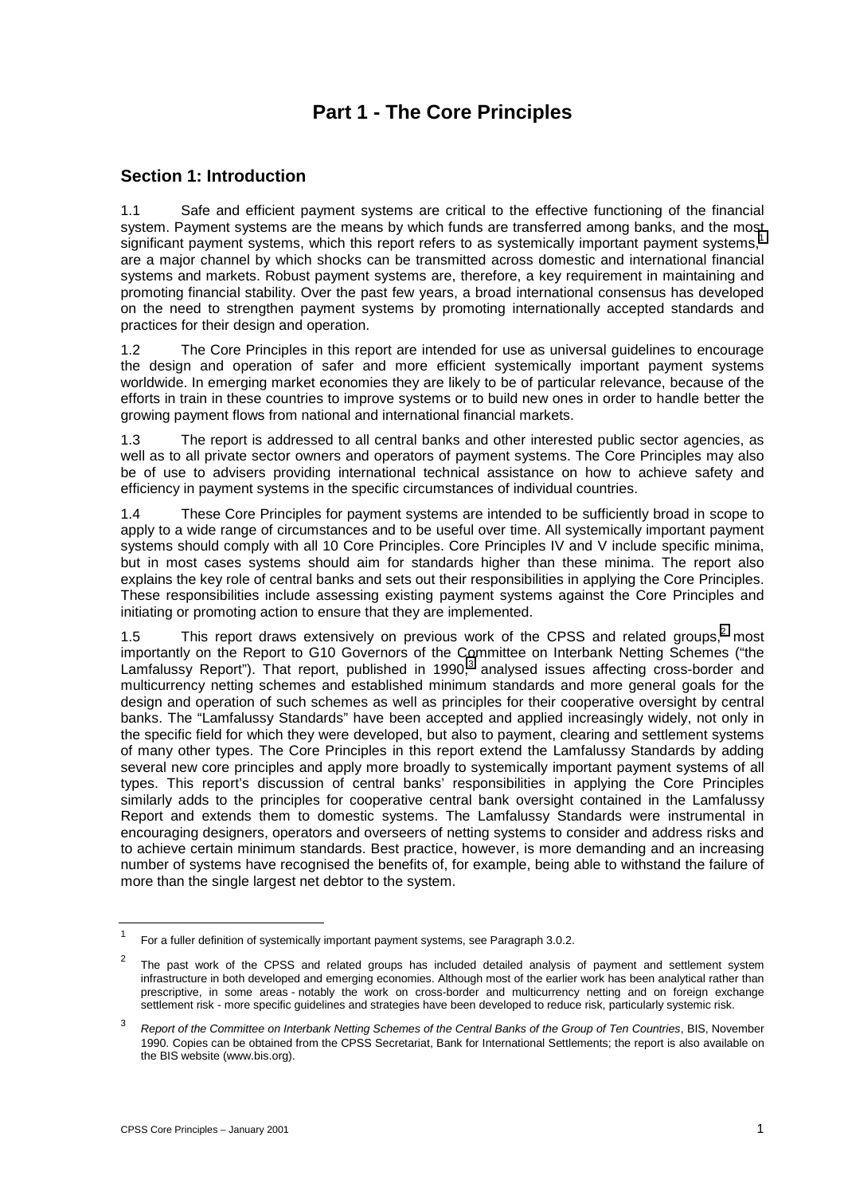# Part 1 - The Core Principles

## Section 1: Introduction

1.1 Safe and efficient payment systems are critical to the effective functioning of the financial system. Payment systems are the means by which funds are transferred among banks, and the most significant payment systems, which this report refers to as systemically important payment systems,[1] are a major channel by which shocks can be transmitted across domestic and international financial systems and markets. Robust payment systems are, therefore, a key requirement in maintaining and promoting financial stability. Over the past few years, a broad international consensus has developed on the need to strengthen payment systems by promoting internationally accepted standards and practices for their design and operation.

1.2 The Core Principles in this report are intended for use as universal guidelines to encourage the design and operation of safer and more efficient systemically important payment systems worldwide. In emerging market economies they are likely to be of particular relevance, because of the efforts in train in these countries to improve systems or to build new ones in order to handle better the growing payment flows from national and international financial markets.

1.3 The report is addressed to all central banks and other interested public sector agencies, as well as to all private sector owners and operators of payment systems. The Core Principles may also be of use to advisers providing international technical assistance on how to achieve safety and efficiency in payment systems in the specific circumstances of individual countries.

1.4 These Core Principles for payment systems are intended to be sufficiently broad in scope to apply to a wide range of circumstances and to be useful over time. All systemically important payment systems should comply with all 10 Core Principles. Core Principles IV and V include specific minima, but in most cases systems should aim for standards higher than these minima. The report also explains the key role of central banks and sets out their responsibilities in applying the Core Principles. These responsibilities include assessing existing payment systems against the Core Principles and initiating or promoting action to ensure that they are implemented.

1.5 This report draws extensively on previous work of the CPSS and related groups,[2] most importantly on the Report to G10 Governors of the Committee on Interbank Netting Schemes ("the Lamfalussy Report"). That report, published in 1990,[3] analysed issues affecting cross-border and multicurrency netting schemes and established minimum standards and more general goals for the design and operation of such schemes as well as principles for their cooperative oversight by central banks. The "Lamfalussy Standards" have been accepted and applied increasingly widely, not only in the specific field for which they were developed, but also to payment, clearing and settlement systems of many other types. The Core Principles in this report extend the Lamfalussy Standards by adding several new core principles and apply more broadly to systemically important payment systems of all types. This report's discussion of central banks' responsibilities in applying the Core Principles similarly adds to the principles for cooperative central bank oversight contained in the Lamfalussy Report and extends them to domestic systems. The Lamfalussy Standards were instrumental in encouraging designers, operators and overseers of netting systems to consider and address risks and to achieve certain minimum standards. Best practice, however, is more demanding and an increasing number of systems have recognised the benefits of, for example, being able to withstand the failure of more than the single largest net debtor to the system.

---

[1] For a fuller definition of systemically important payment systems, see Paragraph 3.0.2.

[2] The past work of the CPSS and related groups has included detailed analysis of payment and settlement system infrastructure in both developed and emerging economies. Although most of the earlier work has been analytical rather than prescriptive, in some areas - notably the work on cross-border and multicurrency netting and on foreign exchange settlement risk - more specific guidelines and strategies have been developed to reduce risk, particularly systemic risk.

[3] *Report of the Committee on Interbank Netting Schemes of the Central Banks of the Group of Ten Countries*, BIS, November 1990. Copies can be obtained from the CPSS Secretariat, Bank for International Settlements; the report is also available on the BIS website (www.bis.org).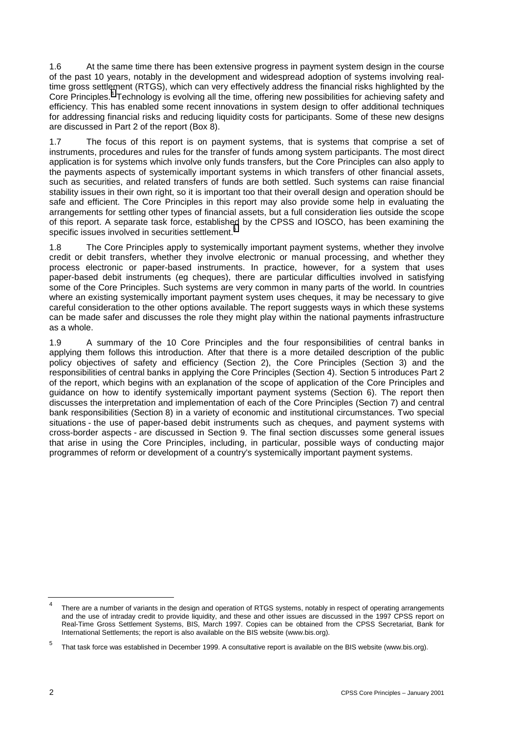1.6 At the same time there has been extensive progress in payment system design in the course of the past 10 years, notably in the development and widespread adoption of systems involving real-time gross settlement (RTGS), which can very effectively address the financial risks highlighted by the Core Principles.[4] Technology is evolving all the time, offering new possibilities for achieving safety and efficiency. This has enabled some recent innovations in system design to offer additional techniques for addressing financial risks and reducing liquidity costs for participants. Some of these new designs are discussed in Part 2 of the report (Box 8).

1.7 The focus of this report is on payment systems, that is systems that comprise a set of instruments, procedures and rules for the transfer of funds among system participants. The most direct application is for systems which involve only funds transfers, but the Core Principles can also apply to the payments aspects of systemically important systems in which transfers of other financial assets, such as securities, and related transfers of funds are both settled. Such systems can raise financial stability issues in their own right, so it is important too that their overall design and operation should be safe and efficient. The Core Principles in this report may also provide some help in evaluating the arrangements for settling other types of financial assets, but a full consideration lies outside the scope of this report. A separate task force, established by the CPSS and IOSCO, has been examining the specific issues involved in securities settlement.[5]

1.8 The Core Principles apply to systemically important payment systems, whether they involve credit or debit transfers, whether they involve electronic or manual processing, and whether they process electronic or paper-based instruments. In practice, however, for a system that uses paper-based debit instruments (eg cheques), there are particular difficulties involved in satisfying some of the Core Principles. Such systems are very common in many parts of the world. In countries where an existing systemically important payment system uses cheques, it may be necessary to give careful consideration to the other options available. The report suggests ways in which these systems can be made safer and discusses the role they might play within the national payments infrastructure as a whole.

1.9 A summary of the 10 Core Principles and the four responsibilities of central banks in applying them follows this introduction. After that there is a more detailed description of the public policy objectives of safety and efficiency (Section 2), the Core Principles (Section 3) and the responsibilities of central banks in applying the Core Principles (Section 4). Section 5 introduces Part 2 of the report, which begins with an explanation of the scope of application of the Core Principles and guidance on how to identify systemically important payment systems (Section 6). The report then discusses the interpretation and implementation of each of the Core Principles (Section 7) and central bank responsibilities (Section 8) in a variety of economic and institutional circumstances. Two special situations - the use of paper-based debit instruments such as cheques, and payment systems with cross-border aspects - are discussed in Section 9. The final section discusses some general issues that arise in using the Core Principles, including, in particular, possible ways of conducting major programmes of reform or development of a country's systemically important payment systems.

---

[4] There are a number of variants in the design and operation of RTGS systems, notably in respect of operating arrangements and the use of intraday credit to provide liquidity, and these and other issues are discussed in the 1997 CPSS report on Real-Time Gross Settlement Systems, BIS, March 1997. Copies can be obtained from the CPSS Secretariat, Bank for International Settlements; the report is also available on the BIS website (www.bis.org).

[5] That task force was established in December 1999. A consultative report is available on the BIS website (www.bis.org).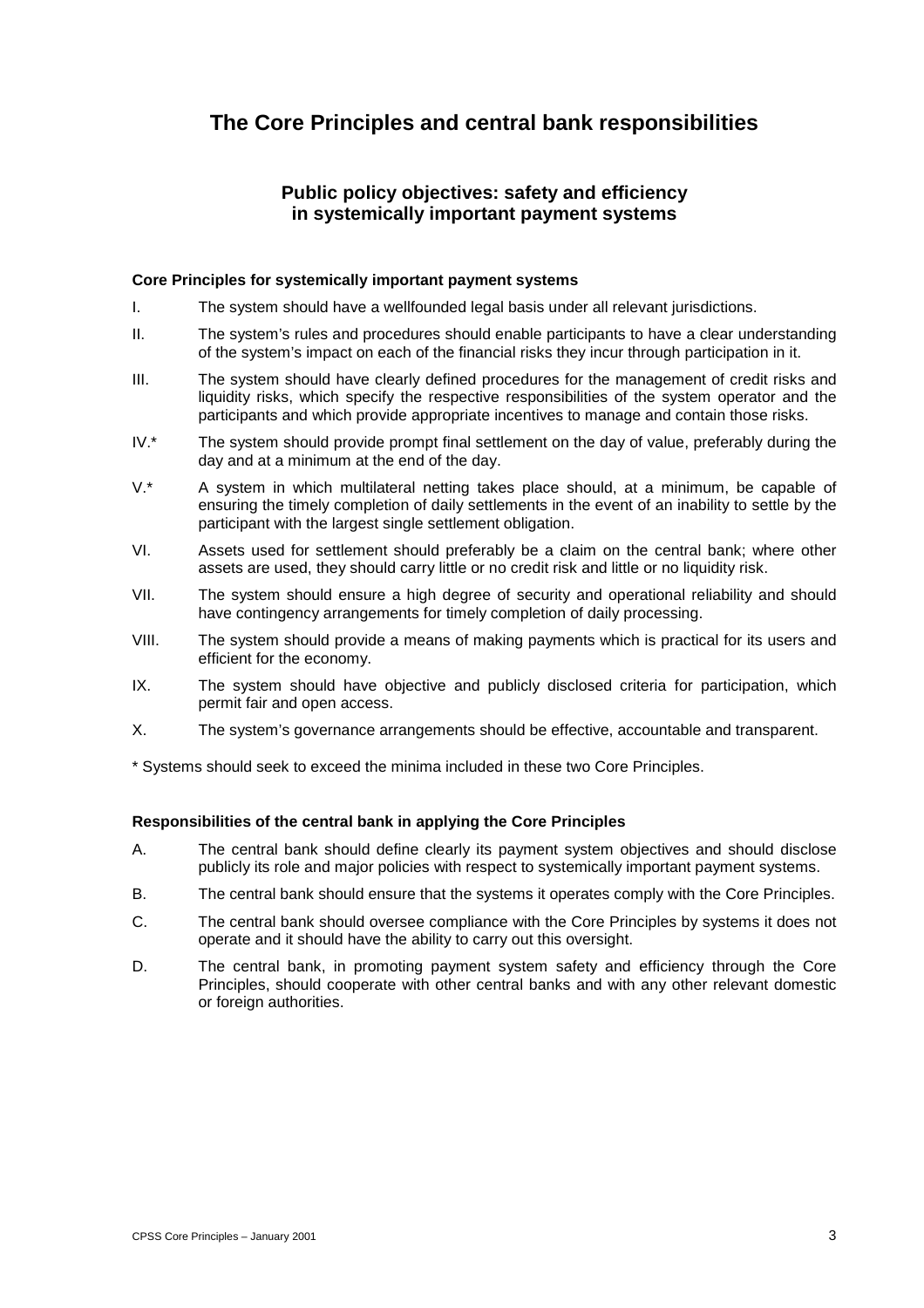# The Core Principles and central bank responsibilities

## Public policy objectives: safety and efficiency in systemically important payment systems

### Core Principles for systemically important payment systems

I. The system should have a wellfounded legal basis under all relevant jurisdictions.

II. The system's rules and procedures should enable participants to have a clear understanding of the system's impact on each of the financial risks they incur through participation in it.

III. The system should have clearly defined procedures for the management of credit risks and liquidity risks, which specify the respective responsibilities of the system operator and the participants and which provide appropriate incentives to manage and contain those risks.

IV.* The system should provide prompt final settlement on the day of value, preferably during the day and at a minimum at the end of the day.

V.* A system in which multilateral netting takes place should, at a minimum, be capable of ensuring the timely completion of daily settlements in the event of an inability to settle by the participant with the largest single settlement obligation.

VI. Assets used for settlement should preferably be a claim on the central bank; where other assets are used, they should carry little or no credit risk and little or no liquidity risk.

VII. The system should ensure a high degree of security and operational reliability and should have contingency arrangements for timely completion of daily processing.

VIII. The system should provide a means of making payments which is practical for its users and efficient for the economy.

IX. The system should have objective and publicly disclosed criteria for participation, which permit fair and open access.

X. The system's governance arrangements should be effective, accountable and transparent.

\* Systems should seek to exceed the minima included in these two Core Principles.

### Responsibilities of the central bank in applying the Core Principles

A. The central bank should define clearly its payment system objectives and should disclose publicly its role and major policies with respect to systemically important payment systems.

B. The central bank should ensure that the systems it operates comply with the Core Principles.

C. The central bank should oversee compliance with the Core Principles by systems it does not operate and it should have the ability to carry out this oversight.

D. The central bank, in promoting payment system safety and efficiency through the Core Principles, should cooperate with other central banks and with any other relevant domestic or foreign authorities.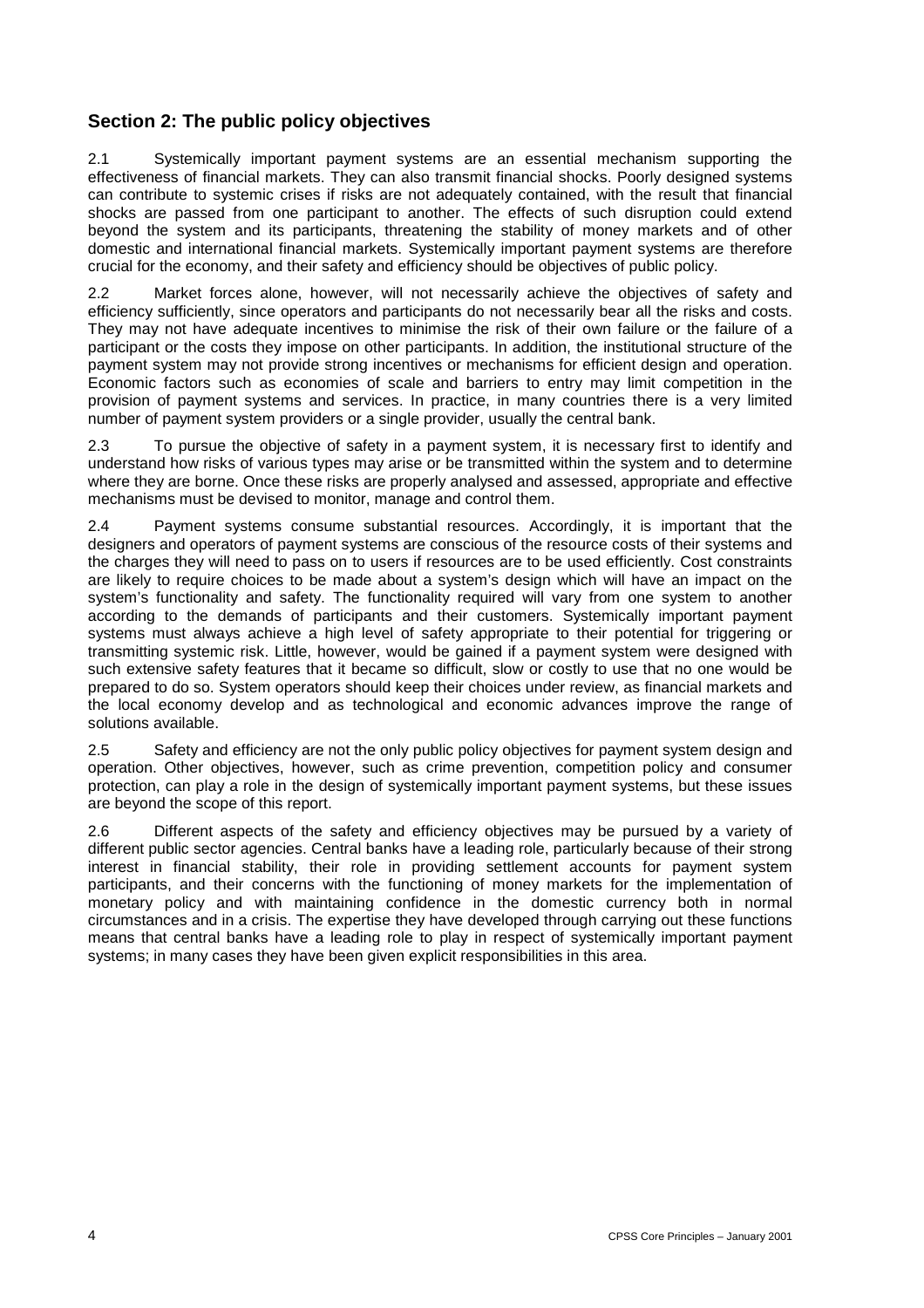## Section 2: The public policy objectives

2.1 Systemically important payment systems are an essential mechanism supporting the effectiveness of financial markets. They can also transmit financial shocks. Poorly designed systems can contribute to systemic crises if risks are not adequately contained, with the result that financial shocks are passed from one participant to another. The effects of such disruption could extend beyond the system and its participants, threatening the stability of money markets and of other domestic and international financial markets. Systemically important payment systems are therefore crucial for the economy, and their safety and efficiency should be objectives of public policy.

2.2 Market forces alone, however, will not necessarily achieve the objectives of safety and efficiency sufficiently, since operators and participants do not necessarily bear all the risks and costs. They may not have adequate incentives to minimise the risk of their own failure or the failure of a participant or the costs they impose on other participants. In addition, the institutional structure of the payment system may not provide strong incentives or mechanisms for efficient design and operation. Economic factors such as economies of scale and barriers to entry may limit competition in the provision of payment systems and services. In practice, in many countries there is a very limited number of payment system providers or a single provider, usually the central bank.

2.3 To pursue the objective of safety in a payment system, it is necessary first to identify and understand how risks of various types may arise or be transmitted within the system and to determine where they are borne. Once these risks are properly analysed and assessed, appropriate and effective mechanisms must be devised to monitor, manage and control them.

2.4 Payment systems consume substantial resources. Accordingly, it is important that the designers and operators of payment systems are conscious of the resource costs of their systems and the charges they will need to pass on to users if resources are to be used efficiently. Cost constraints are likely to require choices to be made about a system's design which will have an impact on the system's functionality and safety. The functionality required will vary from one system to another according to the demands of participants and their customers. Systemically important payment systems must always achieve a high level of safety appropriate to their potential for triggering or transmitting systemic risk. Little, however, would be gained if a payment system were designed with such extensive safety features that it became so difficult, slow or costly to use that no one would be prepared to do so. System operators should keep their choices under review, as financial markets and the local economy develop and as technological and economic advances improve the range of solutions available.

2.5 Safety and efficiency are not the only public policy objectives for payment system design and operation. Other objectives, however, such as crime prevention, competition policy and consumer protection, can play a role in the design of systemically important payment systems, but these issues are beyond the scope of this report.

2.6 Different aspects of the safety and efficiency objectives may be pursued by a variety of different public sector agencies. Central banks have a leading role, particularly because of their strong interest in financial stability, their role in providing settlement accounts for payment system participants, and their concerns with the functioning of money markets for the implementation of monetary policy and with maintaining confidence in the domestic currency both in normal circumstances and in a crisis. The expertise they have developed through carrying out these functions means that central banks have a leading role to play in respect of systemically important payment systems; in many cases they have been given explicit responsibilities in this area.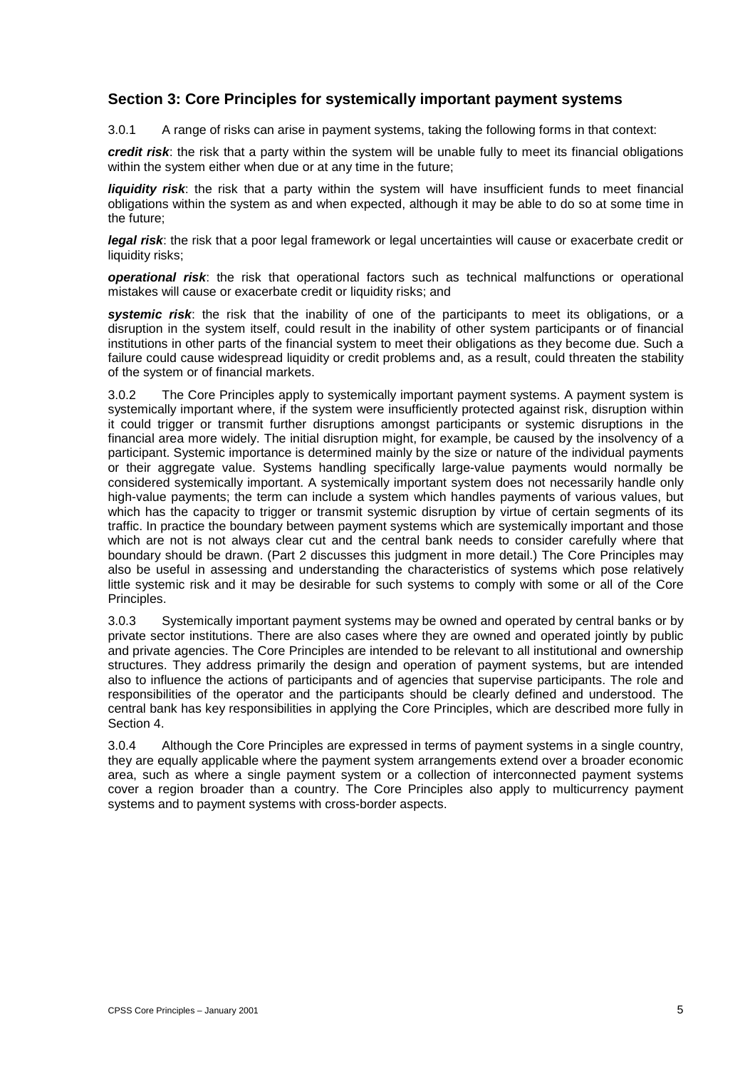## Section 3: Core Principles for systemically important payment systems

3.0.1 A range of risks can arise in payment systems, taking the following forms in that context:

***credit risk***: the risk that a party within the system will be unable fully to meet its financial obligations within the system either when due or at any time in the future;

***liquidity risk***: the risk that a party within the system will have insufficient funds to meet financial obligations within the system as and when expected, although it may be able to do so at some time in the future;

***legal risk***: the risk that a poor legal framework or legal uncertainties will cause or exacerbate credit or liquidity risks;

***operational risk***: the risk that operational factors such as technical malfunctions or operational mistakes will cause or exacerbate credit or liquidity risks; and

***systemic risk***: the risk that the inability of one of the participants to meet its obligations, or a disruption in the system itself, could result in the inability of other system participants or of financial institutions in other parts of the financial system to meet their obligations as they become due. Such a failure could cause widespread liquidity or credit problems and, as a result, could threaten the stability of the system or of financial markets.

3.0.2 The Core Principles apply to systemically important payment systems. A payment system is systemically important where, if the system were insufficiently protected against risk, disruption within it could trigger or transmit further disruptions amongst participants or systemic disruptions in the financial area more widely. The initial disruption might, for example, be caused by the insolvency of a participant. Systemic importance is determined mainly by the size or nature of the individual payments or their aggregate value. Systems handling specifically large-value payments would normally be considered systemically important. A systemically important system does not necessarily handle only high-value payments; the term can include a system which handles payments of various values, but which has the capacity to trigger or transmit systemic disruption by virtue of certain segments of its traffic. In practice the boundary between payment systems which are systemically important and those which are not is not always clear cut and the central bank needs to consider carefully where that boundary should be drawn. (Part 2 discusses this judgment in more detail.) The Core Principles may also be useful in assessing and understanding the characteristics of systems which pose relatively little systemic risk and it may be desirable for such systems to comply with some or all of the Core Principles.

3.0.3 Systemically important payment systems may be owned and operated by central banks or by private sector institutions. There are also cases where they are owned and operated jointly by public and private agencies. The Core Principles are intended to be relevant to all institutional and ownership structures. They address primarily the design and operation of payment systems, but are intended also to influence the actions of participants and of agencies that supervise participants. The role and responsibilities of the operator and the participants should be clearly defined and understood. The central bank has key responsibilities in applying the Core Principles, which are described more fully in Section 4.

3.0.4 Although the Core Principles are expressed in terms of payment systems in a single country, they are equally applicable where the payment system arrangements extend over a broader economic area, such as where a single payment system or a collection of interconnected payment systems cover a region broader than a country. The Core Principles also apply to multicurrency payment systems and to payment systems with cross-border aspects.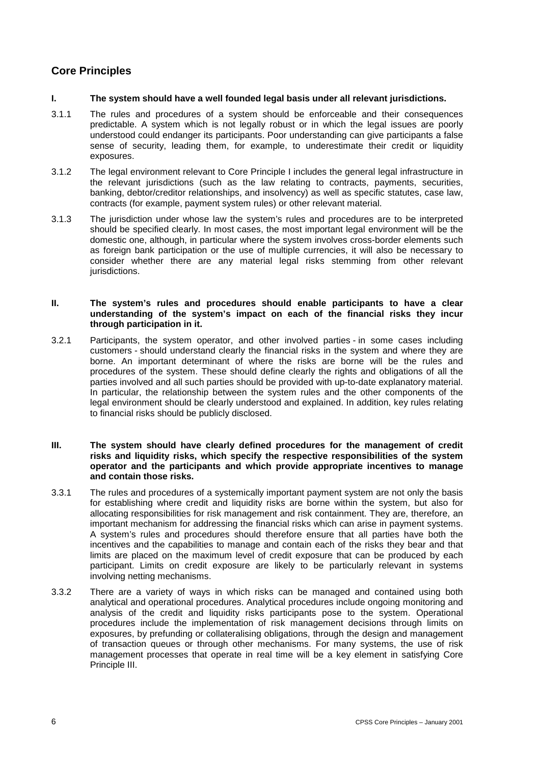## Core Principles

**I. The system should have a well founded legal basis under all relevant jurisdictions.**

3.1.1 The rules and procedures of a system should be enforceable and their consequences predictable. A system which is not legally robust or in which the legal issues are poorly understood could endanger its participants. Poor understanding can give participants a false sense of security, leading them, for example, to underestimate their credit or liquidity exposures.

3.1.2 The legal environment relevant to Core Principle I includes the general legal infrastructure in the relevant jurisdictions (such as the law relating to contracts, payments, securities, banking, debtor/creditor relationships, and insolvency) as well as specific statutes, case law, contracts (for example, payment system rules) or other relevant material.

3.1.3 The jurisdiction under whose law the system's rules and procedures are to be interpreted should be specified clearly. In most cases, the most important legal environment will be the domestic one, although, in particular where the system involves cross-border elements such as foreign bank participation or the use of multiple currencies, it will also be necessary to consider whether there are any material legal risks stemming from other relevant jurisdictions.

**II. The system's rules and procedures should enable participants to have a clear understanding of the system's impact on each of the financial risks they incur through participation in it.**

3.2.1 Participants, the system operator, and other involved parties - in some cases including customers - should understand clearly the financial risks in the system and where they are borne. An important determinant of where the risks are borne will be the rules and procedures of the system. These should define clearly the rights and obligations of all the parties involved and all such parties should be provided with up-to-date explanatory material. In particular, the relationship between the system rules and the other components of the legal environment should be clearly understood and explained. In addition, key rules relating to financial risks should be publicly disclosed.

**III. The system should have clearly defined procedures for the management of credit risks and liquidity risks, which specify the respective responsibilities of the system operator and the participants and which provide appropriate incentives to manage and contain those risks.**

3.3.1 The rules and procedures of a systemically important payment system are not only the basis for establishing where credit and liquidity risks are borne within the system, but also for allocating responsibilities for risk management and risk containment. They are, therefore, an important mechanism for addressing the financial risks which can arise in payment systems. A system's rules and procedures should therefore ensure that all parties have both the incentives and the capabilities to manage and contain each of the risks they bear and that limits are placed on the maximum level of credit exposure that can be produced by each participant. Limits on credit exposure are likely to be particularly relevant in systems involving netting mechanisms.

3.3.2 There are a variety of ways in which risks can be managed and contained using both analytical and operational procedures. Analytical procedures include ongoing monitoring and analysis of the credit and liquidity risks participants pose to the system. Operational procedures include the implementation of risk management decisions through limits on exposures, by prefunding or collateralising obligations, through the design and management of transaction queues or through other mechanisms. For many systems, the use of risk management processes that operate in real time will be a key element in satisfying Core Principle III.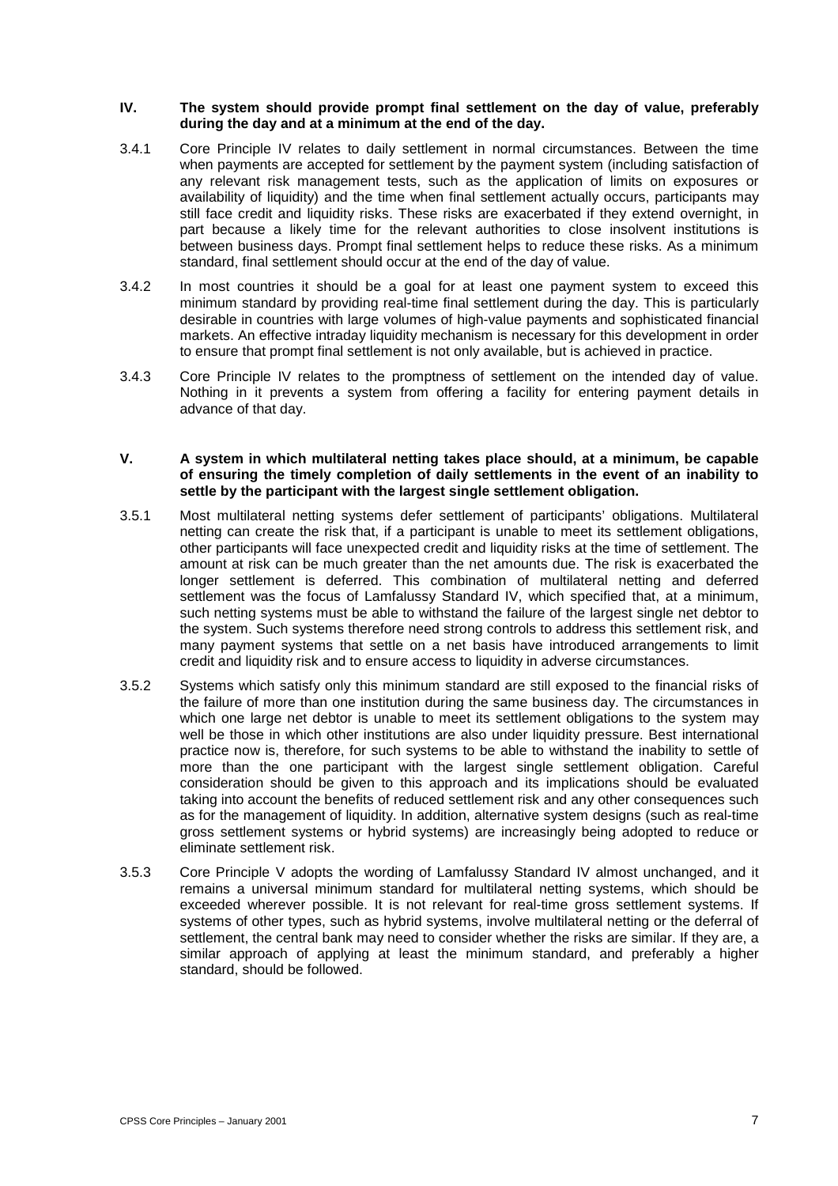**IV. The system should provide prompt final settlement on the day of value, preferably during the day and at a minimum at the end of the day.**

3.4.1 Core Principle IV relates to daily settlement in normal circumstances. Between the time when payments are accepted for settlement by the payment system (including satisfaction of any relevant risk management tests, such as the application of limits on exposures or availability of liquidity) and the time when final settlement actually occurs, participants may still face credit and liquidity risks. These risks are exacerbated if they extend overnight, in part because a likely time for the relevant authorities to close insolvent institutions is between business days. Prompt final settlement helps to reduce these risks. As a minimum standard, final settlement should occur at the end of the day of value.

3.4.2 In most countries it should be a goal for at least one payment system to exceed this minimum standard by providing real-time final settlement during the day. This is particularly desirable in countries with large volumes of high-value payments and sophisticated financial markets. An effective intraday liquidity mechanism is necessary for this development in order to ensure that prompt final settlement is not only available, but is achieved in practice.

3.4.3 Core Principle IV relates to the promptness of settlement on the intended day of value. Nothing in it prevents a system from offering a facility for entering payment details in advance of that day.

**V. A system in which multilateral netting takes place should, at a minimum, be capable of ensuring the timely completion of daily settlements in the event of an inability to settle by the participant with the largest single settlement obligation.**

3.5.1 Most multilateral netting systems defer settlement of participants' obligations. Multilateral netting can create the risk that, if a participant is unable to meet its settlement obligations, other participants will face unexpected credit and liquidity risks at the time of settlement. The amount at risk can be much greater than the net amounts due. The risk is exacerbated the longer settlement is deferred. This combination of multilateral netting and deferred settlement was the focus of Lamfalussy Standard IV, which specified that, at a minimum, such netting systems must be able to withstand the failure of the largest single net debtor to the system. Such systems therefore need strong controls to address this settlement risk, and many payment systems that settle on a net basis have introduced arrangements to limit credit and liquidity risk and to ensure access to liquidity in adverse circumstances.

3.5.2 Systems which satisfy only this minimum standard are still exposed to the financial risks of the failure of more than one institution during the same business day. The circumstances in which one large net debtor is unable to meet its settlement obligations to the system may well be those in which other institutions are also under liquidity pressure. Best international practice now is, therefore, for such systems to be able to withstand the inability to settle of more than the one participant with the largest single settlement obligation. Careful consideration should be given to this approach and its implications should be evaluated taking into account the benefits of reduced settlement risk and any other consequences such as for the management of liquidity. In addition, alternative system designs (such as real-time gross settlement systems or hybrid systems) are increasingly being adopted to reduce or eliminate settlement risk.

3.5.3 Core Principle V adopts the wording of Lamfalussy Standard IV almost unchanged, and it remains a universal minimum standard for multilateral netting systems, which should be exceeded wherever possible. It is not relevant for real-time gross settlement systems. If systems of other types, such as hybrid systems, involve multilateral netting or the deferral of settlement, the central bank may need to consider whether the risks are similar. If they are, a similar approach of applying at least the minimum standard, and preferably a higher standard, should be followed.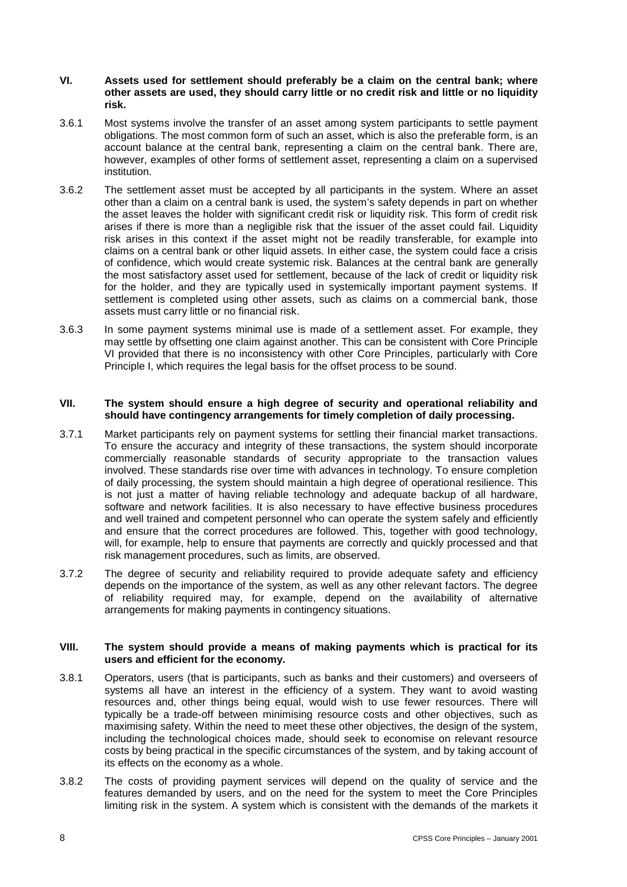**VI. Assets used for settlement should preferably be a claim on the central bank; where other assets are used, they should carry little or no credit risk and little or no liquidity risk.**

3.6.1 Most systems involve the transfer of an asset among system participants to settle payment obligations. The most common form of such an asset, which is also the preferable form, is an account balance at the central bank, representing a claim on the central bank. There are, however, examples of other forms of settlement asset, representing a claim on a supervised institution.

3.6.2 The settlement asset must be accepted by all participants in the system. Where an asset other than a claim on a central bank is used, the system's safety depends in part on whether the asset leaves the holder with significant credit risk or liquidity risk. This form of credit risk arises if there is more than a negligible risk that the issuer of the asset could fail. Liquidity risk arises in this context if the asset might not be readily transferable, for example into claims on a central bank or other liquid assets. In either case, the system could face a crisis of confidence, which would create systemic risk. Balances at the central bank are generally the most satisfactory asset used for settlement, because of the lack of credit or liquidity risk for the holder, and they are typically used in systemically important payment systems. If settlement is completed using other assets, such as claims on a commercial bank, those assets must carry little or no financial risk.

3.6.3 In some payment systems minimal use is made of a settlement asset. For example, they may settle by offsetting one claim against another. This can be consistent with Core Principle VI provided that there is no inconsistency with other Core Principles, particularly with Core Principle I, which requires the legal basis for the offset process to be sound.

**VII. The system should ensure a high degree of security and operational reliability and should have contingency arrangements for timely completion of daily processing.**

3.7.1 Market participants rely on payment systems for settling their financial market transactions. To ensure the accuracy and integrity of these transactions, the system should incorporate commercially reasonable standards of security appropriate to the transaction values involved. These standards rise over time with advances in technology. To ensure completion of daily processing, the system should maintain a high degree of operational resilience. This is not just a matter of having reliable technology and adequate backup of all hardware, software and network facilities. It is also necessary to have effective business procedures and well trained and competent personnel who can operate the system safely and efficiently and ensure that the correct procedures are followed. This, together with good technology, will, for example, help to ensure that payments are correctly and quickly processed and that risk management procedures, such as limits, are observed.

3.7.2 The degree of security and reliability required to provide adequate safety and efficiency depends on the importance of the system, as well as any other relevant factors. The degree of reliability required may, for example, depend on the availability of alternative arrangements for making payments in contingency situations.

**VIII. The system should provide a means of making payments which is practical for its users and efficient for the economy.**

3.8.1 Operators, users (that is participants, such as banks and their customers) and overseers of systems all have an interest in the efficiency of a system. They want to avoid wasting resources and, other things being equal, would wish to use fewer resources. There will typically be a trade-off between minimising resource costs and other objectives, such as maximising safety. Within the need to meet these other objectives, the design of the system, including the technological choices made, should seek to economise on relevant resource costs by being practical in the specific circumstances of the system, and by taking account of its effects on the economy as a whole.

3.8.2 The costs of providing payment services will depend on the quality of service and the features demanded by users, and on the need for the system to meet the Core Principles limiting risk in the system. A system which is consistent with the demands of the markets it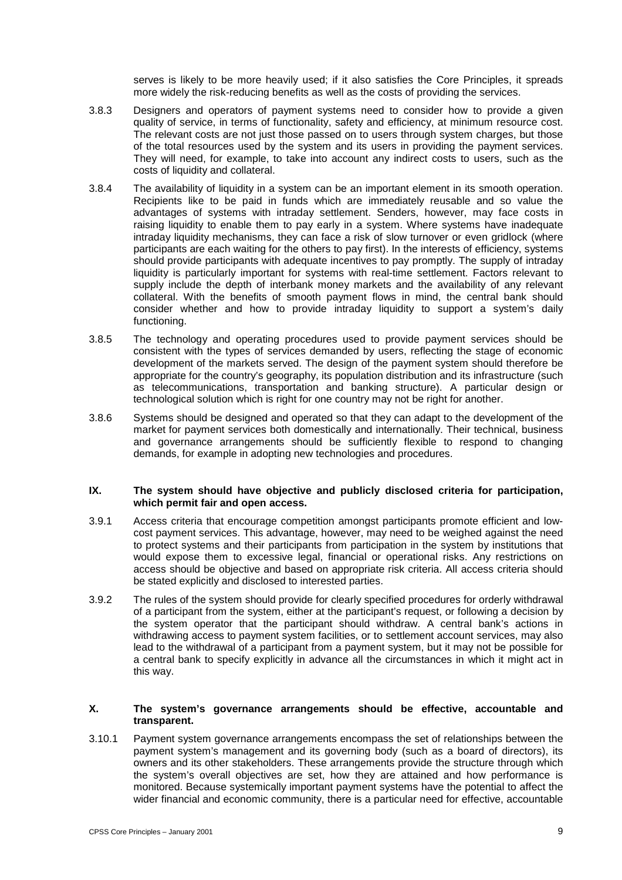serves is likely to be more heavily used; if it also satisfies the Core Principles, it spreads more widely the risk-reducing benefits as well as the costs of providing the services.

3.8.3 Designers and operators of payment systems need to consider how to provide a given quality of service, in terms of functionality, safety and efficiency, at minimum resource cost. The relevant costs are not just those passed on to users through system charges, but those of the total resources used by the system and its users in providing the payment services. They will need, for example, to take into account any indirect costs to users, such as the costs of liquidity and collateral.

3.8.4 The availability of liquidity in a system can be an important element in its smooth operation. Recipients like to be paid in funds which are immediately reusable and so value the advantages of systems with intraday settlement. Senders, however, may face costs in raising liquidity to enable them to pay early in a system. Where systems have inadequate intraday liquidity mechanisms, they can face a risk of slow turnover or even gridlock (where participants are each waiting for the others to pay first). In the interests of efficiency, systems should provide participants with adequate incentives to pay promptly. The supply of intraday liquidity is particularly important for systems with real-time settlement. Factors relevant to supply include the depth of interbank money markets and the availability of any relevant collateral. With the benefits of smooth payment flows in mind, the central bank should consider whether and how to provide intraday liquidity to support a system's daily functioning.

3.8.5 The technology and operating procedures used to provide payment services should be consistent with the types of services demanded by users, reflecting the stage of economic development of the markets served. The design of the payment system should therefore be appropriate for the country's geography, its population distribution and its infrastructure (such as telecommunications, transportation and banking structure). A particular design or technological solution which is right for one country may not be right for another.

3.8.6 Systems should be designed and operated so that they can adapt to the development of the market for payment services both domestically and internationally. Their technical, business and governance arrangements should be sufficiently flexible to respond to changing demands, for example in adopting new technologies and procedures.

### IX. The system should have objective and publicly disclosed criteria for participation, which permit fair and open access.

3.9.1 Access criteria that encourage competition amongst participants promote efficient and low-cost payment services. This advantage, however, may need to be weighed against the need to protect systems and their participants from participation in the system by institutions that would expose them to excessive legal, financial or operational risks. Any restrictions on access should be objective and based on appropriate risk criteria. All access criteria should be stated explicitly and disclosed to interested parties.

3.9.2 The rules of the system should provide for clearly specified procedures for orderly withdrawal of a participant from the system, either at the participant's request, or following a decision by the system operator that the participant should withdraw. A central bank's actions in withdrawing access to payment system facilities, or to settlement account services, may also lead to the withdrawal of a participant from a payment system, but it may not be possible for a central bank to specify explicitly in advance all the circumstances in which it might act in this way.

### X. The system's governance arrangements should be effective, accountable and transparent.

3.10.1 Payment system governance arrangements encompass the set of relationships between the payment system's management and its governing body (such as a board of directors), its owners and its other stakeholders. These arrangements provide the structure through which the system's overall objectives are set, how they are attained and how performance is monitored. Because systemically important payment systems have the potential to affect the wider financial and economic community, there is a particular need for effective, accountable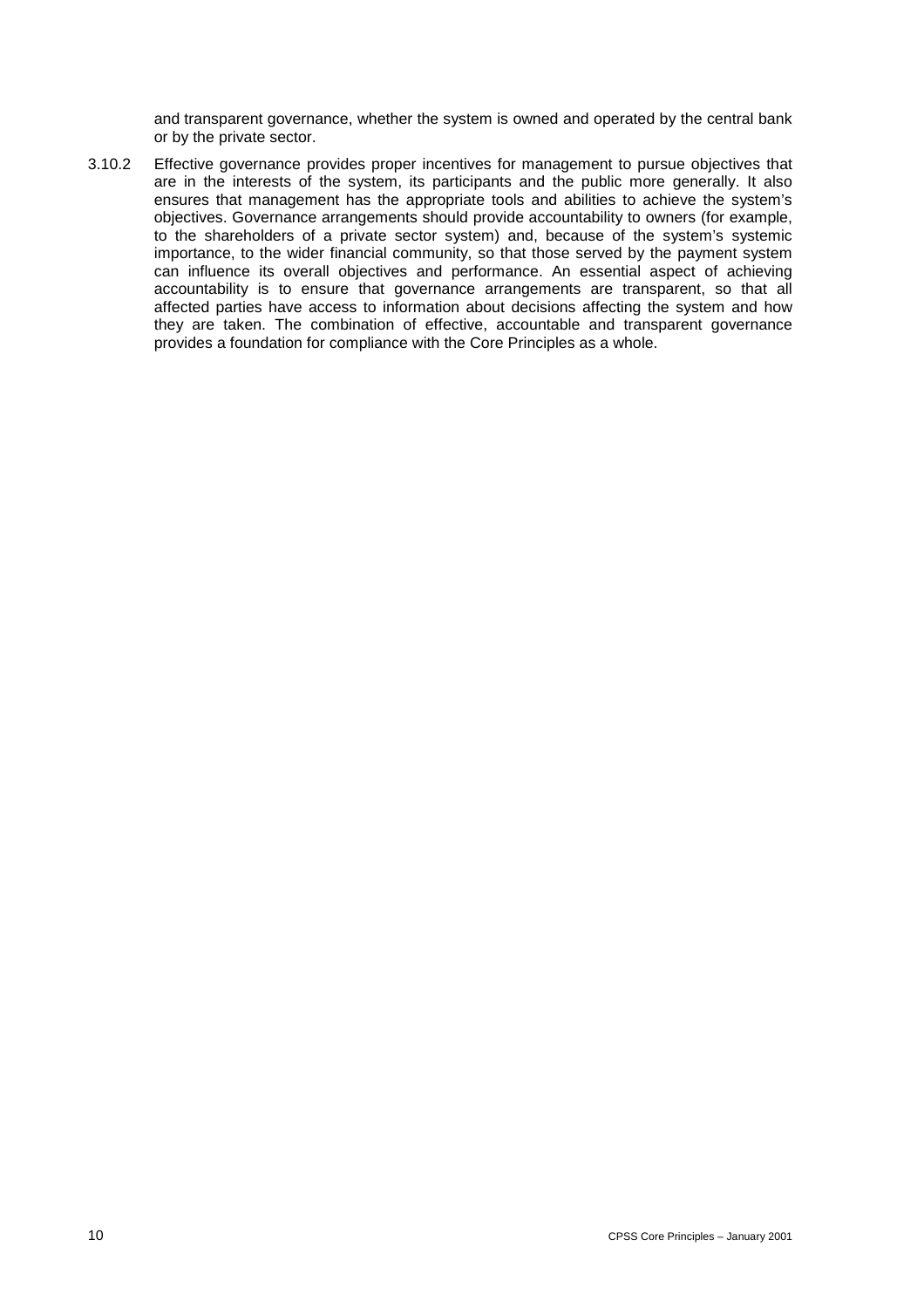and transparent governance, whether the system is owned and operated by the central bank or by the private sector.

3.10.2 Effective governance provides proper incentives for management to pursue objectives that are in the interests of the system, its participants and the public more generally. It also ensures that management has the appropriate tools and abilities to achieve the system's objectives. Governance arrangements should provide accountability to owners (for example, to the shareholders of a private sector system) and, because of the system's systemic importance, to the wider financial community, so that those served by the payment system can influence its overall objectives and performance. An essential aspect of achieving accountability is to ensure that governance arrangements are transparent, so that all affected parties have access to information about decisions affecting the system and how they are taken. The combination of effective, accountable and transparent governance provides a foundation for compliance with the Core Principles as a whole.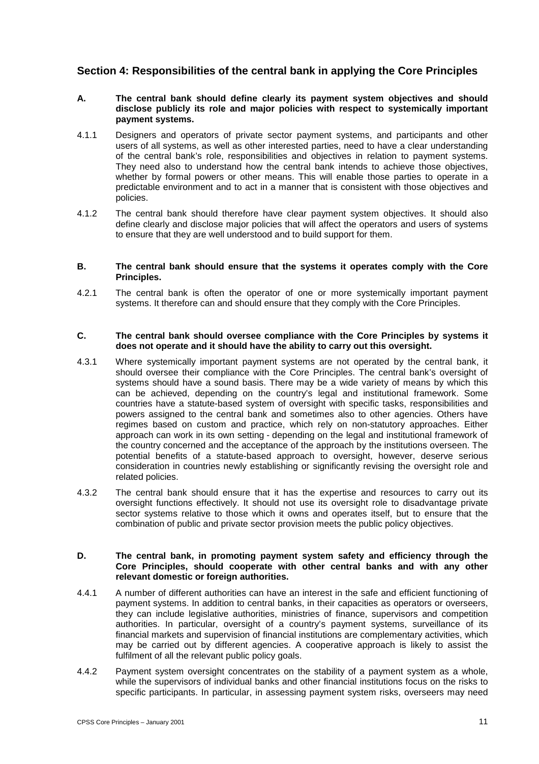## Section 4: Responsibilities of the central bank in applying the Core Principles

**A. The central bank should define clearly its payment system objectives and should disclose publicly its role and major policies with respect to systemically important payment systems.**

4.1.1 Designers and operators of private sector payment systems, and participants and other users of all systems, as well as other interested parties, need to have a clear understanding of the central bank's role, responsibilities and objectives in relation to payment systems. They need also to understand how the central bank intends to achieve those objectives, whether by formal powers or other means. This will enable those parties to operate in a predictable environment and to act in a manner that is consistent with those objectives and policies.

4.1.2 The central bank should therefore have clear payment system objectives. It should also define clearly and disclose major policies that will affect the operators and users of systems to ensure that they are well understood and to build support for them.

**B. The central bank should ensure that the systems it operates comply with the Core Principles.**

4.2.1 The central bank is often the operator of one or more systemically important payment systems. It therefore can and should ensure that they comply with the Core Principles.

**C. The central bank should oversee compliance with the Core Principles by systems it does not operate and it should have the ability to carry out this oversight.**

4.3.1 Where systemically important payment systems are not operated by the central bank, it should oversee their compliance with the Core Principles. The central bank's oversight of systems should have a sound basis. There may be a wide variety of means by which this can be achieved, depending on the country's legal and institutional framework. Some countries have a statute-based system of oversight with specific tasks, responsibilities and powers assigned to the central bank and sometimes also to other agencies. Others have regimes based on custom and practice, which rely on non-statutory approaches. Either approach can work in its own setting - depending on the legal and institutional framework of the country concerned and the acceptance of the approach by the institutions overseen. The potential benefits of a statute-based approach to oversight, however, deserve serious consideration in countries newly establishing or significantly revising the oversight role and related policies.

4.3.2 The central bank should ensure that it has the expertise and resources to carry out its oversight functions effectively. It should not use its oversight role to disadvantage private sector systems relative to those which it owns and operates itself, but to ensure that the combination of public and private sector provision meets the public policy objectives.

**D. The central bank, in promoting payment system safety and efficiency through the Core Principles, should cooperate with other central banks and with any other relevant domestic or foreign authorities.**

4.4.1 A number of different authorities can have an interest in the safe and efficient functioning of payment systems. In addition to central banks, in their capacities as operators or overseers, they can include legislative authorities, ministries of finance, supervisors and competition authorities. In particular, oversight of a country's payment systems, surveillance of its financial markets and supervision of financial institutions are complementary activities, which may be carried out by different agencies. A cooperative approach is likely to assist the fulfilment of all the relevant public policy goals.

4.4.2 Payment system oversight concentrates on the stability of a payment system as a whole, while the supervisors of individual banks and other financial institutions focus on the risks to specific participants. In particular, in assessing payment system risks, overseers may need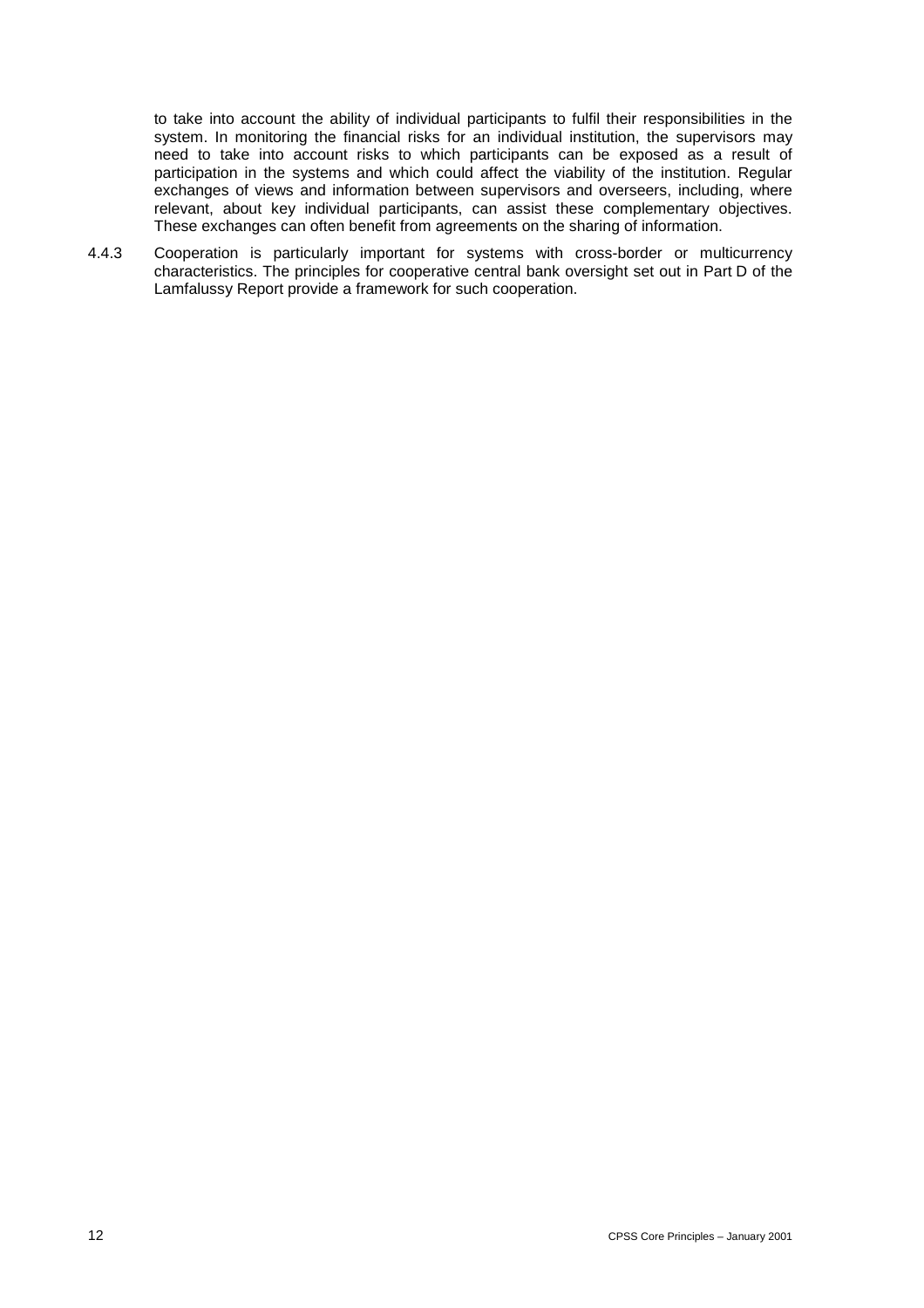to take into account the ability of individual participants to fulfil their responsibilities in the system. In monitoring the financial risks for an individual institution, the supervisors may need to take into account risks to which participants can be exposed as a result of participation in the systems and which could affect the viability of the institution. Regular exchanges of views and information between supervisors and overseers, including, where relevant, about key individual participants, can assist these complementary objectives. These exchanges can often benefit from agreements on the sharing of information.

4.4.3 Cooperation is particularly important for systems with cross-border or multicurrency characteristics. The principles for cooperative central bank oversight set out in Part D of the Lamfalussy Report provide a framework for such cooperation.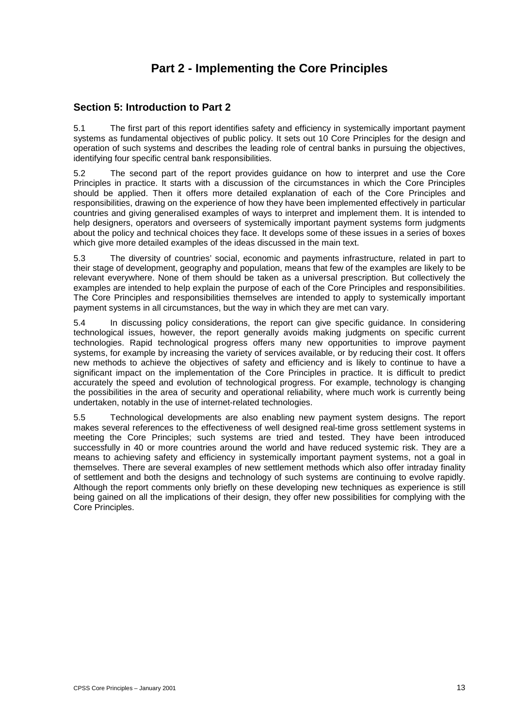# Part 2 - Implementing the Core Principles

## Section 5: Introduction to Part 2

5.1 The first part of this report identifies safety and efficiency in systemically important payment systems as fundamental objectives of public policy. It sets out 10 Core Principles for the design and operation of such systems and describes the leading role of central banks in pursuing the objectives, identifying four specific central bank responsibilities.

5.2 The second part of the report provides guidance on how to interpret and use the Core Principles in practice. It starts with a discussion of the circumstances in which the Core Principles should be applied. Then it offers more detailed explanation of each of the Core Principles and responsibilities, drawing on the experience of how they have been implemented effectively in particular countries and giving generalised examples of ways to interpret and implement them. It is intended to help designers, operators and overseers of systemically important payment systems form judgments about the policy and technical choices they face. It develops some of these issues in a series of boxes which give more detailed examples of the ideas discussed in the main text.

5.3 The diversity of countries' social, economic and payments infrastructure, related in part to their stage of development, geography and population, means that few of the examples are likely to be relevant everywhere. None of them should be taken as a universal prescription. But collectively the examples are intended to help explain the purpose of each of the Core Principles and responsibilities. The Core Principles and responsibilities themselves are intended to apply to systemically important payment systems in all circumstances, but the way in which they are met can vary.

5.4 In discussing policy considerations, the report can give specific guidance. In considering technological issues, however, the report generally avoids making judgments on specific current technologies. Rapid technological progress offers many new opportunities to improve payment systems, for example by increasing the variety of services available, or by reducing their cost. It offers new methods to achieve the objectives of safety and efficiency and is likely to continue to have a significant impact on the implementation of the Core Principles in practice. It is difficult to predict accurately the speed and evolution of technological progress. For example, technology is changing the possibilities in the area of security and operational reliability, where much work is currently being undertaken, notably in the use of internet-related technologies.

5.5 Technological developments are also enabling new payment system designs. The report makes several references to the effectiveness of well designed real-time gross settlement systems in meeting the Core Principles; such systems are tried and tested. They have been introduced successfully in 40 or more countries around the world and have reduced systemic risk. They are a means to achieving safety and efficiency in systemically important payment systems, not a goal in themselves. There are several examples of new settlement methods which also offer intraday finality of settlement and both the designs and technology of such systems are continuing to evolve rapidly. Although the report comments only briefly on these developing new techniques as experience is still being gained on all the implications of their design, they offer new possibilities for complying with the Core Principles.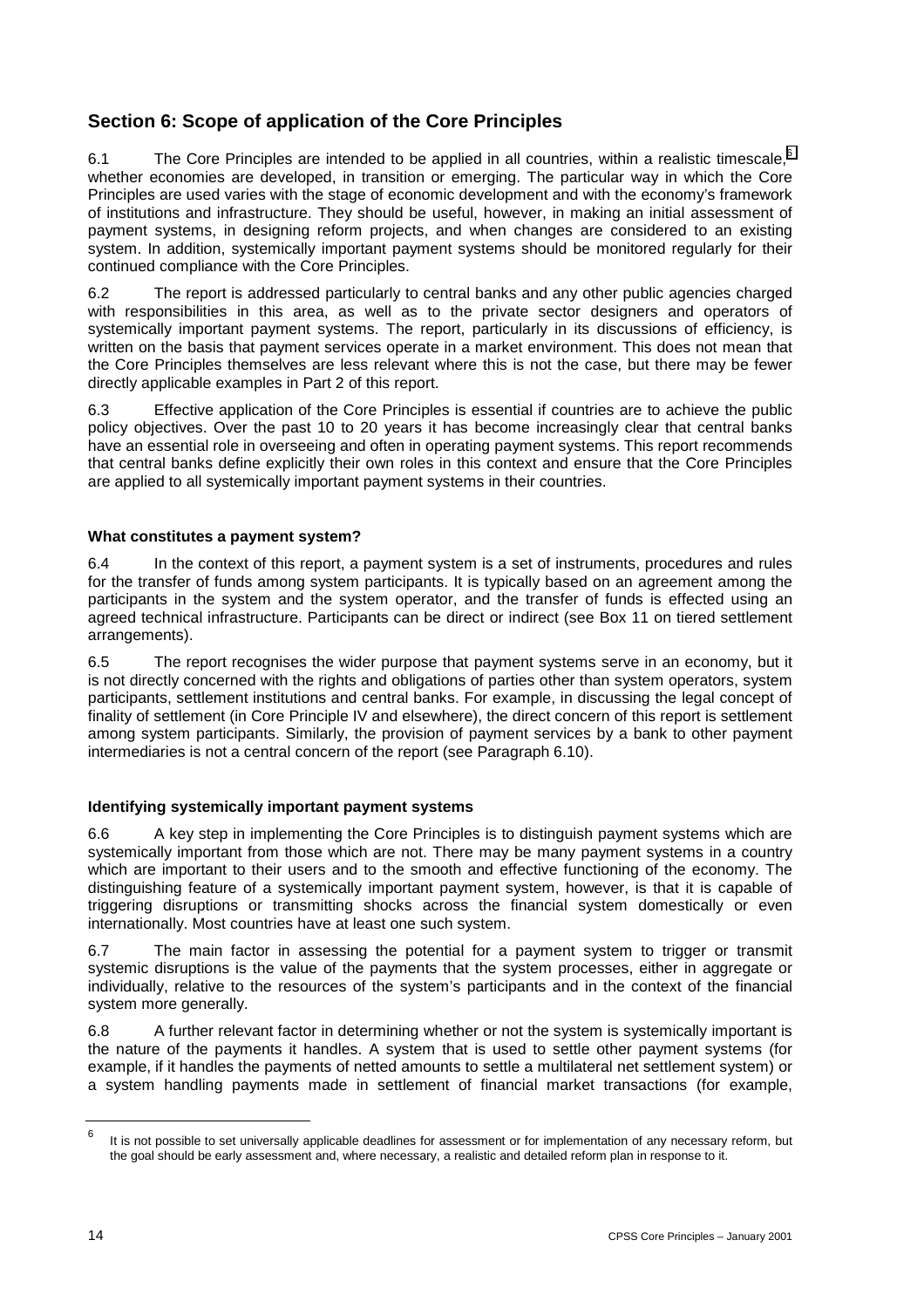## Section 6: Scope of application of the Core Principles

6.1 The Core Principles are intended to be applied in all countries, within a realistic timescale,[6] whether economies are developed, in transition or emerging. The particular way in which the Core Principles are used varies with the stage of economic development and with the economy's framework of institutions and infrastructure. They should be useful, however, in making an initial assessment of payment systems, in designing reform projects, and when changes are considered to an existing system. In addition, systemically important payment systems should be monitored regularly for their continued compliance with the Core Principles.

6.2 The report is addressed particularly to central banks and any other public agencies charged with responsibilities in this area, as well as to the private sector designers and operators of systemically important payment systems. The report, particularly in its discussions of efficiency, is written on the basis that payment services operate in a market environment. This does not mean that the Core Principles themselves are less relevant where this is not the case, but there may be fewer directly applicable examples in Part 2 of this report.

6.3 Effective application of the Core Principles is essential if countries are to achieve the public policy objectives. Over the past 10 to 20 years it has become increasingly clear that central banks have an essential role in overseeing and often in operating payment systems. This report recommends that central banks define explicitly their own roles in this context and ensure that the Core Principles are applied to all systemically important payment systems in their countries.

### What constitutes a payment system?

6.4 In the context of this report, a payment system is a set of instruments, procedures and rules for the transfer of funds among system participants. It is typically based on an agreement among the participants in the system and the system operator, and the transfer of funds is effected using an agreed technical infrastructure. Participants can be direct or indirect (see Box 11 on tiered settlement arrangements).

6.5 The report recognises the wider purpose that payment systems serve in an economy, but it is not directly concerned with the rights and obligations of parties other than system operators, system participants, settlement institutions and central banks. For example, in discussing the legal concept of finality of settlement (in Core Principle IV and elsewhere), the direct concern of this report is settlement among system participants. Similarly, the provision of payment services by a bank to other payment intermediaries is not a central concern of the report (see Paragraph 6.10).

### Identifying systemically important payment systems

6.6 A key step in implementing the Core Principles is to distinguish payment systems which are systemically important from those which are not. There may be many payment systems in a country which are important to their users and to the smooth and effective functioning of the economy. The distinguishing feature of a systemically important payment system, however, is that it is capable of triggering disruptions or transmitting shocks across the financial system domestically or even internationally. Most countries have at least one such system.

6.7 The main factor in assessing the potential for a payment system to trigger or transmit systemic disruptions is the value of the payments that the system processes, either in aggregate or individually, relative to the resources of the system's participants and in the context of the financial system more generally.

6.8 A further relevant factor in determining whether or not the system is systemically important is the nature of the payments it handles. A system that is used to settle other payment systems (for example, if it handles the payments of netted amounts to settle a multilateral net settlement system) or a system handling payments made in settlement of financial market transactions (for example,

---

[6] It is not possible to set universally applicable deadlines for assessment or for implementation of any necessary reform, but the goal should be early assessment and, where necessary, a realistic and detailed reform plan in response to it.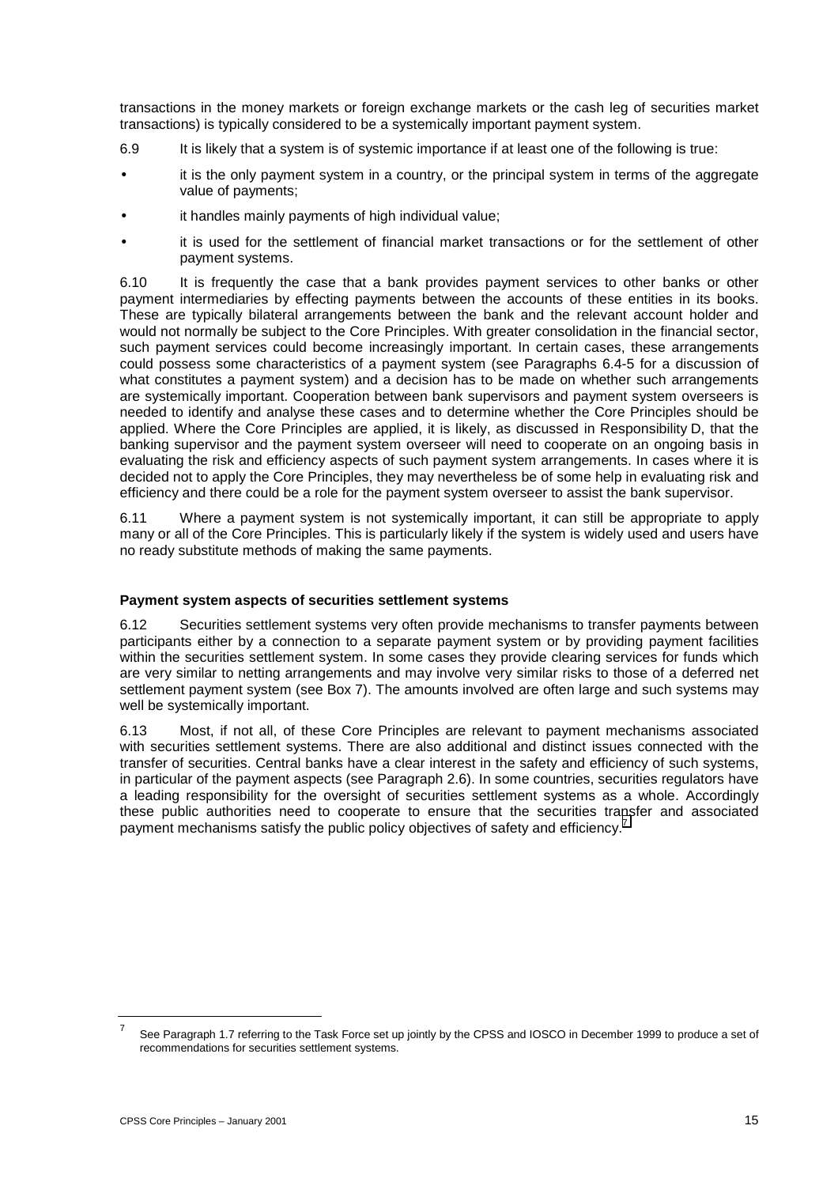transactions in the money markets or foreign exchange markets or the cash leg of securities market transactions) is typically considered to be a systemically important payment system.

6.9 It is likely that a system is of systemic importance if at least one of the following is true:

- it is the only payment system in a country, or the principal system in terms of the aggregate value of payments;
- it handles mainly payments of high individual value;
- it is used for the settlement of financial market transactions or for the settlement of other payment systems.

6.10 It is frequently the case that a bank provides payment services to other banks or other payment intermediaries by effecting payments between the accounts of these entities in its books. These are typically bilateral arrangements between the bank and the relevant account holder and would not normally be subject to the Core Principles. With greater consolidation in the financial sector, such payment services could become increasingly important. In certain cases, these arrangements could possess some characteristics of a payment system (see Paragraphs 6.4-5 for a discussion of what constitutes a payment system) and a decision has to be made on whether such arrangements are systemically important. Cooperation between bank supervisors and payment system overseers is needed to identify and analyse these cases and to determine whether the Core Principles should be applied. Where the Core Principles are applied, it is likely, as discussed in Responsibility D, that the banking supervisor and the payment system overseer will need to cooperate on an ongoing basis in evaluating the risk and efficiency aspects of such payment system arrangements. In cases where it is decided not to apply the Core Principles, they may nevertheless be of some help in evaluating risk and efficiency and there could be a role for the payment system overseer to assist the bank supervisor.

6.11 Where a payment system is not systemically important, it can still be appropriate to apply many or all of the Core Principles. This is particularly likely if the system is widely used and users have no ready substitute methods of making the same payments.

**Payment system aspects of securities settlement systems**

6.12 Securities settlement systems very often provide mechanisms to transfer payments between participants either by a connection to a separate payment system or by providing payment facilities within the securities settlement system. In some cases they provide clearing services for funds which are very similar to netting arrangements and may involve very similar risks to those of a deferred net settlement payment system (see Box 7). The amounts involved are often large and such systems may well be systemically important.

6.13 Most, if not all, of these Core Principles are relevant to payment mechanisms associated with securities settlement systems. There are also additional and distinct issues connected with the transfer of securities. Central banks have a clear interest in the safety and efficiency of such systems, in particular of the payment aspects (see Paragraph 2.6). In some countries, securities regulators have a leading responsibility for the oversight of securities settlement systems as a whole. Accordingly these public authorities need to cooperate to ensure that the securities transfer and associated payment mechanisms satisfy the public policy objectives of safety and efficiency.[7]

[7] See Paragraph 1.7 referring to the Task Force set up jointly by the CPSS and IOSCO in December 1999 to produce a set of recommendations for securities settlement systems.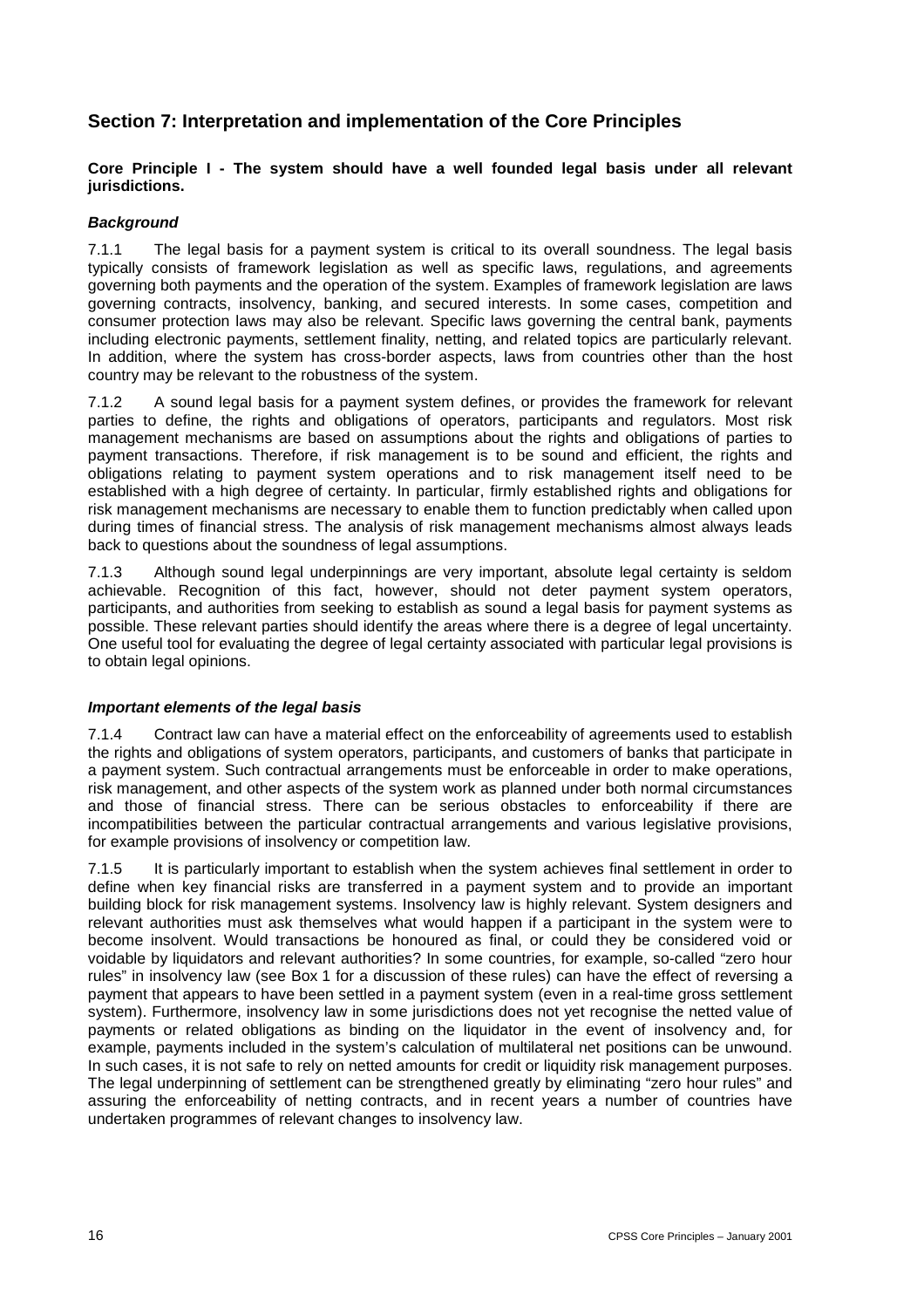## Section 7: Interpretation and implementation of the Core Principles

**Core Principle I - The system should have a well founded legal basis under all relevant jurisdictions.**

***Background***

7.1.1 The legal basis for a payment system is critical to its overall soundness. The legal basis typically consists of framework legislation as well as specific laws, regulations, and agreements governing both payments and the operation of the system. Examples of framework legislation are laws governing contracts, insolvency, banking, and secured interests. In some cases, competition and consumer protection laws may also be relevant. Specific laws governing the central bank, payments including electronic payments, settlement finality, netting, and related topics are particularly relevant. In addition, where the system has cross-border aspects, laws from countries other than the host country may be relevant to the robustness of the system.

7.1.2 A sound legal basis for a payment system defines, or provides the framework for relevant parties to define, the rights and obligations of operators, participants and regulators. Most risk management mechanisms are based on assumptions about the rights and obligations of parties to payment transactions. Therefore, if risk management is to be sound and efficient, the rights and obligations relating to payment system operations and to risk management itself need to be established with a high degree of certainty. In particular, firmly established rights and obligations for risk management mechanisms are necessary to enable them to function predictably when called upon during times of financial stress. The analysis of risk management mechanisms almost always leads back to questions about the soundness of legal assumptions.

7.1.3 Although sound legal underpinnings are very important, absolute legal certainty is seldom achievable. Recognition of this fact, however, should not deter payment system operators, participants, and authorities from seeking to establish as sound a legal basis for payment systems as possible. These relevant parties should identify the areas where there is a degree of legal uncertainty. One useful tool for evaluating the degree of legal certainty associated with particular legal provisions is to obtain legal opinions.

***Important elements of the legal basis***

7.1.4 Contract law can have a material effect on the enforceability of agreements used to establish the rights and obligations of system operators, participants, and customers of banks that participate in a payment system. Such contractual arrangements must be enforceable in order to make operations, risk management, and other aspects of the system work as planned under both normal circumstances and those of financial stress. There can be serious obstacles to enforceability if there are incompatibilities between the particular contractual arrangements and various legislative provisions, for example provisions of insolvency or competition law.

7.1.5 It is particularly important to establish when the system achieves final settlement in order to define when key financial risks are transferred in a payment system and to provide an important building block for risk management systems. Insolvency law is highly relevant. System designers and relevant authorities must ask themselves what would happen if a participant in the system were to become insolvent. Would transactions be honoured as final, or could they be considered void or voidable by liquidators and relevant authorities? In some countries, for example, so-called "zero hour rules" in insolvency law (see Box 1 for a discussion of these rules) can have the effect of reversing a payment that appears to have been settled in a payment system (even in a real-time gross settlement system). Furthermore, insolvency law in some jurisdictions does not yet recognise the netted value of payments or related obligations as binding on the liquidator in the event of insolvency and, for example, payments included in the system's calculation of multilateral net positions can be unwound. In such cases, it is not safe to rely on netted amounts for credit or liquidity risk management purposes. The legal underpinning of settlement can be strengthened greatly by eliminating "zero hour rules" and assuring the enforceability of netting contracts, and in recent years a number of countries have undertaken programmes of relevant changes to insolvency law.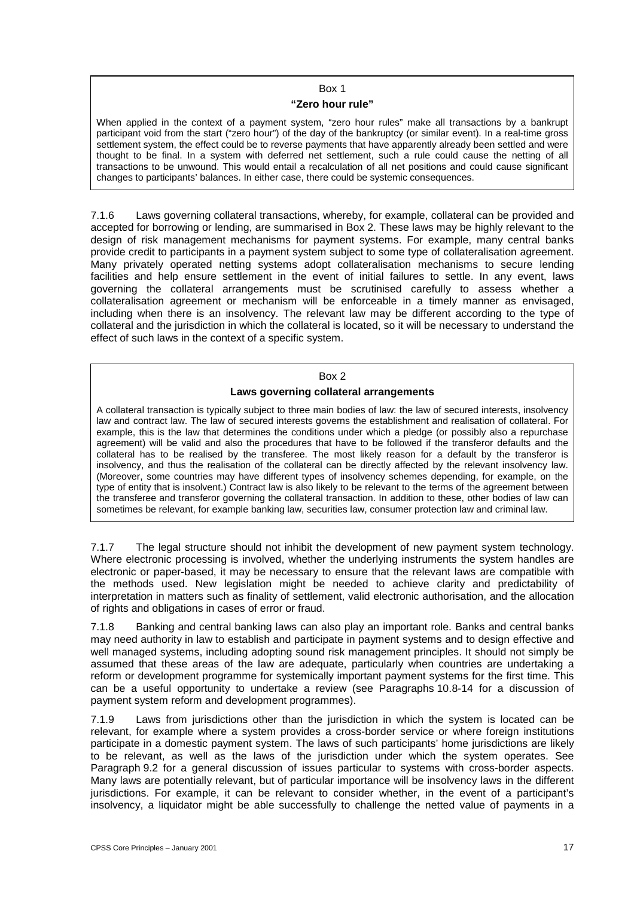Box 1

**"Zero hour rule"**

When applied in the context of a payment system, "zero hour rules" make all transactions by a bankrupt participant void from the start ("zero hour") of the day of the bankruptcy (or similar event). In a real-time gross settlement system, the effect could be to reverse payments that have apparently already been settled and were thought to be final. In a system with deferred net settlement, such a rule could cause the netting of all transactions to be unwound. This would entail a recalculation of all net positions and could cause significant changes to participants' balances. In either case, there could be systemic consequences.

7.1.6 Laws governing collateral transactions, whereby, for example, collateral can be provided and accepted for borrowing or lending, are summarised in Box 2. These laws may be highly relevant to the design of risk management mechanisms for payment systems. For example, many central banks provide credit to participants in a payment system subject to some type of collateralisation agreement. Many privately operated netting systems adopt collateralisation mechanisms to secure lending facilities and help ensure settlement in the event of initial failures to settle. In any event, laws governing the collateral arrangements must be scrutinised carefully to assess whether a collateralisation agreement or mechanism will be enforceable in a timely manner as envisaged, including when there is an insolvency. The relevant law may be different according to the type of collateral and the jurisdiction in which the collateral is located, so it will be necessary to understand the effect of such laws in the context of a specific system.

Box 2

**Laws governing collateral arrangements**

A collateral transaction is typically subject to three main bodies of law: the law of secured interests, insolvency law and contract law. The law of secured interests governs the establishment and realisation of collateral. For example, this is the law that determines the conditions under which a pledge (or possibly also a repurchase agreement) will be valid and also the procedures that have to be followed if the transferor defaults and the collateral has to be realised by the transferee. The most likely reason for a default by the transferor is insolvency, and thus the realisation of the collateral can be directly affected by the relevant insolvency law. (Moreover, some countries may have different types of insolvency schemes depending, for example, on the type of entity that is insolvent.) Contract law is also likely to be relevant to the terms of the agreement between the transferee and transferor governing the collateral transaction. In addition to these, other bodies of law can sometimes be relevant, for example banking law, securities law, consumer protection law and criminal law.

7.1.7 The legal structure should not inhibit the development of new payment system technology. Where electronic processing is involved, whether the underlying instruments the system handles are electronic or paper-based, it may be necessary to ensure that the relevant laws are compatible with the methods used. New legislation might be needed to achieve clarity and predictability of interpretation in matters such as finality of settlement, valid electronic authorisation, and the allocation of rights and obligations in cases of error or fraud.

7.1.8 Banking and central banking laws can also play an important role. Banks and central banks may need authority in law to establish and participate in payment systems and to design effective and well managed systems, including adopting sound risk management principles. It should not simply be assumed that these areas of the law are adequate, particularly when countries are undertaking a reform or development programme for systemically important payment systems for the first time. This can be a useful opportunity to undertake a review (see Paragraphs 10.8-14 for a discussion of payment system reform and development programmes).

7.1.9 Laws from jurisdictions other than the jurisdiction in which the system is located can be relevant, for example where a system provides a cross-border service or where foreign institutions participate in a domestic payment system. The laws of such participants' home jurisdictions are likely to be relevant, as well as the laws of the jurisdiction under which the system operates. See Paragraph 9.2 for a general discussion of issues particular to systems with cross-border aspects. Many laws are potentially relevant, but of particular importance will be insolvency laws in the different jurisdictions. For example, it can be relevant to consider whether, in the event of a participant's insolvency, a liquidator might be able successfully to challenge the netted value of payments in a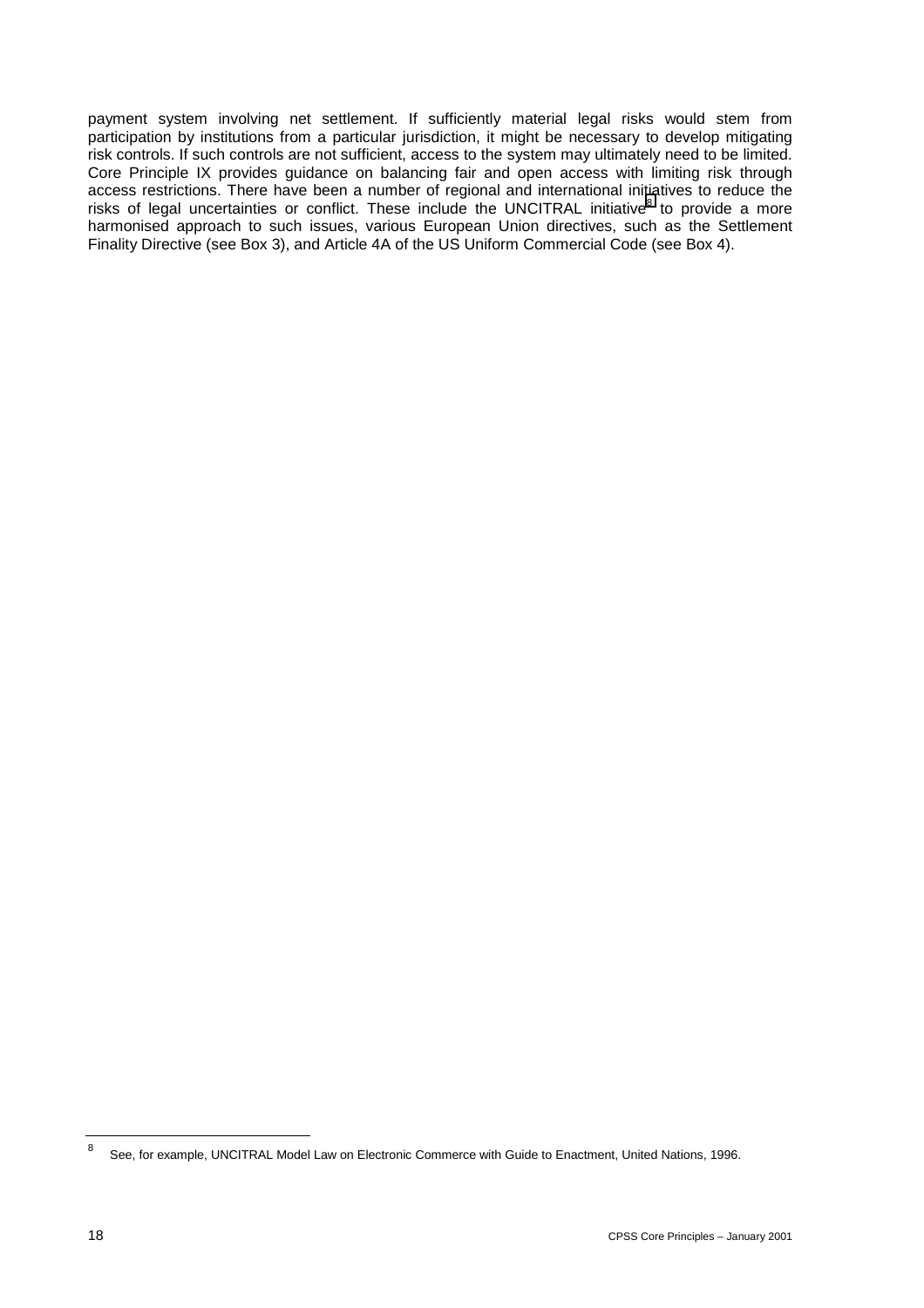payment system involving net settlement. If sufficiently material legal risks would stem from participation by institutions from a particular jurisdiction, it might be necessary to develop mitigating risk controls. If such controls are not sufficient, access to the system may ultimately need to be limited. Core Principle IX provides guidance on balancing fair and open access with limiting risk through access restrictions. There have been a number of regional and international initiatives to reduce the risks of legal uncertainties or conflict. These include the UNCITRAL initiative[8] to provide a more harmonised approach to such issues, various European Union directives, such as the Settlement Finality Directive (see Box 3), and Article 4A of the US Uniform Commercial Code (see Box 4).

[8] See, for example, UNCITRAL Model Law on Electronic Commerce with Guide to Enactment, United Nations, 1996.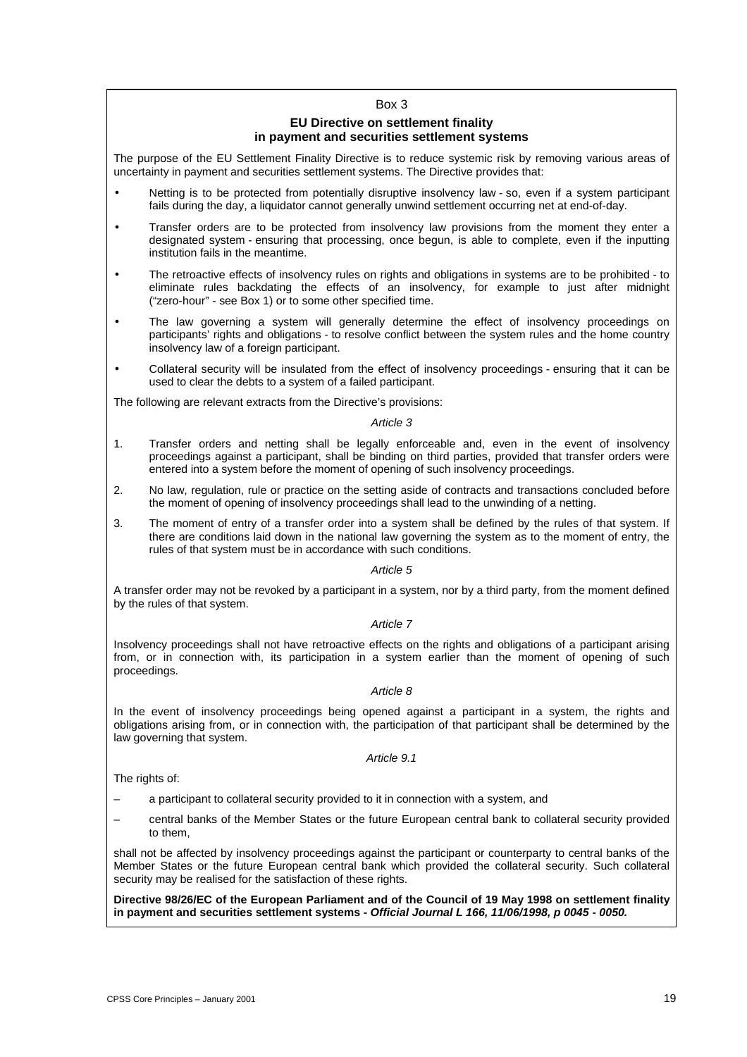Box 3

### EU Directive on settlement finality in payment and securities settlement systems

The purpose of the EU Settlement Finality Directive is to reduce systemic risk by removing various areas of uncertainty in payment and securities settlement systems. The Directive provides that:

- Netting is to be protected from potentially disruptive insolvency law - so, even if a system participant fails during the day, a liquidator cannot generally unwind settlement occurring net at end-of-day.
- Transfer orders are to be protected from insolvency law provisions from the moment they enter a designated system - ensuring that processing, once begun, is able to complete, even if the inputting institution fails in the meantime.
- The retroactive effects of insolvency rules on rights and obligations in systems are to be prohibited - to eliminate rules backdating the effects of an insolvency, for example to just after midnight ("zero-hour" - see Box 1) or to some other specified time.
- The law governing a system will generally determine the effect of insolvency proceedings on participants' rights and obligations - to resolve conflict between the system rules and the home country insolvency law of a foreign participant.
- Collateral security will be insulated from the effect of insolvency proceedings - ensuring that it can be used to clear the debts to a system of a failed participant.

The following are relevant extracts from the Directive's provisions:

*Article 3*

1. Transfer orders and netting shall be legally enforceable and, even in the event of insolvency proceedings against a participant, shall be binding on third parties, provided that transfer orders were entered into a system before the moment of opening of such insolvency proceedings.
2. No law, regulation, rule or practice on the setting aside of contracts and transactions concluded before the moment of opening of insolvency proceedings shall lead to the unwinding of a netting.
3. The moment of entry of a transfer order into a system shall be defined by the rules of that system. If there are conditions laid down in the national law governing the system as to the moment of entry, the rules of that system must be in accordance with such conditions.

*Article 5*

A transfer order may not be revoked by a participant in a system, nor by a third party, from the moment defined by the rules of that system.

*Article 7*

Insolvency proceedings shall not have retroactive effects on the rights and obligations of a participant arising from, or in connection with, its participation in a system earlier than the moment of opening of such proceedings.

*Article 8*

In the event of insolvency proceedings being opened against a participant in a system, the rights and obligations arising from, or in connection with, the participation of that participant shall be determined by the law governing that system.

*Article 9.1*

The rights of:

– a participant to collateral security provided to it in connection with a system, and

– central banks of the Member States or the future European central bank to collateral security provided to them,

shall not be affected by insolvency proceedings against the participant or counterparty to central banks of the Member States or the future European central bank which provided the collateral security. Such collateral security may be realised for the satisfaction of these rights.

**Directive 98/26/EC of the European Parliament and of the Council of 19 May 1998 on settlement finality in payment and securities settlement systems - *Official Journal L 166, 11/06/1998, p 0045 - 0050.***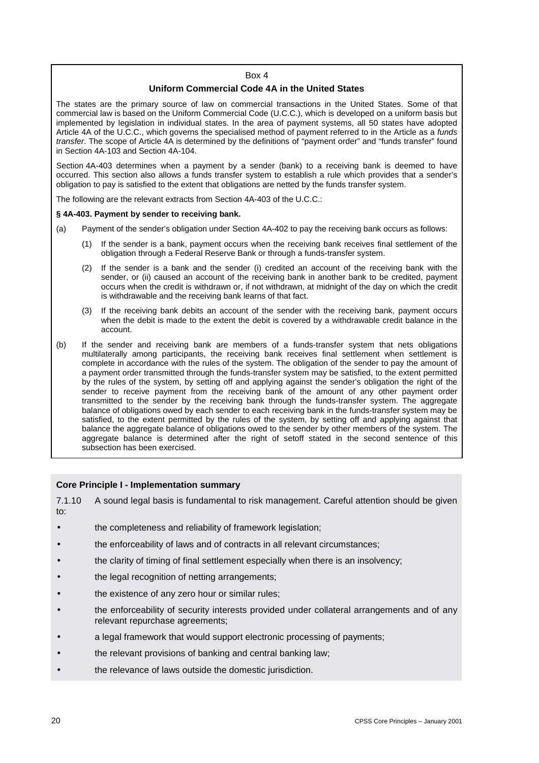Box 4

**Uniform Commercial Code 4A in the United States**

The states are the primary source of law on commercial transactions in the United States. Some of that commercial law is based on the Uniform Commercial Code (U.C.C.), which is developed on a uniform basis but implemented by legislation in individual states. In the area of payment systems, all 50 states have adopted Article 4A of the U.C.C., which governs the specialised method of payment referred to in the Article as a *funds transfer*. The scope of Article 4A is determined by the definitions of "payment order" and "funds transfer" found in Section 4A-103 and Section 4A-104.

Section 4A-403 determines when a payment by a sender (bank) to a receiving bank is deemed to have occurred. This section also allows a funds transfer system to establish a rule which provides that a sender's obligation to pay is satisfied to the extent that obligations are netted by the funds transfer system.

The following are the relevant extracts from Section 4A-403 of the U.C.C.:

**§ 4A-403. Payment by sender to receiving bank.**

(a) Payment of the sender's obligation under Section 4A-402 to pay the receiving bank occurs as follows:

(1) If the sender is a bank, payment occurs when the receiving bank receives final settlement of the obligation through a Federal Reserve Bank or through a funds-transfer system.

(2) If the sender is a bank and the sender (i) credited an account of the receiving bank with the sender, or (ii) caused an account of the receiving bank in another bank to be credited, payment occurs when the credit is withdrawn or, if not withdrawn, at midnight of the day on which the credit is withdrawable and the receiving bank learns of that fact.

(3) If the receiving bank debits an account of the sender with the receiving bank, payment occurs when the debit is made to the extent the debit is covered by a withdrawable credit balance in the account.

(b) If the sender and receiving bank are members of a funds-transfer system that nets obligations multilaterally among participants, the receiving bank receives final settlement when settlement is complete in accordance with the rules of the system. The obligation of the sender to pay the amount of a payment order transmitted through the funds-transfer system may be satisfied, to the extent permitted by the rules of the system, by setting off and applying against the sender's obligation the right of the sender to receive payment from the receiving bank of the amount of any other payment order transmitted to the sender by the receiving bank through the funds-transfer system. The aggregate balance of obligations owed by each sender to each receiving bank in the funds-transfer system may be satisfied, to the extent permitted by the rules of the system, by setting off and applying against that balance the aggregate balance of obligations owed to the sender by other members of the system. The aggregate balance is determined after the right of setoff stated in the second sentence of this subsection has been exercised.

**Core Principle I - Implementation summary**

7.1.10 A sound legal basis is fundamental to risk management. Careful attention should be given to:

- the completeness and reliability of framework legislation;
- the enforceability of laws and of contracts in all relevant circumstances;
- the clarity of timing of final settlement especially when there is an insolvency;
- the legal recognition of netting arrangements;
- the existence of any zero hour or similar rules;
- the enforceability of security interests provided under collateral arrangements and of any relevant repurchase agreements;
- a legal framework that would support electronic processing of payments;
- the relevant provisions of banking and central banking law;
- the relevance of laws outside the domestic jurisdiction.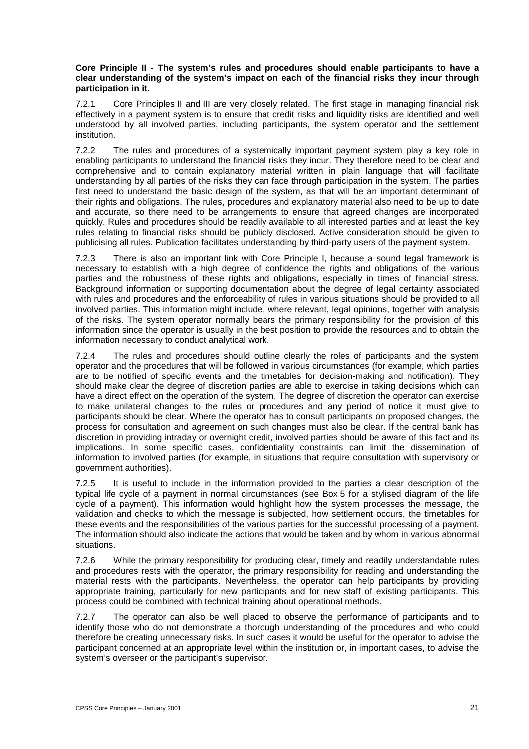**Core Principle II - The system's rules and procedures should enable participants to have a clear understanding of the system's impact on each of the financial risks they incur through participation in it.**

7.2.1 Core Principles II and III are very closely related. The first stage in managing financial risk effectively in a payment system is to ensure that credit risks and liquidity risks are identified and well understood by all involved parties, including participants, the system operator and the settlement institution.

7.2.2 The rules and procedures of a systemically important payment system play a key role in enabling participants to understand the financial risks they incur. They therefore need to be clear and comprehensive and to contain explanatory material written in plain language that will facilitate understanding by all parties of the risks they can face through participation in the system. The parties first need to understand the basic design of the system, as that will be an important determinant of their rights and obligations. The rules, procedures and explanatory material also need to be up to date and accurate, so there need to be arrangements to ensure that agreed changes are incorporated quickly. Rules and procedures should be readily available to all interested parties and at least the key rules relating to financial risks should be publicly disclosed. Active consideration should be given to publicising all rules. Publication facilitates understanding by third-party users of the payment system.

7.2.3 There is also an important link with Core Principle I, because a sound legal framework is necessary to establish with a high degree of confidence the rights and obligations of the various parties and the robustness of these rights and obligations, especially in times of financial stress. Background information or supporting documentation about the degree of legal certainty associated with rules and procedures and the enforceability of rules in various situations should be provided to all involved parties. This information might include, where relevant, legal opinions, together with analysis of the risks. The system operator normally bears the primary responsibility for the provision of this information since the operator is usually in the best position to provide the resources and to obtain the information necessary to conduct analytical work.

7.2.4 The rules and procedures should outline clearly the roles of participants and the system operator and the procedures that will be followed in various circumstances (for example, which parties are to be notified of specific events and the timetables for decision-making and notification). They should make clear the degree of discretion parties are able to exercise in taking decisions which can have a direct effect on the operation of the system. The degree of discretion the operator can exercise to make unilateral changes to the rules or procedures and any period of notice it must give to participants should be clear. Where the operator has to consult participants on proposed changes, the process for consultation and agreement on such changes must also be clear. If the central bank has discretion in providing intraday or overnight credit, involved parties should be aware of this fact and its implications. In some specific cases, confidentiality constraints can limit the dissemination of information to involved parties (for example, in situations that require consultation with supervisory or government authorities).

7.2.5 It is useful to include in the information provided to the parties a clear description of the typical life cycle of a payment in normal circumstances (see Box 5 for a stylised diagram of the life cycle of a payment). This information would highlight how the system processes the message, the validation and checks to which the message is subjected, how settlement occurs, the timetables for these events and the responsibilities of the various parties for the successful processing of a payment. The information should also indicate the actions that would be taken and by whom in various abnormal situations.

7.2.6 While the primary responsibility for producing clear, timely and readily understandable rules and procedures rests with the operator, the primary responsibility for reading and understanding the material rests with the participants. Nevertheless, the operator can help participants by providing appropriate training, particularly for new participants and for new staff of existing participants. This process could be combined with technical training about operational methods.

7.2.7 The operator can also be well placed to observe the performance of participants and to identify those who do not demonstrate a thorough understanding of the procedures and who could therefore be creating unnecessary risks. In such cases it would be useful for the operator to advise the participant concerned at an appropriate level within the institution or, in important cases, to advise the system's overseer or the participant's supervisor.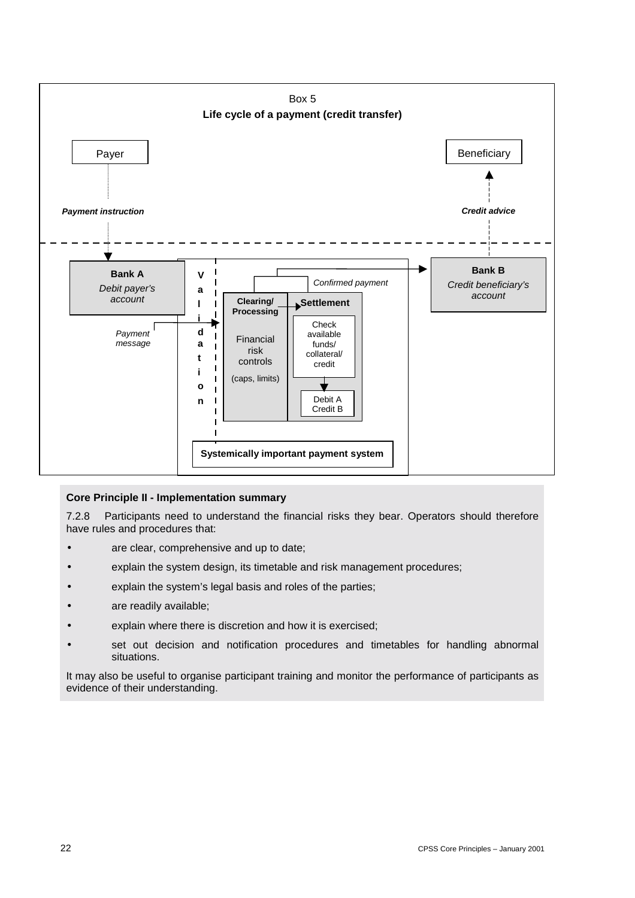Box 5

**Life cycle of a payment (credit transfer)**

Payer

Beneficiary

***Payment instruction***

***Credit advice***

**Bank A**

*Debit payer's account*

**Bank B**

*Credit beneficiary's account*

*Payment message*

Validation

*Confirmed payment*

**Clearing/ Processing**

Financial risk controls

(caps, limits)

**Settlement**

Check available funds/ collateral/ credit

Debit A Credit B

**Systemically important payment system**

**Core Principle II - Implementation summary**

7.2.8 Participants need to understand the financial risks they bear. Operators should therefore have rules and procedures that:

- are clear, comprehensive and up to date;
- explain the system design, its timetable and risk management procedures;
- explain the system's legal basis and roles of the parties;
- are readily available;
- explain where there is discretion and how it is exercised;
- set out decision and notification procedures and timetables for handling abnormal situations.

It may also be useful to organise participant training and monitor the performance of participants as evidence of their understanding.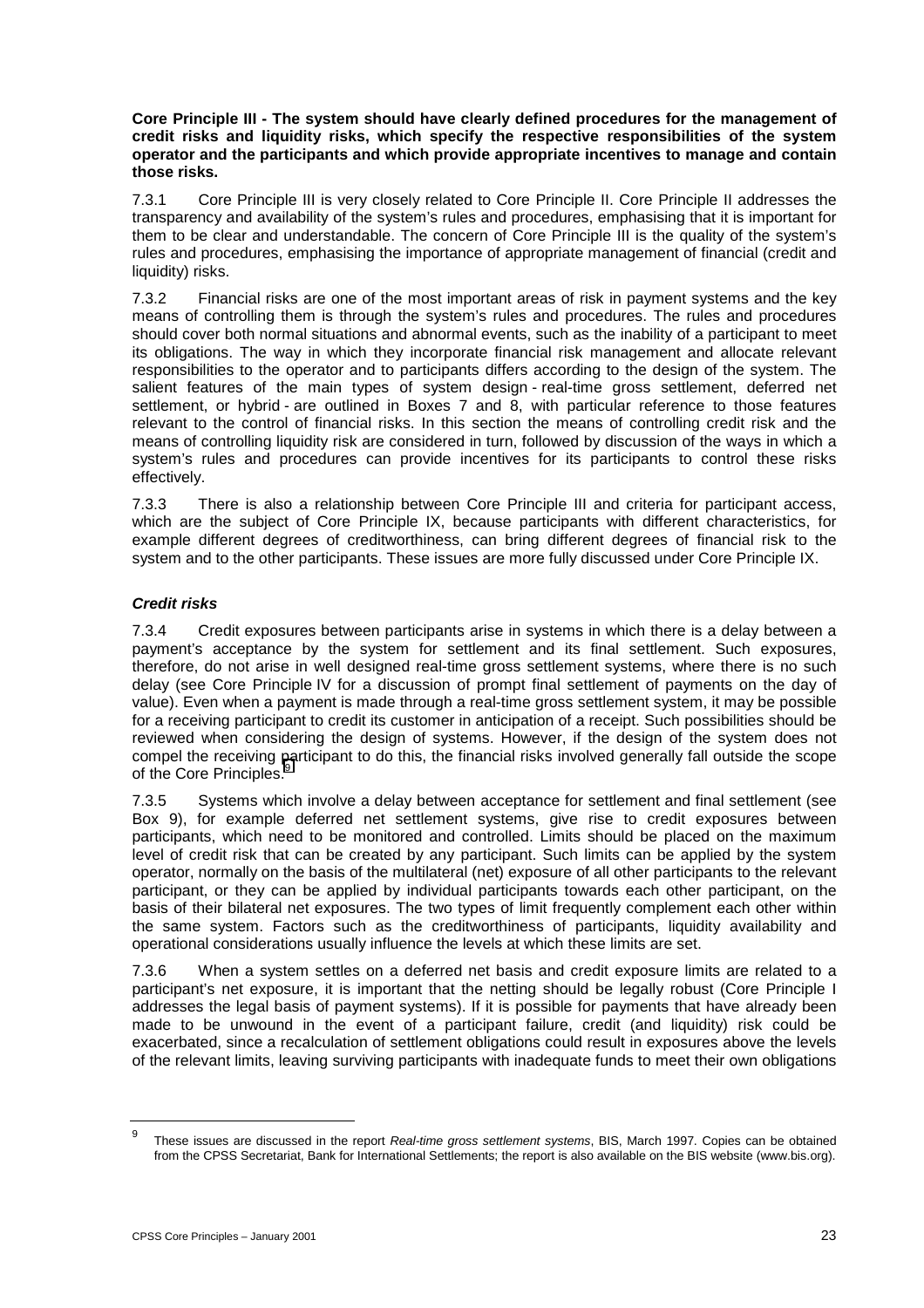**Core Principle III - The system should have clearly defined procedures for the management of credit risks and liquidity risks, which specify the respective responsibilities of the system operator and the participants and which provide appropriate incentives to manage and contain those risks.**

7.3.1 Core Principle III is very closely related to Core Principle II. Core Principle II addresses the transparency and availability of the system's rules and procedures, emphasising that it is important for them to be clear and understandable. The concern of Core Principle III is the quality of the system's rules and procedures, emphasising the importance of appropriate management of financial (credit and liquidity) risks.

7.3.2 Financial risks are one of the most important areas of risk in payment systems and the key means of controlling them is through the system's rules and procedures. The rules and procedures should cover both normal situations and abnormal events, such as the inability of a participant to meet its obligations. The way in which they incorporate financial risk management and allocate relevant responsibilities to the operator and to participants differs according to the design of the system. The salient features of the main types of system design - real-time gross settlement, deferred net settlement, or hybrid - are outlined in Boxes 7 and 8, with particular reference to those features relevant to the control of financial risks. In this section the means of controlling credit risk and the means of controlling liquidity risk are considered in turn, followed by discussion of the ways in which a system's rules and procedures can provide incentives for its participants to control these risks effectively.

7.3.3 There is also a relationship between Core Principle III and criteria for participant access, which are the subject of Core Principle IX, because participants with different characteristics, for example different degrees of creditworthiness, can bring different degrees of financial risk to the system and to the other participants. These issues are more fully discussed under Core Principle IX.

### *Credit risks*

7.3.4 Credit exposures between participants arise in systems in which there is a delay between a payment's acceptance by the system for settlement and its final settlement. Such exposures, therefore, do not arise in well designed real-time gross settlement systems, where there is no such delay (see Core Principle IV for a discussion of prompt final settlement of payments on the day of value). Even when a payment is made through a real-time gross settlement system, it may be possible for a receiving participant to credit its customer in anticipation of a receipt. Such possibilities should be reviewed when considering the design of systems. However, if the design of the system does not compel the receiving participant to do this, the financial risks involved generally fall outside the scope of the Core Principles.[9]

7.3.5 Systems which involve a delay between acceptance for settlement and final settlement (see Box 9), for example deferred net settlement systems, give rise to credit exposures between participants, which need to be monitored and controlled. Limits should be placed on the maximum level of credit risk that can be created by any participant. Such limits can be applied by the system operator, normally on the basis of the multilateral (net) exposure of all other participants to the relevant participant, or they can be applied by individual participants towards each other participant, on the basis of their bilateral net exposures. The two types of limit frequently complement each other within the same system. Factors such as the creditworthiness of participants, liquidity availability and operational considerations usually influence the levels at which these limits are set.

7.3.6 When a system settles on a deferred net basis and credit exposure limits are related to a participant's net exposure, it is important that the netting should be legally robust (Core Principle I addresses the legal basis of payment systems). If it is possible for payments that have already been made to be unwound in the event of a participant failure, credit (and liquidity) risk could be exacerbated, since a recalculation of settlement obligations could result in exposures above the levels of the relevant limits, leaving surviving participants with inadequate funds to meet their own obligations

---

[9] These issues are discussed in the report *Real-time gross settlement systems*, BIS, March 1997. Copies can be obtained from the CPSS Secretariat, Bank for International Settlements; the report is also available on the BIS website (www.bis.org).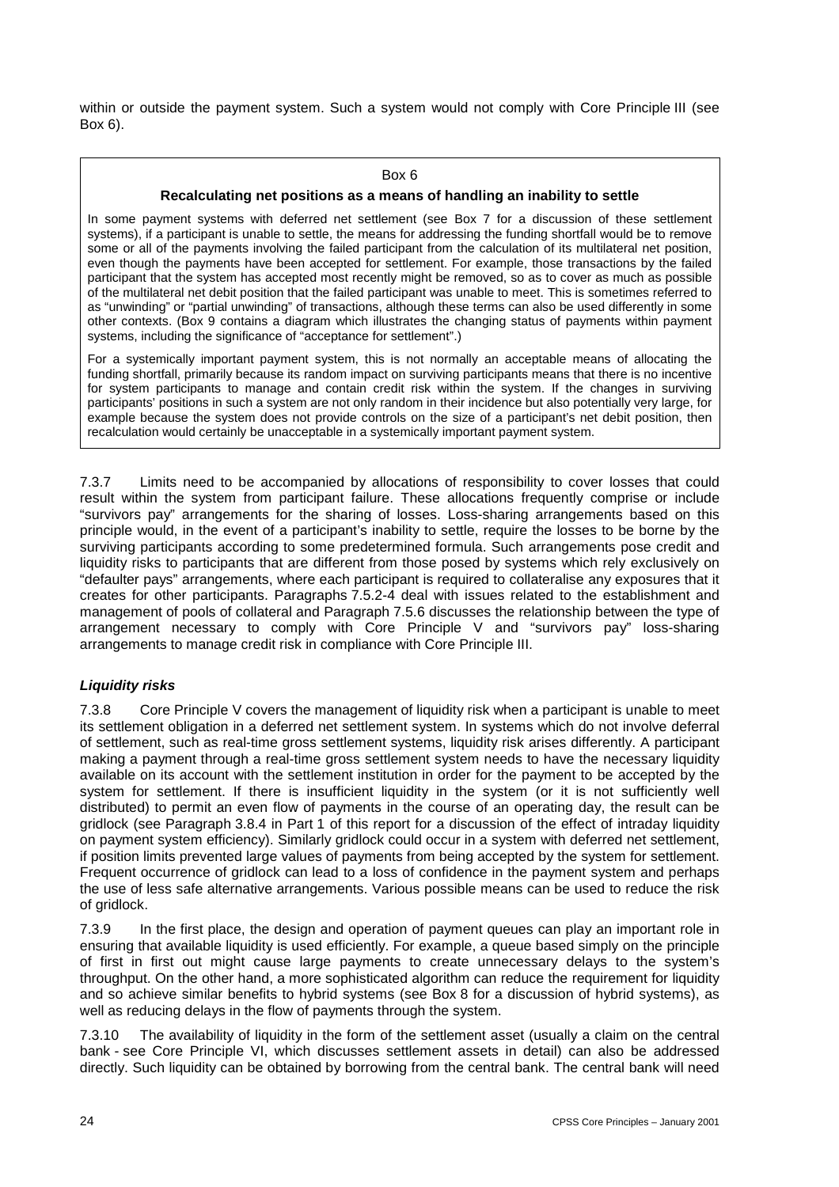within or outside the payment system. Such a system would not comply with Core Principle III (see Box 6).

> Box 6
>
> **Recalculating net positions as a means of handling an inability to settle**
>
> In some payment systems with deferred net settlement (see Box 7 for a discussion of these settlement systems), if a participant is unable to settle, the means for addressing the funding shortfall would be to remove some or all of the payments involving the failed participant from the calculation of its multilateral net position, even though the payments have been accepted for settlement. For example, those transactions by the failed participant that the system has accepted most recently might be removed, so as to cover as much as possible of the multilateral net debit position that the failed participant was unable to meet. This is sometimes referred to as "unwinding" or "partial unwinding" of transactions, although these terms can also be used differently in some other contexts. (Box 9 contains a diagram which illustrates the changing status of payments within payment systems, including the significance of "acceptance for settlement".)
>
> For a systemically important payment system, this is not normally an acceptable means of allocating the funding shortfall, primarily because its random impact on surviving participants means that there is no incentive for system participants to manage and contain credit risk within the system. If the changes in surviving participants' positions in such a system are not only random in their incidence but also potentially very large, for example because the system does not provide controls on the size of a participant's net debit position, then recalculation would certainly be unacceptable in a systemically important payment system.

7.3.7 Limits need to be accompanied by allocations of responsibility to cover losses that could result within the system from participant failure. These allocations frequently comprise or include "survivors pay" arrangements for the sharing of losses. Loss-sharing arrangements based on this principle would, in the event of a participant's inability to settle, require the losses to be borne by the surviving participants according to some predetermined formula. Such arrangements pose credit and liquidity risks to participants that are different from those posed by systems which rely exclusively on "defaulter pays" arrangements, where each participant is required to collateralise any exposures that it creates for other participants. Paragraphs 7.5.2-4 deal with issues related to the establishment and management of pools of collateral and Paragraph 7.5.6 discusses the relationship between the type of arrangement necessary to comply with Core Principle V and "survivors pay" loss-sharing arrangements to manage credit risk in compliance with Core Principle III.

***Liquidity risks***

7.3.8 Core Principle V covers the management of liquidity risk when a participant is unable to meet its settlement obligation in a deferred net settlement system. In systems which do not involve deferral of settlement, such as real-time gross settlement systems, liquidity risk arises differently. A participant making a payment through a real-time gross settlement system needs to have the necessary liquidity available on its account with the settlement institution in order for the payment to be accepted by the system for settlement. If there is insufficient liquidity in the system (or it is not sufficiently well distributed) to permit an even flow of payments in the course of an operating day, the result can be gridlock (see Paragraph 3.8.4 in Part 1 of this report for a discussion of the effect of intraday liquidity on payment system efficiency). Similarly gridlock could occur in a system with deferred net settlement, if position limits prevented large values of payments from being accepted by the system for settlement. Frequent occurrence of gridlock can lead to a loss of confidence in the payment system and perhaps the use of less safe alternative arrangements. Various possible means can be used to reduce the risk of gridlock.

7.3.9 In the first place, the design and operation of payment queues can play an important role in ensuring that available liquidity is used efficiently. For example, a queue based simply on the principle of first in first out might cause large payments to create unnecessary delays to the system's throughput. On the other hand, a more sophisticated algorithm can reduce the requirement for liquidity and so achieve similar benefits to hybrid systems (see Box 8 for a discussion of hybrid systems), as well as reducing delays in the flow of payments through the system.

7.3.10 The availability of liquidity in the form of the settlement asset (usually a claim on the central bank - see Core Principle VI, which discusses settlement assets in detail) can also be addressed directly. Such liquidity can be obtained by borrowing from the central bank. The central bank will need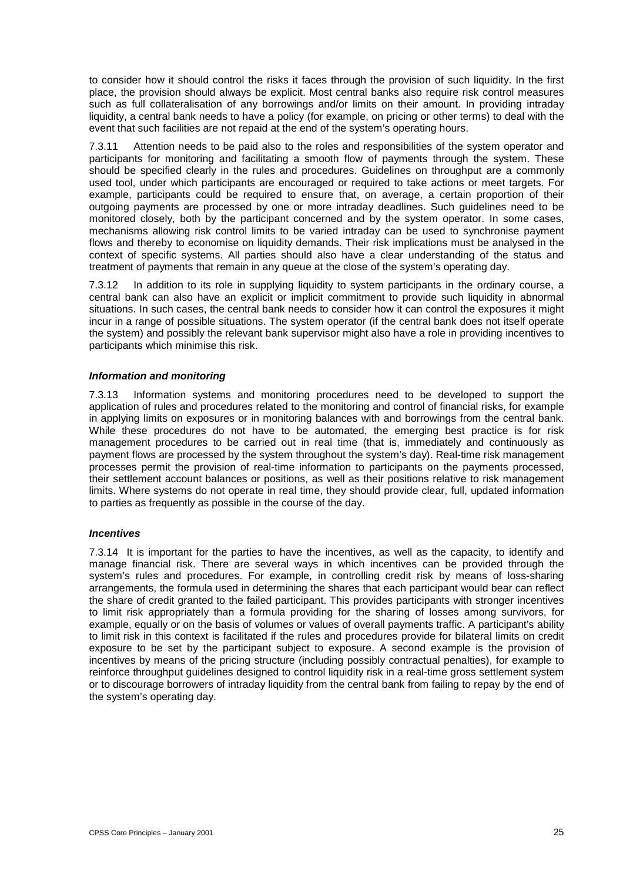to consider how it should control the risks it faces through the provision of such liquidity. In the first place, the provision should always be explicit. Most central banks also require risk control measures such as full collateralisation of any borrowings and/or limits on their amount. In providing intraday liquidity, a central bank needs to have a policy (for example, on pricing or other terms) to deal with the event that such facilities are not repaid at the end of the system's operating hours.

7.3.11 Attention needs to be paid also to the roles and responsibilities of the system operator and participants for monitoring and facilitating a smooth flow of payments through the system. These should be specified clearly in the rules and procedures. Guidelines on throughput are a commonly used tool, under which participants are encouraged or required to take actions or meet targets. For example, participants could be required to ensure that, on average, a certain proportion of their outgoing payments are processed by one or more intraday deadlines. Such guidelines need to be monitored closely, both by the participant concerned and by the system operator. In some cases, mechanisms allowing risk control limits to be varied intraday can be used to synchronise payment flows and thereby to economise on liquidity demands. Their risk implications must be analysed in the context of specific systems. All parties should also have a clear understanding of the status and treatment of payments that remain in any queue at the close of the system's operating day.

7.3.12 In addition to its role in supplying liquidity to system participants in the ordinary course, a central bank can also have an explicit or implicit commitment to provide such liquidity in abnormal situations. In such cases, the central bank needs to consider how it can control the exposures it might incur in a range of possible situations. The system operator (if the central bank does not itself operate the system) and possibly the relevant bank supervisor might also have a role in providing incentives to participants which minimise this risk.

#### *Information and monitoring*

7.3.13 Information systems and monitoring procedures need to be developed to support the application of rules and procedures related to the monitoring and control of financial risks, for example in applying limits on exposures or in monitoring balances with and borrowings from the central bank. While these procedures do not have to be automated, the emerging best practice is for risk management procedures to be carried out in real time (that is, immediately and continuously as payment flows are processed by the system throughout the system's day). Real-time risk management processes permit the provision of real-time information to participants on the payments processed, their settlement account balances or positions, as well as their positions relative to risk management limits. Where systems do not operate in real time, they should provide clear, full, updated information to parties as frequently as possible in the course of the day.

#### *Incentives*

7.3.14 It is important for the parties to have the incentives, as well as the capacity, to identify and manage financial risk. There are several ways in which incentives can be provided through the system's rules and procedures. For example, in controlling credit risk by means of loss-sharing arrangements, the formula used in determining the shares that each participant would bear can reflect the share of credit granted to the failed participant. This provides participants with stronger incentives to limit risk appropriately than a formula providing for the sharing of losses among survivors, for example, equally or on the basis of volumes or values of overall payments traffic. A participant's ability to limit risk in this context is facilitated if the rules and procedures provide for bilateral limits on credit exposure to be set by the participant subject to exposure. A second example is the provision of incentives by means of the pricing structure (including possibly contractual penalties), for example to reinforce throughput guidelines designed to control liquidity risk in a real-time gross settlement system or to discourage borrowers of intraday liquidity from the central bank from failing to repay by the end of the system's operating day.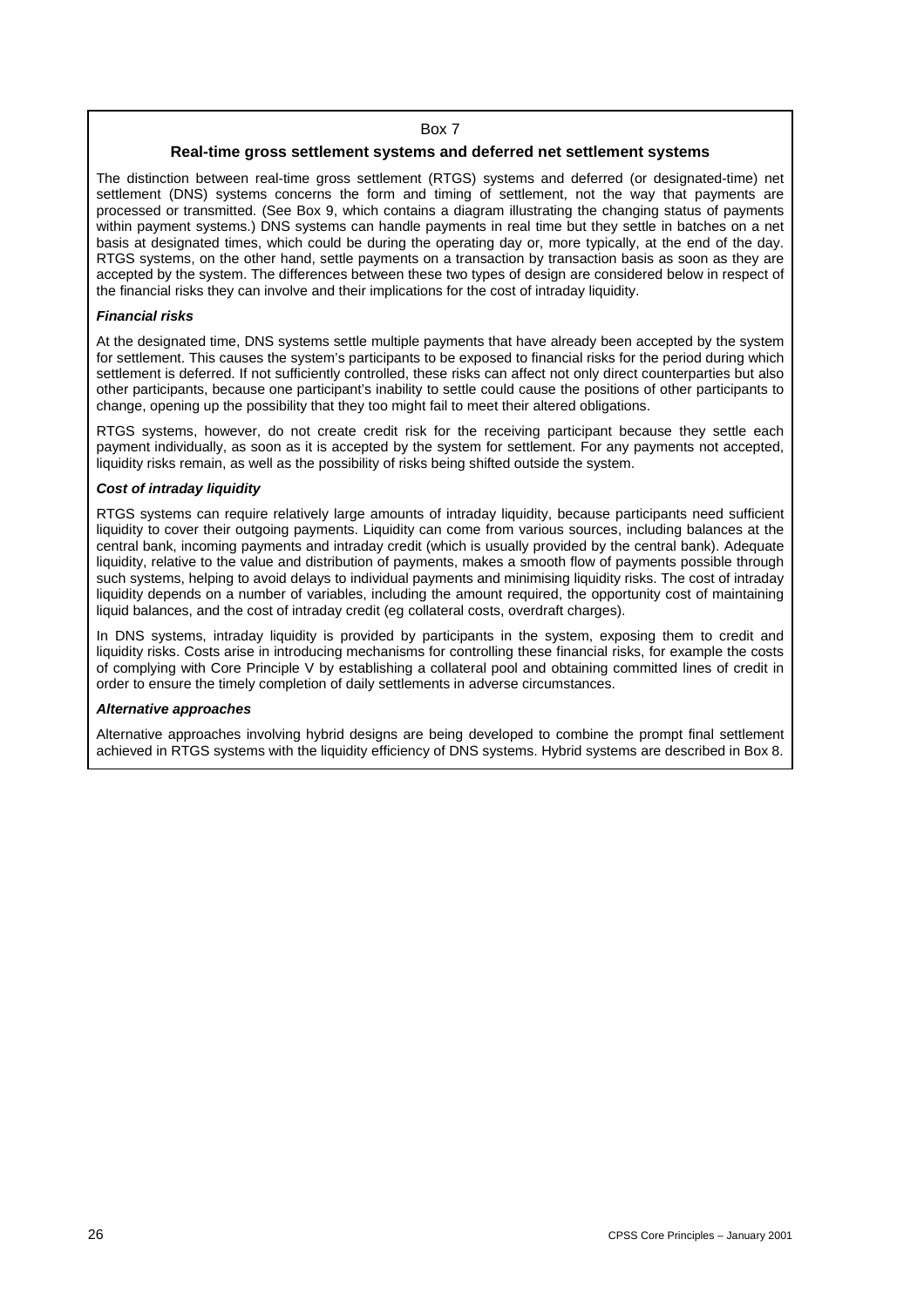Box 7

### Real-time gross settlement systems and deferred net settlement systems

The distinction between real-time gross settlement (RTGS) systems and deferred (or designated-time) net settlement (DNS) systems concerns the form and timing of settlement, not the way that payments are processed or transmitted. (See Box 9, which contains a diagram illustrating the changing status of payments within payment systems.) DNS systems can handle payments in real time but they settle in batches on a net basis at designated times, which could be during the operating day or, more typically, at the end of the day. RTGS systems, on the other hand, settle payments on a transaction by transaction basis as soon as they are accepted by the system. The differences between these two types of design are considered below in respect of the financial risks they can involve and their implications for the cost of intraday liquidity.

***Financial risks***

At the designated time, DNS systems settle multiple payments that have already been accepted by the system for settlement. This causes the system's participants to be exposed to financial risks for the period during which settlement is deferred. If not sufficiently controlled, these risks can affect not only direct counterparties but also other participants, because one participant's inability to settle could cause the positions of other participants to change, opening up the possibility that they too might fail to meet their altered obligations.

RTGS systems, however, do not create credit risk for the receiving participant because they settle each payment individually, as soon as it is accepted by the system for settlement. For any payments not accepted, liquidity risks remain, as well as the possibility of risks being shifted outside the system.

***Cost of intraday liquidity***

RTGS systems can require relatively large amounts of intraday liquidity, because participants need sufficient liquidity to cover their outgoing payments. Liquidity can come from various sources, including balances at the central bank, incoming payments and intraday credit (which is usually provided by the central bank). Adequate liquidity, relative to the value and distribution of payments, makes a smooth flow of payments possible through such systems, helping to avoid delays to individual payments and minimising liquidity risks. The cost of intraday liquidity depends on a number of variables, including the amount required, the opportunity cost of maintaining liquid balances, and the cost of intraday credit (eg collateral costs, overdraft charges).

In DNS systems, intraday liquidity is provided by participants in the system, exposing them to credit and liquidity risks. Costs arise in introducing mechanisms for controlling these financial risks, for example the costs of complying with Core Principle V by establishing a collateral pool and obtaining committed lines of credit in order to ensure the timely completion of daily settlements in adverse circumstances.

***Alternative approaches***

Alternative approaches involving hybrid designs are being developed to combine the prompt final settlement achieved in RTGS systems with the liquidity efficiency of DNS systems. Hybrid systems are described in Box 8.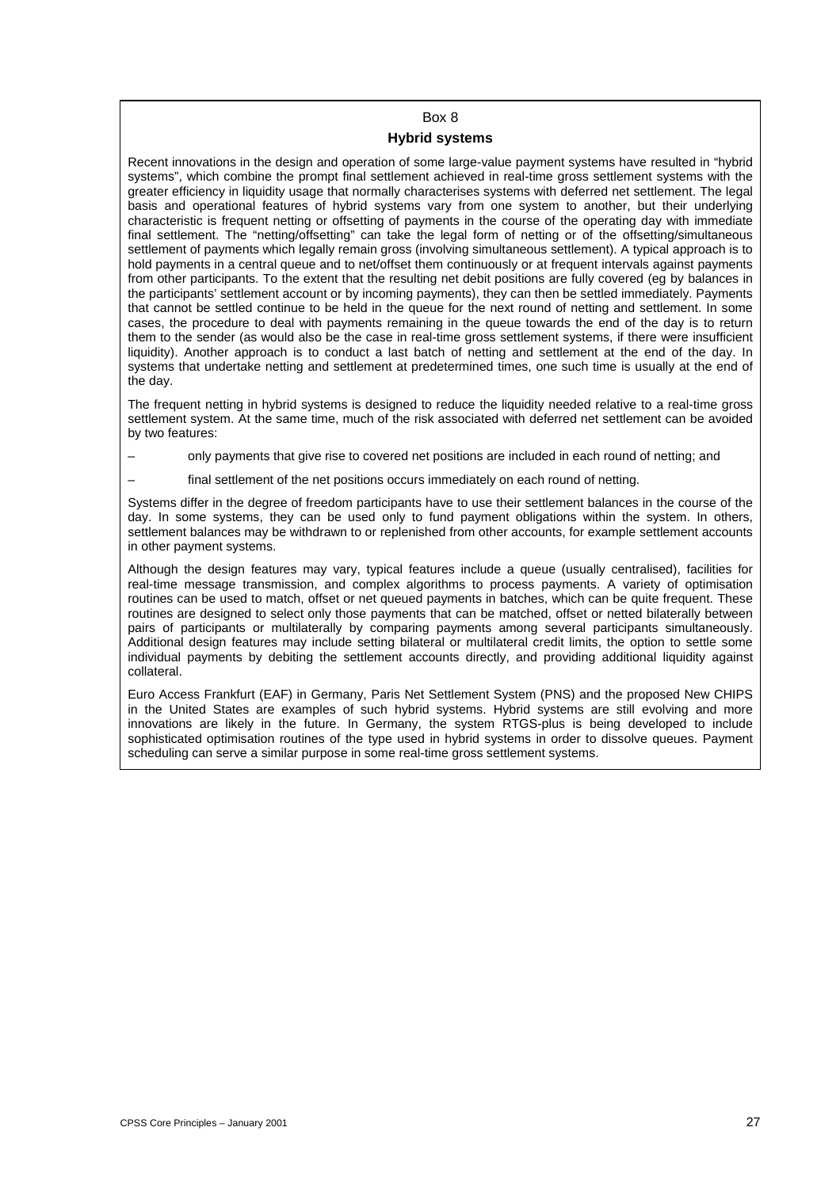Box 8

**Hybrid systems**

Recent innovations in the design and operation of some large-value payment systems have resulted in "hybrid systems", which combine the prompt final settlement achieved in real-time gross settlement systems with the greater efficiency in liquidity usage that normally characterises systems with deferred net settlement. The legal basis and operational features of hybrid systems vary from one system to another, but their underlying characteristic is frequent netting or offsetting of payments in the course of the operating day with immediate final settlement. The "netting/offsetting" can take the legal form of netting or of the offsetting/simultaneous settlement of payments which legally remain gross (involving simultaneous settlement). A typical approach is to hold payments in a central queue and to net/offset them continuously or at frequent intervals against payments from other participants. To the extent that the resulting net debit positions are fully covered (eg by balances in the participants' settlement account or by incoming payments), they can then be settled immediately. Payments that cannot be settled continue to be held in the queue for the next round of netting and settlement. In some cases, the procedure to deal with payments remaining in the queue towards the end of the day is to return them to the sender (as would also be the case in real-time gross settlement systems, if there were insufficient liquidity). Another approach is to conduct a last batch of netting and settlement at the end of the day. In systems that undertake netting and settlement at predetermined times, one such time is usually at the end of the day.

The frequent netting in hybrid systems is designed to reduce the liquidity needed relative to a real-time gross settlement system. At the same time, much of the risk associated with deferred net settlement can be avoided by two features:

– only payments that give rise to covered net positions are included in each round of netting; and

– final settlement of the net positions occurs immediately on each round of netting.

Systems differ in the degree of freedom participants have to use their settlement balances in the course of the day. In some systems, they can be used only to fund payment obligations within the system. In others, settlement balances may be withdrawn to or replenished from other accounts, for example settlement accounts in other payment systems.

Although the design features may vary, typical features include a queue (usually centralised), facilities for real-time message transmission, and complex algorithms to process payments. A variety of optimisation routines can be used to match, offset or net queued payments in batches, which can be quite frequent. These routines are designed to select only those payments that can be matched, offset or netted bilaterally between pairs of participants or multilaterally by comparing payments among several participants simultaneously. Additional design features may include setting bilateral or multilateral credit limits, the option to settle some individual payments by debiting the settlement accounts directly, and providing additional liquidity against collateral.

Euro Access Frankfurt (EAF) in Germany, Paris Net Settlement System (PNS) and the proposed New CHIPS in the United States are examples of such hybrid systems. Hybrid systems are still evolving and more innovations are likely in the future. In Germany, the system RTGS-plus is being developed to include sophisticated optimisation routines of the type used in hybrid systems in order to dissolve queues. Payment scheduling can serve a similar purpose in some real-time gross settlement systems.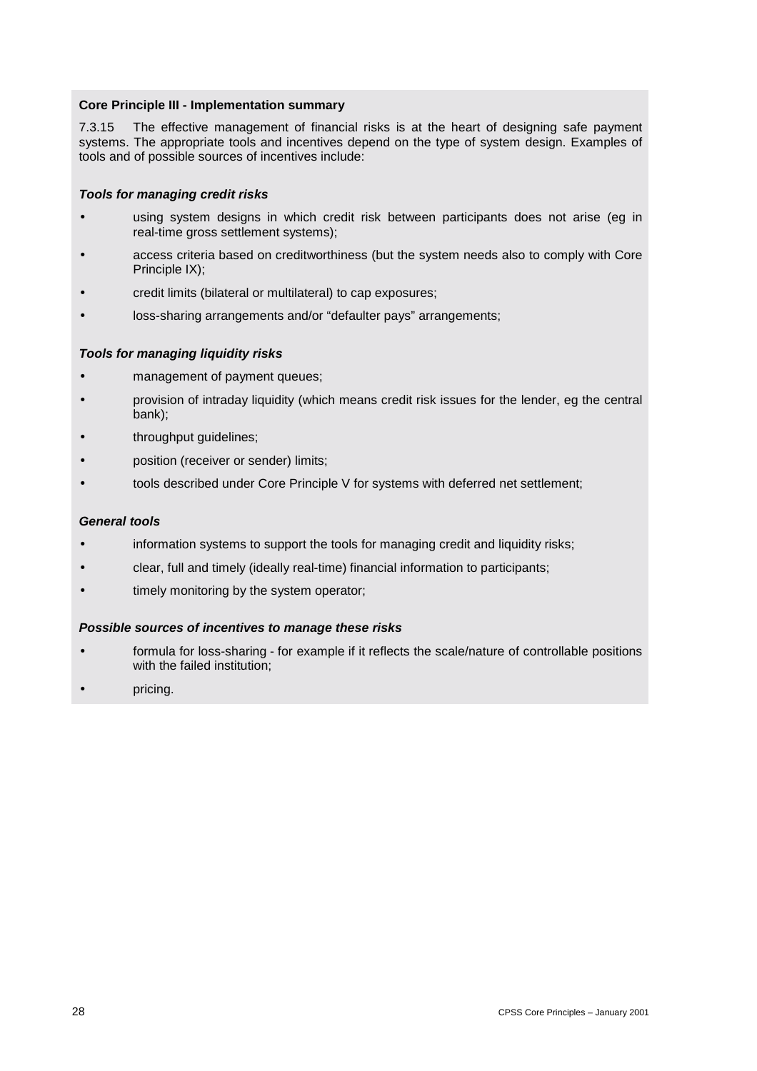**Core Principle III - Implementation summary**

7.3.15 The effective management of financial risks is at the heart of designing safe payment systems. The appropriate tools and incentives depend on the type of system design. Examples of tools and of possible sources of incentives include:

***Tools for managing credit risks***

- using system designs in which credit risk between participants does not arise (eg in real-time gross settlement systems);
- access criteria based on creditworthiness (but the system needs also to comply with Core Principle IX);
- credit limits (bilateral or multilateral) to cap exposures;
- loss-sharing arrangements and/or "defaulter pays" arrangements;

***Tools for managing liquidity risks***

- management of payment queues;
- provision of intraday liquidity (which means credit risk issues for the lender, eg the central bank);
- throughput guidelines;
- position (receiver or sender) limits;
- tools described under Core Principle V for systems with deferred net settlement;

***General tools***

- information systems to support the tools for managing credit and liquidity risks;
- clear, full and timely (ideally real-time) financial information to participants;
- timely monitoring by the system operator;

***Possible sources of incentives to manage these risks***

- formula for loss-sharing - for example if it reflects the scale/nature of controllable positions with the failed institution;
- pricing.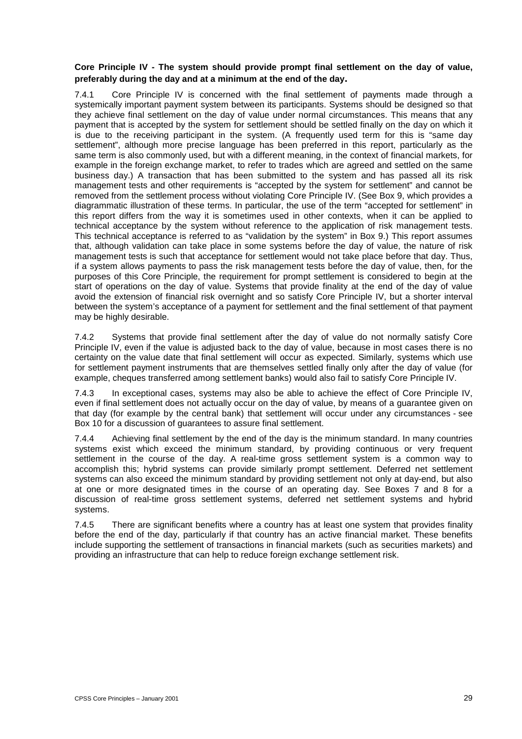**Core Principle IV - The system should provide prompt final settlement on the day of value, preferably during the day and at a minimum at the end of the day.**

7.4.1 Core Principle IV is concerned with the final settlement of payments made through a systemically important payment system between its participants. Systems should be designed so that they achieve final settlement on the day of value under normal circumstances. This means that any payment that is accepted by the system for settlement should be settled finally on the day on which it is due to the receiving participant in the system. (A frequently used term for this is "same day settlement", although more precise language has been preferred in this report, particularly as the same term is also commonly used, but with a different meaning, in the context of financial markets, for example in the foreign exchange market, to refer to trades which are agreed and settled on the same business day.) A transaction that has been submitted to the system and has passed all its risk management tests and other requirements is "accepted by the system for settlement" and cannot be removed from the settlement process without violating Core Principle IV. (See Box 9, which provides a diagrammatic illustration of these terms. In particular, the use of the term "accepted for settlement" in this report differs from the way it is sometimes used in other contexts, when it can be applied to technical acceptance by the system without reference to the application of risk management tests. This technical acceptance is referred to as "validation by the system" in Box 9.) This report assumes that, although validation can take place in some systems before the day of value, the nature of risk management tests is such that acceptance for settlement would not take place before that day. Thus, if a system allows payments to pass the risk management tests before the day of value, then, for the purposes of this Core Principle, the requirement for prompt settlement is considered to begin at the start of operations on the day of value. Systems that provide finality at the end of the day of value avoid the extension of financial risk overnight and so satisfy Core Principle IV, but a shorter interval between the system's acceptance of a payment for settlement and the final settlement of that payment may be highly desirable.

7.4.2 Systems that provide final settlement after the day of value do not normally satisfy Core Principle IV, even if the value is adjusted back to the day of value, because in most cases there is no certainty on the value date that final settlement will occur as expected. Similarly, systems which use for settlement payment instruments that are themselves settled finally only after the day of value (for example, cheques transferred among settlement banks) would also fail to satisfy Core Principle IV.

7.4.3 In exceptional cases, systems may also be able to achieve the effect of Core Principle IV, even if final settlement does not actually occur on the day of value, by means of a guarantee given on that day (for example by the central bank) that settlement will occur under any circumstances - see Box 10 for a discussion of guarantees to assure final settlement.

7.4.4 Achieving final settlement by the end of the day is the minimum standard. In many countries systems exist which exceed the minimum standard, by providing continuous or very frequent settlement in the course of the day. A real-time gross settlement system is a common way to accomplish this; hybrid systems can provide similarly prompt settlement. Deferred net settlement systems can also exceed the minimum standard by providing settlement not only at day-end, but also at one or more designated times in the course of an operating day. See Boxes 7 and 8 for a discussion of real-time gross settlement systems, deferred net settlement systems and hybrid systems.

7.4.5 There are significant benefits where a country has at least one system that provides finality before the end of the day, particularly if that country has an active financial market. These benefits include supporting the settlement of transactions in financial markets (such as securities markets) and providing an infrastructure that can help to reduce foreign exchange settlement risk.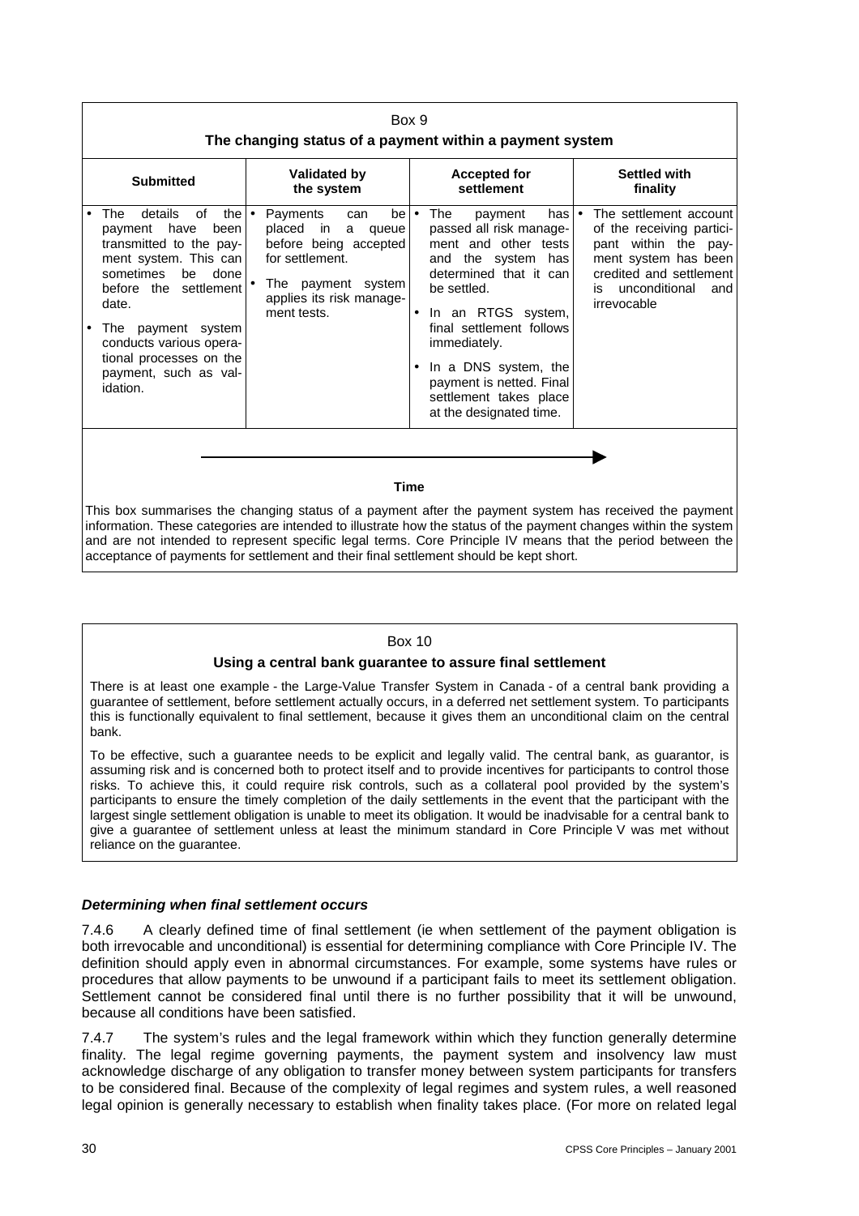Box 9

**The changing status of a payment within a payment system**

| Submitted | Validated by the system | Accepted for settlement | Settled with finality |
|---|---|---|---|
| • The details of the payment have been transmitted to the payment system. This can sometimes be done before the settlement date.<br>• The payment system conducts various operational processes on the payment, such as validation. | • Payments can be placed in a queue before being accepted for settlement.<br>• The payment system applies its risk management tests. | • The payment has passed all risk management and other tests and the system has determined that it can be settled.<br>• In an RTGS system, final settlement follows immediately.<br>• In a DNS system, the payment is netted. Final settlement takes place at the designated time. | • The settlement account of the receiving participant within the payment system has been credited and settlement is unconditional and irrevocable |

**Time** →

This box summarises the changing status of a payment after the payment system has received the payment information. These categories are intended to illustrate how the status of the payment changes within the system and are not intended to represent specific legal terms. Core Principle IV means that the period between the acceptance of payments for settlement and their final settlement should be kept short.

Box 10

**Using a central bank guarantee to assure final settlement**

There is at least one example - the Large-Value Transfer System in Canada - of a central bank providing a guarantee of settlement, before settlement actually occurs, in a deferred net settlement system. To participants this is functionally equivalent to final settlement, because it gives them an unconditional claim on the central bank.

To be effective, such a guarantee needs to be explicit and legally valid. The central bank, as guarantor, is assuming risk and is concerned both to protect itself and to provide incentives for participants to control those risks. To achieve this, it could require risk controls, such as a collateral pool provided by the system's participants to ensure the timely completion of the daily settlements in the event that the participant with the largest single settlement obligation is unable to meet its obligation. It would be inadvisable for a central bank to give a guarantee of settlement unless at least the minimum standard in Core Principle V was met without reliance on the guarantee.

#### *Determining when final settlement occurs*

7.4.6 A clearly defined time of final settlement (ie when settlement of the payment obligation is both irrevocable and unconditional) is essential for determining compliance with Core Principle IV. The definition should apply even in abnormal circumstances. For example, some systems have rules or procedures that allow payments to be unwound if a participant fails to meet its settlement obligation. Settlement cannot be considered final until there is no further possibility that it will be unwound, because all conditions have been satisfied.

7.4.7 The system's rules and the legal framework within which they function generally determine finality. The legal regime governing payments, the payment system and insolvency law must acknowledge discharge of any obligation to transfer money between system participants for transfers to be considered final. Because of the complexity of legal regimes and system rules, a well reasoned legal opinion is generally necessary to establish when finality takes place. (For more on related legal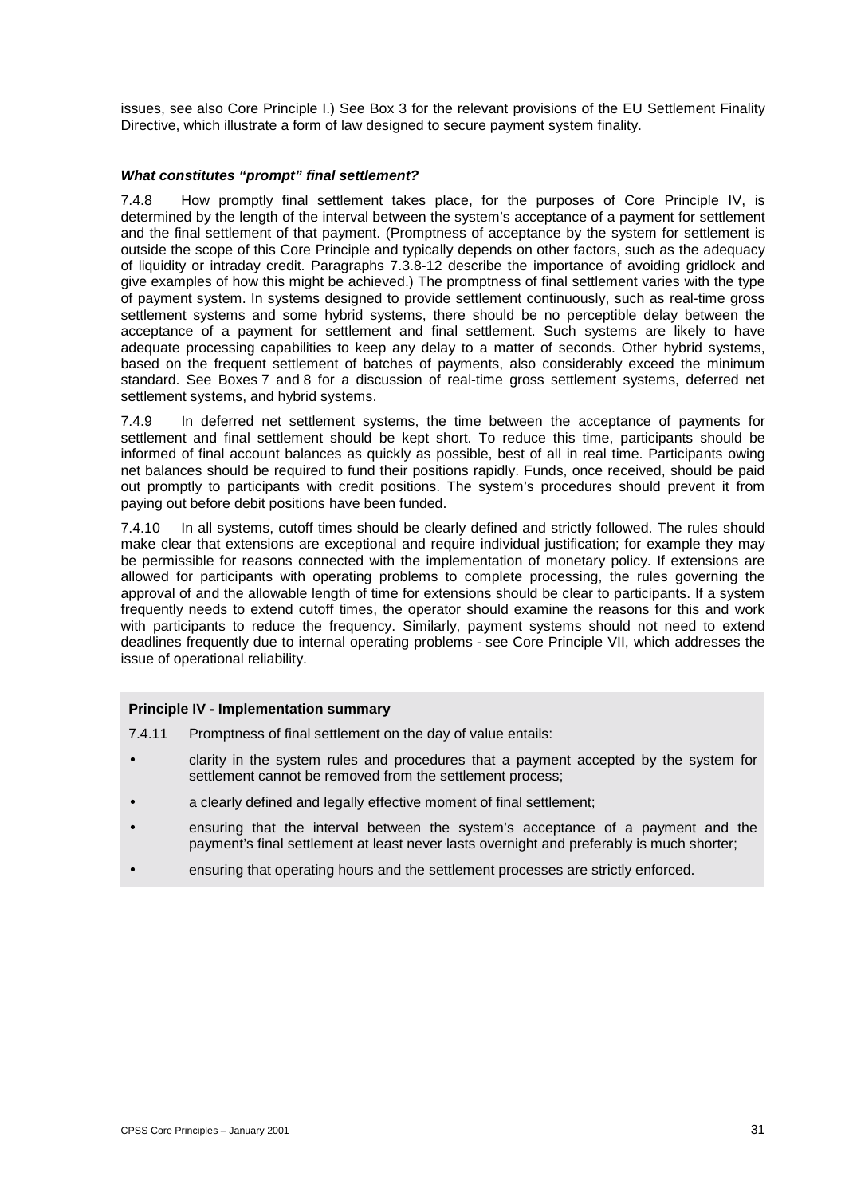issues, see also Core Principle I.) See Box 3 for the relevant provisions of the EU Settlement Finality Directive, which illustrate a form of law designed to secure payment system finality.

### *What constitutes "prompt" final settlement?*

7.4.8 How promptly final settlement takes place, for the purposes of Core Principle IV, is determined by the length of the interval between the system's acceptance of a payment for settlement and the final settlement of that payment. (Promptness of acceptance by the system for settlement is outside the scope of this Core Principle and typically depends on other factors, such as the adequacy of liquidity or intraday credit. Paragraphs 7.3.8-12 describe the importance of avoiding gridlock and give examples of how this might be achieved.) The promptness of final settlement varies with the type of payment system. In systems designed to provide settlement continuously, such as real-time gross settlement systems and some hybrid systems, there should be no perceptible delay between the acceptance of a payment for settlement and final settlement. Such systems are likely to have adequate processing capabilities to keep any delay to a matter of seconds. Other hybrid systems, based on the frequent settlement of batches of payments, also considerably exceed the minimum standard. See Boxes 7 and 8 for a discussion of real-time gross settlement systems, deferred net settlement systems, and hybrid systems.

7.4.9 In deferred net settlement systems, the time between the acceptance of payments for settlement and final settlement should be kept short. To reduce this time, participants should be informed of final account balances as quickly as possible, best of all in real time. Participants owing net balances should be required to fund their positions rapidly. Funds, once received, should be paid out promptly to participants with credit positions. The system's procedures should prevent it from paying out before debit positions have been funded.

7.4.10 In all systems, cutoff times should be clearly defined and strictly followed. The rules should make clear that extensions are exceptional and require individual justification; for example they may be permissible for reasons connected with the implementation of monetary policy. If extensions are allowed for participants with operating problems to complete processing, the rules governing the approval of and the allowable length of time for extensions should be clear to participants. If a system frequently needs to extend cutoff times, the operator should examine the reasons for this and work with participants to reduce the frequency. Similarly, payment systems should not need to extend deadlines frequently due to internal operating problems - see Core Principle VII, which addresses the issue of operational reliability.

**Principle IV - Implementation summary**

7.4.11 Promptness of final settlement on the day of value entails:

- clarity in the system rules and procedures that a payment accepted by the system for settlement cannot be removed from the settlement process;
- a clearly defined and legally effective moment of final settlement;
- ensuring that the interval between the system's acceptance of a payment and the payment's final settlement at least never lasts overnight and preferably is much shorter;
- ensuring that operating hours and the settlement processes are strictly enforced.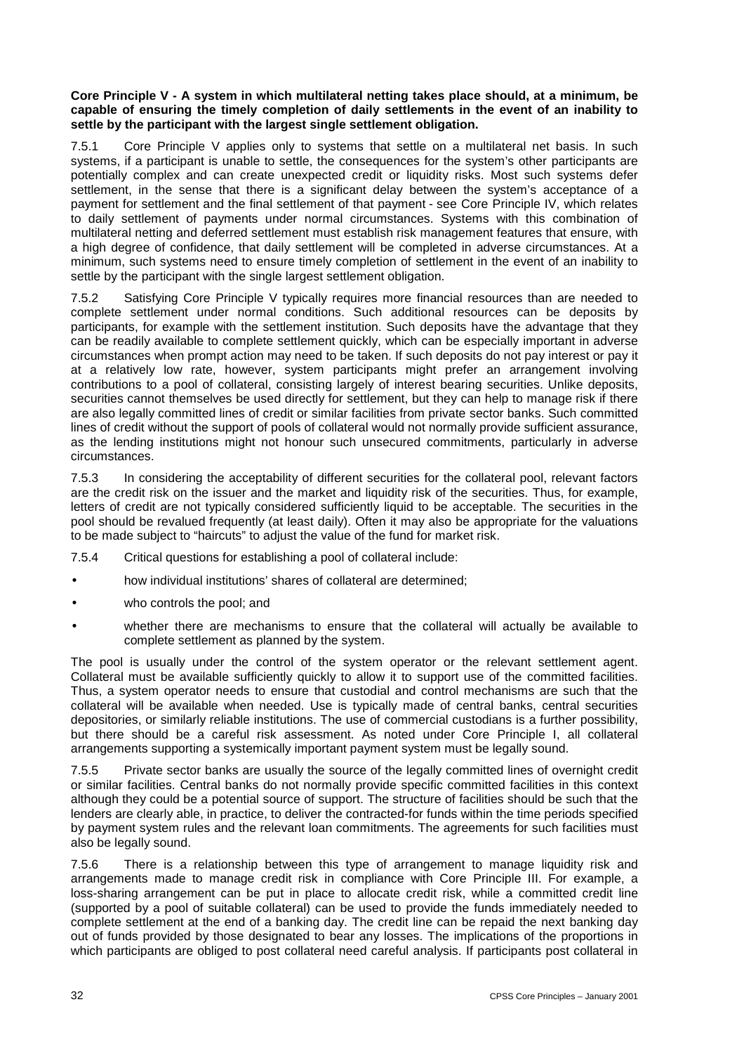**Core Principle V - A system in which multilateral netting takes place should, at a minimum, be capable of ensuring the timely completion of daily settlements in the event of an inability to settle by the participant with the largest single settlement obligation.**

7.5.1 Core Principle V applies only to systems that settle on a multilateral net basis. In such systems, if a participant is unable to settle, the consequences for the system's other participants are potentially complex and can create unexpected credit or liquidity risks. Most such systems defer settlement, in the sense that there is a significant delay between the system's acceptance of a payment for settlement and the final settlement of that payment - see Core Principle IV, which relates to daily settlement of payments under normal circumstances. Systems with this combination of multilateral netting and deferred settlement must establish risk management features that ensure, with a high degree of confidence, that daily settlement will be completed in adverse circumstances. At a minimum, such systems need to ensure timely completion of settlement in the event of an inability to settle by the participant with the single largest settlement obligation.

7.5.2 Satisfying Core Principle V typically requires more financial resources than are needed to complete settlement under normal conditions. Such additional resources can be deposits by participants, for example with the settlement institution. Such deposits have the advantage that they can be readily available to complete settlement quickly, which can be especially important in adverse circumstances when prompt action may need to be taken. If such deposits do not pay interest or pay it at a relatively low rate, however, system participants might prefer an arrangement involving contributions to a pool of collateral, consisting largely of interest bearing securities. Unlike deposits, securities cannot themselves be used directly for settlement, but they can help to manage risk if there are also legally committed lines of credit or similar facilities from private sector banks. Such committed lines of credit without the support of pools of collateral would not normally provide sufficient assurance, as the lending institutions might not honour such unsecured commitments, particularly in adverse circumstances.

7.5.3 In considering the acceptability of different securities for the collateral pool, relevant factors are the credit risk on the issuer and the market and liquidity risk of the securities. Thus, for example, letters of credit are not typically considered sufficiently liquid to be acceptable. The securities in the pool should be revalued frequently (at least daily). Often it may also be appropriate for the valuations to be made subject to "haircuts" to adjust the value of the fund for market risk.

7.5.4 Critical questions for establishing a pool of collateral include:

- how individual institutions' shares of collateral are determined;
- who controls the pool; and
- whether there are mechanisms to ensure that the collateral will actually be available to complete settlement as planned by the system.

The pool is usually under the control of the system operator or the relevant settlement agent. Collateral must be available sufficiently quickly to allow it to support use of the committed facilities. Thus, a system operator needs to ensure that custodial and control mechanisms are such that the collateral will be available when needed. Use is typically made of central banks, central securities depositories, or similarly reliable institutions. The use of commercial custodians is a further possibility, but there should be a careful risk assessment. As noted under Core Principle I, all collateral arrangements supporting a systemically important payment system must be legally sound.

7.5.5 Private sector banks are usually the source of the legally committed lines of overnight credit or similar facilities. Central banks do not normally provide specific committed facilities in this context although they could be a potential source of support. The structure of facilities should be such that the lenders are clearly able, in practice, to deliver the contracted-for funds within the time periods specified by payment system rules and the relevant loan commitments. The agreements for such facilities must also be legally sound.

7.5.6 There is a relationship between this type of arrangement to manage liquidity risk and arrangements made to manage credit risk in compliance with Core Principle III. For example, a loss-sharing arrangement can be put in place to allocate credit risk, while a committed credit line (supported by a pool of suitable collateral) can be used to provide the funds immediately needed to complete settlement at the end of a banking day. The credit line can be repaid the next banking day out of funds provided by those designated to bear any losses. The implications of the proportions in which participants are obliged to post collateral need careful analysis. If participants post collateral in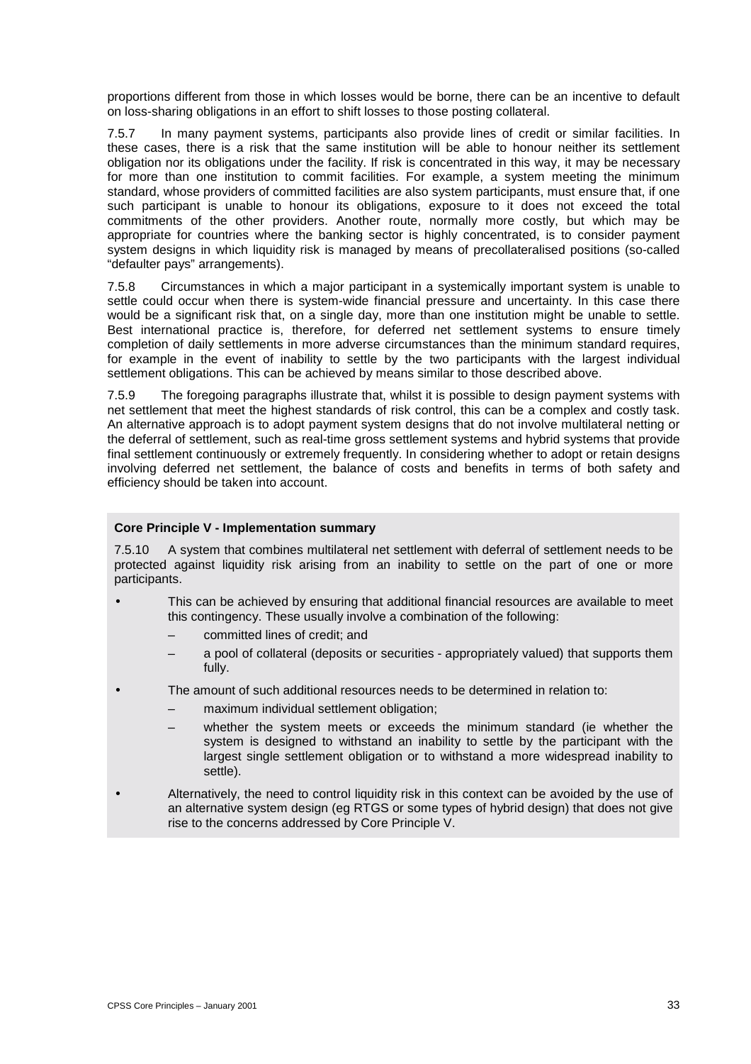proportions different from those in which losses would be borne, there can be an incentive to default on loss-sharing obligations in an effort to shift losses to those posting collateral.

7.5.7 In many payment systems, participants also provide lines of credit or similar facilities. In these cases, there is a risk that the same institution will be able to honour neither its settlement obligation nor its obligations under the facility. If risk is concentrated in this way, it may be necessary for more than one institution to commit facilities. For example, a system meeting the minimum standard, whose providers of committed facilities are also system participants, must ensure that, if one such participant is unable to honour its obligations, exposure to it does not exceed the total commitments of the other providers. Another route, normally more costly, but which may be appropriate for countries where the banking sector is highly concentrated, is to consider payment system designs in which liquidity risk is managed by means of precollateralised positions (so-called "defaulter pays" arrangements).

7.5.8 Circumstances in which a major participant in a systemically important system is unable to settle could occur when there is system-wide financial pressure and uncertainty. In this case there would be a significant risk that, on a single day, more than one institution might be unable to settle. Best international practice is, therefore, for deferred net settlement systems to ensure timely completion of daily settlements in more adverse circumstances than the minimum standard requires, for example in the event of inability to settle by the two participants with the largest individual settlement obligations. This can be achieved by means similar to those described above.

7.5.9 The foregoing paragraphs illustrate that, whilst it is possible to design payment systems with net settlement that meet the highest standards of risk control, this can be a complex and costly task. An alternative approach is to adopt payment system designs that do not involve multilateral netting or the deferral of settlement, such as real-time gross settlement systems and hybrid systems that provide final settlement continuously or extremely frequently. In considering whether to adopt or retain designs involving deferred net settlement, the balance of costs and benefits in terms of both safety and efficiency should be taken into account.

**Core Principle V - Implementation summary**

7.5.10 A system that combines multilateral net settlement with deferral of settlement needs to be protected against liquidity risk arising from an inability to settle on the part of one or more participants.

- This can be achieved by ensuring that additional financial resources are available to meet this contingency. These usually involve a combination of the following:
  - committed lines of credit; and
  - a pool of collateral (deposits or securities - appropriately valued) that supports them fully.
- The amount of such additional resources needs to be determined in relation to:
  - maximum individual settlement obligation;
  - whether the system meets or exceeds the minimum standard (ie whether the system is designed to withstand an inability to settle by the participant with the largest single settlement obligation or to withstand a more widespread inability to settle).
- Alternatively, the need to control liquidity risk in this context can be avoided by the use of an alternative system design (eg RTGS or some types of hybrid design) that does not give rise to the concerns addressed by Core Principle V.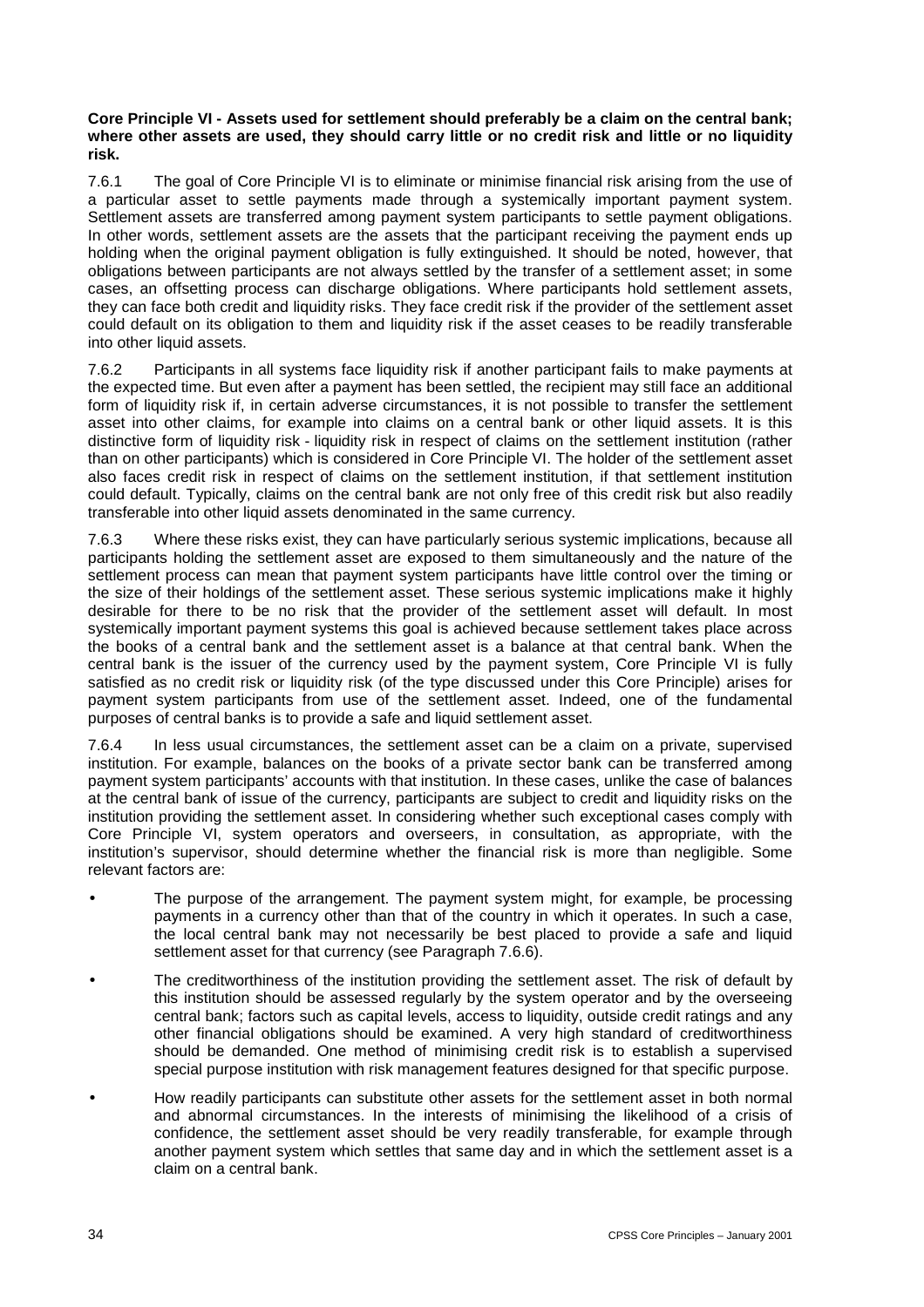**Core Principle VI - Assets used for settlement should preferably be a claim on the central bank; where other assets are used, they should carry little or no credit risk and little or no liquidity risk.**

7.6.1 The goal of Core Principle VI is to eliminate or minimise financial risk arising from the use of a particular asset to settle payments made through a systemically important payment system. Settlement assets are transferred among payment system participants to settle payment obligations. In other words, settlement assets are the assets that the participant receiving the payment ends up holding when the original payment obligation is fully extinguished. It should be noted, however, that obligations between participants are not always settled by the transfer of a settlement asset; in some cases, an offsetting process can discharge obligations. Where participants hold settlement assets, they can face both credit and liquidity risks. They face credit risk if the provider of the settlement asset could default on its obligation to them and liquidity risk if the asset ceases to be readily transferable into other liquid assets.

7.6.2 Participants in all systems face liquidity risk if another participant fails to make payments at the expected time. But even after a payment has been settled, the recipient may still face an additional form of liquidity risk if, in certain adverse circumstances, it is not possible to transfer the settlement asset into other claims, for example into claims on a central bank or other liquid assets. It is this distinctive form of liquidity risk - liquidity risk in respect of claims on the settlement institution (rather than on other participants) which is considered in Core Principle VI. The holder of the settlement asset also faces credit risk in respect of claims on the settlement institution, if that settlement institution could default. Typically, claims on the central bank are not only free of this credit risk but also readily transferable into other liquid assets denominated in the same currency.

7.6.3 Where these risks exist, they can have particularly serious systemic implications, because all participants holding the settlement asset are exposed to them simultaneously and the nature of the settlement process can mean that payment system participants have little control over the timing or the size of their holdings of the settlement asset. These serious systemic implications make it highly desirable for there to be no risk that the provider of the settlement asset will default. In most systemically important payment systems this goal is achieved because settlement takes place across the books of a central bank and the settlement asset is a balance at that central bank. When the central bank is the issuer of the currency used by the payment system, Core Principle VI is fully satisfied as no credit risk or liquidity risk (of the type discussed under this Core Principle) arises for payment system participants from use of the settlement asset. Indeed, one of the fundamental purposes of central banks is to provide a safe and liquid settlement asset.

7.6.4 In less usual circumstances, the settlement asset can be a claim on a private, supervised institution. For example, balances on the books of a private sector bank can be transferred among payment system participants' accounts with that institution. In these cases, unlike the case of balances at the central bank of issue of the currency, participants are subject to credit and liquidity risks on the institution providing the settlement asset. In considering whether such exceptional cases comply with Core Principle VI, system operators and overseers, in consultation, as appropriate, with the institution's supervisor, should determine whether the financial risk is more than negligible. Some relevant factors are:

- The purpose of the arrangement. The payment system might, for example, be processing payments in a currency other than that of the country in which it operates. In such a case, the local central bank may not necessarily be best placed to provide a safe and liquid settlement asset for that currency (see Paragraph 7.6.6).
- The creditworthiness of the institution providing the settlement asset. The risk of default by this institution should be assessed regularly by the system operator and by the overseeing central bank; factors such as capital levels, access to liquidity, outside credit ratings and any other financial obligations should be examined. A very high standard of creditworthiness should be demanded. One method of minimising credit risk is to establish a supervised special purpose institution with risk management features designed for that specific purpose.
- How readily participants can substitute other assets for the settlement asset in both normal and abnormal circumstances. In the interests of minimising the likelihood of a crisis of confidence, the settlement asset should be very readily transferable, for example through another payment system which settles that same day and in which the settlement asset is a claim on a central bank.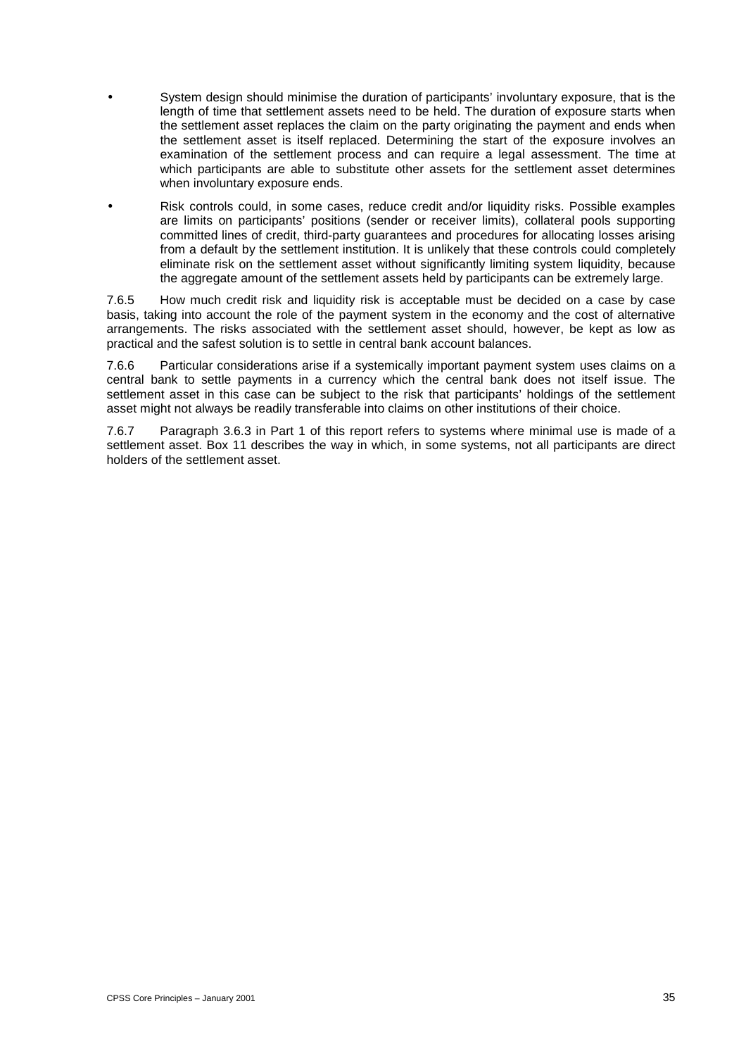- System design should minimise the duration of participants' involuntary exposure, that is the length of time that settlement assets need to be held. The duration of exposure starts when the settlement asset replaces the claim on the party originating the payment and ends when the settlement asset is itself replaced. Determining the start of the exposure involves an examination of the settlement process and can require a legal assessment. The time at which participants are able to substitute other assets for the settlement asset determines when involuntary exposure ends.
- Risk controls could, in some cases, reduce credit and/or liquidity risks. Possible examples are limits on participants' positions (sender or receiver limits), collateral pools supporting committed lines of credit, third-party guarantees and procedures for allocating losses arising from a default by the settlement institution. It is unlikely that these controls could completely eliminate risk on the settlement asset without significantly limiting system liquidity, because the aggregate amount of the settlement assets held by participants can be extremely large.

7.6.5 How much credit risk and liquidity risk is acceptable must be decided on a case by case basis, taking into account the role of the payment system in the economy and the cost of alternative arrangements. The risks associated with the settlement asset should, however, be kept as low as practical and the safest solution is to settle in central bank account balances.

7.6.6 Particular considerations arise if a systemically important payment system uses claims on a central bank to settle payments in a currency which the central bank does not itself issue. The settlement asset in this case can be subject to the risk that participants' holdings of the settlement asset might not always be readily transferable into claims on other institutions of their choice.

7.6.7 Paragraph 3.6.3 in Part 1 of this report refers to systems where minimal use is made of a settlement asset. Box 11 describes the way in which, in some systems, not all participants are direct holders of the settlement asset.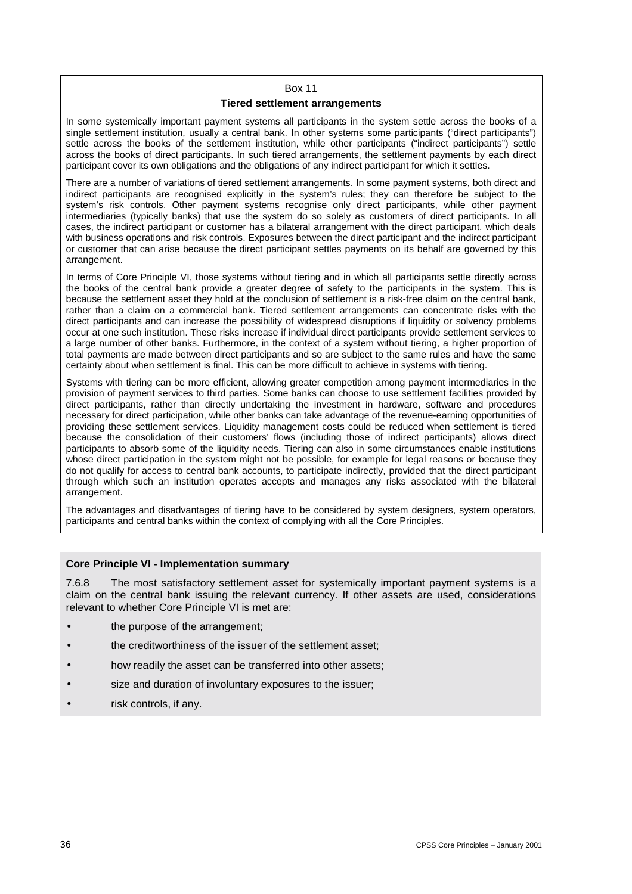Box 11

**Tiered settlement arrangements**

In some systemically important payment systems all participants in the system settle across the books of a single settlement institution, usually a central bank. In other systems some participants ("direct participants") settle across the books of the settlement institution, while other participants ("indirect participants") settle across the books of direct participants. In such tiered arrangements, the settlement payments by each direct participant cover its own obligations and the obligations of any indirect participant for which it settles.

There are a number of variations of tiered settlement arrangements. In some payment systems, both direct and indirect participants are recognised explicitly in the system's rules; they can therefore be subject to the system's risk controls. Other payment systems recognise only direct participants, while other payment intermediaries (typically banks) that use the system do so solely as customers of direct participants. In all cases, the indirect participant or customer has a bilateral arrangement with the direct participant, which deals with business operations and risk controls. Exposures between the direct participant and the indirect participant or customer that can arise because the direct participant settles payments on its behalf are governed by this arrangement.

In terms of Core Principle VI, those systems without tiering and in which all participants settle directly across the books of the central bank provide a greater degree of safety to the participants in the system. This is because the settlement asset they hold at the conclusion of settlement is a risk-free claim on the central bank, rather than a claim on a commercial bank. Tiered settlement arrangements can concentrate risks with the direct participants and can increase the possibility of widespread disruptions if liquidity or solvency problems occur at one such institution. These risks increase if individual direct participants provide settlement services to a large number of other banks. Furthermore, in the context of a system without tiering, a higher proportion of total payments are made between direct participants and so are subject to the same rules and have the same certainty about when settlement is final. This can be more difficult to achieve in systems with tiering.

Systems with tiering can be more efficient, allowing greater competition among payment intermediaries in the provision of payment services to third parties. Some banks can choose to use settlement facilities provided by direct participants, rather than directly undertaking the investment in hardware, software and procedures necessary for direct participation, while other banks can take advantage of the revenue-earning opportunities of providing these settlement services. Liquidity management costs could be reduced when settlement is tiered because the consolidation of their customers' flows (including those of indirect participants) allows direct participants to absorb some of the liquidity needs. Tiering can also in some circumstances enable institutions whose direct participation in the system might not be possible, for example for legal reasons or because they do not qualify for access to central bank accounts, to participate indirectly, provided that the direct participant through which such an institution operates accepts and manages any risks associated with the bilateral arrangement.

The advantages and disadvantages of tiering have to be considered by system designers, system operators, participants and central banks within the context of complying with all the Core Principles.

**Core Principle VI - Implementation summary**

7.6.8 The most satisfactory settlement asset for systemically important payment systems is a claim on the central bank issuing the relevant currency. If other assets are used, considerations relevant to whether Core Principle VI is met are:

- the purpose of the arrangement;
- the creditworthiness of the issuer of the settlement asset;
- how readily the asset can be transferred into other assets;
- size and duration of involuntary exposures to the issuer;
- risk controls, if any.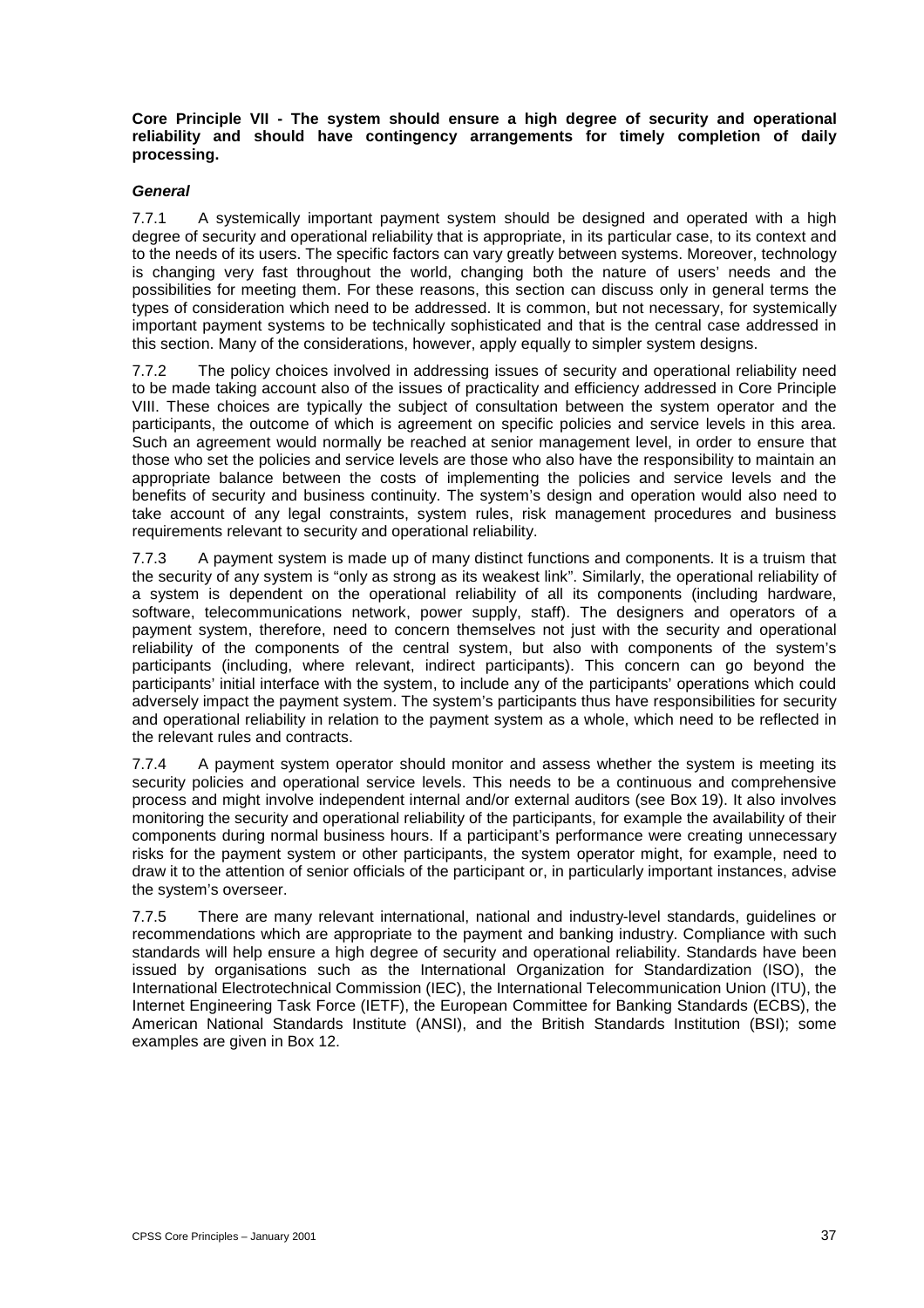**Core Principle VII - The system should ensure a high degree of security and operational reliability and should have contingency arrangements for timely completion of daily processing.**

***General***

7.7.1 A systemically important payment system should be designed and operated with a high degree of security and operational reliability that is appropriate, in its particular case, to its context and to the needs of its users. The specific factors can vary greatly between systems. Moreover, technology is changing very fast throughout the world, changing both the nature of users' needs and the possibilities for meeting them. For these reasons, this section can discuss only in general terms the types of consideration which need to be addressed. It is common, but not necessary, for systemically important payment systems to be technically sophisticated and that is the central case addressed in this section. Many of the considerations, however, apply equally to simpler system designs.

7.7.2 The policy choices involved in addressing issues of security and operational reliability need to be made taking account also of the issues of practicality and efficiency addressed in Core Principle VIII. These choices are typically the subject of consultation between the system operator and the participants, the outcome of which is agreement on specific policies and service levels in this area. Such an agreement would normally be reached at senior management level, in order to ensure that those who set the policies and service levels are those who also have the responsibility to maintain an appropriate balance between the costs of implementing the policies and service levels and the benefits of security and business continuity. The system's design and operation would also need to take account of any legal constraints, system rules, risk management procedures and business requirements relevant to security and operational reliability.

7.7.3 A payment system is made up of many distinct functions and components. It is a truism that the security of any system is "only as strong as its weakest link". Similarly, the operational reliability of a system is dependent on the operational reliability of all its components (including hardware, software, telecommunications network, power supply, staff). The designers and operators of a payment system, therefore, need to concern themselves not just with the security and operational reliability of the components of the central system, but also with components of the system's participants (including, where relevant, indirect participants). This concern can go beyond the participants' initial interface with the system, to include any of the participants' operations which could adversely impact the payment system. The system's participants thus have responsibilities for security and operational reliability in relation to the payment system as a whole, which need to be reflected in the relevant rules and contracts.

7.7.4 A payment system operator should monitor and assess whether the system is meeting its security policies and operational service levels. This needs to be a continuous and comprehensive process and might involve independent internal and/or external auditors (see Box 19). It also involves monitoring the security and operational reliability of the participants, for example the availability of their components during normal business hours. If a participant's performance were creating unnecessary risks for the payment system or other participants, the system operator might, for example, need to draw it to the attention of senior officials of the participant or, in particularly important instances, advise the system's overseer.

7.7.5 There are many relevant international, national and industry-level standards, guidelines or recommendations which are appropriate to the payment and banking industry. Compliance with such standards will help ensure a high degree of security and operational reliability. Standards have been issued by organisations such as the International Organization for Standardization (ISO), the International Electrotechnical Commission (IEC), the International Telecommunication Union (ITU), the Internet Engineering Task Force (IETF), the European Committee for Banking Standards (ECBS), the American National Standards Institute (ANSI), and the British Standards Institution (BSI); some examples are given in Box 12.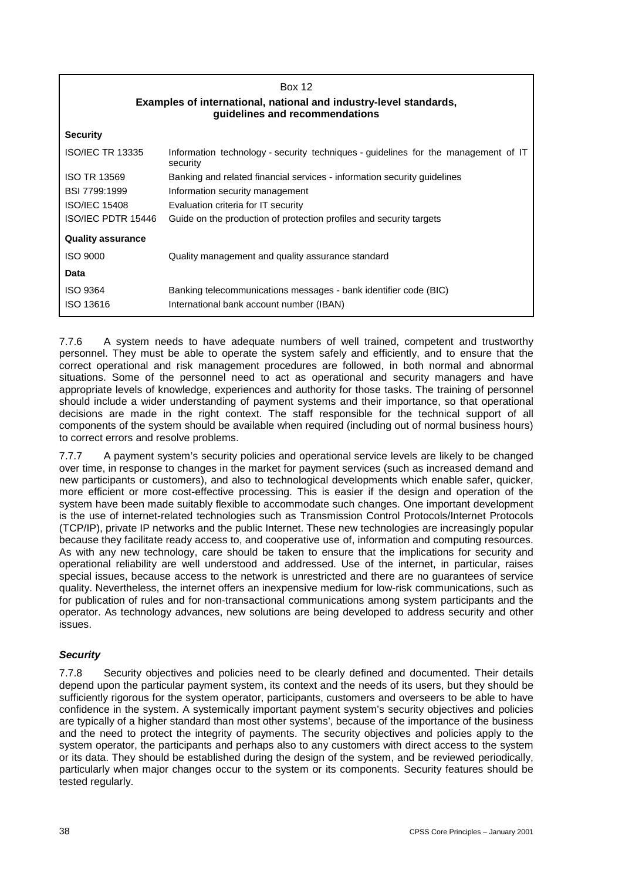Box 12

**Examples of international, national and industry-level standards, guidelines and recommendations**

| | |
|---|---|
| **Security** | |
| ISO/IEC TR 13335 | Information technology - security techniques - guidelines for the management of IT security |
| ISO TR 13569 | Banking and related financial services - information security guidelines |
| BSI 7799:1999 | Information security management |
| ISO/IEC 15408 | Evaluation criteria for IT security |
| ISO/IEC PDTR 15446 | Guide on the production of protection profiles and security targets |
| **Quality assurance** | |
| ISO 9000 | Quality management and quality assurance standard |
| **Data** | |
| ISO 9364 | Banking telecommunications messages - bank identifier code (BIC) |
| ISO 13616 | International bank account number (IBAN) |

7.7.6 A system needs to have adequate numbers of well trained, competent and trustworthy personnel. They must be able to operate the system safely and efficiently, and to ensure that the correct operational and risk management procedures are followed, in both normal and abnormal situations. Some of the personnel need to act as operational and security managers and have appropriate levels of knowledge, experiences and authority for those tasks. The training of personnel should include a wider understanding of payment systems and their importance, so that operational decisions are made in the right context. The staff responsible for the technical support of all components of the system should be available when required (including out of normal business hours) to correct errors and resolve problems.

7.7.7 A payment system's security policies and operational service levels are likely to be changed over time, in response to changes in the market for payment services (such as increased demand and new participants or customers), and also to technological developments which enable safer, quicker, more efficient or more cost-effective processing. This is easier if the design and operation of the system have been made suitably flexible to accommodate such changes. One important development is the use of internet-related technologies such as Transmission Control Protocols/Internet Protocols (TCP/IP), private IP networks and the public Internet. These new technologies are increasingly popular because they facilitate ready access to, and cooperative use of, information and computing resources. As with any new technology, care should be taken to ensure that the implications for security and operational reliability are well understood and addressed. Use of the internet, in particular, raises special issues, because access to the network is unrestricted and there are no guarantees of service quality. Nevertheless, the internet offers an inexpensive medium for low-risk communications, such as for publication of rules and for non-transactional communications among system participants and the operator. As technology advances, new solutions are being developed to address security and other issues.

### ***Security***

7.7.8 Security objectives and policies need to be clearly defined and documented. Their details depend upon the particular payment system, its context and the needs of its users, but they should be sufficiently rigorous for the system operator, participants, customers and overseers to be able to have confidence in the system. A systemically important payment system's security objectives and policies are typically of a higher standard than most other systems', because of the importance of the business and the need to protect the integrity of payments. The security objectives and policies apply to the system operator, the participants and perhaps also to any customers with direct access to the system or its data. They should be established during the design of the system, and be reviewed periodically, particularly when major changes occur to the system or its components. Security features should be tested regularly.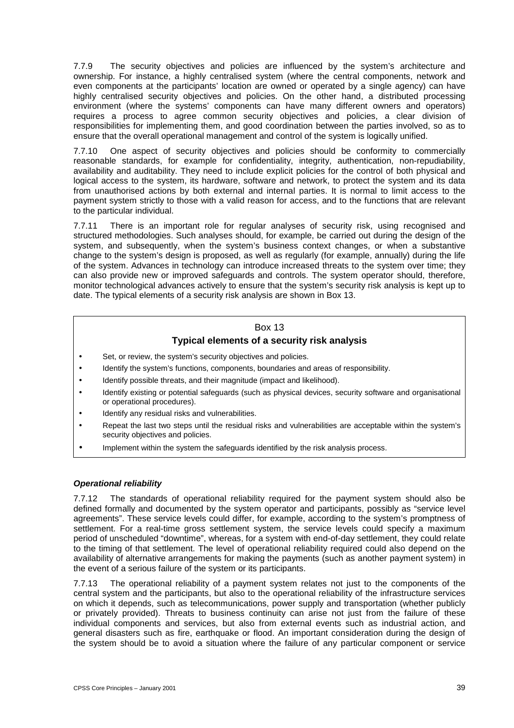7.7.9 The security objectives and policies are influenced by the system's architecture and ownership. For instance, a highly centralised system (where the central components, network and even components at the participants' location are owned or operated by a single agency) can have highly centralised security objectives and policies. On the other hand, a distributed processing environment (where the systems' components can have many different owners and operators) requires a process to agree common security objectives and policies, a clear division of responsibilities for implementing them, and good coordination between the parties involved, so as to ensure that the overall operational management and control of the system is logically unified.

7.7.10 One aspect of security objectives and policies should be conformity to commercially reasonable standards, for example for confidentiality, integrity, authentication, non-repudiability, availability and auditability. They need to include explicit policies for the control of both physical and logical access to the system, its hardware, software and network, to protect the system and its data from unauthorised actions by both external and internal parties. It is normal to limit access to the payment system strictly to those with a valid reason for access, and to the functions that are relevant to the particular individual.

7.7.11 There is an important role for regular analyses of security risk, using recognised and structured methodologies. Such analyses should, for example, be carried out during the design of the system, and subsequently, when the system's business context changes, or when a substantive change to the system's design is proposed, as well as regularly (for example, annually) during the life of the system. Advances in technology can introduce increased threats to the system over time; they can also provide new or improved safeguards and controls. The system operator should, therefore, monitor technological advances actively to ensure that the system's security risk analysis is kept up to date. The typical elements of a security risk analysis are shown in Box 13.

> Box 13
>
> **Typical elements of a security risk analysis**
>
> - Set, or review, the system's security objectives and policies.
> - Identify the system's functions, components, boundaries and areas of responsibility.
> - Identify possible threats, and their magnitude (impact and likelihood).
> - Identify existing or potential safeguards (such as physical devices, security software and organisational or operational procedures).
> - Identify any residual risks and vulnerabilities.
> - Repeat the last two steps until the residual risks and vulnerabilities are acceptable within the system's security objectives and policies.
> - Implement within the system the safeguards identified by the risk analysis process.

***Operational reliability***

7.7.12 The standards of operational reliability required for the payment system should also be defined formally and documented by the system operator and participants, possibly as "service level agreements". These service levels could differ, for example, according to the system's promptness of settlement. For a real-time gross settlement system, the service levels could specify a maximum period of unscheduled "downtime", whereas, for a system with end-of-day settlement, they could relate to the timing of that settlement. The level of operational reliability required could also depend on the availability of alternative arrangements for making the payments (such as another payment system) in the event of a serious failure of the system or its participants.

7.7.13 The operational reliability of a payment system relates not just to the components of the central system and the participants, but also to the operational reliability of the infrastructure services on which it depends, such as telecommunications, power supply and transportation (whether publicly or privately provided). Threats to business continuity can arise not just from the failure of these individual components and services, but also from external events such as industrial action, and general disasters such as fire, earthquake or flood. An important consideration during the design of the system should be to avoid a situation where the failure of any particular component or service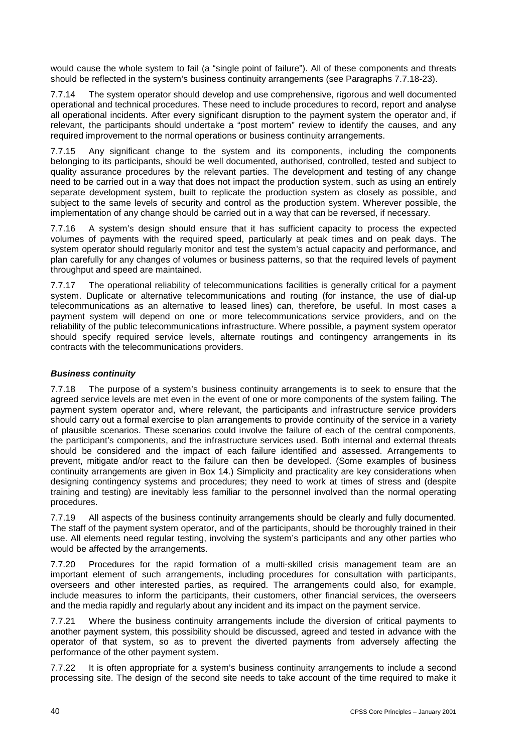would cause the whole system to fail (a "single point of failure"). All of these components and threats should be reflected in the system's business continuity arrangements (see Paragraphs 7.7.18-23).

7.7.14 The system operator should develop and use comprehensive, rigorous and well documented operational and technical procedures. These need to include procedures to record, report and analyse all operational incidents. After every significant disruption to the payment system the operator and, if relevant, the participants should undertake a "post mortem" review to identify the causes, and any required improvement to the normal operations or business continuity arrangements.

7.7.15 Any significant change to the system and its components, including the components belonging to its participants, should be well documented, authorised, controlled, tested and subject to quality assurance procedures by the relevant parties. The development and testing of any change need to be carried out in a way that does not impact the production system, such as using an entirely separate development system, built to replicate the production system as closely as possible, and subject to the same levels of security and control as the production system. Wherever possible, the implementation of any change should be carried out in a way that can be reversed, if necessary.

7.7.16 A system's design should ensure that it has sufficient capacity to process the expected volumes of payments with the required speed, particularly at peak times and on peak days. The system operator should regularly monitor and test the system's actual capacity and performance, and plan carefully for any changes of volumes or business patterns, so that the required levels of payment throughput and speed are maintained.

7.7.17 The operational reliability of telecommunications facilities is generally critical for a payment system. Duplicate or alternative telecommunications and routing (for instance, the use of dial-up telecommunications as an alternative to leased lines) can, therefore, be useful. In most cases a payment system will depend on one or more telecommunications service providers, and on the reliability of the public telecommunications infrastructure. Where possible, a payment system operator should specify required service levels, alternate routings and contingency arrangements in its contracts with the telecommunications providers.

***Business continuity***

7.7.18 The purpose of a system's business continuity arrangements is to seek to ensure that the agreed service levels are met even in the event of one or more components of the system failing. The payment system operator and, where relevant, the participants and infrastructure service providers should carry out a formal exercise to plan arrangements to provide continuity of the service in a variety of plausible scenarios. These scenarios could involve the failure of each of the central components, the participant's components, and the infrastructure services used. Both internal and external threats should be considered and the impact of each failure identified and assessed. Arrangements to prevent, mitigate and/or react to the failure can then be developed. (Some examples of business continuity arrangements are given in Box 14.) Simplicity and practicality are key considerations when designing contingency systems and procedures; they need to work at times of stress and (despite training and testing) are inevitably less familiar to the personnel involved than the normal operating procedures.

7.7.19 All aspects of the business continuity arrangements should be clearly and fully documented. The staff of the payment system operator, and of the participants, should be thoroughly trained in their use. All elements need regular testing, involving the system's participants and any other parties who would be affected by the arrangements.

7.7.20 Procedures for the rapid formation of a multi-skilled crisis management team are an important element of such arrangements, including procedures for consultation with participants, overseers and other interested parties, as required. The arrangements could also, for example, include measures to inform the participants, their customers, other financial services, the overseers and the media rapidly and regularly about any incident and its impact on the payment service.

7.7.21 Where the business continuity arrangements include the diversion of critical payments to another payment system, this possibility should be discussed, agreed and tested in advance with the operator of that system, so as to prevent the diverted payments from adversely affecting the performance of the other payment system.

7.7.22 It is often appropriate for a system's business continuity arrangements to include a second processing site. The design of the second site needs to take account of the time required to make it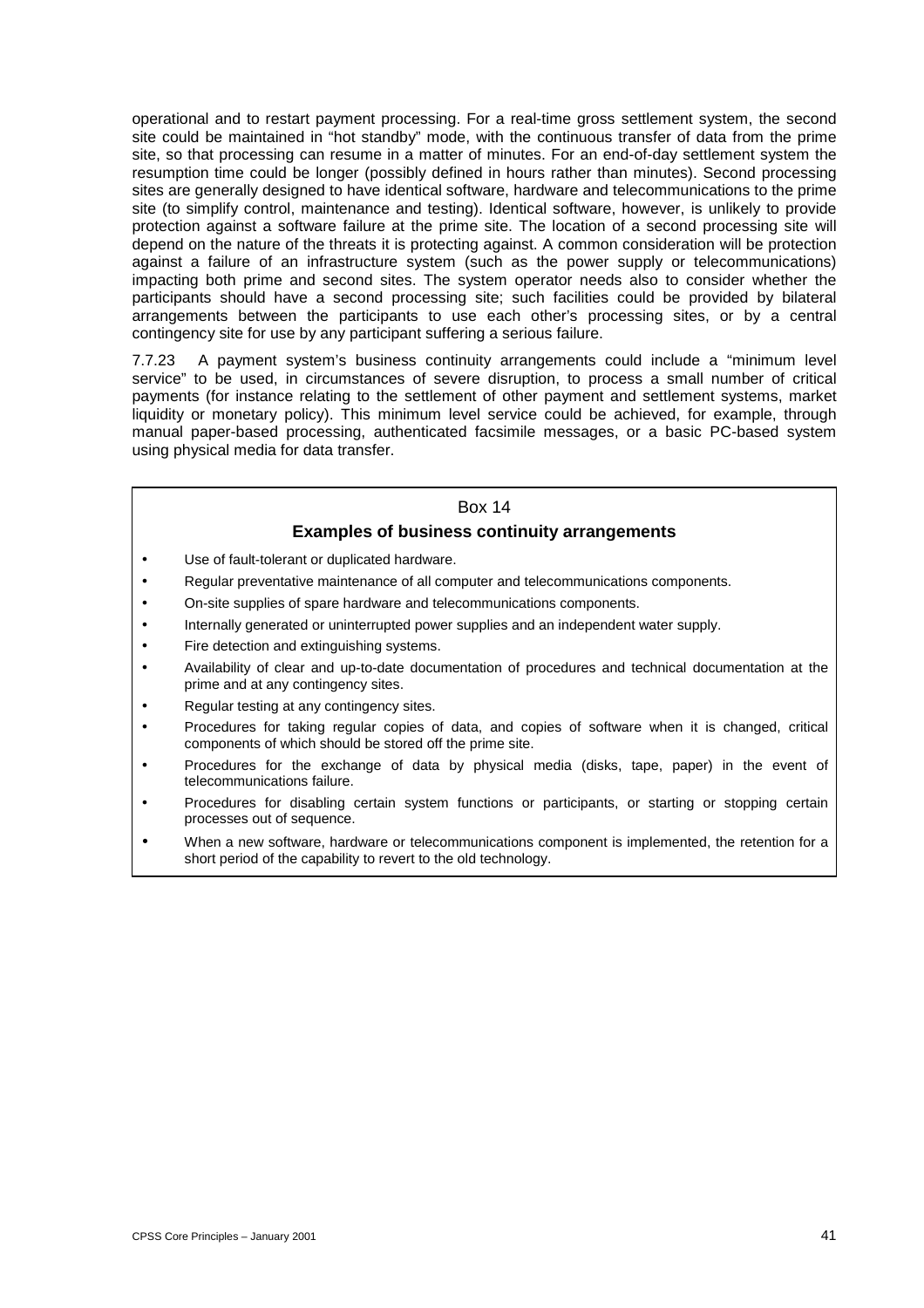operational and to restart payment processing. For a real-time gross settlement system, the second site could be maintained in "hot standby" mode, with the continuous transfer of data from the prime site, so that processing can resume in a matter of minutes. For an end-of-day settlement system the resumption time could be longer (possibly defined in hours rather than minutes). Second processing sites are generally designed to have identical software, hardware and telecommunications to the prime site (to simplify control, maintenance and testing). Identical software, however, is unlikely to provide protection against a software failure at the prime site. The location of a second processing site will depend on the nature of the threats it is protecting against. A common consideration will be protection against a failure of an infrastructure system (such as the power supply or telecommunications) impacting both prime and second sites. The system operator needs also to consider whether the participants should have a second processing site; such facilities could be provided by bilateral arrangements between the participants to use each other's processing sites, or by a central contingency site for use by any participant suffering a serious failure.

7.7.23 A payment system's business continuity arrangements could include a "minimum level service" to be used, in circumstances of severe disruption, to process a small number of critical payments (for instance relating to the settlement of other payment and settlement systems, market liquidity or monetary policy). This minimum level service could be achieved, for example, through manual paper-based processing, authenticated facsimile messages, or a basic PC-based system using physical media for data transfer.

Box 14

**Examples of business continuity arrangements**

- Use of fault-tolerant or duplicated hardware.
- Regular preventative maintenance of all computer and telecommunications components.
- On-site supplies of spare hardware and telecommunications components.
- Internally generated or uninterrupted power supplies and an independent water supply.
- Fire detection and extinguishing systems.
- Availability of clear and up-to-date documentation of procedures and technical documentation at the prime and at any contingency sites.
- Regular testing at any contingency sites.
- Procedures for taking regular copies of data, and copies of software when it is changed, critical components of which should be stored off the prime site.
- Procedures for the exchange of data by physical media (disks, tape, paper) in the event of telecommunications failure.
- Procedures for disabling certain system functions or participants, or starting or stopping certain processes out of sequence.
- When a new software, hardware or telecommunications component is implemented, the retention for a short period of the capability to revert to the old technology.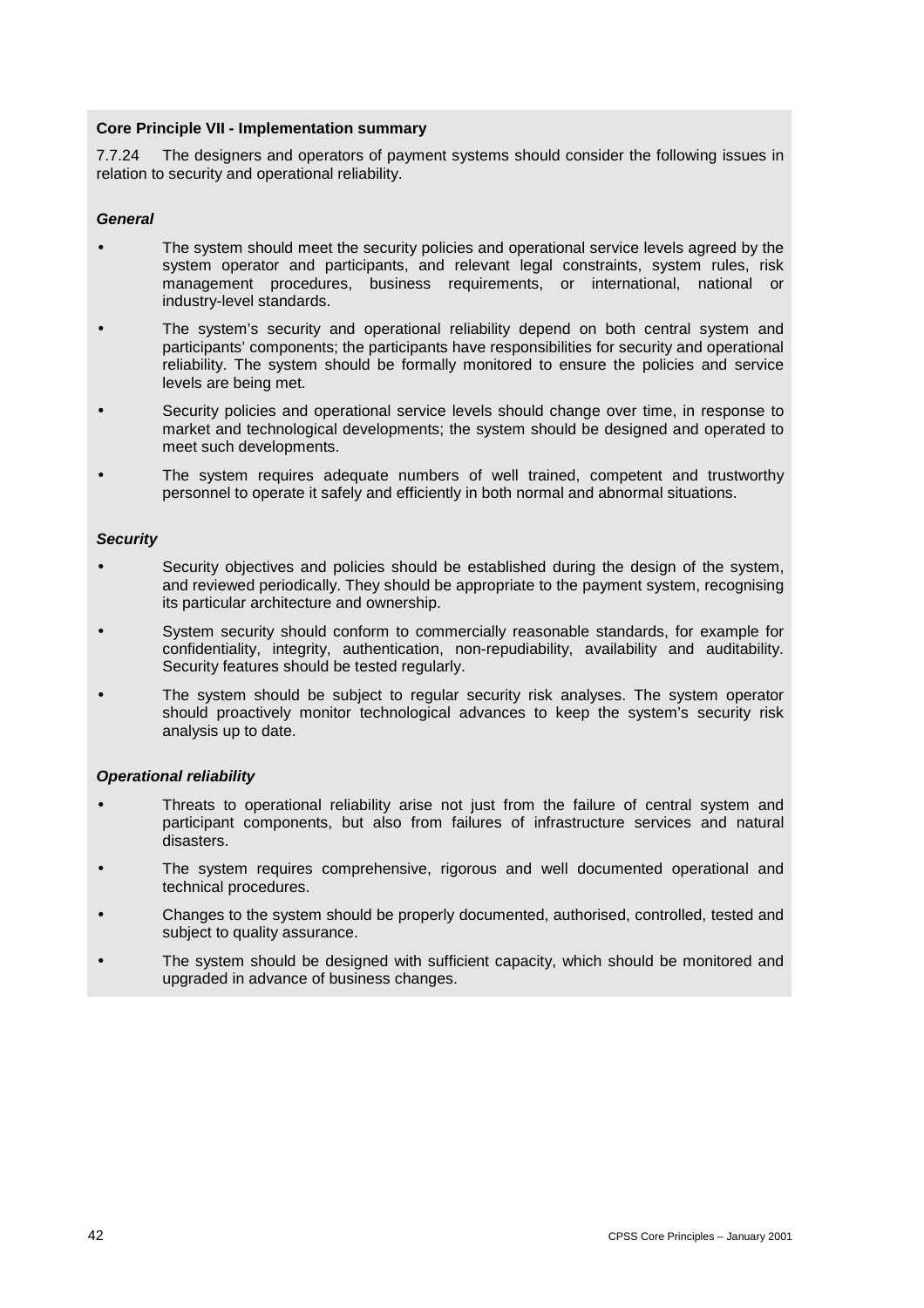**Core Principle VII - Implementation summary**

7.7.24 The designers and operators of payment systems should consider the following issues in relation to security and operational reliability.

***General***

- The system should meet the security policies and operational service levels agreed by the system operator and participants, and relevant legal constraints, system rules, risk management procedures, business requirements, or international, national or industry-level standards.
- The system's security and operational reliability depend on both central system and participants' components; the participants have responsibilities for security and operational reliability. The system should be formally monitored to ensure the policies and service levels are being met.
- Security policies and operational service levels should change over time, in response to market and technological developments; the system should be designed and operated to meet such developments.
- The system requires adequate numbers of well trained, competent and trustworthy personnel to operate it safely and efficiently in both normal and abnormal situations.

***Security***

- Security objectives and policies should be established during the design of the system, and reviewed periodically. They should be appropriate to the payment system, recognising its particular architecture and ownership.
- System security should conform to commercially reasonable standards, for example for confidentiality, integrity, authentication, non-repudiability, availability and auditability. Security features should be tested regularly.
- The system should be subject to regular security risk analyses. The system operator should proactively monitor technological advances to keep the system's security risk analysis up to date.

***Operational reliability***

- Threats to operational reliability arise not just from the failure of central system and participant components, but also from failures of infrastructure services and natural disasters.
- The system requires comprehensive, rigorous and well documented operational and technical procedures.
- Changes to the system should be properly documented, authorised, controlled, tested and subject to quality assurance.
- The system should be designed with sufficient capacity, which should be monitored and upgraded in advance of business changes.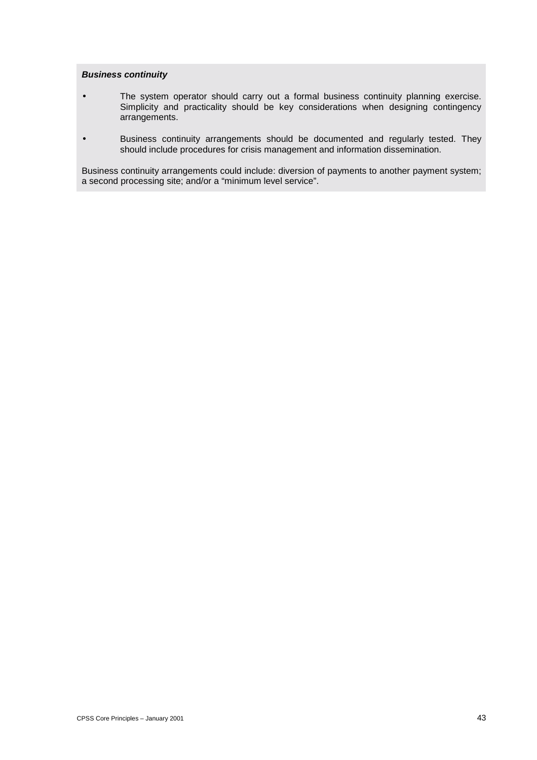***Business continuity***

- The system operator should carry out a formal business continuity planning exercise. Simplicity and practicality should be key considerations when designing contingency arrangements.
- Business continuity arrangements should be documented and regularly tested. They should include procedures for crisis management and information dissemination.

Business continuity arrangements could include: diversion of payments to another payment system; a second processing site; and/or a "minimum level service".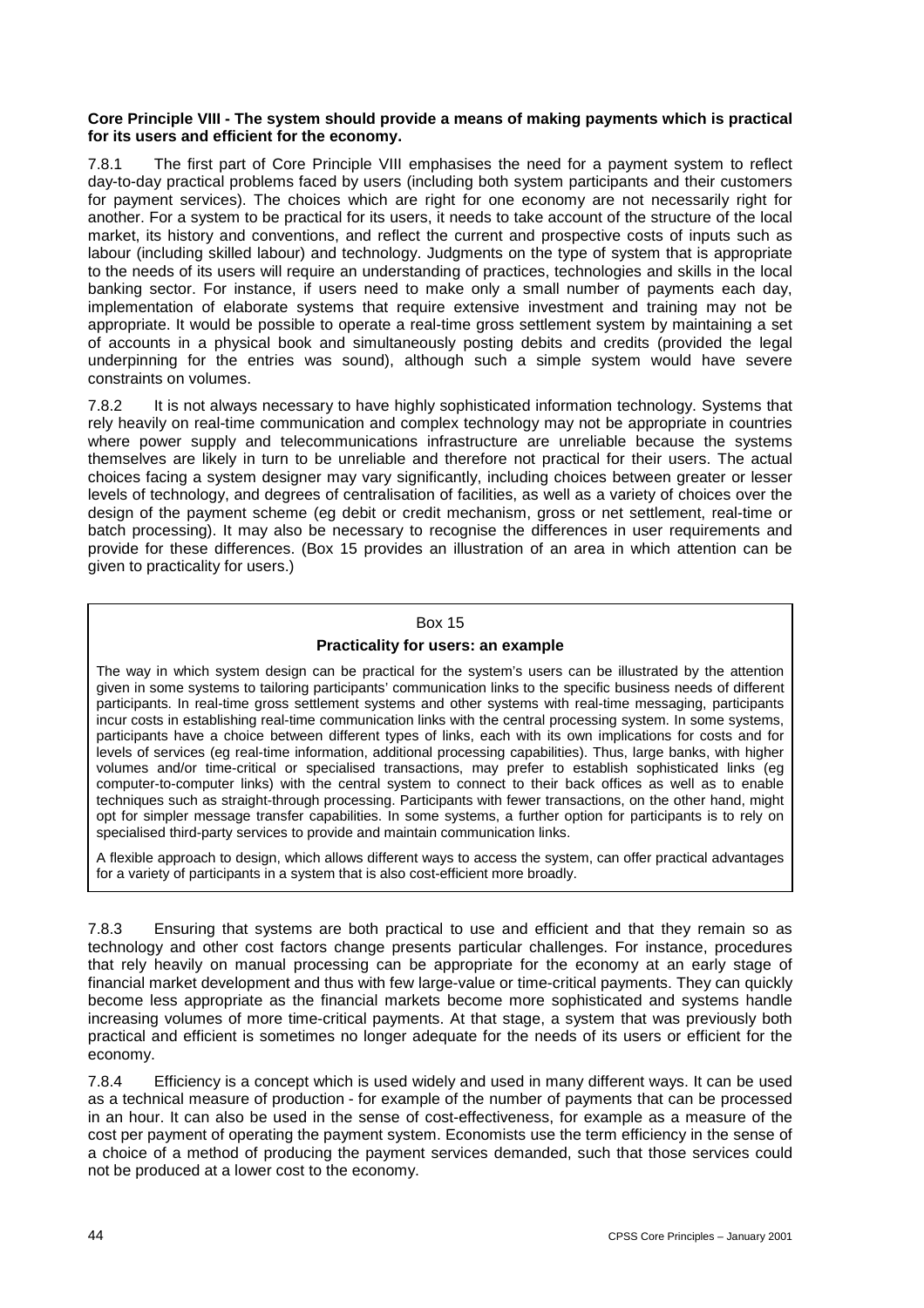**Core Principle VIII - The system should provide a means of making payments which is practical for its users and efficient for the economy.**

7.8.1 The first part of Core Principle VIII emphasises the need for a payment system to reflect day-to-day practical problems faced by users (including both system participants and their customers for payment services). The choices which are right for one economy are not necessarily right for another. For a system to be practical for its users, it needs to take account of the structure of the local market, its history and conventions, and reflect the current and prospective costs of inputs such as labour (including skilled labour) and technology. Judgments on the type of system that is appropriate to the needs of its users will require an understanding of practices, technologies and skills in the local banking sector. For instance, if users need to make only a small number of payments each day, implementation of elaborate systems that require extensive investment and training may not be appropriate. It would be possible to operate a real-time gross settlement system by maintaining a set of accounts in a physical book and simultaneously posting debits and credits (provided the legal underpinning for the entries was sound), although such a simple system would have severe constraints on volumes.

7.8.2 It is not always necessary to have highly sophisticated information technology. Systems that rely heavily on real-time communication and complex technology may not be appropriate in countries where power supply and telecommunications infrastructure are unreliable because the systems themselves are likely in turn to be unreliable and therefore not practical for their users. The actual choices facing a system designer may vary significantly, including choices between greater or lesser levels of technology, and degrees of centralisation of facilities, as well as a variety of choices over the design of the payment scheme (eg debit or credit mechanism, gross or net settlement, real-time or batch processing). It may also be necessary to recognise the differences in user requirements and provide for these differences. (Box 15 provides an illustration of an area in which attention can be given to practicality for users.)

> Box 15
>
> **Practicality for users: an example**
>
> The way in which system design can be practical for the system's users can be illustrated by the attention given in some systems to tailoring participants' communication links to the specific business needs of different participants. In real-time gross settlement systems and other systems with real-time messaging, participants incur costs in establishing real-time communication links with the central processing system. In some systems, participants have a choice between different types of links, each with its own implications for costs and for levels of services (eg real-time information, additional processing capabilities). Thus, large banks, with higher volumes and/or time-critical or specialised transactions, may prefer to establish sophisticated links (eg computer-to-computer links) with the central system to connect to their back offices as well as to enable techniques such as straight-through processing. Participants with fewer transactions, on the other hand, might opt for simpler message transfer capabilities. In some systems, a further option for participants is to rely on specialised third-party services to provide and maintain communication links.
>
> A flexible approach to design, which allows different ways to access the system, can offer practical advantages for a variety of participants in a system that is also cost-efficient more broadly.

7.8.3 Ensuring that systems are both practical to use and efficient and that they remain so as technology and other cost factors change presents particular challenges. For instance, procedures that rely heavily on manual processing can be appropriate for the economy at an early stage of financial market development and thus with few large-value or time-critical payments. They can quickly become less appropriate as the financial markets become more sophisticated and systems handle increasing volumes of more time-critical payments. At that stage, a system that was previously both practical and efficient is sometimes no longer adequate for the needs of its users or efficient for the economy.

7.8.4 Efficiency is a concept which is used widely and used in many different ways. It can be used as a technical measure of production - for example of the number of payments that can be processed in an hour. It can also be used in the sense of cost-effectiveness, for example as a measure of the cost per payment of operating the payment system. Economists use the term efficiency in the sense of a choice of a method of producing the payment services demanded, such that those services could not be produced at a lower cost to the economy.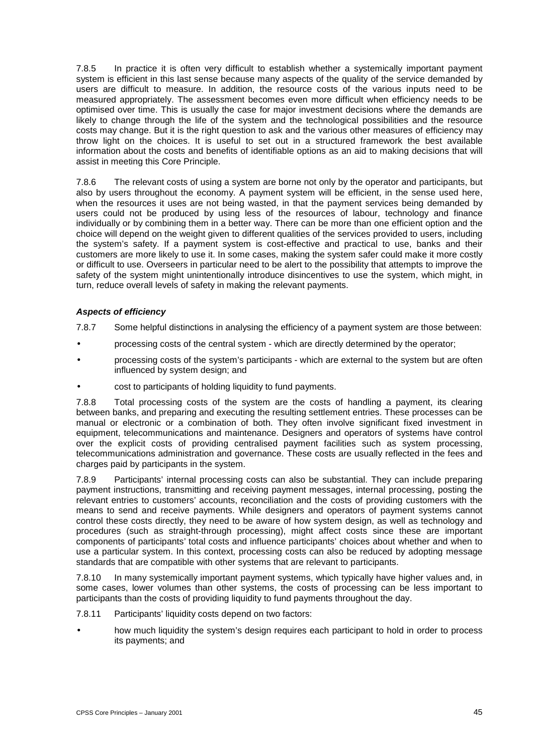7.8.5 In practice it is often very difficult to establish whether a systemically important payment system is efficient in this last sense because many aspects of the quality of the service demanded by users are difficult to measure. In addition, the resource costs of the various inputs need to be measured appropriately. The assessment becomes even more difficult when efficiency needs to be optimised over time. This is usually the case for major investment decisions where the demands are likely to change through the life of the system and the technological possibilities and the resource costs may change. But it is the right question to ask and the various other measures of efficiency may throw light on the choices. It is useful to set out in a structured framework the best available information about the costs and benefits of identifiable options as an aid to making decisions that will assist in meeting this Core Principle.

7.8.6 The relevant costs of using a system are borne not only by the operator and participants, but also by users throughout the economy. A payment system will be efficient, in the sense used here, when the resources it uses are not being wasted, in that the payment services being demanded by users could not be produced by using less of the resources of labour, technology and finance individually or by combining them in a better way. There can be more than one efficient option and the choice will depend on the weight given to different qualities of the services provided to users, including the system's safety. If a payment system is cost-effective and practical to use, banks and their customers are more likely to use it. In some cases, making the system safer could make it more costly or difficult to use. Overseers in particular need to be alert to the possibility that attempts to improve the safety of the system might unintentionally introduce disincentives to use the system, which might, in turn, reduce overall levels of safety in making the relevant payments.

### *Aspects of efficiency*

7.8.7 Some helpful distinctions in analysing the efficiency of a payment system are those between:

- processing costs of the central system - which are directly determined by the operator;
- processing costs of the system's participants - which are external to the system but are often influenced by system design; and
- cost to participants of holding liquidity to fund payments.

7.8.8 Total processing costs of the system are the costs of handling a payment, its clearing between banks, and preparing and executing the resulting settlement entries. These processes can be manual or electronic or a combination of both. They often involve significant fixed investment in equipment, telecommunications and maintenance. Designers and operators of systems have control over the explicit costs of providing centralised payment facilities such as system processing, telecommunications administration and governance. These costs are usually reflected in the fees and charges paid by participants in the system.

7.8.9 Participants' internal processing costs can also be substantial. They can include preparing payment instructions, transmitting and receiving payment messages, internal processing, posting the relevant entries to customers' accounts, reconciliation and the costs of providing customers with the means to send and receive payments. While designers and operators of payment systems cannot control these costs directly, they need to be aware of how system design, as well as technology and procedures (such as straight-through processing), might affect costs since these are important components of participants' total costs and influence participants' choices about whether and when to use a particular system. In this context, processing costs can also be reduced by adopting message standards that are compatible with other systems that are relevant to participants.

7.8.10 In many systemically important payment systems, which typically have higher values and, in some cases, lower volumes than other systems, the costs of processing can be less important to participants than the costs of providing liquidity to fund payments throughout the day.

7.8.11 Participants' liquidity costs depend on two factors:

- how much liquidity the system's design requires each participant to hold in order to process its payments; and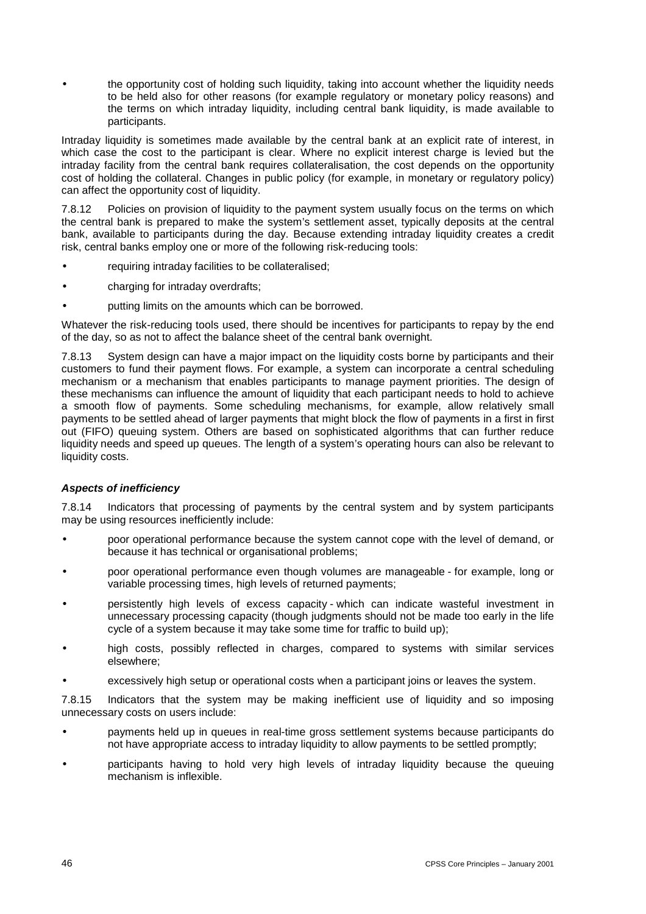- the opportunity cost of holding such liquidity, taking into account whether the liquidity needs to be held also for other reasons (for example regulatory or monetary policy reasons) and the terms on which intraday liquidity, including central bank liquidity, is made available to participants.

Intraday liquidity is sometimes made available by the central bank at an explicit rate of interest, in which case the cost to the participant is clear. Where no explicit interest charge is levied but the intraday facility from the central bank requires collateralisation, the cost depends on the opportunity cost of holding the collateral. Changes in public policy (for example, in monetary or regulatory policy) can affect the opportunity cost of liquidity.

7.8.12 Policies on provision of liquidity to the payment system usually focus on the terms on which the central bank is prepared to make the system's settlement asset, typically deposits at the central bank, available to participants during the day. Because extending intraday liquidity creates a credit risk, central banks employ one or more of the following risk-reducing tools:

- requiring intraday facilities to be collateralised;
- charging for intraday overdrafts;
- putting limits on the amounts which can be borrowed.

Whatever the risk-reducing tools used, there should be incentives for participants to repay by the end of the day, so as not to affect the balance sheet of the central bank overnight.

7.8.13 System design can have a major impact on the liquidity costs borne by participants and their customers to fund their payment flows. For example, a system can incorporate a central scheduling mechanism or a mechanism that enables participants to manage payment priorities. The design of these mechanisms can influence the amount of liquidity that each participant needs to hold to achieve a smooth flow of payments. Some scheduling mechanisms, for example, allow relatively small payments to be settled ahead of larger payments that might block the flow of payments in a first in first out (FIFO) queuing system. Others are based on sophisticated algorithms that can further reduce liquidity needs and speed up queues. The length of a system's operating hours can also be relevant to liquidity costs.

***Aspects of inefficiency***

7.8.14 Indicators that processing of payments by the central system and by system participants may be using resources inefficiently include:

- poor operational performance because the system cannot cope with the level of demand, or because it has technical or organisational problems;
- poor operational performance even though volumes are manageable - for example, long or variable processing times, high levels of returned payments;
- persistently high levels of excess capacity - which can indicate wasteful investment in unnecessary processing capacity (though judgments should not be made too early in the life cycle of a system because it may take some time for traffic to build up);
- high costs, possibly reflected in charges, compared to systems with similar services elsewhere;
- excessively high setup or operational costs when a participant joins or leaves the system.

7.8.15 Indicators that the system may be making inefficient use of liquidity and so imposing unnecessary costs on users include:

- payments held up in queues in real-time gross settlement systems because participants do not have appropriate access to intraday liquidity to allow payments to be settled promptly;
- participants having to hold very high levels of intraday liquidity because the queuing mechanism is inflexible.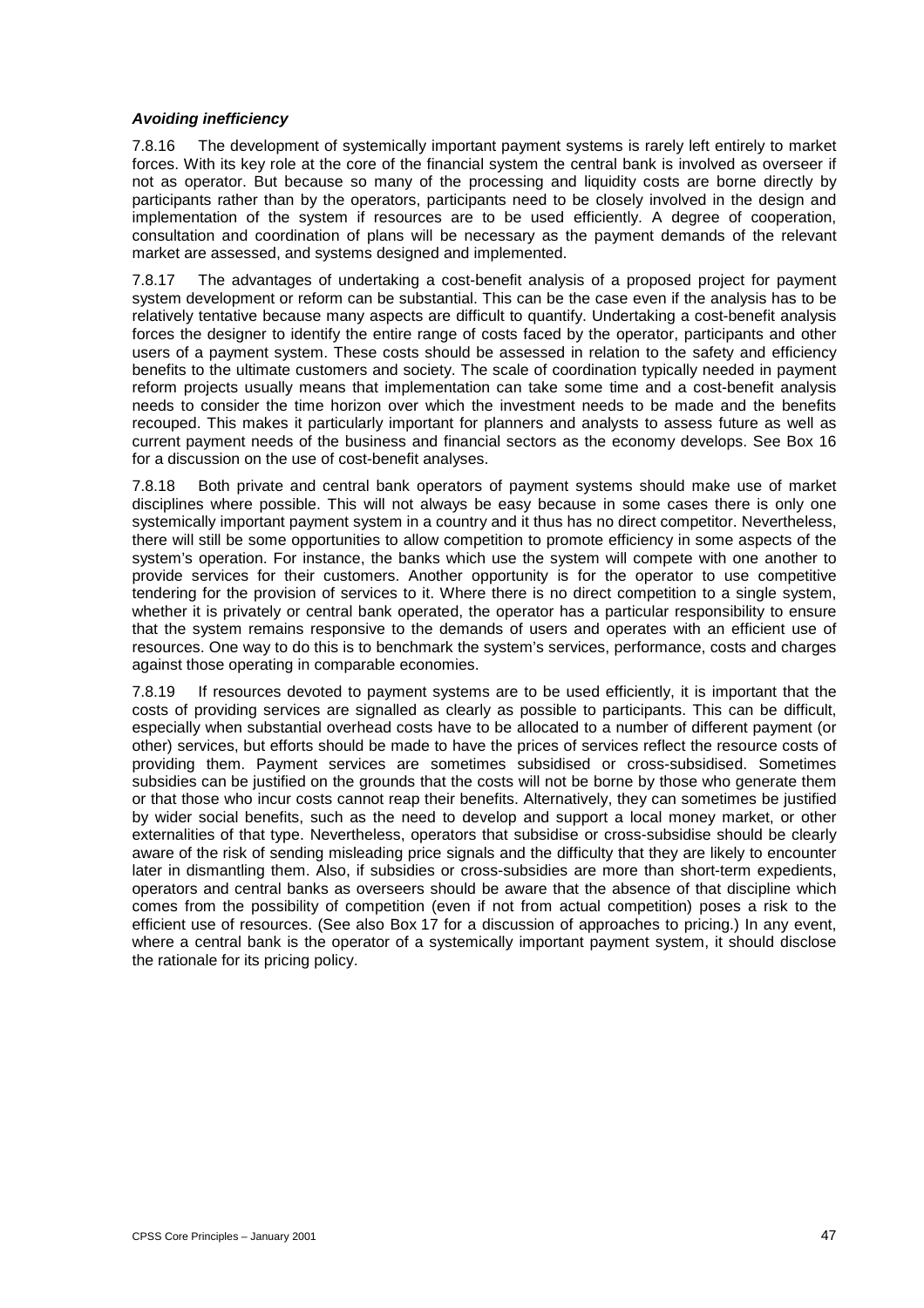***Avoiding inefficiency***

7.8.16 The development of systemically important payment systems is rarely left entirely to market forces. With its key role at the core of the financial system the central bank is involved as overseer if not as operator. But because so many of the processing and liquidity costs are borne directly by participants rather than by the operators, participants need to be closely involved in the design and implementation of the system if resources are to be used efficiently. A degree of cooperation, consultation and coordination of plans will be necessary as the payment demands of the relevant market are assessed, and systems designed and implemented.

7.8.17 The advantages of undertaking a cost-benefit analysis of a proposed project for payment system development or reform can be substantial. This can be the case even if the analysis has to be relatively tentative because many aspects are difficult to quantify. Undertaking a cost-benefit analysis forces the designer to identify the entire range of costs faced by the operator, participants and other users of a payment system. These costs should be assessed in relation to the safety and efficiency benefits to the ultimate customers and society. The scale of coordination typically needed in payment reform projects usually means that implementation can take some time and a cost-benefit analysis needs to consider the time horizon over which the investment needs to be made and the benefits recouped. This makes it particularly important for planners and analysts to assess future as well as current payment needs of the business and financial sectors as the economy develops. See Box 16 for a discussion on the use of cost-benefit analyses.

7.8.18 Both private and central bank operators of payment systems should make use of market disciplines where possible. This will not always be easy because in some cases there is only one systemically important payment system in a country and it thus has no direct competitor. Nevertheless, there will still be some opportunities to allow competition to promote efficiency in some aspects of the system's operation. For instance, the banks which use the system will compete with one another to provide services for their customers. Another opportunity is for the operator to use competitive tendering for the provision of services to it. Where there is no direct competition to a single system, whether it is privately or central bank operated, the operator has a particular responsibility to ensure that the system remains responsive to the demands of users and operates with an efficient use of resources. One way to do this is to benchmark the system's services, performance, costs and charges against those operating in comparable economies.

7.8.19 If resources devoted to payment systems are to be used efficiently, it is important that the costs of providing services are signalled as clearly as possible to participants. This can be difficult, especially when substantial overhead costs have to be allocated to a number of different payment (or other) services, but efforts should be made to have the prices of services reflect the resource costs of providing them. Payment services are sometimes subsidised or cross-subsidised. Sometimes subsidies can be justified on the grounds that the costs will not be borne by those who generate them or that those who incur costs cannot reap their benefits. Alternatively, they can sometimes be justified by wider social benefits, such as the need to develop and support a local money market, or other externalities of that type. Nevertheless, operators that subsidise or cross-subsidise should be clearly aware of the risk of sending misleading price signals and the difficulty that they are likely to encounter later in dismantling them. Also, if subsidies or cross-subsidies are more than short-term expedients, operators and central banks as overseers should be aware that the absence of that discipline which comes from the possibility of competition (even if not from actual competition) poses a risk to the efficient use of resources. (See also Box 17 for a discussion of approaches to pricing.) In any event, where a central bank is the operator of a systemically important payment system, it should disclose the rationale for its pricing policy.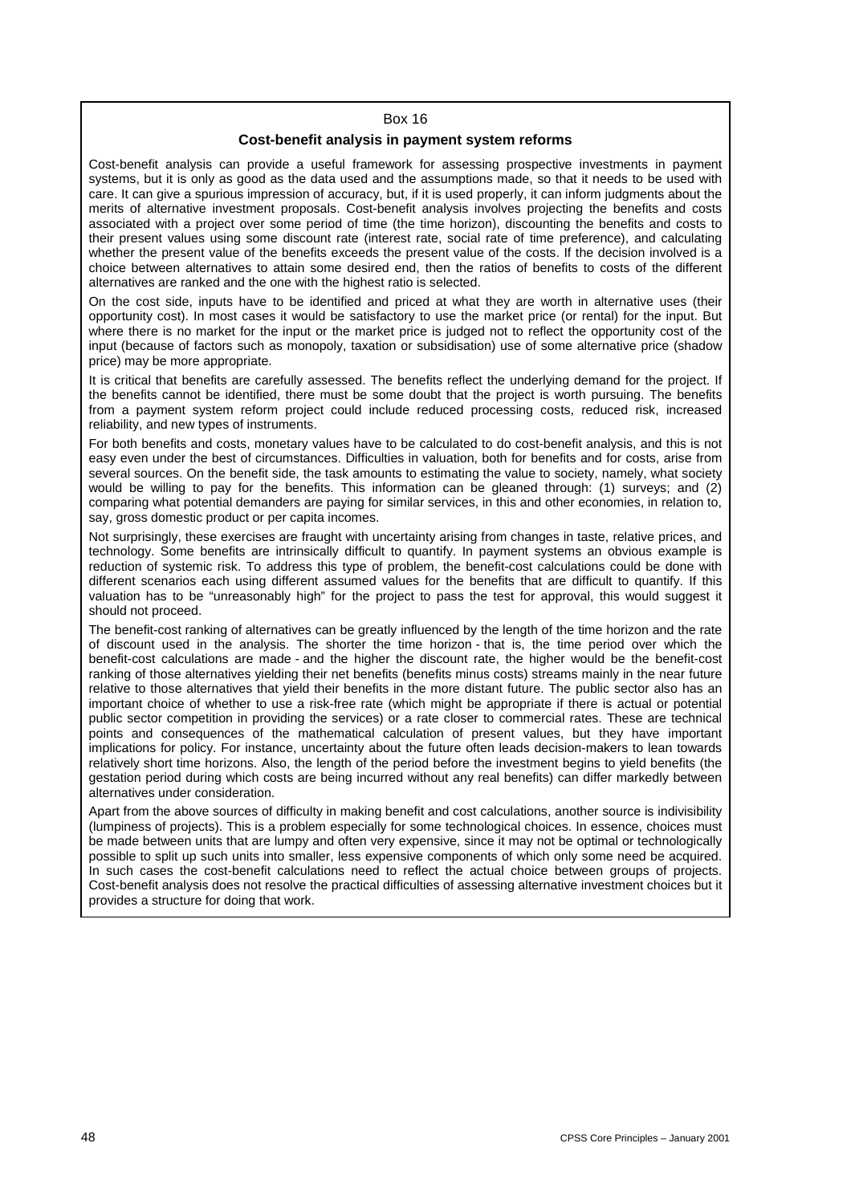Box 16

### Cost-benefit analysis in payment system reforms

Cost-benefit analysis can provide a useful framework for assessing prospective investments in payment systems, but it is only as good as the data used and the assumptions made, so that it needs to be used with care. It can give a spurious impression of accuracy, but, if it is used properly, it can inform judgments about the merits of alternative investment proposals. Cost-benefit analysis involves projecting the benefits and costs associated with a project over some period of time (the time horizon), discounting the benefits and costs to their present values using some discount rate (interest rate, social rate of time preference), and calculating whether the present value of the benefits exceeds the present value of the costs. If the decision involved is a choice between alternatives to attain some desired end, then the ratios of benefits to costs of the different alternatives are ranked and the one with the highest ratio is selected.

On the cost side, inputs have to be identified and priced at what they are worth in alternative uses (their opportunity cost). In most cases it would be satisfactory to use the market price (or rental) for the input. But where there is no market for the input or the market price is judged not to reflect the opportunity cost of the input (because of factors such as monopoly, taxation or subsidisation) use of some alternative price (shadow price) may be more appropriate.

It is critical that benefits are carefully assessed. The benefits reflect the underlying demand for the project. If the benefits cannot be identified, there must be some doubt that the project is worth pursuing. The benefits from a payment system reform project could include reduced processing costs, reduced risk, increased reliability, and new types of instruments.

For both benefits and costs, monetary values have to be calculated to do cost-benefit analysis, and this is not easy even under the best of circumstances. Difficulties in valuation, both for benefits and for costs, arise from several sources. On the benefit side, the task amounts to estimating the value to society, namely, what society would be willing to pay for the benefits. This information can be gleaned through: (1) surveys; and (2) comparing what potential demanders are paying for similar services, in this and other economies, in relation to, say, gross domestic product or per capita incomes.

Not surprisingly, these exercises are fraught with uncertainty arising from changes in taste, relative prices, and technology. Some benefits are intrinsically difficult to quantify. In payment systems an obvious example is reduction of systemic risk. To address this type of problem, the benefit-cost calculations could be done with different scenarios each using different assumed values for the benefits that are difficult to quantify. If this valuation has to be "unreasonably high" for the project to pass the test for approval, this would suggest it should not proceed.

The benefit-cost ranking of alternatives can be greatly influenced by the length of the time horizon and the rate of discount used in the analysis. The shorter the time horizon - that is, the time period over which the benefit-cost calculations are made - and the higher the discount rate, the higher would be the benefit-cost ranking of those alternatives yielding their net benefits (benefits minus costs) streams mainly in the near future relative to those alternatives that yield their benefits in the more distant future. The public sector also has an important choice of whether to use a risk-free rate (which might be appropriate if there is actual or potential public sector competition in providing the services) or a rate closer to commercial rates. These are technical points and consequences of the mathematical calculation of present values, but they have important implications for policy. For instance, uncertainty about the future often leads decision-makers to lean towards relatively short time horizons. Also, the length of the period before the investment begins to yield benefits (the gestation period during which costs are being incurred without any real benefits) can differ markedly between alternatives under consideration.

Apart from the above sources of difficulty in making benefit and cost calculations, another source is indivisibility (lumpiness of projects). This is a problem especially for some technological choices. In essence, choices must be made between units that are lumpy and often very expensive, since it may not be optimal or technologically possible to split up such units into smaller, less expensive components of which only some need be acquired. In such cases the cost-benefit calculations need to reflect the actual choice between groups of projects. Cost-benefit analysis does not resolve the practical difficulties of assessing alternative investment choices but it provides a structure for doing that work.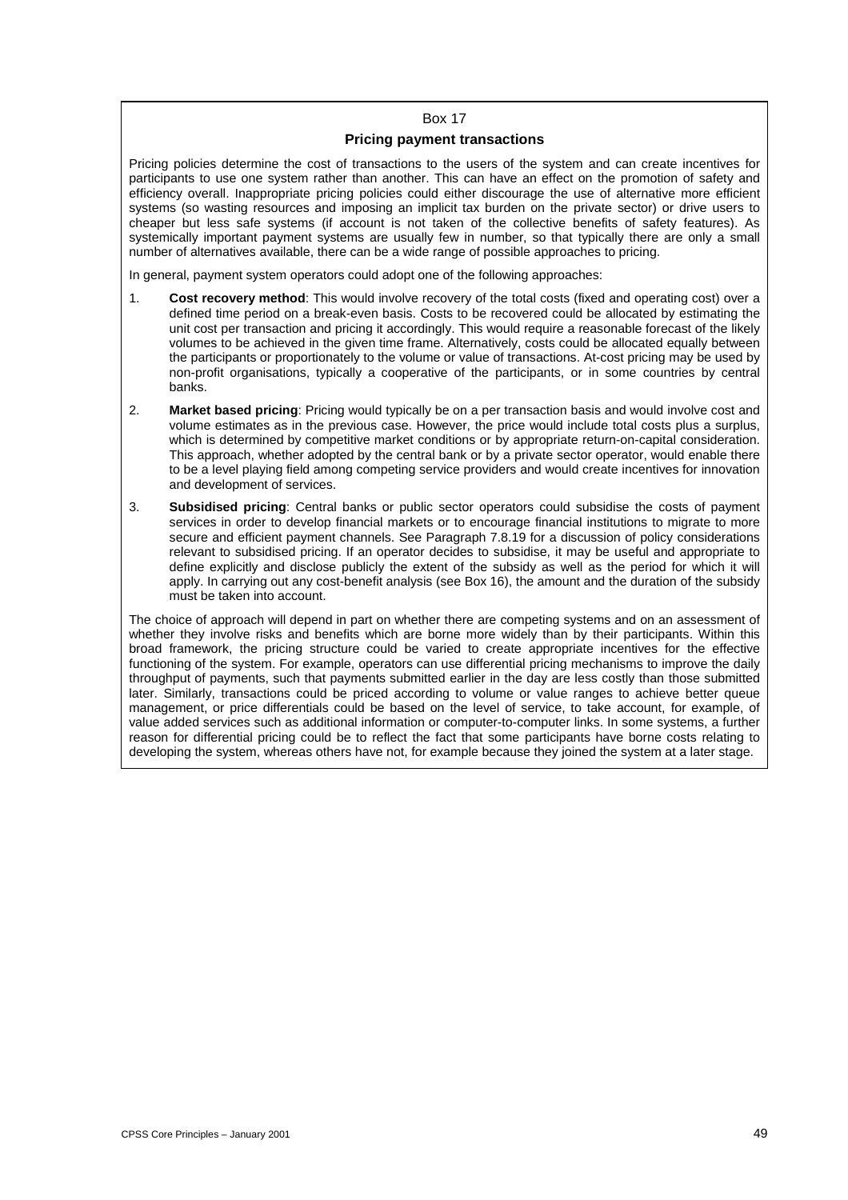Box 17

### Pricing payment transactions

Pricing policies determine the cost of transactions to the users of the system and can create incentives for participants to use one system rather than another. This can have an effect on the promotion of safety and efficiency overall. Inappropriate pricing policies could either discourage the use of alternative more efficient systems (so wasting resources and imposing an implicit tax burden on the private sector) or drive users to cheaper but less safe systems (if account is not taken of the collective benefits of safety features). As systemically important payment systems are usually few in number, so that typically there are only a small number of alternatives available, there can be a wide range of possible approaches to pricing.

In general, payment system operators could adopt one of the following approaches:

1. **Cost recovery method**: This would involve recovery of the total costs (fixed and operating cost) over a defined time period on a break-even basis. Costs to be recovered could be allocated by estimating the unit cost per transaction and pricing it accordingly. This would require a reasonable forecast of the likely volumes to be achieved in the given time frame. Alternatively, costs could be allocated equally between the participants or proportionately to the volume or value of transactions. At-cost pricing may be used by non-profit organisations, typically a cooperative of the participants, or in some countries by central banks.

2. **Market based pricing**: Pricing would typically be on a per transaction basis and would involve cost and volume estimates as in the previous case. However, the price would include total costs plus a surplus, which is determined by competitive market conditions or by appropriate return-on-capital consideration. This approach, whether adopted by the central bank or by a private sector operator, would enable there to be a level playing field among competing service providers and would create incentives for innovation and development of services.

3. **Subsidised pricing**: Central banks or public sector operators could subsidise the costs of payment services in order to develop financial markets or to encourage financial institutions to migrate to more secure and efficient payment channels. See Paragraph 7.8.19 for a discussion of policy considerations relevant to subsidised pricing. If an operator decides to subsidise, it may be useful and appropriate to define explicitly and disclose publicly the extent of the subsidy as well as the period for which it will apply. In carrying out any cost-benefit analysis (see Box 16), the amount and the duration of the subsidy must be taken into account.

The choice of approach will depend in part on whether there are competing systems and on an assessment of whether they involve risks and benefits which are borne more widely than by their participants. Within this broad framework, the pricing structure could be varied to create appropriate incentives for the effective functioning of the system. For example, operators can use differential pricing mechanisms to improve the daily throughput of payments, such that payments submitted earlier in the day are less costly than those submitted later. Similarly, transactions could be priced according to volume or value ranges to achieve better queue management, or price differentials could be based on the level of service, to take account, for example, of value added services such as additional information or computer-to-computer links. In some systems, a further reason for differential pricing could be to reflect the fact that some participants have borne costs relating to developing the system, whereas others have not, for example because they joined the system at a later stage.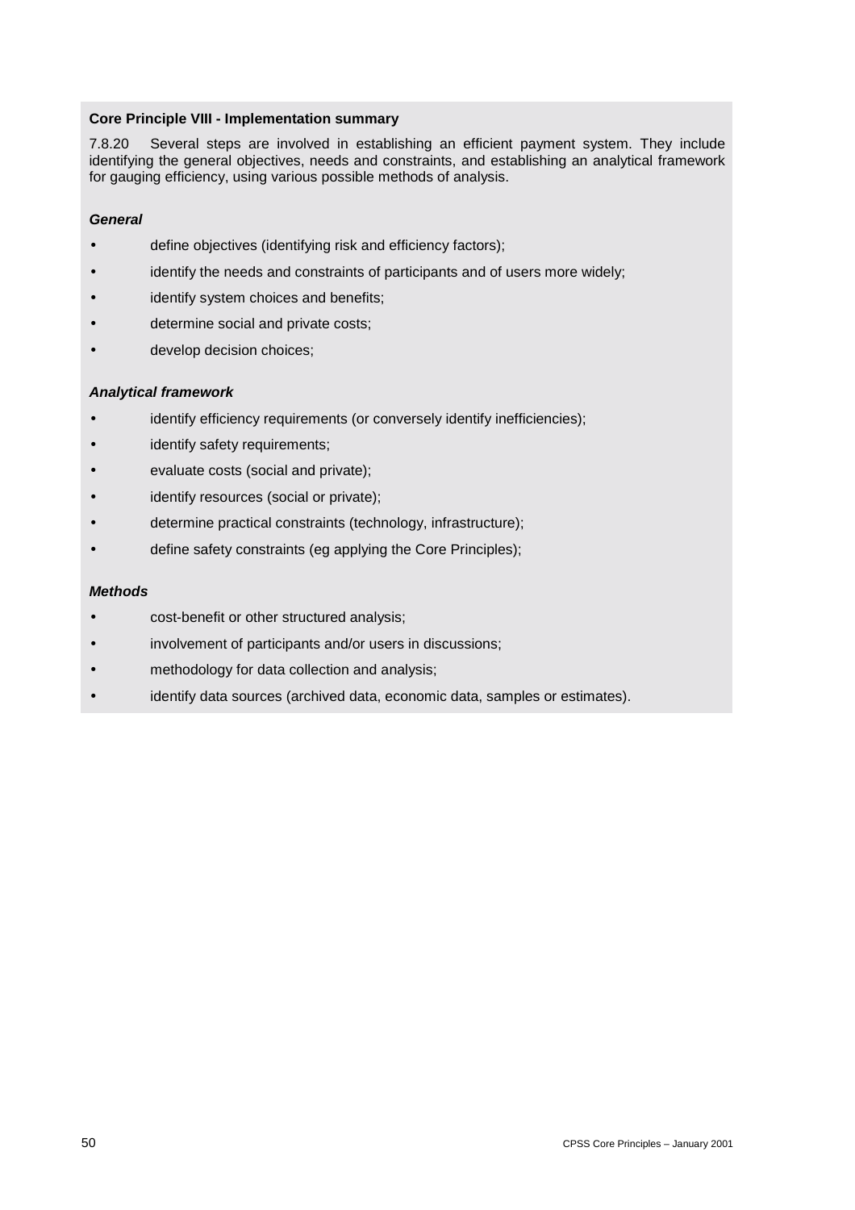**Core Principle VIII - Implementation summary**

7.8.20 Several steps are involved in establishing an efficient payment system. They include identifying the general objectives, needs and constraints, and establishing an analytical framework for gauging efficiency, using various possible methods of analysis.

***General***

- define objectives (identifying risk and efficiency factors);
- identify the needs and constraints of participants and of users more widely;
- identify system choices and benefits;
- determine social and private costs;
- develop decision choices;

***Analytical framework***

- identify efficiency requirements (or conversely identify inefficiencies);
- identify safety requirements;
- evaluate costs (social and private);
- identify resources (social or private);
- determine practical constraints (technology, infrastructure);
- define safety constraints (eg applying the Core Principles);

***Methods***

- cost-benefit or other structured analysis;
- involvement of participants and/or users in discussions;
- methodology for data collection and analysis;
- identify data sources (archived data, economic data, samples or estimates).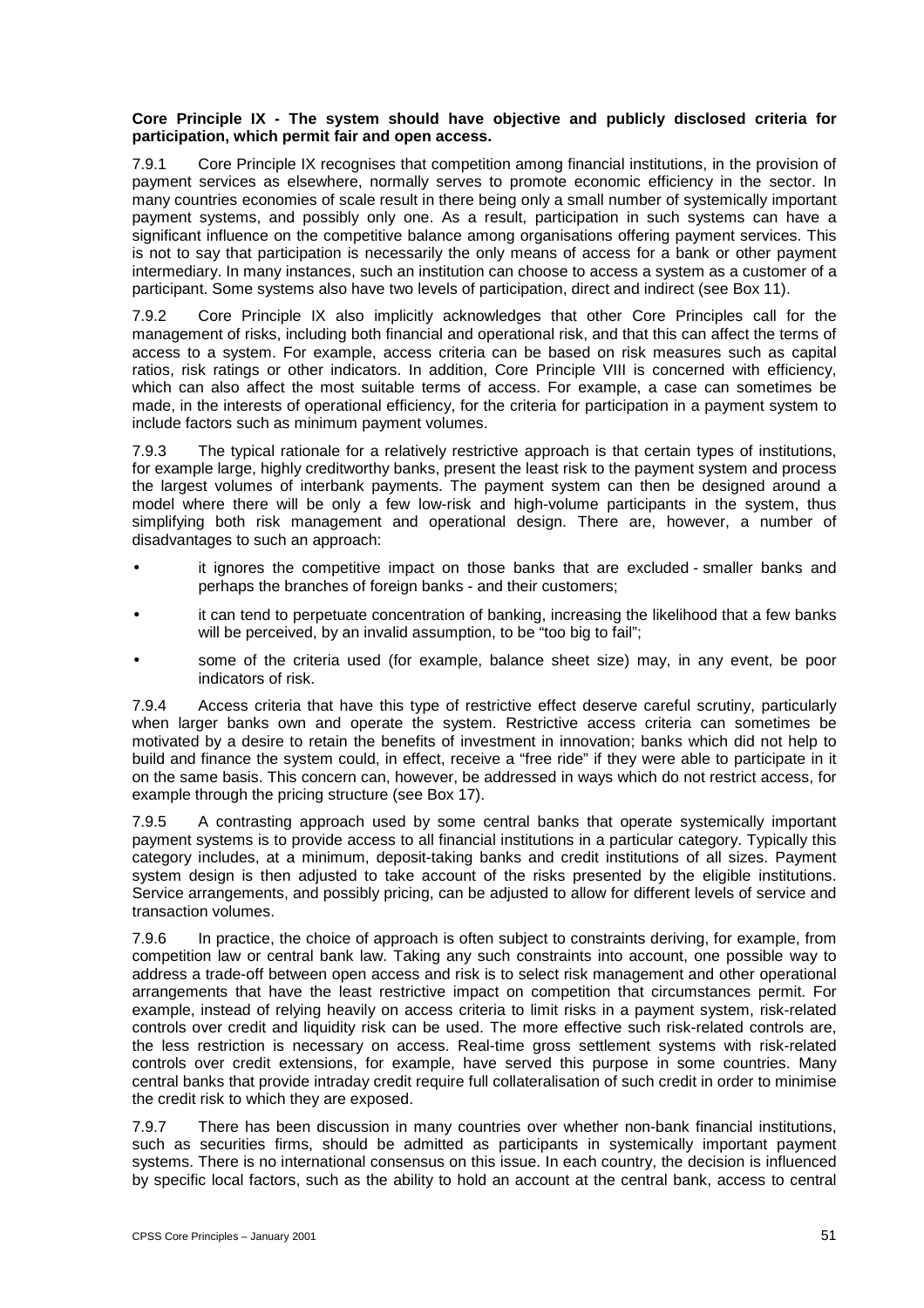**Core Principle IX - The system should have objective and publicly disclosed criteria for participation, which permit fair and open access.**

7.9.1 Core Principle IX recognises that competition among financial institutions, in the provision of payment services as elsewhere, normally serves to promote economic efficiency in the sector. In many countries economies of scale result in there being only a small number of systemically important payment systems, and possibly only one. As a result, participation in such systems can have a significant influence on the competitive balance among organisations offering payment services. This is not to say that participation is necessarily the only means of access for a bank or other payment intermediary. In many instances, such an institution can choose to access a system as a customer of a participant. Some systems also have two levels of participation, direct and indirect (see Box 11).

7.9.2 Core Principle IX also implicitly acknowledges that other Core Principles call for the management of risks, including both financial and operational risk, and that this can affect the terms of access to a system. For example, access criteria can be based on risk measures such as capital ratios, risk ratings or other indicators. In addition, Core Principle VIII is concerned with efficiency, which can also affect the most suitable terms of access. For example, a case can sometimes be made, in the interests of operational efficiency, for the criteria for participation in a payment system to include factors such as minimum payment volumes.

7.9.3 The typical rationale for a relatively restrictive approach is that certain types of institutions, for example large, highly creditworthy banks, present the least risk to the payment system and process the largest volumes of interbank payments. The payment system can then be designed around a model where there will be only a few low-risk and high-volume participants in the system, thus simplifying both risk management and operational design. There are, however, a number of disadvantages to such an approach:

- it ignores the competitive impact on those banks that are excluded - smaller banks and perhaps the branches of foreign banks - and their customers;
- it can tend to perpetuate concentration of banking, increasing the likelihood that a few banks will be perceived, by an invalid assumption, to be "too big to fail";
- some of the criteria used (for example, balance sheet size) may, in any event, be poor indicators of risk.

7.9.4 Access criteria that have this type of restrictive effect deserve careful scrutiny, particularly when larger banks own and operate the system. Restrictive access criteria can sometimes be motivated by a desire to retain the benefits of investment in innovation; banks which did not help to build and finance the system could, in effect, receive a "free ride" if they were able to participate in it on the same basis. This concern can, however, be addressed in ways which do not restrict access, for example through the pricing structure (see Box 17).

7.9.5 A contrasting approach used by some central banks that operate systemically important payment systems is to provide access to all financial institutions in a particular category. Typically this category includes, at a minimum, deposit-taking banks and credit institutions of all sizes. Payment system design is then adjusted to take account of the risks presented by the eligible institutions. Service arrangements, and possibly pricing, can be adjusted to allow for different levels of service and transaction volumes.

7.9.6 In practice, the choice of approach is often subject to constraints deriving, for example, from competition law or central bank law. Taking any such constraints into account, one possible way to address a trade-off between open access and risk is to select risk management and other operational arrangements that have the least restrictive impact on competition that circumstances permit. For example, instead of relying heavily on access criteria to limit risks in a payment system, risk-related controls over credit and liquidity risk can be used. The more effective such risk-related controls are, the less restriction is necessary on access. Real-time gross settlement systems with risk-related controls over credit extensions, for example, have served this purpose in some countries. Many central banks that provide intraday credit require full collateralisation of such credit in order to minimise the credit risk to which they are exposed.

7.9.7 There has been discussion in many countries over whether non-bank financial institutions, such as securities firms, should be admitted as participants in systemically important payment systems. There is no international consensus on this issue. In each country, the decision is influenced by specific local factors, such as the ability to hold an account at the central bank, access to central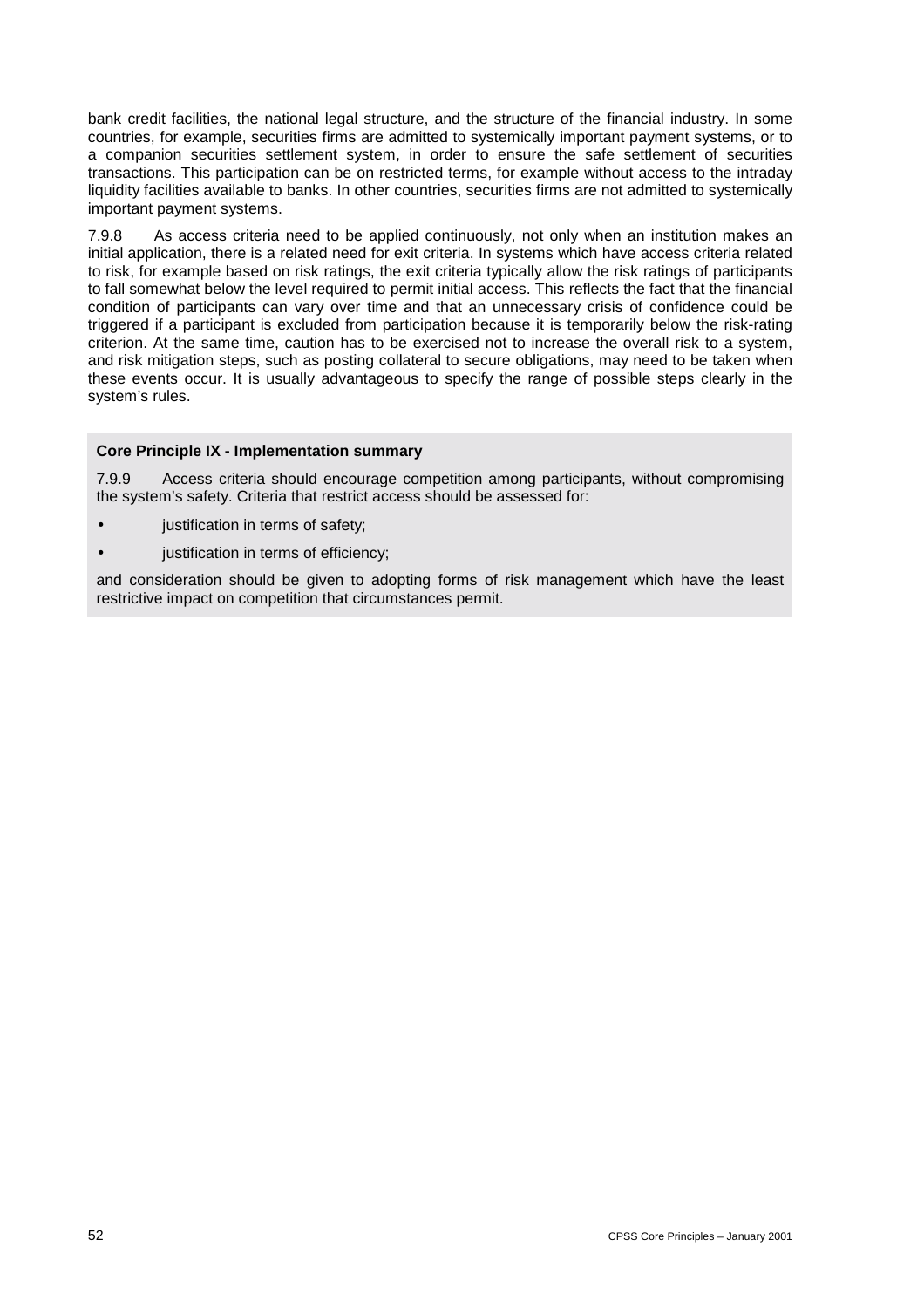bank credit facilities, the national legal structure, and the structure of the financial industry. In some countries, for example, securities firms are admitted to systemically important payment systems, or to a companion securities settlement system, in order to ensure the safe settlement of securities transactions. This participation can be on restricted terms, for example without access to the intraday liquidity facilities available to banks. In other countries, securities firms are not admitted to systemically important payment systems.

7.9.8 As access criteria need to be applied continuously, not only when an institution makes an initial application, there is a related need for exit criteria. In systems which have access criteria related to risk, for example based on risk ratings, the exit criteria typically allow the risk ratings of participants to fall somewhat below the level required to permit initial access. This reflects the fact that the financial condition of participants can vary over time and that an unnecessary crisis of confidence could be triggered if a participant is excluded from participation because it is temporarily below the risk-rating criterion. At the same time, caution has to be exercised not to increase the overall risk to a system, and risk mitigation steps, such as posting collateral to secure obligations, may need to be taken when these events occur. It is usually advantageous to specify the range of possible steps clearly in the system's rules.

**Core Principle IX - Implementation summary**

7.9.9 Access criteria should encourage competition among participants, without compromising the system's safety. Criteria that restrict access should be assessed for:

- justification in terms of safety;
- justification in terms of efficiency;

and consideration should be given to adopting forms of risk management which have the least restrictive impact on competition that circumstances permit.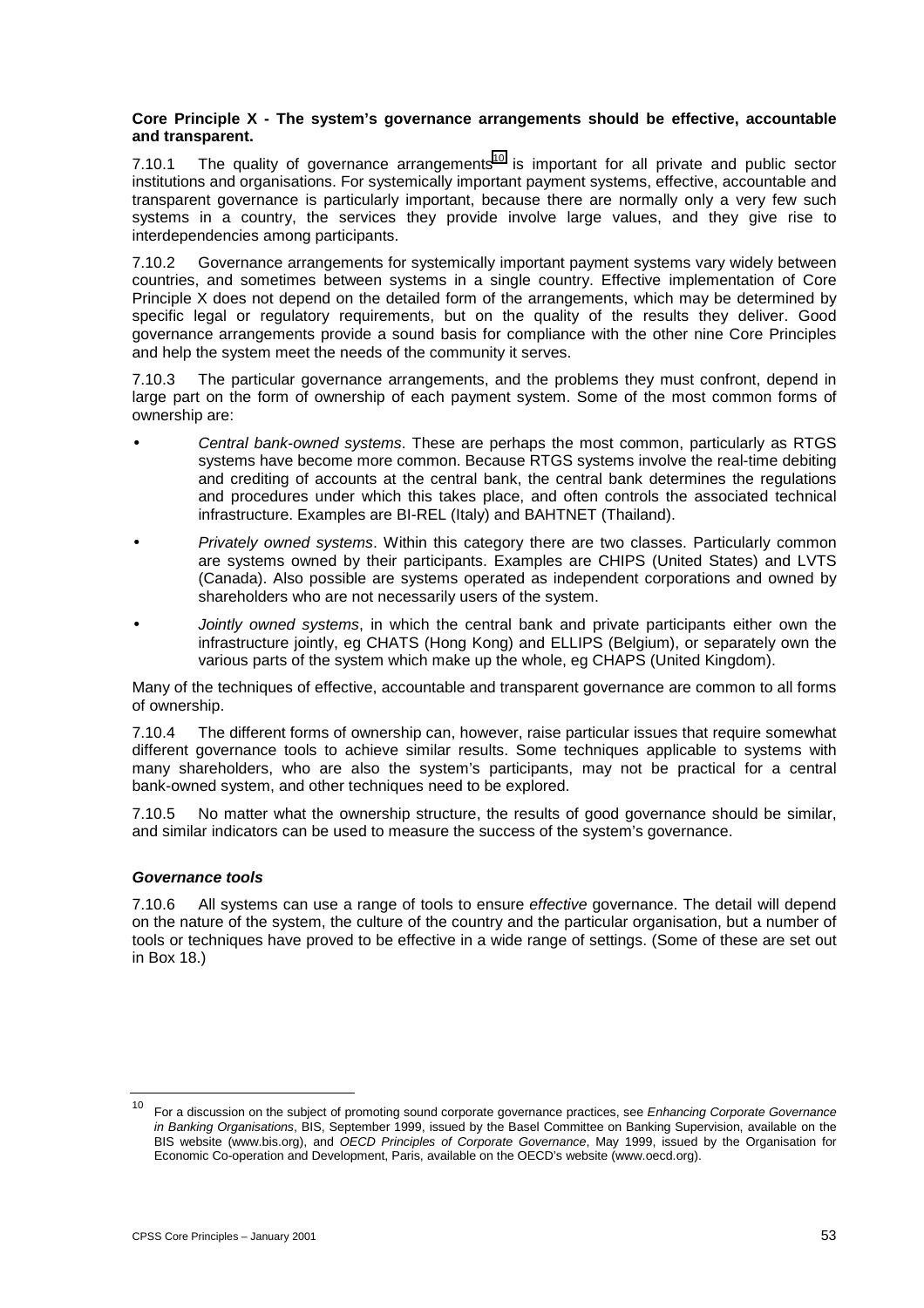**Core Principle X - The system's governance arrangements should be effective, accountable and transparent.**

7.10.1 The quality of governance arrangements[10] is important for all private and public sector institutions and organisations. For systemically important payment systems, effective, accountable and transparent governance is particularly important, because there are normally only a very few such systems in a country, the services they provide involve large values, and they give rise to interdependencies among participants.

7.10.2 Governance arrangements for systemically important payment systems vary widely between countries, and sometimes between systems in a single country. Effective implementation of Core Principle X does not depend on the detailed form of the arrangements, which may be determined by specific legal or regulatory requirements, but on the quality of the results they deliver. Good governance arrangements provide a sound basis for compliance with the other nine Core Principles and help the system meet the needs of the community it serves.

7.10.3 The particular governance arrangements, and the problems they must confront, depend in large part on the form of ownership of each payment system. Some of the most common forms of ownership are:

- *Central bank-owned systems*. These are perhaps the most common, particularly as RTGS systems have become more common. Because RTGS systems involve the real-time debiting and crediting of accounts at the central bank, the central bank determines the regulations and procedures under which this takes place, and often controls the associated technical infrastructure. Examples are BI-REL (Italy) and BAHTNET (Thailand).
- *Privately owned systems*. Within this category there are two classes. Particularly common are systems owned by their participants. Examples are CHIPS (United States) and LVTS (Canada). Also possible are systems operated as independent corporations and owned by shareholders who are not necessarily users of the system.
- *Jointly owned systems*, in which the central bank and private participants either own the infrastructure jointly, eg CHATS (Hong Kong) and ELLIPS (Belgium), or separately own the various parts of the system which make up the whole, eg CHAPS (United Kingdom).

Many of the techniques of effective, accountable and transparent governance are common to all forms of ownership.

7.10.4 The different forms of ownership can, however, raise particular issues that require somewhat different governance tools to achieve similar results. Some techniques applicable to systems with many shareholders, who are also the system's participants, may not be practical for a central bank-owned system, and other techniques need to be explored.

7.10.5 No matter what the ownership structure, the results of good governance should be similar, and similar indicators can be used to measure the success of the system's governance.

### *Governance tools*

7.10.6 All systems can use a range of tools to ensure *effective* governance. The detail will depend on the nature of the system, the culture of the country and the particular organisation, but a number of tools or techniques have proved to be effective in a wide range of settings. (Some of these are set out in Box 18.)

---

[10] For a discussion on the subject of promoting sound corporate governance practices, see *Enhancing Corporate Governance in Banking Organisations*, BIS, September 1999, issued by the Basel Committee on Banking Supervision, available on the BIS website (www.bis.org), and *OECD Principles of Corporate Governance*, May 1999, issued by the Organisation for Economic Co-operation and Development, Paris, available on the OECD's website (www.oecd.org).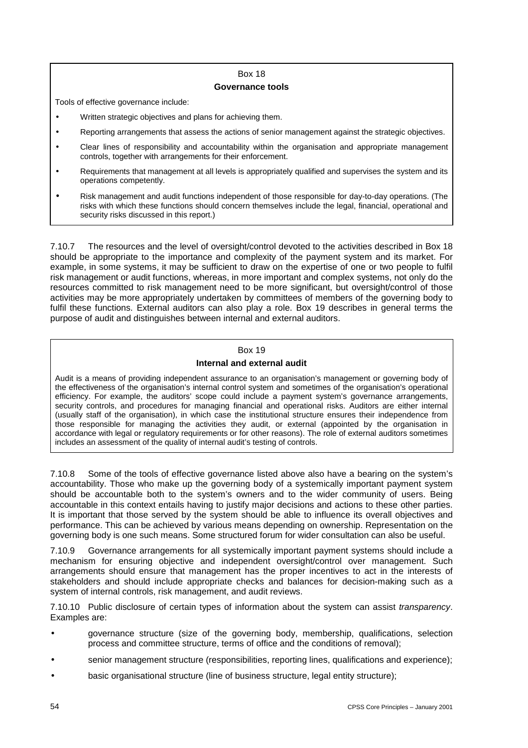> Box 18
>
> **Governance tools**
>
> Tools of effective governance include:
>
> - Written strategic objectives and plans for achieving them.
> - Reporting arrangements that assess the actions of senior management against the strategic objectives.
> - Clear lines of responsibility and accountability within the organisation and appropriate management controls, together with arrangements for their enforcement.
> - Requirements that management at all levels is appropriately qualified and supervises the system and its operations competently.
> - Risk management and audit functions independent of those responsible for day-to-day operations. (The risks with which these functions should concern themselves include the legal, financial, operational and security risks discussed in this report.)

7.10.7 The resources and the level of oversight/control devoted to the activities described in Box 18 should be appropriate to the importance and complexity of the payment system and its market. For example, in some systems, it may be sufficient to draw on the expertise of one or two people to fulfil risk management or audit functions, whereas, in more important and complex systems, not only do the resources committed to risk management need to be more significant, but oversight/control of those activities may be more appropriately undertaken by committees of members of the governing body to fulfil these functions. External auditors can also play a role. Box 19 describes in general terms the purpose of audit and distinguishes between internal and external auditors.

> Box 19
>
> **Internal and external audit**
>
> Audit is a means of providing independent assurance to an organisation's management or governing body of the effectiveness of the organisation's internal control system and sometimes of the organisation's operational efficiency. For example, the auditors' scope could include a payment system's governance arrangements, security controls, and procedures for managing financial and operational risks. Auditors are either internal (usually staff of the organisation), in which case the institutional structure ensures their independence from those responsible for managing the activities they audit, or external (appointed by the organisation in accordance with legal or regulatory requirements or for other reasons). The role of external auditors sometimes includes an assessment of the quality of internal audit's testing of controls.

7.10.8 Some of the tools of effective governance listed above also have a bearing on the system's accountability. Those who make up the governing body of a systemically important payment system should be accountable both to the system's owners and to the wider community of users. Being accountable in this context entails having to justify major decisions and actions to these other parties. It is important that those served by the system should be able to influence its overall objectives and performance. This can be achieved by various means depending on ownership. Representation on the governing body is one such means. Some structured forum for wider consultation can also be useful.

7.10.9 Governance arrangements for all systemically important payment systems should include a mechanism for ensuring objective and independent oversight/control over management. Such arrangements should ensure that management has the proper incentives to act in the interests of stakeholders and should include appropriate checks and balances for decision-making such as a system of internal controls, risk management, and audit reviews.

7.10.10 Public disclosure of certain types of information about the system can assist *transparency*. Examples are:

- governance structure (size of the governing body, membership, qualifications, selection process and committee structure, terms of office and the conditions of removal);
- senior management structure (responsibilities, reporting lines, qualifications and experience);
- basic organisational structure (line of business structure, legal entity structure);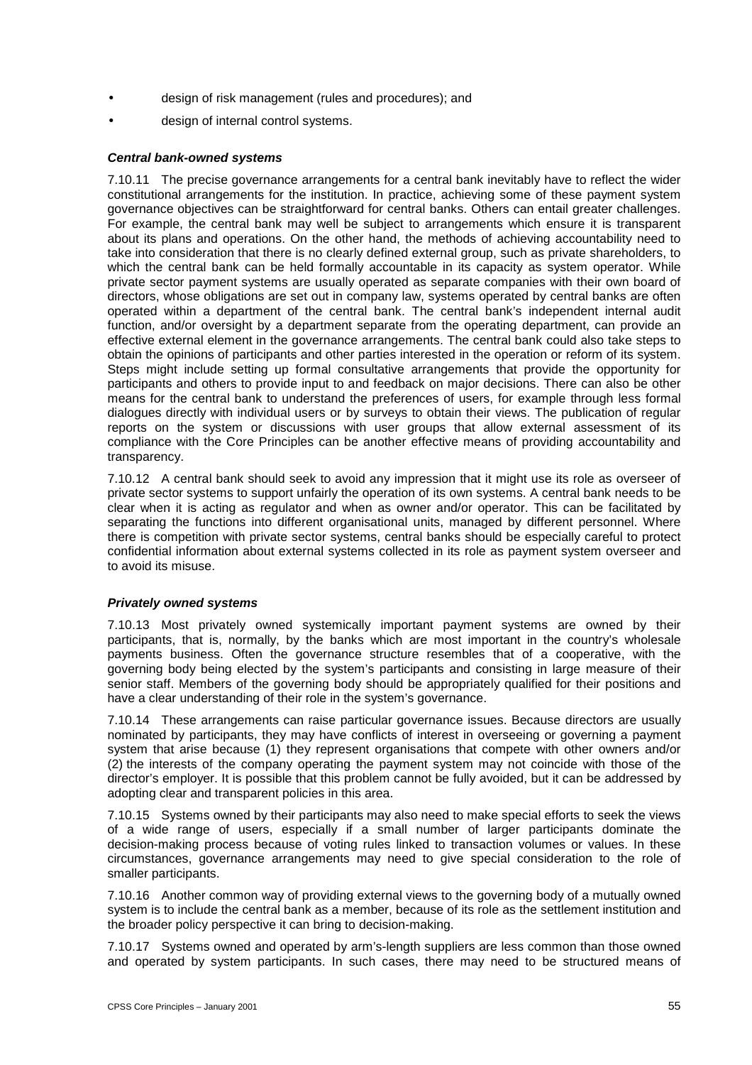- design of risk management (rules and procedures); and
- design of internal control systems.

***Central bank-owned systems***

7.10.11 The precise governance arrangements for a central bank inevitably have to reflect the wider constitutional arrangements for the institution. In practice, achieving some of these payment system governance objectives can be straightforward for central banks. Others can entail greater challenges. For example, the central bank may well be subject to arrangements which ensure it is transparent about its plans and operations. On the other hand, the methods of achieving accountability need to take into consideration that there is no clearly defined external group, such as private shareholders, to which the central bank can be held formally accountable in its capacity as system operator. While private sector payment systems are usually operated as separate companies with their own board of directors, whose obligations are set out in company law, systems operated by central banks are often operated within a department of the central bank. The central bank's independent internal audit function, and/or oversight by a department separate from the operating department, can provide an effective external element in the governance arrangements. The central bank could also take steps to obtain the opinions of participants and other parties interested in the operation or reform of its system. Steps might include setting up formal consultative arrangements that provide the opportunity for participants and others to provide input to and feedback on major decisions. There can also be other means for the central bank to understand the preferences of users, for example through less formal dialogues directly with individual users or by surveys to obtain their views. The publication of regular reports on the system or discussions with user groups that allow external assessment of its compliance with the Core Principles can be another effective means of providing accountability and transparency.

7.10.12 A central bank should seek to avoid any impression that it might use its role as overseer of private sector systems to support unfairly the operation of its own systems. A central bank needs to be clear when it is acting as regulator and when as owner and/or operator. This can be facilitated by separating the functions into different organisational units, managed by different personnel. Where there is competition with private sector systems, central banks should be especially careful to protect confidential information about external systems collected in its role as payment system overseer and to avoid its misuse.

***Privately owned systems***

7.10.13 Most privately owned systemically important payment systems are owned by their participants, that is, normally, by the banks which are most important in the country's wholesale payments business. Often the governance structure resembles that of a cooperative, with the governing body being elected by the system's participants and consisting in large measure of their senior staff. Members of the governing body should be appropriately qualified for their positions and have a clear understanding of their role in the system's governance.

7.10.14 These arrangements can raise particular governance issues. Because directors are usually nominated by participants, they may have conflicts of interest in overseeing or governing a payment system that arise because (1) they represent organisations that compete with other owners and/or (2) the interests of the company operating the payment system may not coincide with those of the director's employer. It is possible that this problem cannot be fully avoided, but it can be addressed by adopting clear and transparent policies in this area.

7.10.15 Systems owned by their participants may also need to make special efforts to seek the views of a wide range of users, especially if a small number of larger participants dominate the decision-making process because of voting rules linked to transaction volumes or values. In these circumstances, governance arrangements may need to give special consideration to the role of smaller participants.

7.10.16 Another common way of providing external views to the governing body of a mutually owned system is to include the central bank as a member, because of its role as the settlement institution and the broader policy perspective it can bring to decision-making.

7.10.17 Systems owned and operated by arm's-length suppliers are less common than those owned and operated by system participants. In such cases, there may need to be structured means of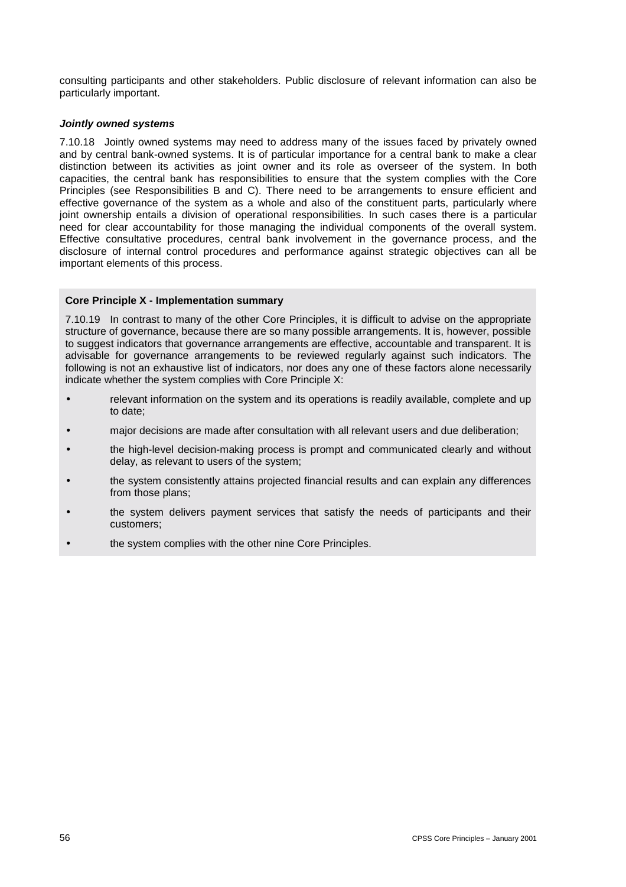consulting participants and other stakeholders. Public disclosure of relevant information can also be particularly important.

***Jointly owned systems***

7.10.18 Jointly owned systems may need to address many of the issues faced by privately owned and by central bank-owned systems. It is of particular importance for a central bank to make a clear distinction between its activities as joint owner and its role as overseer of the system. In both capacities, the central bank has responsibilities to ensure that the system complies with the Core Principles (see Responsibilities B and C). There need to be arrangements to ensure efficient and effective governance of the system as a whole and also of the constituent parts, particularly where joint ownership entails a division of operational responsibilities. In such cases there is a particular need for clear accountability for those managing the individual components of the overall system. Effective consultative procedures, central bank involvement in the governance process, and the disclosure of internal control procedures and performance against strategic objectives can all be important elements of this process.

**Core Principle X - Implementation summary**

7.10.19 In contrast to many of the other Core Principles, it is difficult to advise on the appropriate structure of governance, because there are so many possible arrangements. It is, however, possible to suggest indicators that governance arrangements are effective, accountable and transparent. It is advisable for governance arrangements to be reviewed regularly against such indicators. The following is not an exhaustive list of indicators, nor does any one of these factors alone necessarily indicate whether the system complies with Core Principle X:

- relevant information on the system and its operations is readily available, complete and up to date;
- major decisions are made after consultation with all relevant users and due deliberation;
- the high-level decision-making process is prompt and communicated clearly and without delay, as relevant to users of the system;
- the system consistently attains projected financial results and can explain any differences from those plans;
- the system delivers payment services that satisfy the needs of participants and their customers;
- the system complies with the other nine Core Principles.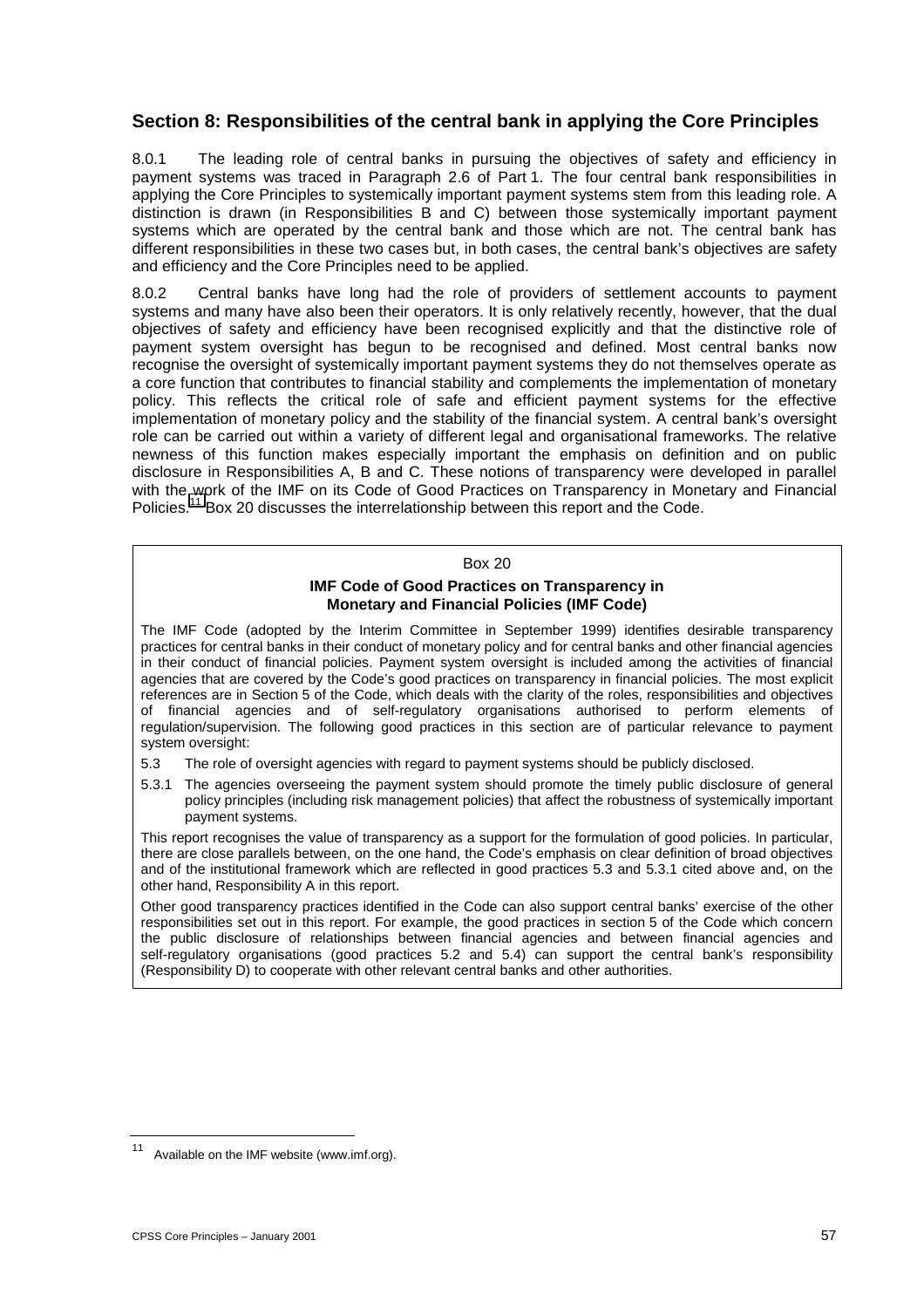## Section 8: Responsibilities of the central bank in applying the Core Principles

8.0.1 The leading role of central banks in pursuing the objectives of safety and efficiency in payment systems was traced in Paragraph 2.6 of Part 1. The four central bank responsibilities in applying the Core Principles to systemically important payment systems stem from this leading role. A distinction is drawn (in Responsibilities B and C) between those systemically important payment systems which are operated by the central bank and those which are not. The central bank has different responsibilities in these two cases but, in both cases, the central bank's objectives are safety and efficiency and the Core Principles need to be applied.

8.0.2 Central banks have long had the role of providers of settlement accounts to payment systems and many have also been their operators. It is only relatively recently, however, that the dual objectives of safety and efficiency have been recognised explicitly and that the distinctive role of payment system oversight has begun to be recognised and defined. Most central banks now recognise the oversight of systemically important payment systems they do not themselves operate as a core function that contributes to financial stability and complements the implementation of monetary policy. This reflects the critical role of safe and efficient payment systems for the effective implementation of monetary policy and the stability of the financial system. A central bank's oversight role can be carried out within a variety of different legal and organisational frameworks. The relative newness of this function makes especially important the emphasis on definition and on public disclosure in Responsibilities A, B and C. These notions of transparency were developed in parallel with the work of the IMF on its Code of Good Practices on Transparency in Monetary and Financial Policies.[11] Box 20 discusses the interrelationship between this report and the Code.

---

Box 20

**IMF Code of Good Practices on Transparency in Monetary and Financial Policies (IMF Code)**

The IMF Code (adopted by the Interim Committee in September 1999) identifies desirable transparency practices for central banks in their conduct of monetary policy and for central banks and other financial agencies in their conduct of financial policies. Payment system oversight is included among the activities of financial agencies that are covered by the Code's good practices on transparency in financial policies. The most explicit references are in Section 5 of the Code, which deals with the clarity of the roles, responsibilities and objectives of financial agencies and of self-regulatory organisations authorised to perform elements of regulation/supervision. The following good practices in this section are of particular relevance to payment system oversight:

5.3 The role of oversight agencies with regard to payment systems should be publicly disclosed.

5.3.1 The agencies overseeing the payment system should promote the timely public disclosure of general policy principles (including risk management policies) that affect the robustness of systemically important payment systems.

This report recognises the value of transparency as a support for the formulation of good policies. In particular, there are close parallels between, on the one hand, the Code's emphasis on clear definition of broad objectives and of the institutional framework which are reflected in good practices 5.3 and 5.3.1 cited above and, on the other hand, Responsibility A in this report.

Other good transparency practices identified in the Code can also support central banks' exercise of the other responsibilities set out in this report. For example, the good practices in section 5 of the Code which concern the public disclosure of relationships between financial agencies and between financial agencies and self-regulatory organisations (good practices 5.2 and 5.4) can support the central bank's responsibility (Responsibility D) to cooperate with other relevant central banks and other authorities.

---

[11] Available on the IMF website (www.imf.org).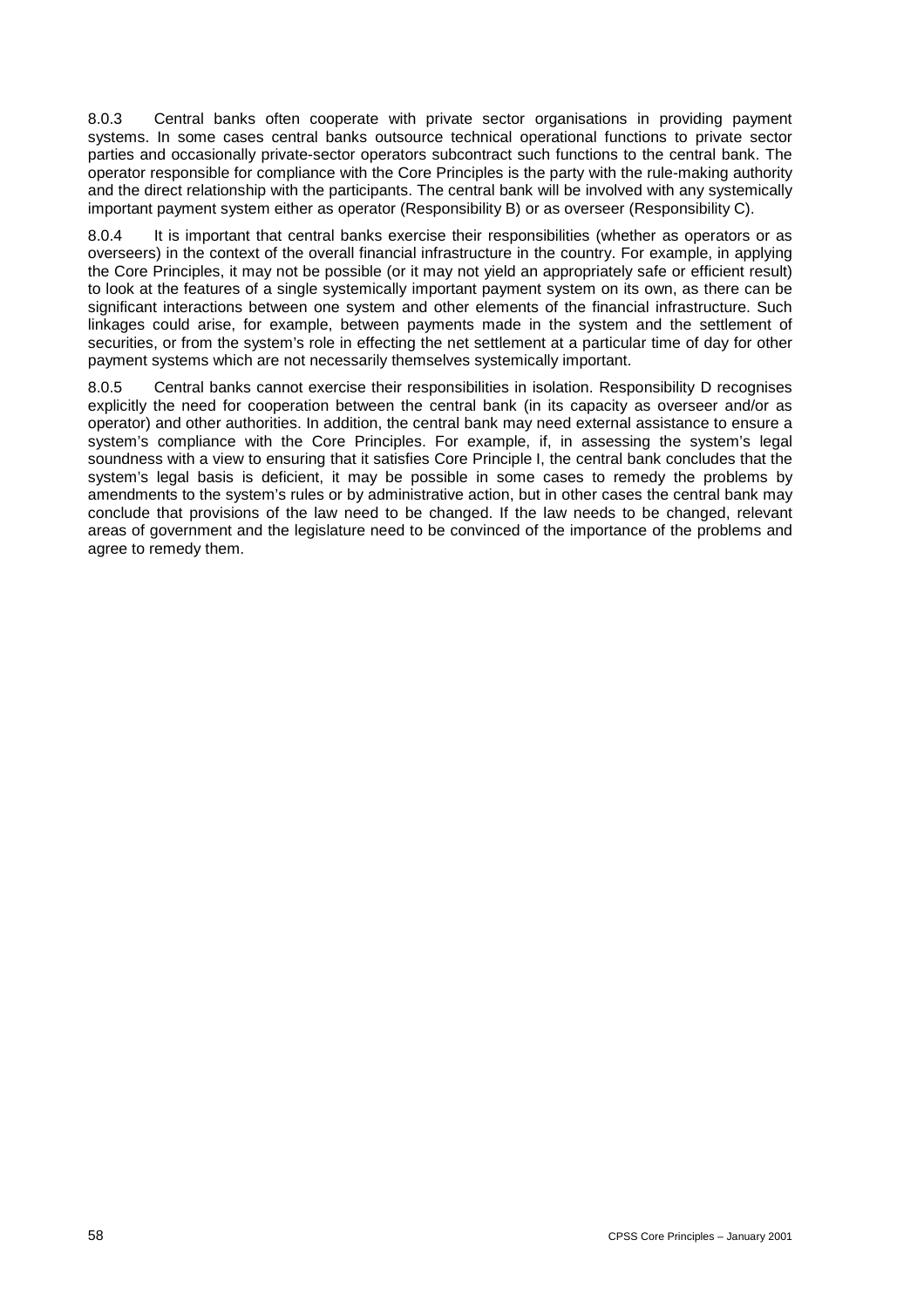8.0.3 Central banks often cooperate with private sector organisations in providing payment systems. In some cases central banks outsource technical operational functions to private sector parties and occasionally private-sector operators subcontract such functions to the central bank. The operator responsible for compliance with the Core Principles is the party with the rule-making authority and the direct relationship with the participants. The central bank will be involved with any systemically important payment system either as operator (Responsibility B) or as overseer (Responsibility C).

8.0.4 It is important that central banks exercise their responsibilities (whether as operators or as overseers) in the context of the overall financial infrastructure in the country. For example, in applying the Core Principles, it may not be possible (or it may not yield an appropriately safe or efficient result) to look at the features of a single systemically important payment system on its own, as there can be significant interactions between one system and other elements of the financial infrastructure. Such linkages could arise, for example, between payments made in the system and the settlement of securities, or from the system's role in effecting the net settlement at a particular time of day for other payment systems which are not necessarily themselves systemically important.

8.0.5 Central banks cannot exercise their responsibilities in isolation. Responsibility D recognises explicitly the need for cooperation between the central bank (in its capacity as overseer and/or as operator) and other authorities. In addition, the central bank may need external assistance to ensure a system's compliance with the Core Principles. For example, if, in assessing the system's legal soundness with a view to ensuring that it satisfies Core Principle I, the central bank concludes that the system's legal basis is deficient, it may be possible in some cases to remedy the problems by amendments to the system's rules or by administrative action, but in other cases the central bank may conclude that provisions of the law need to be changed. If the law needs to be changed, relevant areas of government and the legislature need to be convinced of the importance of the problems and agree to remedy them.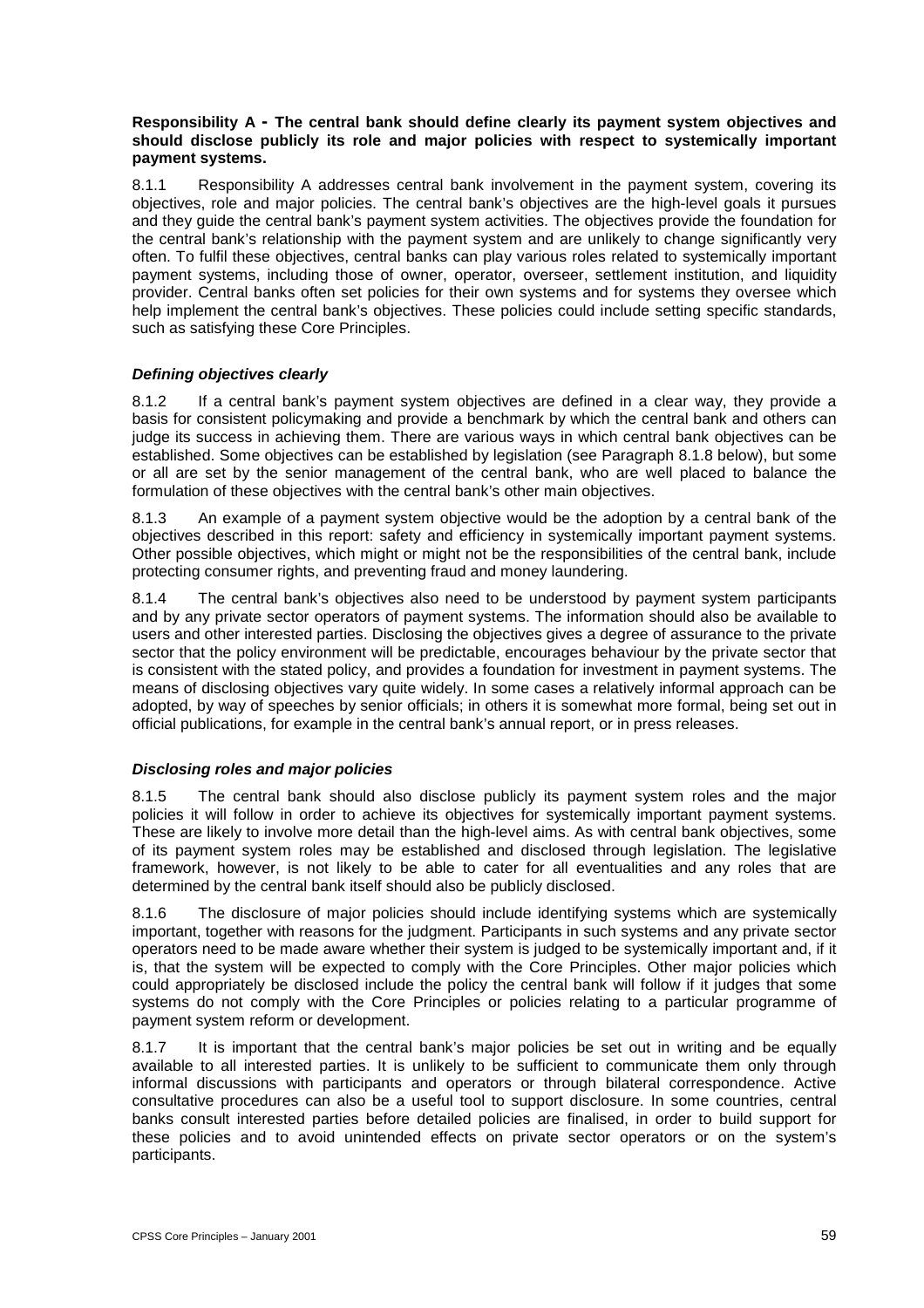**Responsibility A - The central bank should define clearly its payment system objectives and should disclose publicly its role and major policies with respect to systemically important payment systems.**

8.1.1 Responsibility A addresses central bank involvement in the payment system, covering its objectives, role and major policies. The central bank's objectives are the high-level goals it pursues and they guide the central bank's payment system activities. The objectives provide the foundation for the central bank's relationship with the payment system and are unlikely to change significantly very often. To fulfil these objectives, central banks can play various roles related to systemically important payment systems, including those of owner, operator, overseer, settlement institution, and liquidity provider. Central banks often set policies for their own systems and for systems they oversee which help implement the central bank's objectives. These policies could include setting specific standards, such as satisfying these Core Principles.

***Defining objectives clearly***

8.1.2 If a central bank's payment system objectives are defined in a clear way, they provide a basis for consistent policymaking and provide a benchmark by which the central bank and others can judge its success in achieving them. There are various ways in which central bank objectives can be established. Some objectives can be established by legislation (see Paragraph 8.1.8 below), but some or all are set by the senior management of the central bank, who are well placed to balance the formulation of these objectives with the central bank's other main objectives.

8.1.3 An example of a payment system objective would be the adoption by a central bank of the objectives described in this report: safety and efficiency in systemically important payment systems. Other possible objectives, which might or might not be the responsibilities of the central bank, include protecting consumer rights, and preventing fraud and money laundering.

8.1.4 The central bank's objectives also need to be understood by payment system participants and by any private sector operators of payment systems. The information should also be available to users and other interested parties. Disclosing the objectives gives a degree of assurance to the private sector that the policy environment will be predictable, encourages behaviour by the private sector that is consistent with the stated policy, and provides a foundation for investment in payment systems. The means of disclosing objectives vary quite widely. In some cases a relatively informal approach can be adopted, by way of speeches by senior officials; in others it is somewhat more formal, being set out in official publications, for example in the central bank's annual report, or in press releases.

***Disclosing roles and major policies***

8.1.5 The central bank should also disclose publicly its payment system roles and the major policies it will follow in order to achieve its objectives for systemically important payment systems. These are likely to involve more detail than the high-level aims. As with central bank objectives, some of its payment system roles may be established and disclosed through legislation. The legislative framework, however, is not likely to be able to cater for all eventualities and any roles that are determined by the central bank itself should also be publicly disclosed.

8.1.6 The disclosure of major policies should include identifying systems which are systemically important, together with reasons for the judgment. Participants in such systems and any private sector operators need to be made aware whether their system is judged to be systemically important and, if it is, that the system will be expected to comply with the Core Principles. Other major policies which could appropriately be disclosed include the policy the central bank will follow if it judges that some systems do not comply with the Core Principles or policies relating to a particular programme of payment system reform or development.

8.1.7 It is important that the central bank's major policies be set out in writing and be equally available to all interested parties. It is unlikely to be sufficient to communicate them only through informal discussions with participants and operators or through bilateral correspondence. Active consultative procedures can also be a useful tool to support disclosure. In some countries, central banks consult interested parties before detailed policies are finalised, in order to build support for these policies and to avoid unintended effects on private sector operators or on the system's participants.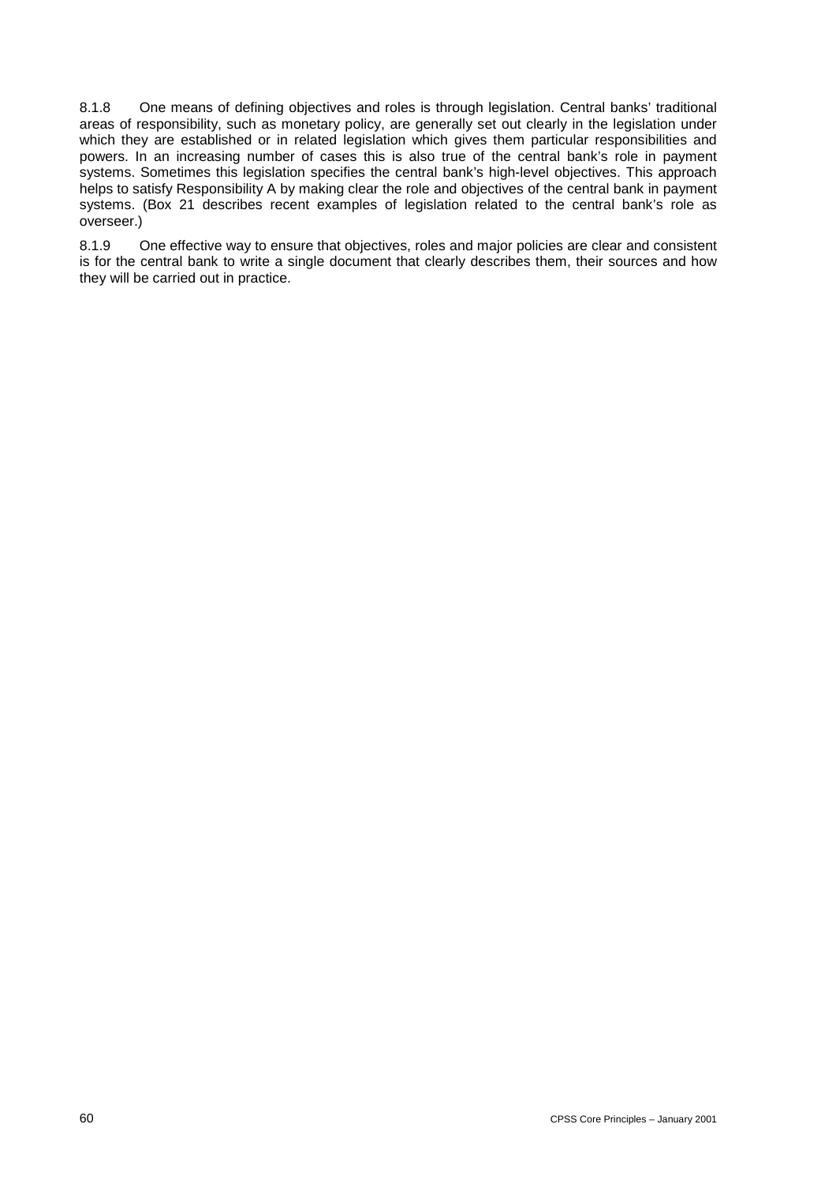8.1.8 One means of defining objectives and roles is through legislation. Central banks' traditional areas of responsibility, such as monetary policy, are generally set out clearly in the legislation under which they are established or in related legislation which gives them particular responsibilities and powers. In an increasing number of cases this is also true of the central bank's role in payment systems. Sometimes this legislation specifies the central bank's high-level objectives. This approach helps to satisfy Responsibility A by making clear the role and objectives of the central bank in payment systems. (Box 21 describes recent examples of legislation related to the central bank's role as overseer.)

8.1.9 One effective way to ensure that objectives, roles and major policies are clear and consistent is for the central bank to write a single document that clearly describes them, their sources and how they will be carried out in practice.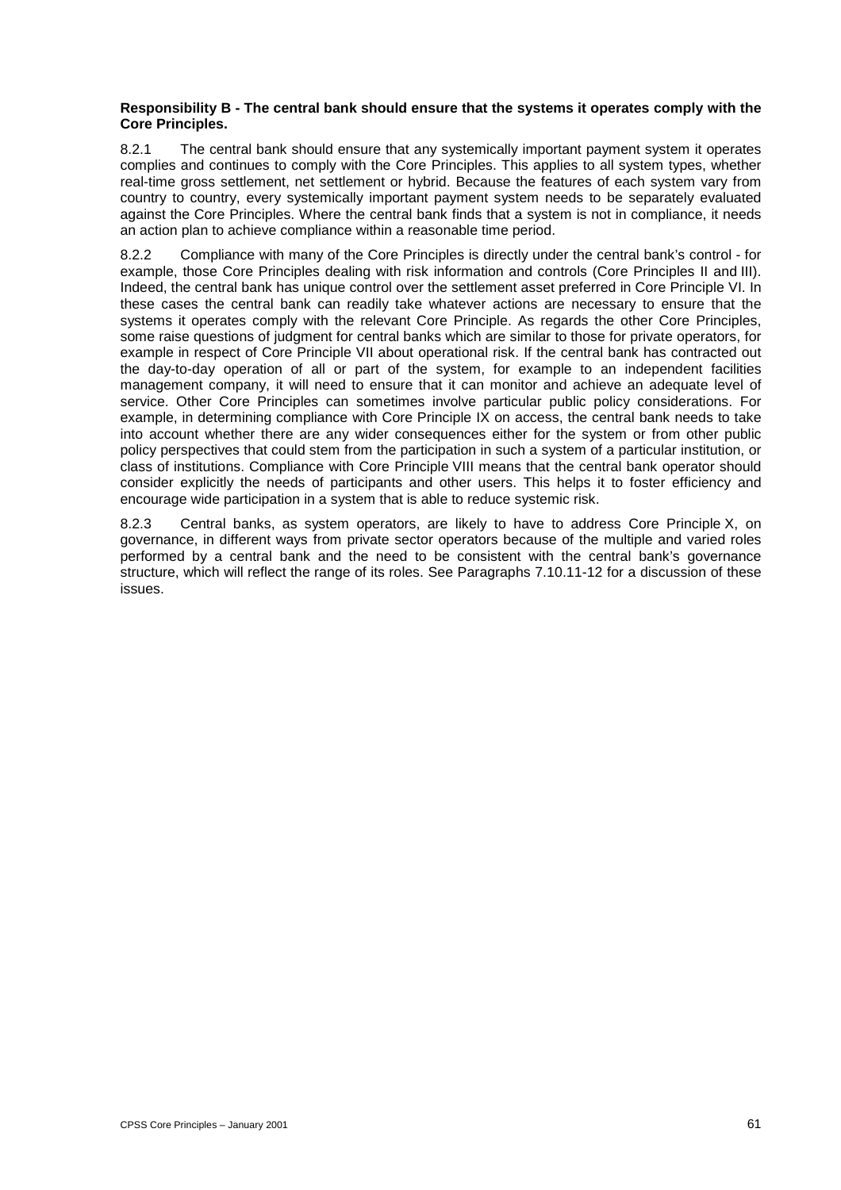**Responsibility B - The central bank should ensure that the systems it operates comply with the Core Principles.**

8.2.1 The central bank should ensure that any systemically important payment system it operates complies and continues to comply with the Core Principles. This applies to all system types, whether real-time gross settlement, net settlement or hybrid. Because the features of each system vary from country to country, every systemically important payment system needs to be separately evaluated against the Core Principles. Where the central bank finds that a system is not in compliance, it needs an action plan to achieve compliance within a reasonable time period.

8.2.2 Compliance with many of the Core Principles is directly under the central bank's control - for example, those Core Principles dealing with risk information and controls (Core Principles II and III). Indeed, the central bank has unique control over the settlement asset preferred in Core Principle VI. In these cases the central bank can readily take whatever actions are necessary to ensure that the systems it operates comply with the relevant Core Principle. As regards the other Core Principles, some raise questions of judgment for central banks which are similar to those for private operators, for example in respect of Core Principle VII about operational risk. If the central bank has contracted out the day-to-day operation of all or part of the system, for example to an independent facilities management company, it will need to ensure that it can monitor and achieve an adequate level of service. Other Core Principles can sometimes involve particular public policy considerations. For example, in determining compliance with Core Principle IX on access, the central bank needs to take into account whether there are any wider consequences either for the system or from other public policy perspectives that could stem from the participation in such a system of a particular institution, or class of institutions. Compliance with Core Principle VIII means that the central bank operator should consider explicitly the needs of participants and other users. This helps it to foster efficiency and encourage wide participation in a system that is able to reduce systemic risk.

8.2.3 Central banks, as system operators, are likely to have to address Core Principle X, on governance, in different ways from private sector operators because of the multiple and varied roles performed by a central bank and the need to be consistent with the central bank's governance structure, which will reflect the range of its roles. See Paragraphs 7.10.11-12 for a discussion of these issues.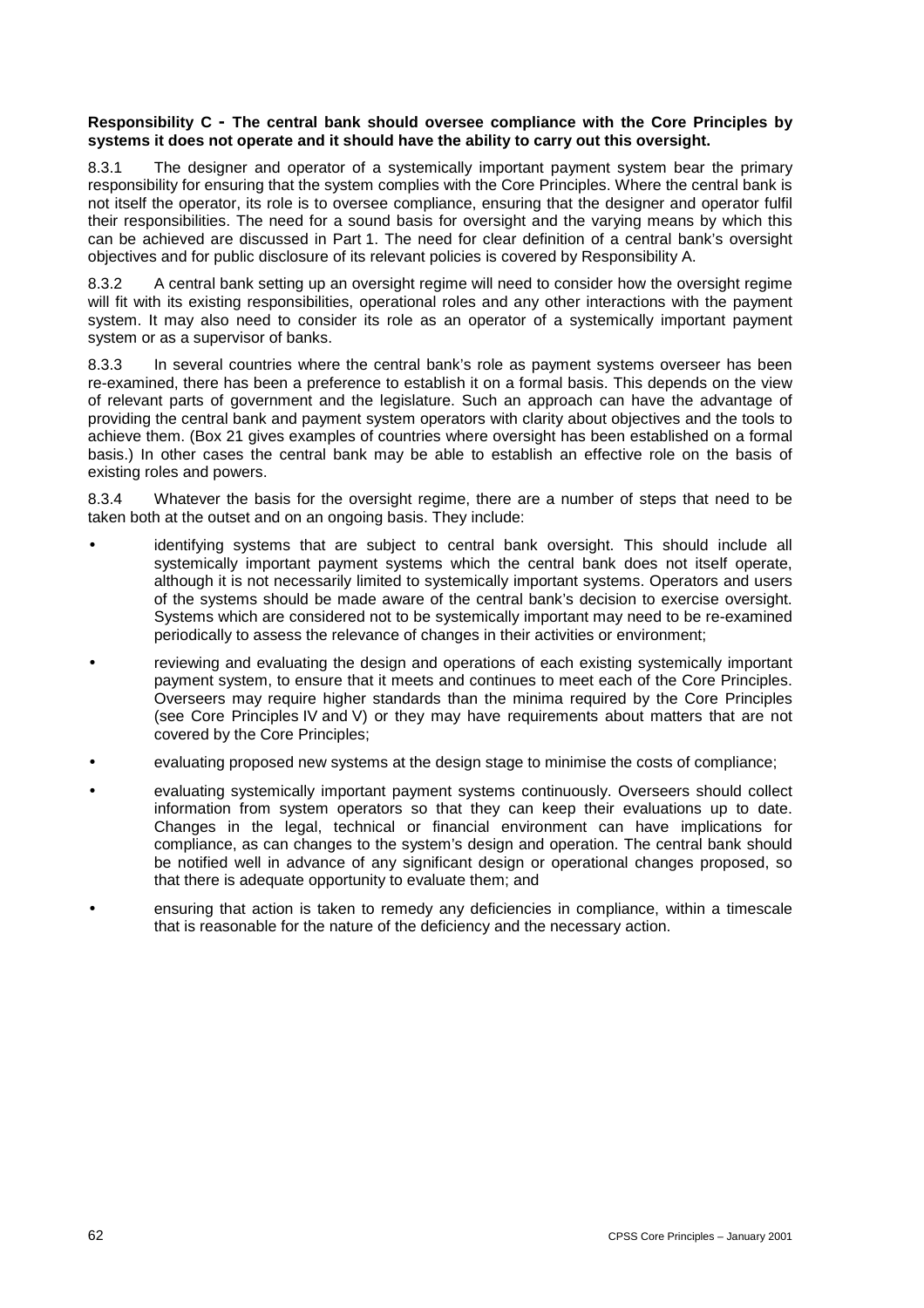**Responsibility C - The central bank should oversee compliance with the Core Principles by systems it does not operate and it should have the ability to carry out this oversight.**

8.3.1 The designer and operator of a systemically important payment system bear the primary responsibility for ensuring that the system complies with the Core Principles. Where the central bank is not itself the operator, its role is to oversee compliance, ensuring that the designer and operator fulfil their responsibilities. The need for a sound basis for oversight and the varying means by which this can be achieved are discussed in Part 1. The need for clear definition of a central bank's oversight objectives and for public disclosure of its relevant policies is covered by Responsibility A.

8.3.2 A central bank setting up an oversight regime will need to consider how the oversight regime will fit with its existing responsibilities, operational roles and any other interactions with the payment system. It may also need to consider its role as an operator of a systemically important payment system or as a supervisor of banks.

8.3.3 In several countries where the central bank's role as payment systems overseer has been re-examined, there has been a preference to establish it on a formal basis. This depends on the view of relevant parts of government and the legislature. Such an approach can have the advantage of providing the central bank and payment system operators with clarity about objectives and the tools to achieve them. (Box 21 gives examples of countries where oversight has been established on a formal basis.) In other cases the central bank may be able to establish an effective role on the basis of existing roles and powers.

8.3.4 Whatever the basis for the oversight regime, there are a number of steps that need to be taken both at the outset and on an ongoing basis. They include:

- identifying systems that are subject to central bank oversight. This should include all systemically important payment systems which the central bank does not itself operate, although it is not necessarily limited to systemically important systems. Operators and users of the systems should be made aware of the central bank's decision to exercise oversight. Systems which are considered not to be systemically important may need to be re-examined periodically to assess the relevance of changes in their activities or environment;
- reviewing and evaluating the design and operations of each existing systemically important payment system, to ensure that it meets and continues to meet each of the Core Principles. Overseers may require higher standards than the minima required by the Core Principles (see Core Principles IV and V) or they may have requirements about matters that are not covered by the Core Principles;
- evaluating proposed new systems at the design stage to minimise the costs of compliance;
- evaluating systemically important payment systems continuously. Overseers should collect information from system operators so that they can keep their evaluations up to date. Changes in the legal, technical or financial environment can have implications for compliance, as can changes to the system's design and operation. The central bank should be notified well in advance of any significant design or operational changes proposed, so that there is adequate opportunity to evaluate them; and
- ensuring that action is taken to remedy any deficiencies in compliance, within a timescale that is reasonable for the nature of the deficiency and the necessary action.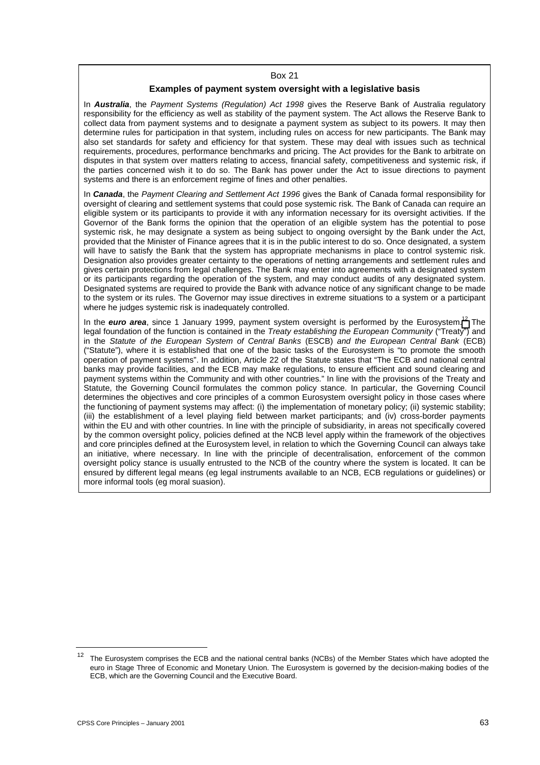Box 21

**Examples of payment system oversight with a legislative basis**

In ***Australia***, the *Payment Systems (Regulation) Act 1998* gives the Reserve Bank of Australia regulatory responsibility for the efficiency as well as stability of the payment system. The Act allows the Reserve Bank to collect data from payment systems and to designate a payment system as subject to its powers. It may then determine rules for participation in that system, including rules on access for new participants. The Bank may also set standards for safety and efficiency for that system. These may deal with issues such as technical requirements, procedures, performance benchmarks and pricing. The Act provides for the Bank to arbitrate on disputes in that system over matters relating to access, financial safety, competitiveness and systemic risk, if the parties concerned wish it to do so. The Bank has power under the Act to issue directions to payment systems and there is an enforcement regime of fines and other penalties.

In ***Canada***, the *Payment Clearing and Settlement Act 1996* gives the Bank of Canada formal responsibility for oversight of clearing and settlement systems that could pose systemic risk. The Bank of Canada can require an eligible system or its participants to provide it with any information necessary for its oversight activities. If the Governor of the Bank forms the opinion that the operation of an eligible system has the potential to pose systemic risk, he may designate a system as being subject to ongoing oversight by the Bank under the Act, provided that the Minister of Finance agrees that it is in the public interest to do so. Once designated, a system will have to satisfy the Bank that the system has appropriate mechanisms in place to control systemic risk. Designation also provides greater certainty to the operations of netting arrangements and settlement rules and gives certain protections from legal challenges. The Bank may enter into agreements with a designated system or its participants regarding the operation of the system, and may conduct audits of any designated system. Designated systems are required to provide the Bank with advance notice of any significant change to be made to the system or its rules. The Governor may issue directives in extreme situations to a system or a participant where he judges systemic risk is inadequately controlled.

In the ***euro area***, since 1 January 1999, payment system oversight is performed by the Eurosystem.[12] The legal foundation of the function is contained in the *Treaty establishing the European Community* ("Treaty") and in the *Statute of the European System of Central Banks* (ESCB) *and the European Central Bank* (ECB) ("Statute"), where it is established that one of the basic tasks of the Eurosystem is "to promote the smooth operation of payment systems". In addition, Article 22 of the Statute states that "The ECB and national central banks may provide facilities, and the ECB may make regulations, to ensure efficient and sound clearing and payment systems within the Community and with other countries." In line with the provisions of the Treaty and Statute, the Governing Council formulates the common policy stance. In particular, the Governing Council determines the objectives and core principles of a common Eurosystem oversight policy in those cases where the functioning of payment systems may affect: (i) the implementation of monetary policy; (ii) systemic stability; (iii) the establishment of a level playing field between market participants; and (iv) cross-border payments within the EU and with other countries. In line with the principle of subsidiarity, in areas not specifically covered by the common oversight policy, policies defined at the NCB level apply within the framework of the objectives and core principles defined at the Eurosystem level, in relation to which the Governing Council can always take an initiative, where necessary. In line with the principle of decentralisation, enforcement of the common oversight policy stance is usually entrusted to the NCB of the country where the system is located. It can be ensured by different legal means (eg legal instruments available to an NCB, ECB regulations or guidelines) or more informal tools (eg moral suasion).

---

[12] The Eurosystem comprises the ECB and the national central banks (NCBs) of the Member States which have adopted the euro in Stage Three of Economic and Monetary Union. The Eurosystem is governed by the decision-making bodies of the ECB, which are the Governing Council and the Executive Board.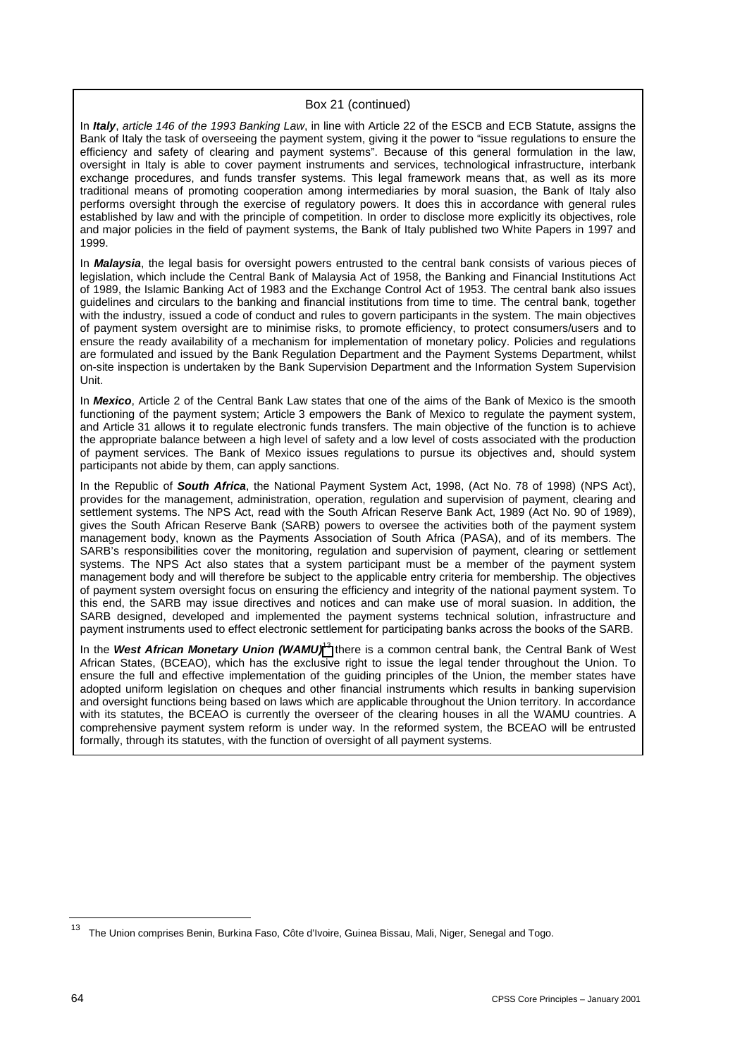Box 21 (continued)

In ***Italy***, *article 146 of the 1993 Banking Law*, in line with Article 22 of the ESCB and ECB Statute, assigns the Bank of Italy the task of overseeing the payment system, giving it the power to "issue regulations to ensure the efficiency and safety of clearing and payment systems". Because of this general formulation in the law, oversight in Italy is able to cover payment instruments and services, technological infrastructure, interbank exchange procedures, and funds transfer systems. This legal framework means that, as well as its more traditional means of promoting cooperation among intermediaries by moral suasion, the Bank of Italy also performs oversight through the exercise of regulatory powers. It does this in accordance with general rules established by law and with the principle of competition. In order to disclose more explicitly its objectives, role and major policies in the field of payment systems, the Bank of Italy published two White Papers in 1997 and 1999.

In ***Malaysia***, the legal basis for oversight powers entrusted to the central bank consists of various pieces of legislation, which include the Central Bank of Malaysia Act of 1958, the Banking and Financial Institutions Act of 1989, the Islamic Banking Act of 1983 and the Exchange Control Act of 1953. The central bank also issues guidelines and circulars to the banking and financial institutions from time to time. The central bank, together with the industry, issued a code of conduct and rules to govern participants in the system. The main objectives of payment system oversight are to minimise risks, to promote efficiency, to protect consumers/users and to ensure the ready availability of a mechanism for implementation of monetary policy. Policies and regulations are formulated and issued by the Bank Regulation Department and the Payment Systems Department, whilst on-site inspection is undertaken by the Bank Supervision Department and the Information System Supervision Unit.

In ***Mexico***, Article 2 of the Central Bank Law states that one of the aims of the Bank of Mexico is the smooth functioning of the payment system; Article 3 empowers the Bank of Mexico to regulate the payment system, and Article 31 allows it to regulate electronic funds transfers. The main objective of the function is to achieve the appropriate balance between a high level of safety and a low level of costs associated with the production of payment services. The Bank of Mexico issues regulations to pursue its objectives and, should system participants not abide by them, can apply sanctions.

In the Republic of ***South Africa***, the National Payment System Act, 1998, (Act No. 78 of 1998) (NPS Act), provides for the management, administration, operation, regulation and supervision of payment, clearing and settlement systems. The NPS Act, read with the South African Reserve Bank Act, 1989 (Act No. 90 of 1989), gives the South African Reserve Bank (SARB) powers to oversee the activities both of the payment system management body, known as the Payments Association of South Africa (PASA), and of its members. The SARB's responsibilities cover the monitoring, regulation and supervision of payment, clearing or settlement systems. The NPS Act also states that a system participant must be a member of the payment system management body and will therefore be subject to the applicable entry criteria for membership. The objectives of payment system oversight focus on ensuring the efficiency and integrity of the national payment system. To this end, the SARB may issue directives and notices and can make use of moral suasion. In addition, the SARB designed, developed and implemented the payment systems technical solution, infrastructure and payment instruments used to effect electronic settlement for participating banks across the books of the SARB.

In the ***West African Monetary Union (WAMU)***[13] there is a common central bank, the Central Bank of West African States, (BCEAO), which has the exclusive right to issue the legal tender throughout the Union. To ensure the full and effective implementation of the guiding principles of the Union, the member states have adopted uniform legislation on cheques and other financial instruments which results in banking supervision and oversight functions being based on laws which are applicable throughout the Union territory. In accordance with its statutes, the BCEAO is currently the overseer of the clearing houses in all the WAMU countries. A comprehensive payment system reform is under way. In the reformed system, the BCEAO will be entrusted formally, through its statutes, with the function of oversight of all payment systems.

---

[13] The Union comprises Benin, Burkina Faso, Côte d'Ivoire, Guinea Bissau, Mali, Niger, Senegal and Togo.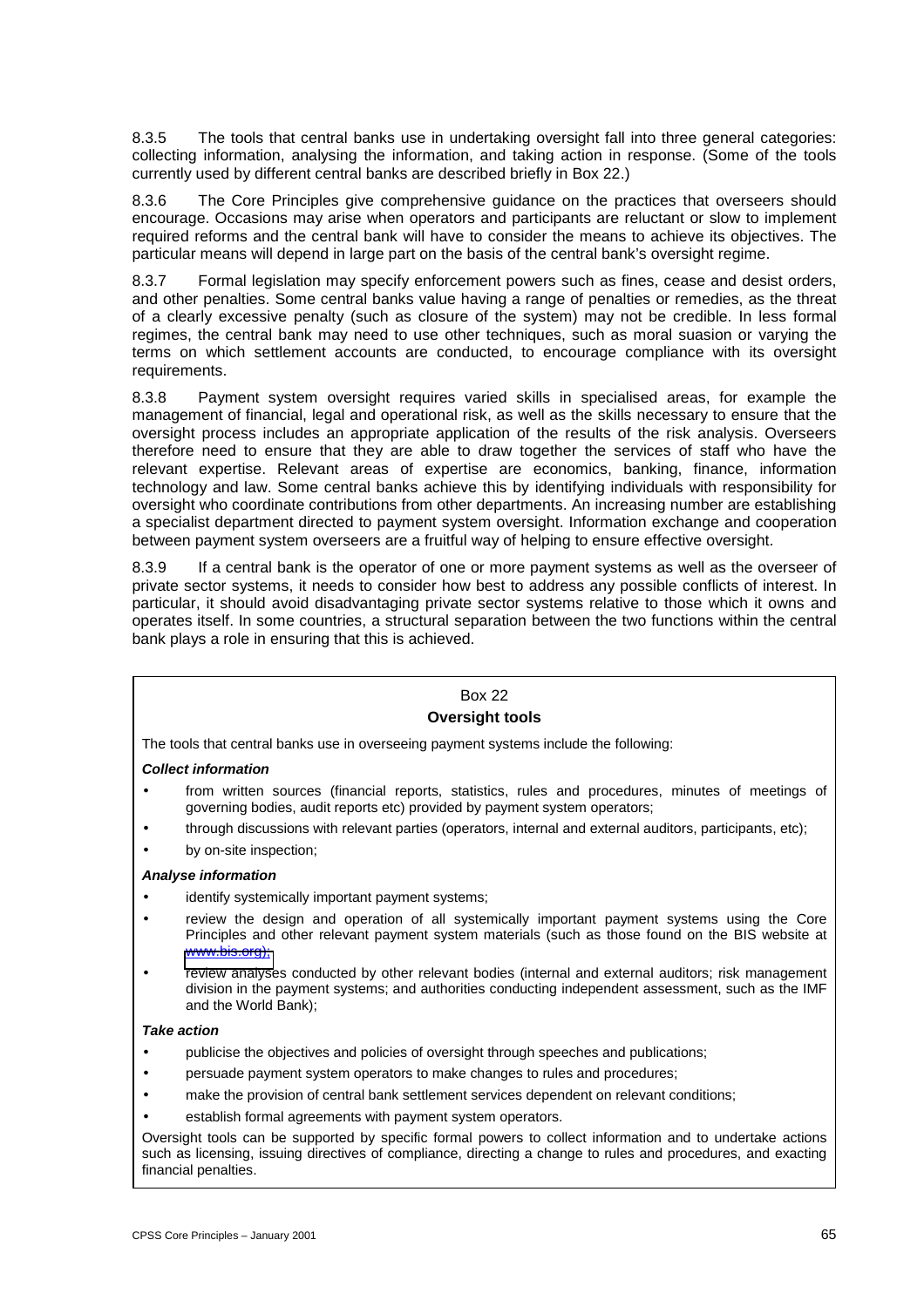8.3.5 The tools that central banks use in undertaking oversight fall into three general categories: collecting information, analysing the information, and taking action in response. (Some of the tools currently used by different central banks are described briefly in Box 22.)

8.3.6 The Core Principles give comprehensive guidance on the practices that overseers should encourage. Occasions may arise when operators and participants are reluctant or slow to implement required reforms and the central bank will have to consider the means to achieve its objectives. The particular means will depend in large part on the basis of the central bank's oversight regime.

8.3.7 Formal legislation may specify enforcement powers such as fines, cease and desist orders, and other penalties. Some central banks value having a range of penalties or remedies, as the threat of a clearly excessive penalty (such as closure of the system) may not be credible. In less formal regimes, the central bank may need to use other techniques, such as moral suasion or varying the terms on which settlement accounts are conducted, to encourage compliance with its oversight requirements.

8.3.8 Payment system oversight requires varied skills in specialised areas, for example the management of financial, legal and operational risk, as well as the skills necessary to ensure that the oversight process includes an appropriate application of the results of the risk analysis. Overseers therefore need to ensure that they are able to draw together the services of staff who have the relevant expertise. Relevant areas of expertise are economics, banking, finance, information technology and law. Some central banks achieve this by identifying individuals with responsibility for oversight who coordinate contributions from other departments. An increasing number are establishing a specialist department directed to payment system oversight. Information exchange and cooperation between payment system overseers are a fruitful way of helping to ensure effective oversight.

8.3.9 If a central bank is the operator of one or more payment systems as well as the overseer of private sector systems, it needs to consider how best to address any possible conflicts of interest. In particular, it should avoid disadvantaging private sector systems relative to those which it owns and operates itself. In some countries, a structural separation between the two functions within the central bank plays a role in ensuring that this is achieved.

Box 22

**Oversight tools**

The tools that central banks use in overseeing payment systems include the following:

***Collect information***

- from written sources (financial reports, statistics, rules and procedures, minutes of meetings of governing bodies, audit reports etc) provided by payment system operators;
- through discussions with relevant parties (operators, internal and external auditors, participants, etc);
- by on-site inspection;

***Analyse information***

- identify systemically important payment systems;
- review the design and operation of all systemically important payment systems using the Core Principles and other relevant payment system materials (such as those found on the BIS website at www.bis.org);
- review analyses conducted by other relevant bodies (internal and external auditors; risk management division in the payment systems; and authorities conducting independent assessment, such as the IMF and the World Bank);

***Take action***

- publicise the objectives and policies of oversight through speeches and publications;
- persuade payment system operators to make changes to rules and procedures;
- make the provision of central bank settlement services dependent on relevant conditions;
- establish formal agreements with payment system operators.

Oversight tools can be supported by specific formal powers to collect information and to undertake actions such as licensing, issuing directives of compliance, directing a change to rules and procedures, and exacting financial penalties.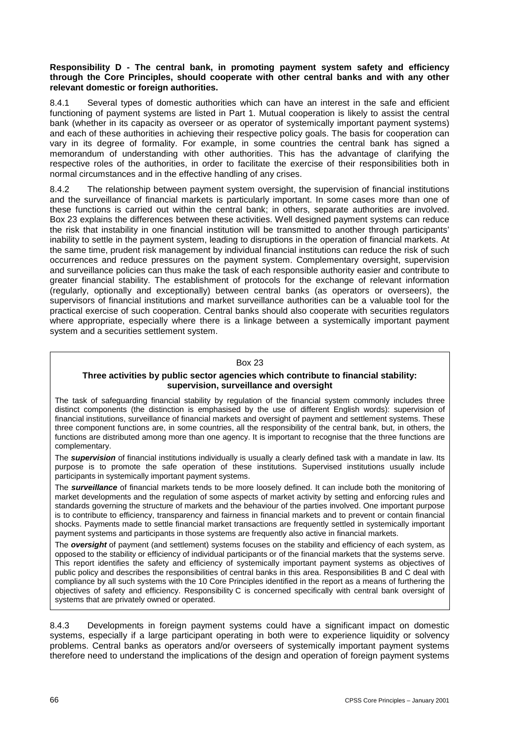**Responsibility D - The central bank, in promoting payment system safety and efficiency through the Core Principles, should cooperate with other central banks and with any other relevant domestic or foreign authorities.**

8.4.1 Several types of domestic authorities which can have an interest in the safe and efficient functioning of payment systems are listed in Part 1. Mutual cooperation is likely to assist the central bank (whether in its capacity as overseer or as operator of systemically important payment systems) and each of these authorities in achieving their respective policy goals. The basis for cooperation can vary in its degree of formality. For example, in some countries the central bank has signed a memorandum of understanding with other authorities. This has the advantage of clarifying the respective roles of the authorities, in order to facilitate the exercise of their responsibilities both in normal circumstances and in the effective handling of any crises.

8.4.2 The relationship between payment system oversight, the supervision of financial institutions and the surveillance of financial markets is particularly important. In some cases more than one of these functions is carried out within the central bank; in others, separate authorities are involved. Box 23 explains the differences between these activities. Well designed payment systems can reduce the risk that instability in one financial institution will be transmitted to another through participants' inability to settle in the payment system, leading to disruptions in the operation of financial markets. At the same time, prudent risk management by individual financial institutions can reduce the risk of such occurrences and reduce pressures on the payment system. Complementary oversight, supervision and surveillance policies can thus make the task of each responsible authority easier and contribute to greater financial stability. The establishment of protocols for the exchange of relevant information (regularly, optionally and exceptionally) between central banks (as operators or overseers), the supervisors of financial institutions and market surveillance authorities can be a valuable tool for the practical exercise of such cooperation. Central banks should also cooperate with securities regulators where appropriate, especially where there is a linkage between a systemically important payment system and a securities settlement system.

> Box 23
>
> **Three activities by public sector agencies which contribute to financial stability: supervision, surveillance and oversight**
>
> The task of safeguarding financial stability by regulation of the financial system commonly includes three distinct components (the distinction is emphasised by the use of different English words): supervision of financial institutions, surveillance of financial markets and oversight of payment and settlement systems. These three component functions are, in some countries, all the responsibility of the central bank, but, in others, the functions are distributed among more than one agency. It is important to recognise that the three functions are complementary.
>
> The ***supervision*** of financial institutions individually is usually a clearly defined task with a mandate in law. Its purpose is to promote the safe operation of these institutions. Supervised institutions usually include participants in systemically important payment systems.
>
> The ***surveillance*** of financial markets tends to be more loosely defined. It can include both the monitoring of market developments and the regulation of some aspects of market activity by setting and enforcing rules and standards governing the structure of markets and the behaviour of the parties involved. One important purpose is to contribute to efficiency, transparency and fairness in financial markets and to prevent or contain financial shocks. Payments made to settle financial market transactions are frequently settled in systemically important payment systems and participants in those systems are frequently also active in financial markets.
>
> The ***oversight*** of payment (and settlement) systems focuses on the stability and efficiency of each system, as opposed to the stability or efficiency of individual participants or of the financial markets that the systems serve. This report identifies the safety and efficiency of systemically important payment systems as objectives of public policy and describes the responsibilities of central banks in this area. Responsibilities B and C deal with compliance by all such systems with the 10 Core Principles identified in the report as a means of furthering the objectives of safety and efficiency. Responsibility C is concerned specifically with central bank oversight of systems that are privately owned or operated.

8.4.3 Developments in foreign payment systems could have a significant impact on domestic systems, especially if a large participant operating in both were to experience liquidity or solvency problems. Central banks as operators and/or overseers of systemically important payment systems therefore need to understand the implications of the design and operation of foreign payment systems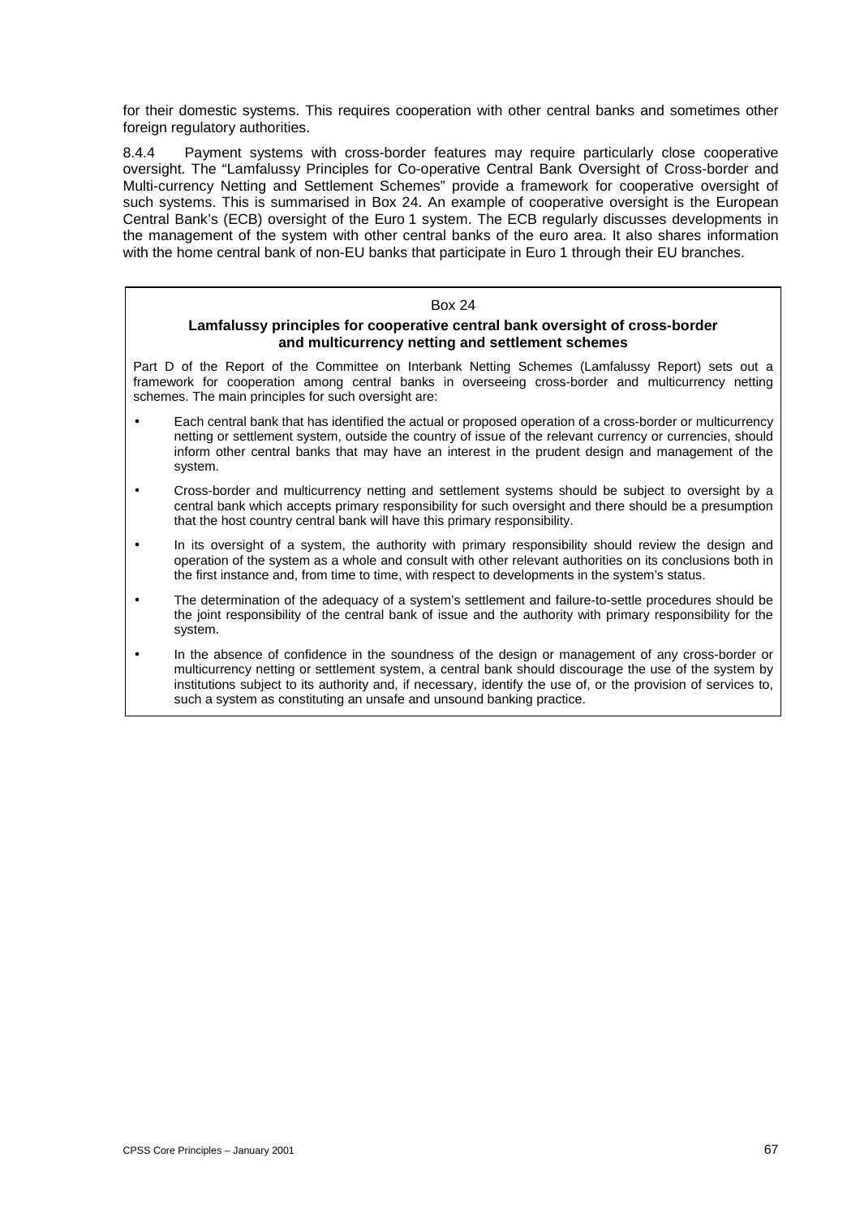for their domestic systems. This requires cooperation with other central banks and sometimes other foreign regulatory authorities.

8.4.4 Payment systems with cross-border features may require particularly close cooperative oversight. The "Lamfalussy Principles for Co-operative Central Bank Oversight of Cross-border and Multi-currency Netting and Settlement Schemes" provide a framework for cooperative oversight of such systems. This is summarised in Box 24. An example of cooperative oversight is the European Central Bank's (ECB) oversight of the Euro 1 system. The ECB regularly discusses developments in the management of the system with other central banks of the euro area. It also shares information with the home central bank of non-EU banks that participate in Euro 1 through their EU branches.

Box 24

**Lamfalussy principles for cooperative central bank oversight of cross-border and multicurrency netting and settlement schemes**

Part D of the Report of the Committee on Interbank Netting Schemes (Lamfalussy Report) sets out a framework for cooperation among central banks in overseeing cross-border and multicurrency netting schemes. The main principles for such oversight are:

- Each central bank that has identified the actual or proposed operation of a cross-border or multicurrency netting or settlement system, outside the country of issue of the relevant currency or currencies, should inform other central banks that may have an interest in the prudent design and management of the system.
- Cross-border and multicurrency netting and settlement systems should be subject to oversight by a central bank which accepts primary responsibility for such oversight and there should be a presumption that the host country central bank will have this primary responsibility.
- In its oversight of a system, the authority with primary responsibility should review the design and operation of the system as a whole and consult with other relevant authorities on its conclusions both in the first instance and, from time to time, with respect to developments in the system's status.
- The determination of the adequacy of a system's settlement and failure-to-settle procedures should be the joint responsibility of the central bank of issue and the authority with primary responsibility for the system.
- In the absence of confidence in the soundness of the design or management of any cross-border or multicurrency netting or settlement system, a central bank should discourage the use of the system by institutions subject to its authority and, if necessary, identify the use of, or the provision of services to, such a system as constituting an unsafe and unsound banking practice.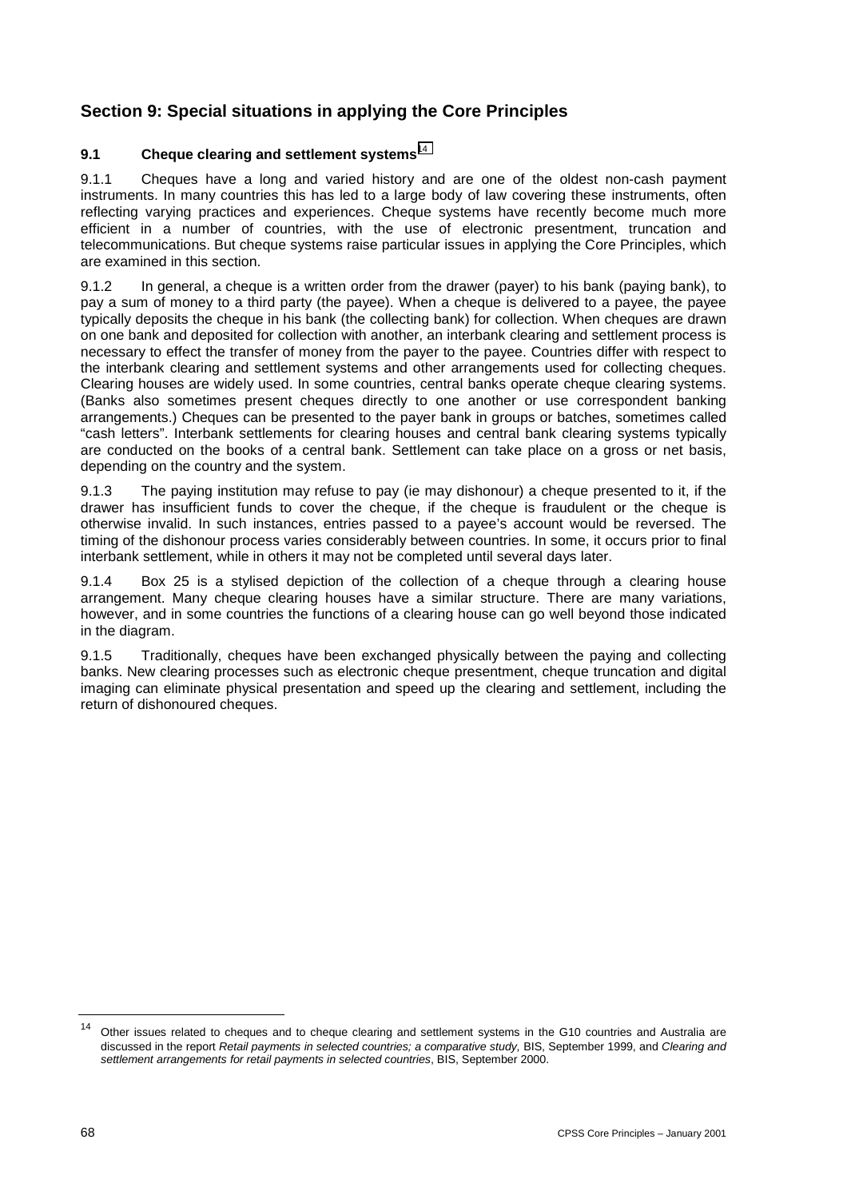## Section 9: Special situations in applying the Core Principles

### 9.1 Cheque clearing and settlement systems[14]

9.1.1 Cheques have a long and varied history and are one of the oldest non-cash payment instruments. In many countries this has led to a large body of law covering these instruments, often reflecting varying practices and experiences. Cheque systems have recently become much more efficient in a number of countries, with the use of electronic presentment, truncation and telecommunications. But cheque systems raise particular issues in applying the Core Principles, which are examined in this section.

9.1.2 In general, a cheque is a written order from the drawer (payer) to his bank (paying bank), to pay a sum of money to a third party (the payee). When a cheque is delivered to a payee, the payee typically deposits the cheque in his bank (the collecting bank) for collection. When cheques are drawn on one bank and deposited for collection with another, an interbank clearing and settlement process is necessary to effect the transfer of money from the payer to the payee. Countries differ with respect to the interbank clearing and settlement systems and other arrangements used for collecting cheques. Clearing houses are widely used. In some countries, central banks operate cheque clearing systems. (Banks also sometimes present cheques directly to one another or use correspondent banking arrangements.) Cheques can be presented to the payer bank in groups or batches, sometimes called "cash letters". Interbank settlements for clearing houses and central bank clearing systems typically are conducted on the books of a central bank. Settlement can take place on a gross or net basis, depending on the country and the system.

9.1.3 The paying institution may refuse to pay (ie may dishonour) a cheque presented to it, if the drawer has insufficient funds to cover the cheque, if the cheque is fraudulent or the cheque is otherwise invalid. In such instances, entries passed to a payee's account would be reversed. The timing of the dishonour process varies considerably between countries. In some, it occurs prior to final interbank settlement, while in others it may not be completed until several days later.

9.1.4 Box 25 is a stylised depiction of the collection of a cheque through a clearing house arrangement. Many cheque clearing houses have a similar structure. There are many variations, however, and in some countries the functions of a clearing house can go well beyond those indicated in the diagram.

9.1.5 Traditionally, cheques have been exchanged physically between the paying and collecting banks. New clearing processes such as electronic cheque presentment, cheque truncation and digital imaging can eliminate physical presentation and speed up the clearing and settlement, including the return of dishonoured cheques.

---

[14] Other issues related to cheques and to cheque clearing and settlement systems in the G10 countries and Australia are discussed in the report *Retail payments in selected countries; a comparative study,* BIS, September 1999, and *Clearing and settlement arrangements for retail payments in selected countries*, BIS, September 2000.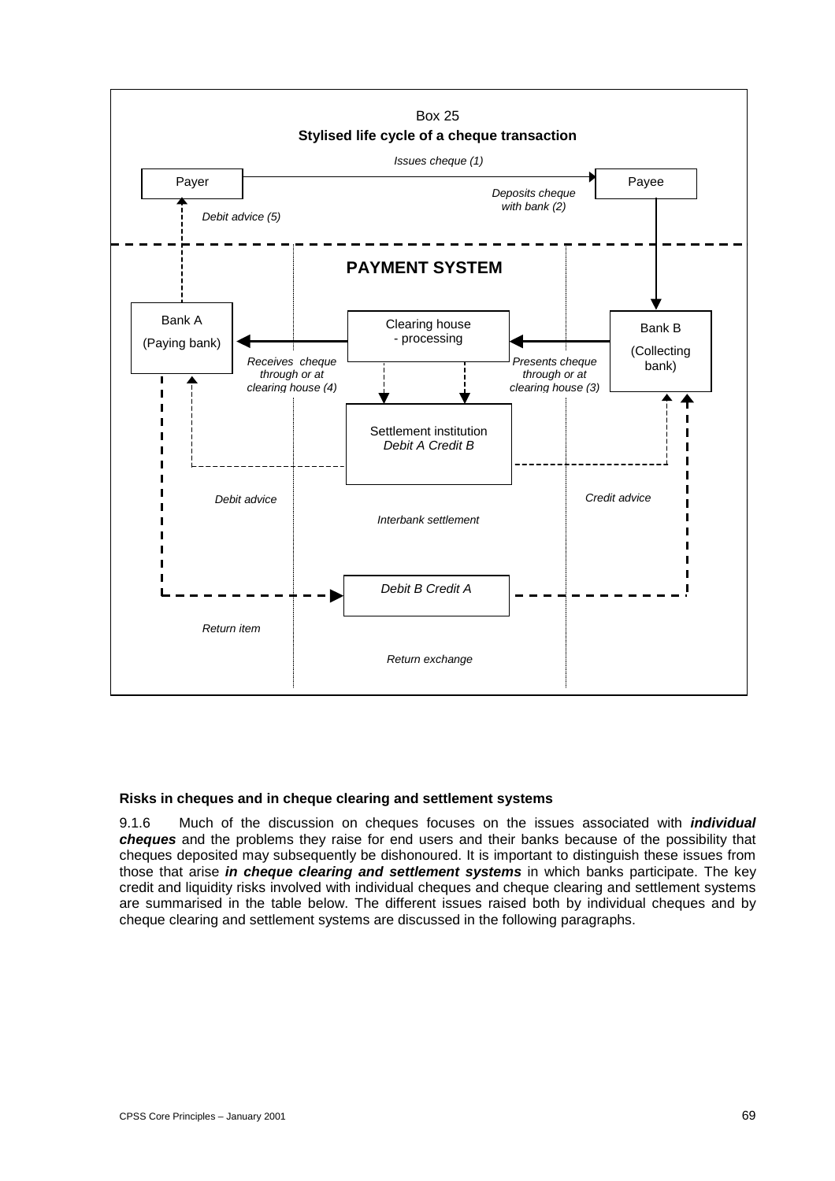Box 25

**Stylised life cycle of a cheque transaction**

*Issues cheque (1)*

Payer → Payee

*Deposits cheque with bank (2)*

*Debit advice (5)*

**PAYMENT SYSTEM**

Bank A (Paying bank)

Clearing house - processing

Bank B (Collecting bank)

*Receives cheque through or at clearing house (4)*

*Presents cheque through or at clearing house (3)*

Settlement institution *Debit A Credit B*

*Debit advice*

*Credit advice*

*Interbank settlement*

*Debit B Credit A*

*Return item*

*Return exchange*

### Risks in cheques and in cheque clearing and settlement systems

9.1.6 Much of the discussion on cheques focuses on the issues associated with ***individual cheques*** and the problems they raise for end users and their banks because of the possibility that cheques deposited may subsequently be dishonoured. It is important to distinguish these issues from those that arise ***in cheque clearing and settlement systems*** in which banks participate. The key credit and liquidity risks involved with individual cheques and cheque clearing and settlement systems are summarised in the table below. The different issues raised both by individual cheques and by cheque clearing and settlement systems are discussed in the following paragraphs.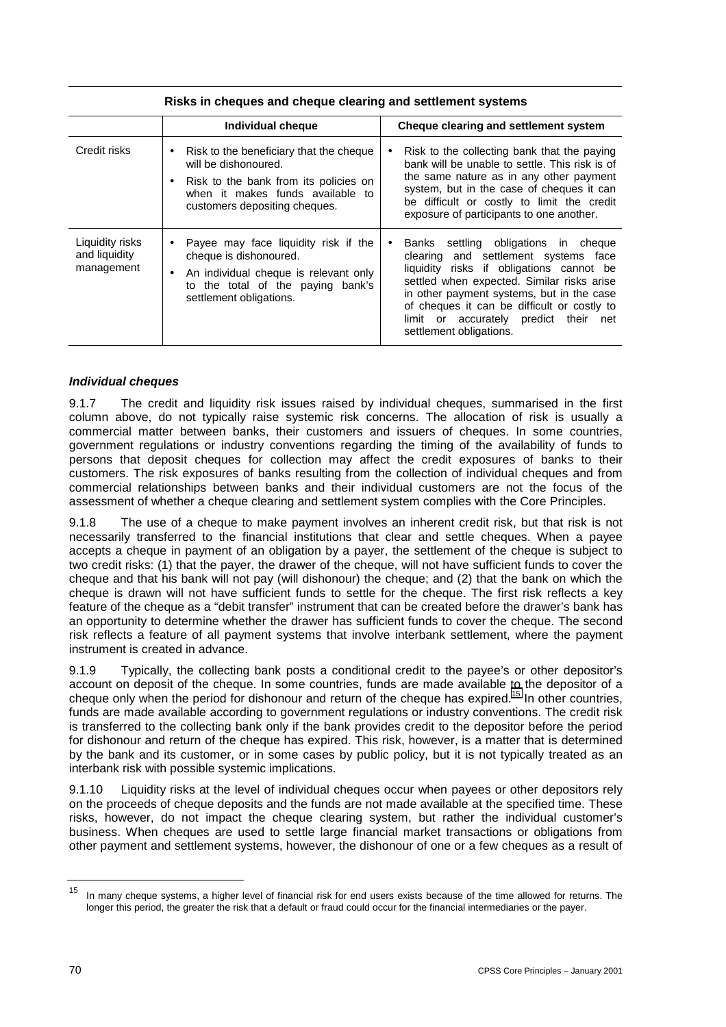**Risks in cheques and cheque clearing and settlement systems**

| | Individual cheque | Cheque clearing and settlement system |
|---|---|---|
| Credit risks | • Risk to the beneficiary that the cheque will be dishonoured.<br>• Risk to the bank from its policies on when it makes funds available to customers depositing cheques. | • Risk to the collecting bank that the paying bank will be unable to settle. This risk is of the same nature as in any other payment system, but in the case of cheques it can be difficult or costly to limit the credit exposure of participants to one another. |
| Liquidity risks and liquidity management | • Payee may face liquidity risk if the cheque is dishonoured.<br>• An individual cheque is relevant only to the total of the paying bank's settlement obligations. | • Banks settling obligations in cheque clearing and settlement systems face liquidity risks if obligations cannot be settled when expected. Similar risks arise in other payment systems, but in the case of cheques it can be difficult or costly to limit or accurately predict their net settlement obligations. |

***Individual cheques***

9.1.7 The credit and liquidity risk issues raised by individual cheques, summarised in the first column above, do not typically raise systemic risk concerns. The allocation of risk is usually a commercial matter between banks, their customers and issuers of cheques. In some countries, government regulations or industry conventions regarding the timing of the availability of funds to persons that deposit cheques for collection may affect the credit exposures of banks to their customers. The risk exposures of banks resulting from the collection of individual cheques and from commercial relationships between banks and their individual customers are not the focus of the assessment of whether a cheque clearing and settlement system complies with the Core Principles.

9.1.8 The use of a cheque to make payment involves an inherent credit risk, but that risk is not necessarily transferred to the financial institutions that clear and settle cheques. When a payee accepts a cheque in payment of an obligation by a payer, the settlement of the cheque is subject to two credit risks: (1) that the payer, the drawer of the cheque, will not have sufficient funds to cover the cheque and that his bank will not pay (will dishonour) the cheque; and (2) that the bank on which the cheque is drawn will not have sufficient funds to settle for the cheque. The first risk reflects a key feature of the cheque as a "debit transfer" instrument that can be created before the drawer's bank has an opportunity to determine whether the drawer has sufficient funds to cover the cheque. The second risk reflects a feature of all payment systems that involve interbank settlement, where the payment instrument is created in advance.

9.1.9 Typically, the collecting bank posts a conditional credit to the payee's or other depositor's account on deposit of the cheque. In some countries, funds are made available to the depositor of a cheque only when the period for dishonour and return of the cheque has expired.[15] In other countries, funds are made available according to government regulations or industry conventions. The credit risk is transferred to the collecting bank only if the bank provides credit to the depositor before the period for dishonour and return of the cheque has expired. This risk, however, is a matter that is determined by the bank and its customer, or in some cases by public policy, but it is not typically treated as an interbank risk with possible systemic implications.

9.1.10 Liquidity risks at the level of individual cheques occur when payees or other depositors rely on the proceeds of cheque deposits and the funds are not made available at the specified time. These risks, however, do not impact the cheque clearing system, but rather the individual customer's business. When cheques are used to settle large financial market transactions or obligations from other payment and settlement systems, however, the dishonour of one or a few cheques as a result of

[15] In many cheque systems, a higher level of financial risk for end users exists because of the time allowed for returns. The longer this period, the greater the risk that a default or fraud could occur for the financial intermediaries or the payer.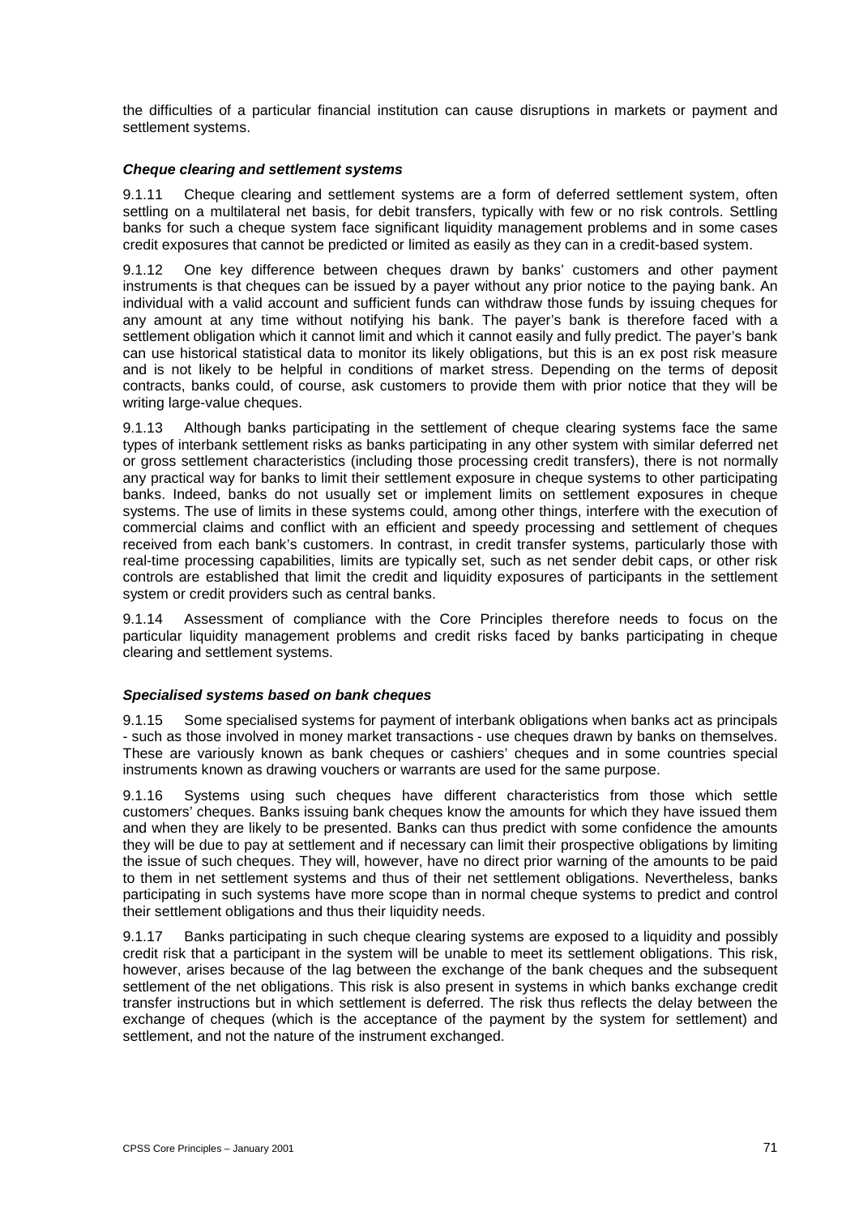the difficulties of a particular financial institution can cause disruptions in markets or payment and settlement systems.

***Cheque clearing and settlement systems***

9.1.11 Cheque clearing and settlement systems are a form of deferred settlement system, often settling on a multilateral net basis, for debit transfers, typically with few or no risk controls. Settling banks for such a cheque system face significant liquidity management problems and in some cases credit exposures that cannot be predicted or limited as easily as they can in a credit-based system.

9.1.12 One key difference between cheques drawn by banks' customers and other payment instruments is that cheques can be issued by a payer without any prior notice to the paying bank. An individual with a valid account and sufficient funds can withdraw those funds by issuing cheques for any amount at any time without notifying his bank. The payer's bank is therefore faced with a settlement obligation which it cannot limit and which it cannot easily and fully predict. The payer's bank can use historical statistical data to monitor its likely obligations, but this is an ex post risk measure and is not likely to be helpful in conditions of market stress. Depending on the terms of deposit contracts, banks could, of course, ask customers to provide them with prior notice that they will be writing large-value cheques.

9.1.13 Although banks participating in the settlement of cheque clearing systems face the same types of interbank settlement risks as banks participating in any other system with similar deferred net or gross settlement characteristics (including those processing credit transfers), there is not normally any practical way for banks to limit their settlement exposure in cheque systems to other participating banks. Indeed, banks do not usually set or implement limits on settlement exposures in cheque systems. The use of limits in these systems could, among other things, interfere with the execution of commercial claims and conflict with an efficient and speedy processing and settlement of cheques received from each bank's customers. In contrast, in credit transfer systems, particularly those with real-time processing capabilities, limits are typically set, such as net sender debit caps, or other risk controls are established that limit the credit and liquidity exposures of participants in the settlement system or credit providers such as central banks.

9.1.14 Assessment of compliance with the Core Principles therefore needs to focus on the particular liquidity management problems and credit risks faced by banks participating in cheque clearing and settlement systems.

***Specialised systems based on bank cheques***

9.1.15 Some specialised systems for payment of interbank obligations when banks act as principals - such as those involved in money market transactions - use cheques drawn by banks on themselves. These are variously known as bank cheques or cashiers' cheques and in some countries special instruments known as drawing vouchers or warrants are used for the same purpose.

9.1.16 Systems using such cheques have different characteristics from those which settle customers' cheques. Banks issuing bank cheques know the amounts for which they have issued them and when they are likely to be presented. Banks can thus predict with some confidence the amounts they will be due to pay at settlement and if necessary can limit their prospective obligations by limiting the issue of such cheques. They will, however, have no direct prior warning of the amounts to be paid to them in net settlement systems and thus of their net settlement obligations. Nevertheless, banks participating in such systems have more scope than in normal cheque systems to predict and control their settlement obligations and thus their liquidity needs.

9.1.17 Banks participating in such cheque clearing systems are exposed to a liquidity and possibly credit risk that a participant in the system will be unable to meet its settlement obligations. This risk, however, arises because of the lag between the exchange of the bank cheques and the subsequent settlement of the net obligations. This risk is also present in systems in which banks exchange credit transfer instructions but in which settlement is deferred. The risk thus reflects the delay between the exchange of cheques (which is the acceptance of the payment by the system for settlement) and settlement, and not the nature of the instrument exchanged.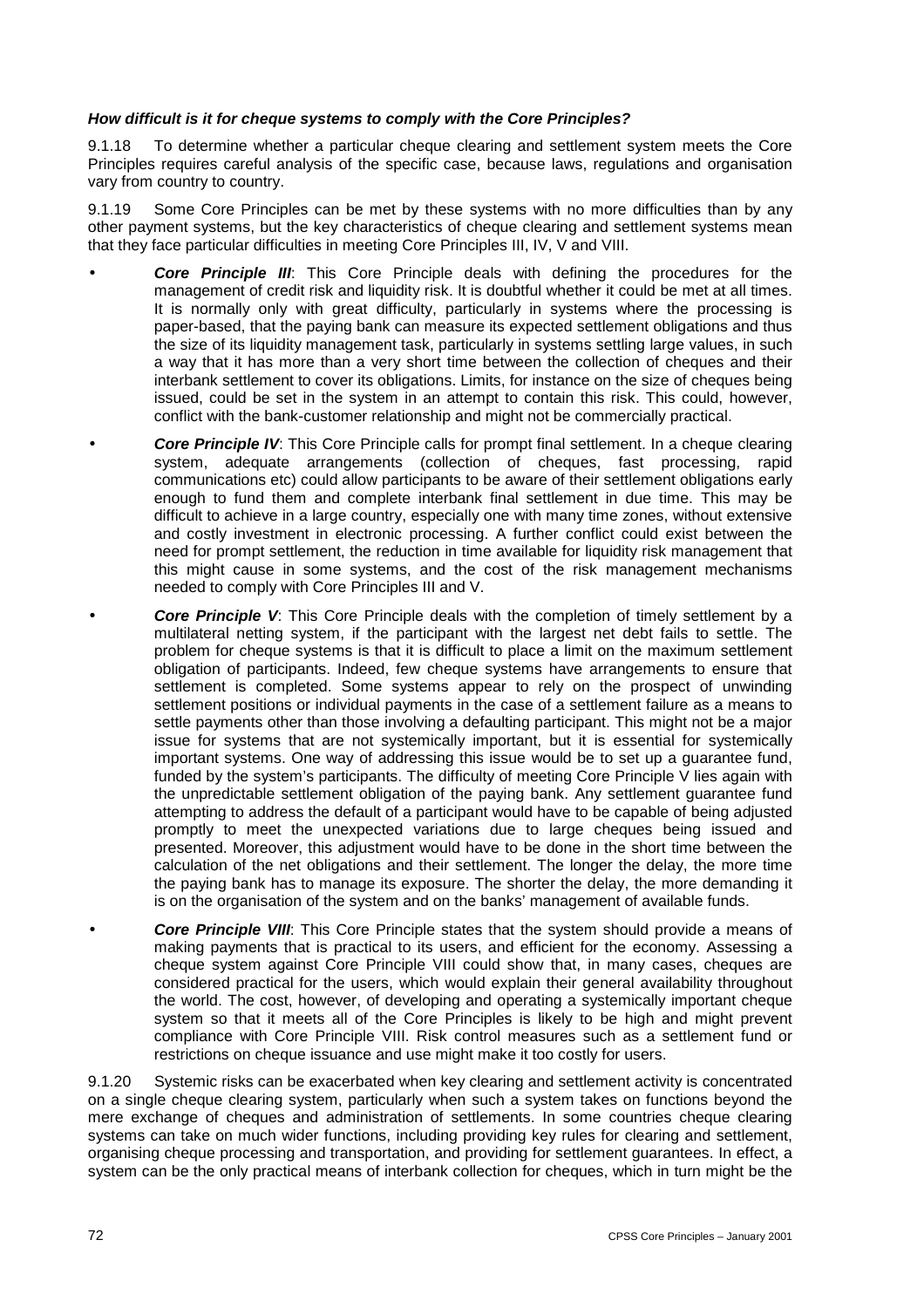***How difficult is it for cheque systems to comply with the Core Principles?***

9.1.18 To determine whether a particular cheque clearing and settlement system meets the Core Principles requires careful analysis of the specific case, because laws, regulations and organisation vary from country to country.

9.1.19 Some Core Principles can be met by these systems with no more difficulties than by any other payment systems, but the key characteristics of cheque clearing and settlement systems mean that they face particular difficulties in meeting Core Principles III, IV, V and VIII.

- ***Core Principle III***: This Core Principle deals with defining the procedures for the management of credit risk and liquidity risk. It is doubtful whether it could be met at all times. It is normally only with great difficulty, particularly in systems where the processing is paper-based, that the paying bank can measure its expected settlement obligations and thus the size of its liquidity management task, particularly in systems settling large values, in such a way that it has more than a very short time between the collection of cheques and their interbank settlement to cover its obligations. Limits, for instance on the size of cheques being issued, could be set in the system in an attempt to contain this risk. This could, however, conflict with the bank-customer relationship and might not be commercially practical.

- ***Core Principle IV***: This Core Principle calls for prompt final settlement. In a cheque clearing system, adequate arrangements (collection of cheques, fast processing, rapid communications etc) could allow participants to be aware of their settlement obligations early enough to fund them and complete interbank final settlement in due time. This may be difficult to achieve in a large country, especially one with many time zones, without extensive and costly investment in electronic processing. A further conflict could exist between the need for prompt settlement, the reduction in time available for liquidity risk management that this might cause in some systems, and the cost of the risk management mechanisms needed to comply with Core Principles III and V.

- ***Core Principle V***: This Core Principle deals with the completion of timely settlement by a multilateral netting system, if the participant with the largest net debt fails to settle. The problem for cheque systems is that it is difficult to place a limit on the maximum settlement obligation of participants. Indeed, few cheque systems have arrangements to ensure that settlement is completed. Some systems appear to rely on the prospect of unwinding settlement positions or individual payments in the case of a settlement failure as a means to settle payments other than those involving a defaulting participant. This might not be a major issue for systems that are not systemically important, but it is essential for systemically important systems. One way of addressing this issue would be to set up a guarantee fund, funded by the system's participants. The difficulty of meeting Core Principle V lies again with the unpredictable settlement obligation of the paying bank. Any settlement guarantee fund attempting to address the default of a participant would have to be capable of being adjusted promptly to meet the unexpected variations due to large cheques being issued and presented. Moreover, this adjustment would have to be done in the short time between the calculation of the net obligations and their settlement. The longer the delay, the more time the paying bank has to manage its exposure. The shorter the delay, the more demanding it is on the organisation of the system and on the banks' management of available funds.

- ***Core Principle VIII***: This Core Principle states that the system should provide a means of making payments that is practical to its users, and efficient for the economy. Assessing a cheque system against Core Principle VIII could show that, in many cases, cheques are considered practical for the users, which would explain their general availability throughout the world. The cost, however, of developing and operating a systemically important cheque system so that it meets all of the Core Principles is likely to be high and might prevent compliance with Core Principle VIII. Risk control measures such as a settlement fund or restrictions on cheque issuance and use might make it too costly for users.

9.1.20 Systemic risks can be exacerbated when key clearing and settlement activity is concentrated on a single cheque clearing system, particularly when such a system takes on functions beyond the mere exchange of cheques and administration of settlements. In some countries cheque clearing systems can take on much wider functions, including providing key rules for clearing and settlement, organising cheque processing and transportation, and providing for settlement guarantees. In effect, a system can be the only practical means of interbank collection for cheques, which in turn might be the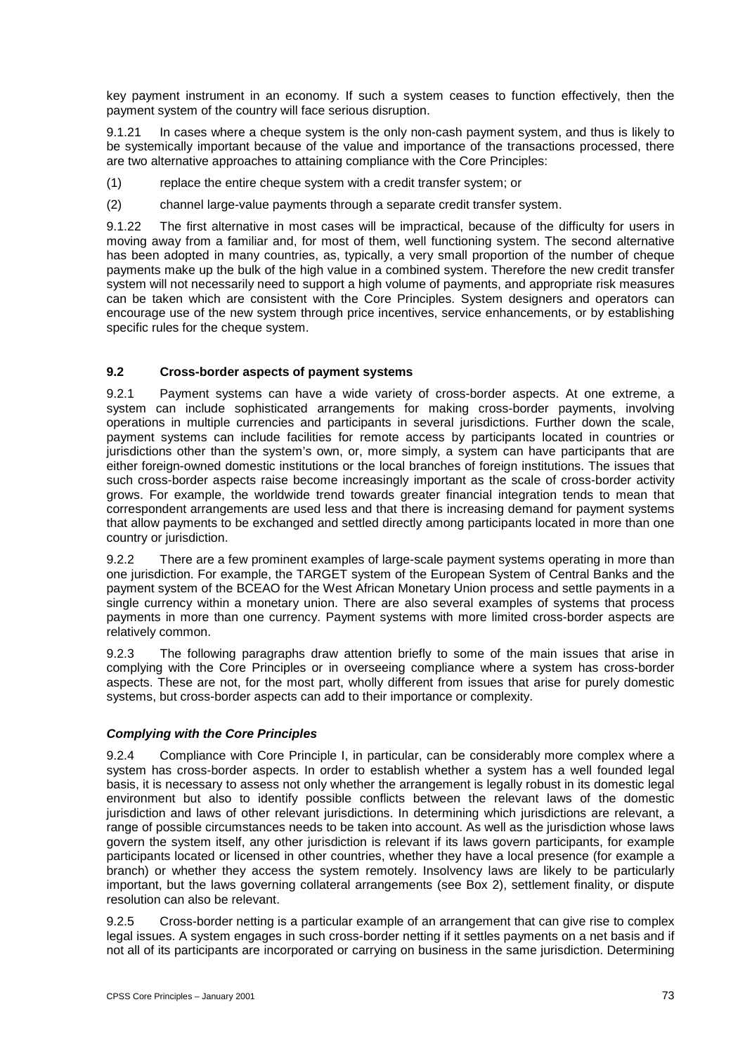key payment instrument in an economy. If such a system ceases to function effectively, then the payment system of the country will face serious disruption.

9.1.21 In cases where a cheque system is the only non-cash payment system, and thus is likely to be systemically important because of the value and importance of the transactions processed, there are two alternative approaches to attaining compliance with the Core Principles:

(1) replace the entire cheque system with a credit transfer system; or

(2) channel large-value payments through a separate credit transfer system.

9.1.22 The first alternative in most cases will be impractical, because of the difficulty for users in moving away from a familiar and, for most of them, well functioning system. The second alternative has been adopted in many countries, as, typically, a very small proportion of the number of cheque payments make up the bulk of the high value in a combined system. Therefore the new credit transfer system will not necessarily need to support a high volume of payments, and appropriate risk measures can be taken which are consistent with the Core Principles. System designers and operators can encourage use of the new system through price incentives, service enhancements, or by establishing specific rules for the cheque system.

### 9.2 Cross-border aspects of payment systems

9.2.1 Payment systems can have a wide variety of cross-border aspects. At one extreme, a system can include sophisticated arrangements for making cross-border payments, involving operations in multiple currencies and participants in several jurisdictions. Further down the scale, payment systems can include facilities for remote access by participants located in countries or jurisdictions other than the system's own, or, more simply, a system can have participants that are either foreign-owned domestic institutions or the local branches of foreign institutions. The issues that such cross-border aspects raise become increasingly important as the scale of cross-border activity grows. For example, the worldwide trend towards greater financial integration tends to mean that correspondent arrangements are used less and that there is increasing demand for payment systems that allow payments to be exchanged and settled directly among participants located in more than one country or jurisdiction.

9.2.2 There are a few prominent examples of large-scale payment systems operating in more than one jurisdiction. For example, the TARGET system of the European System of Central Banks and the payment system of the BCEAO for the West African Monetary Union process and settle payments in a single currency within a monetary union. There are also several examples of systems that process payments in more than one currency. Payment systems with more limited cross-border aspects are relatively common.

9.2.3 The following paragraphs draw attention briefly to some of the main issues that arise in complying with the Core Principles or in overseeing compliance where a system has cross-border aspects. These are not, for the most part, wholly different from issues that arise for purely domestic systems, but cross-border aspects can add to their importance or complexity.

#### *Complying with the Core Principles*

9.2.4 Compliance with Core Principle I, in particular, can be considerably more complex where a system has cross-border aspects. In order to establish whether a system has a well founded legal basis, it is necessary to assess not only whether the arrangement is legally robust in its domestic legal environment but also to identify possible conflicts between the relevant laws of the domestic jurisdiction and laws of other relevant jurisdictions. In determining which jurisdictions are relevant, a range of possible circumstances needs to be taken into account. As well as the jurisdiction whose laws govern the system itself, any other jurisdiction is relevant if its laws govern participants, for example participants located or licensed in other countries, whether they have a local presence (for example a branch) or whether they access the system remotely. Insolvency laws are likely to be particularly important, but the laws governing collateral arrangements (see Box 2), settlement finality, or dispute resolution can also be relevant.

9.2.5 Cross-border netting is a particular example of an arrangement that can give rise to complex legal issues. A system engages in such cross-border netting if it settles payments on a net basis and if not all of its participants are incorporated or carrying on business in the same jurisdiction. Determining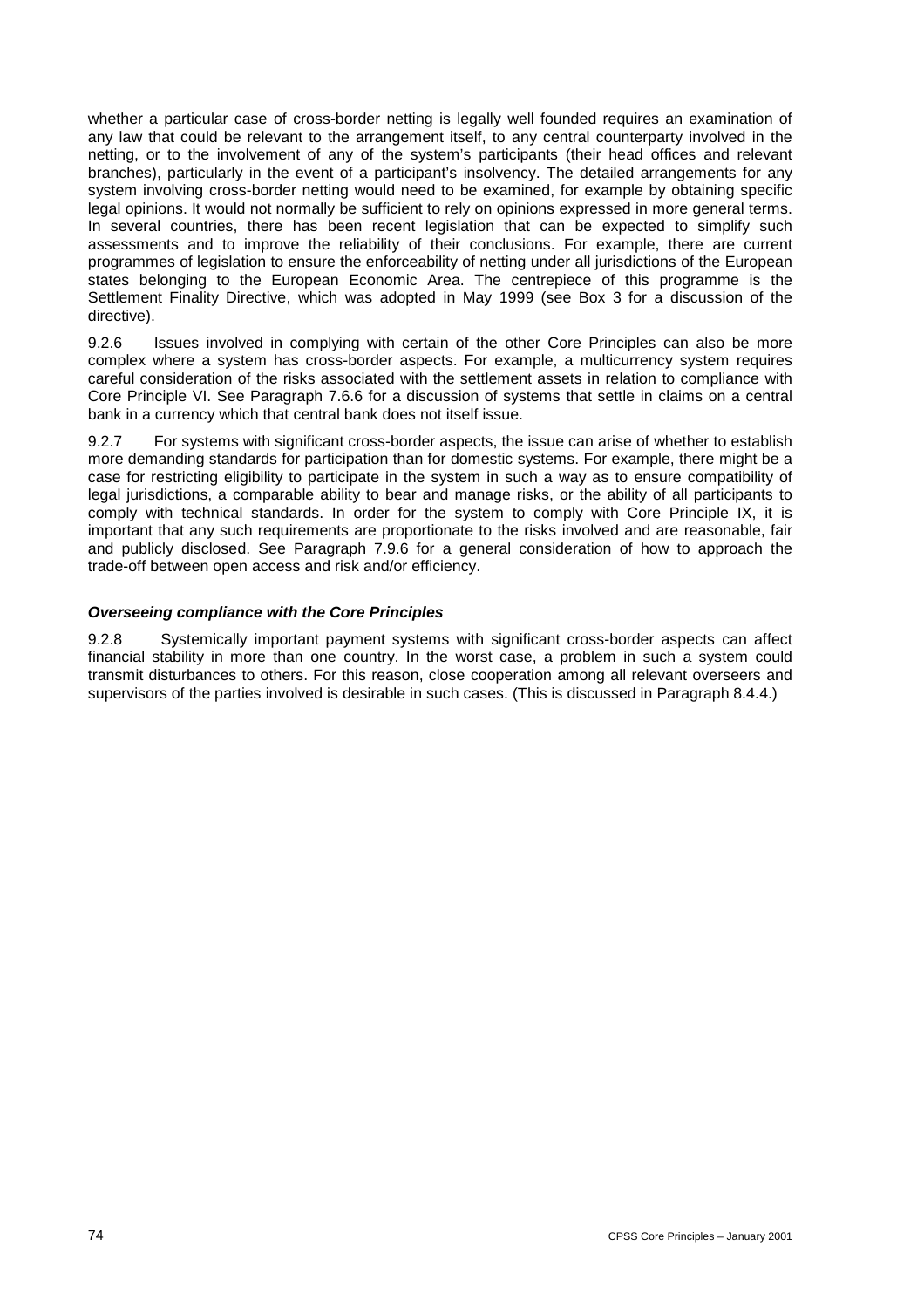whether a particular case of cross-border netting is legally well founded requires an examination of any law that could be relevant to the arrangement itself, to any central counterparty involved in the netting, or to the involvement of any of the system's participants (their head offices and relevant branches), particularly in the event of a participant's insolvency. The detailed arrangements for any system involving cross-border netting would need to be examined, for example by obtaining specific legal opinions. It would not normally be sufficient to rely on opinions expressed in more general terms. In several countries, there has been recent legislation that can be expected to simplify such assessments and to improve the reliability of their conclusions. For example, there are current programmes of legislation to ensure the enforceability of netting under all jurisdictions of the European states belonging to the European Economic Area. The centrepiece of this programme is the Settlement Finality Directive, which was adopted in May 1999 (see Box 3 for a discussion of the directive).

9.2.6 Issues involved in complying with certain of the other Core Principles can also be more complex where a system has cross-border aspects. For example, a multicurrency system requires careful consideration of the risks associated with the settlement assets in relation to compliance with Core Principle VI. See Paragraph 7.6.6 for a discussion of systems that settle in claims on a central bank in a currency which that central bank does not itself issue.

9.2.7 For systems with significant cross-border aspects, the issue can arise of whether to establish more demanding standards for participation than for domestic systems. For example, there might be a case for restricting eligibility to participate in the system in such a way as to ensure compatibility of legal jurisdictions, a comparable ability to bear and manage risks, or the ability of all participants to comply with technical standards. In order for the system to comply with Core Principle IX, it is important that any such requirements are proportionate to the risks involved and are reasonable, fair and publicly disclosed. See Paragraph 7.9.6 for a general consideration of how to approach the trade-off between open access and risk and/or efficiency.

***Overseeing compliance with the Core Principles***

9.2.8 Systemically important payment systems with significant cross-border aspects can affect financial stability in more than one country. In the worst case, a problem in such a system could transmit disturbances to others. For this reason, close cooperation among all relevant overseers and supervisors of the parties involved is desirable in such cases. (This is discussed in Paragraph 8.4.4.)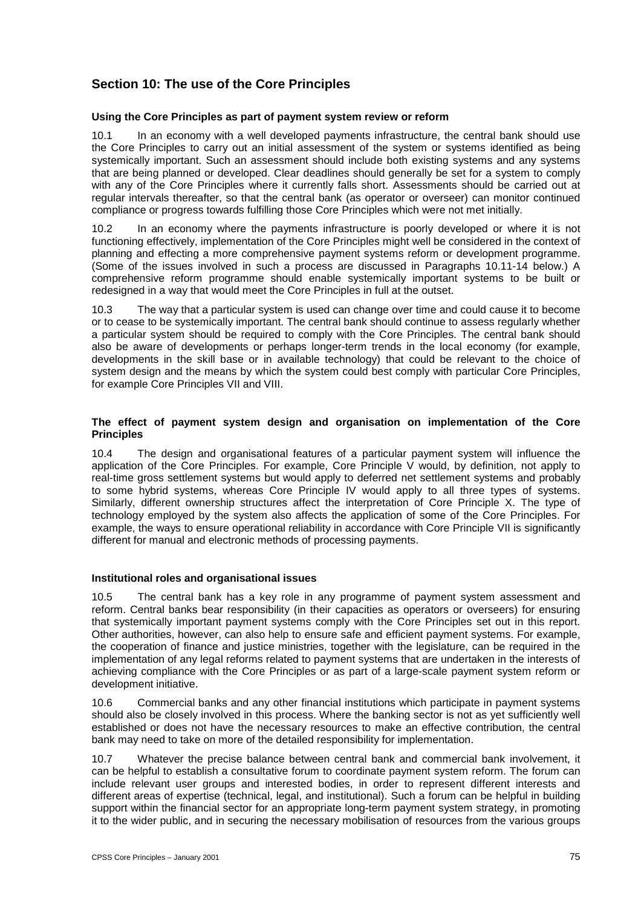## Section 10: The use of the Core Principles

### Using the Core Principles as part of payment system review or reform

10.1 In an economy with a well developed payments infrastructure, the central bank should use the Core Principles to carry out an initial assessment of the system or systems identified as being systemically important. Such an assessment should include both existing systems and any systems that are being planned or developed. Clear deadlines should generally be set for a system to comply with any of the Core Principles where it currently falls short. Assessments should be carried out at regular intervals thereafter, so that the central bank (as operator or overseer) can monitor continued compliance or progress towards fulfilling those Core Principles which were not met initially.

10.2 In an economy where the payments infrastructure is poorly developed or where it is not functioning effectively, implementation of the Core Principles might well be considered in the context of planning and effecting a more comprehensive payment systems reform or development programme. (Some of the issues involved in such a process are discussed in Paragraphs 10.11-14 below.) A comprehensive reform programme should enable systemically important systems to be built or redesigned in a way that would meet the Core Principles in full at the outset.

10.3 The way that a particular system is used can change over time and could cause it to become or to cease to be systemically important. The central bank should continue to assess regularly whether a particular system should be required to comply with the Core Principles. The central bank should also be aware of developments or perhaps longer-term trends in the local economy (for example, developments in the skill base or in available technology) that could be relevant to the choice of system design and the means by which the system could best comply with particular Core Principles, for example Core Principles VII and VIII.

### The effect of payment system design and organisation on implementation of the Core Principles

10.4 The design and organisational features of a particular payment system will influence the application of the Core Principles. For example, Core Principle V would, by definition, not apply to real-time gross settlement systems but would apply to deferred net settlement systems and probably to some hybrid systems, whereas Core Principle IV would apply to all three types of systems. Similarly, different ownership structures affect the interpretation of Core Principle X. The type of technology employed by the system also affects the application of some of the Core Principles. For example, the ways to ensure operational reliability in accordance with Core Principle VII is significantly different for manual and electronic methods of processing payments.

### Institutional roles and organisational issues

10.5 The central bank has a key role in any programme of payment system assessment and reform. Central banks bear responsibility (in their capacities as operators or overseers) for ensuring that systemically important payment systems comply with the Core Principles set out in this report. Other authorities, however, can also help to ensure safe and efficient payment systems. For example, the cooperation of finance and justice ministries, together with the legislature, can be required in the implementation of any legal reforms related to payment systems that are undertaken in the interests of achieving compliance with the Core Principles or as part of a large-scale payment system reform or development initiative.

10.6 Commercial banks and any other financial institutions which participate in payment systems should also be closely involved in this process. Where the banking sector is not as yet sufficiently well established or does not have the necessary resources to make an effective contribution, the central bank may need to take on more of the detailed responsibility for implementation.

10.7 Whatever the precise balance between central bank and commercial bank involvement, it can be helpful to establish a consultative forum to coordinate payment system reform. The forum can include relevant user groups and interested bodies, in order to represent different interests and different areas of expertise (technical, legal, and institutional). Such a forum can be helpful in building support within the financial sector for an appropriate long-term payment system strategy, in promoting it to the wider public, and in securing the necessary mobilisation of resources from the various groups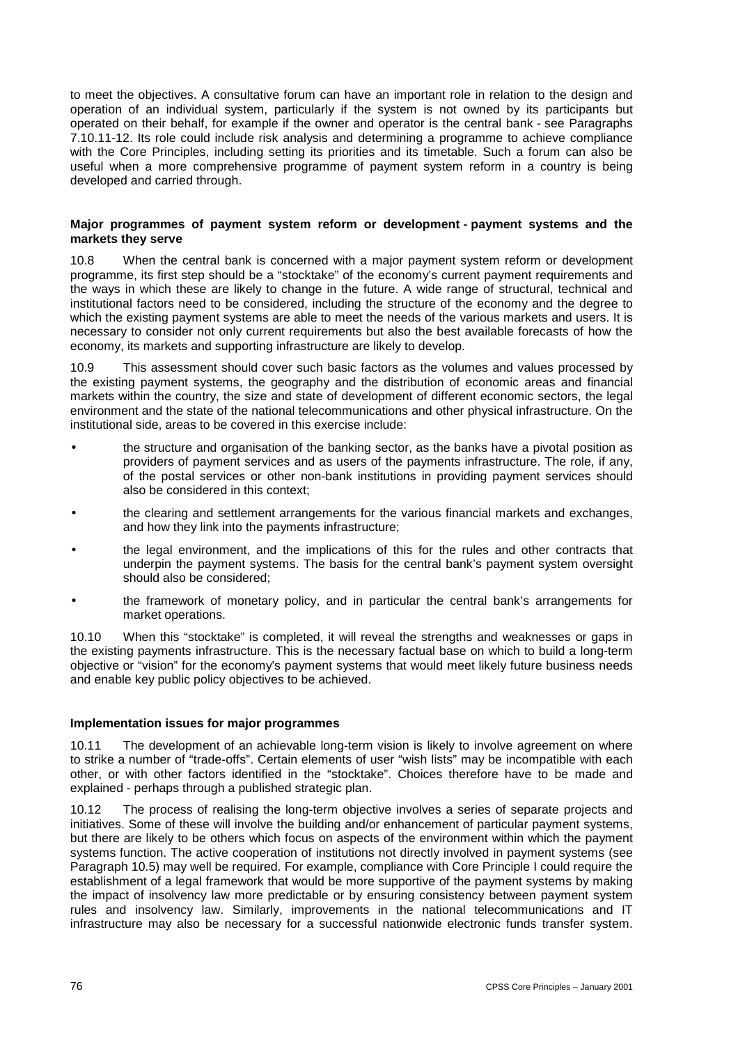to meet the objectives. A consultative forum can have an important role in relation to the design and operation of an individual system, particularly if the system is not owned by its participants but operated on their behalf, for example if the owner and operator is the central bank - see Paragraphs 7.10.11-12. Its role could include risk analysis and determining a programme to achieve compliance with the Core Principles, including setting its priorities and its timetable. Such a forum can also be useful when a more comprehensive programme of payment system reform in a country is being developed and carried through.

**Major programmes of payment system reform or development - payment systems and the markets they serve**

10.8 When the central bank is concerned with a major payment system reform or development programme, its first step should be a "stocktake" of the economy's current payment requirements and the ways in which these are likely to change in the future. A wide range of structural, technical and institutional factors need to be considered, including the structure of the economy and the degree to which the existing payment systems are able to meet the needs of the various markets and users. It is necessary to consider not only current requirements but also the best available forecasts of how the economy, its markets and supporting infrastructure are likely to develop.

10.9 This assessment should cover such basic factors as the volumes and values processed by the existing payment systems, the geography and the distribution of economic areas and financial markets within the country, the size and state of development of different economic sectors, the legal environment and the state of the national telecommunications and other physical infrastructure. On the institutional side, areas to be covered in this exercise include:

- the structure and organisation of the banking sector, as the banks have a pivotal position as providers of payment services and as users of the payments infrastructure. The role, if any, of the postal services or other non-bank institutions in providing payment services should also be considered in this context;
- the clearing and settlement arrangements for the various financial markets and exchanges, and how they link into the payments infrastructure;
- the legal environment, and the implications of this for the rules and other contracts that underpin the payment systems. The basis for the central bank's payment system oversight should also be considered;
- the framework of monetary policy, and in particular the central bank's arrangements for market operations.

10.10 When this "stocktake" is completed, it will reveal the strengths and weaknesses or gaps in the existing payments infrastructure. This is the necessary factual base on which to build a long-term objective or "vision" for the economy's payment systems that would meet likely future business needs and enable key public policy objectives to be achieved.

**Implementation issues for major programmes**

10.11 The development of an achievable long-term vision is likely to involve agreement on where to strike a number of "trade-offs". Certain elements of user "wish lists" may be incompatible with each other, or with other factors identified in the "stocktake". Choices therefore have to be made and explained - perhaps through a published strategic plan.

10.12 The process of realising the long-term objective involves a series of separate projects and initiatives. Some of these will involve the building and/or enhancement of particular payment systems, but there are likely to be others which focus on aspects of the environment within which the payment systems function. The active cooperation of institutions not directly involved in payment systems (see Paragraph 10.5) may well be required. For example, compliance with Core Principle I could require the establishment of a legal framework that would be more supportive of the payment systems by making the impact of insolvency law more predictable or by ensuring consistency between payment system rules and insolvency law. Similarly, improvements in the national telecommunications and IT infrastructure may also be necessary for a successful nationwide electronic funds transfer system.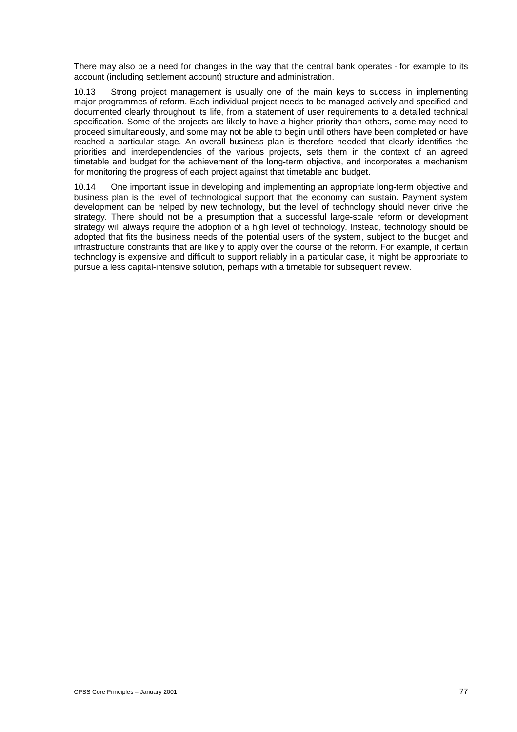There may also be a need for changes in the way that the central bank operates - for example to its account (including settlement account) structure and administration.

10.13 Strong project management is usually one of the main keys to success in implementing major programmes of reform. Each individual project needs to be managed actively and specified and documented clearly throughout its life, from a statement of user requirements to a detailed technical specification. Some of the projects are likely to have a higher priority than others, some may need to proceed simultaneously, and some may not be able to begin until others have been completed or have reached a particular stage. An overall business plan is therefore needed that clearly identifies the priorities and interdependencies of the various projects, sets them in the context of an agreed timetable and budget for the achievement of the long-term objective, and incorporates a mechanism for monitoring the progress of each project against that timetable and budget.

10.14 One important issue in developing and implementing an appropriate long-term objective and business plan is the level of technological support that the economy can sustain. Payment system development can be helped by new technology, but the level of technology should never drive the strategy. There should not be a presumption that a successful large-scale reform or development strategy will always require the adoption of a high level of technology. Instead, technology should be adopted that fits the business needs of the potential users of the system, subject to the budget and infrastructure constraints that are likely to apply over the course of the reform. For example, if certain technology is expensive and difficult to support reliably in a particular case, it might be appropriate to pursue a less capital-intensive solution, perhaps with a timetable for subsequent review.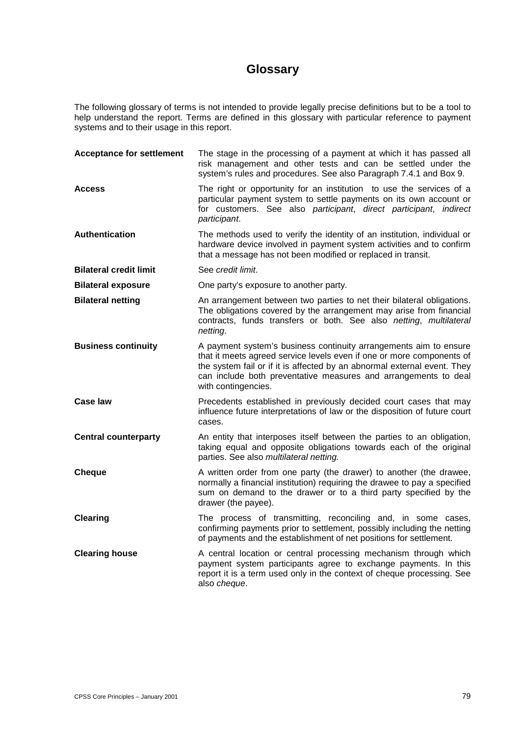# Glossary

The following glossary of terms is not intended to provide legally precise definitions but to be a tool to help understand the report. Terms are defined in this glossary with particular reference to payment systems and to their usage in this report.

**Acceptance for settlement** — The stage in the processing of a payment at which it has passed all risk management and other tests and can be settled under the system's rules and procedures. See also Paragraph 7.4.1 and Box 9.

**Access** — The right or opportunity for an institution to use the services of a particular payment system to settle payments on its own account or for customers. See also *participant*, *direct participant*, *indirect participant*.

**Authentication** — The methods used to verify the identity of an institution, individual or hardware device involved in payment system activities and to confirm that a message has not been modified or replaced in transit.

**Bilateral credit limit** — See *credit limit*.

**Bilateral exposure** — One party's exposure to another party.

**Bilateral netting** — An arrangement between two parties to net their bilateral obligations. The obligations covered by the arrangement may arise from financial contracts, funds transfers or both. See also *netting*, *multilateral netting*.

**Business continuity** — A payment system's business continuity arrangements aim to ensure that it meets agreed service levels even if one or more components of the system fail or if it is affected by an abnormal external event. They can include both preventative measures and arrangements to deal with contingencies.

**Case law** — Precedents established in previously decided court cases that may influence future interpretations of law or the disposition of future court cases.

**Central counterparty** — An entity that interposes itself between the parties to an obligation, taking equal and opposite obligations towards each of the original parties. See also *multilateral netting.*

**Cheque** — A written order from one party (the drawer) to another (the drawee, normally a financial institution) requiring the drawee to pay a specified sum on demand to the drawer or to a third party specified by the drawer (the payee).

**Clearing** — The process of transmitting, reconciling and, in some cases, confirming payments prior to settlement, possibly including the netting of payments and the establishment of net positions for settlement.

**Clearing house** — A central location or central processing mechanism through which payment system participants agree to exchange payments. In this report it is a term used only in the context of cheque processing. See also *cheque*.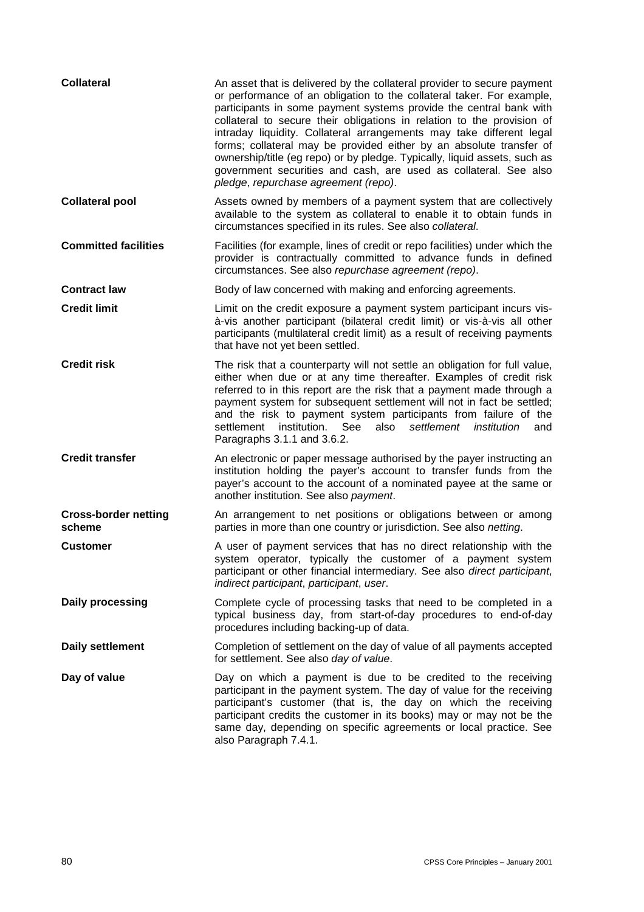**Collateral**
An asset that is delivered by the collateral provider to secure payment or performance of an obligation to the collateral taker. For example, participants in some payment systems provide the central bank with collateral to secure their obligations in relation to the provision of intraday liquidity. Collateral arrangements may take different legal forms; collateral may be provided either by an absolute transfer of ownership/title (eg repo) or by pledge. Typically, liquid assets, such as government securities and cash, are used as collateral. See also *pledge*, *repurchase agreement (repo)*.

**Collateral pool**
Assets owned by members of a payment system that are collectively available to the system as collateral to enable it to obtain funds in circumstances specified in its rules. See also *collateral*.

**Committed facilities**
Facilities (for example, lines of credit or repo facilities) under which the provider is contractually committed to advance funds in defined circumstances. See also *repurchase agreement (repo)*.

**Contract law**
Body of law concerned with making and enforcing agreements.

**Credit limit**
Limit on the credit exposure a payment system participant incurs vis-à-vis another participant (bilateral credit limit) or vis-à-vis all other participants (multilateral credit limit) as a result of receiving payments that have not yet been settled.

**Credit risk**
The risk that a counterparty will not settle an obligation for full value, either when due or at any time thereafter. Examples of credit risk referred to in this report are the risk that a payment made through a payment system for subsequent settlement will not in fact be settled; and the risk to payment system participants from failure of the settlement institution. See also *settlement institution* and Paragraphs 3.1.1 and 3.6.2.

**Credit transfer**
An electronic or paper message authorised by the payer instructing an institution holding the payer's account to transfer funds from the payer's account to the account of a nominated payee at the same or another institution. See also *payment*.

**Cross-border netting scheme**
An arrangement to net positions or obligations between or among parties in more than one country or jurisdiction. See also *netting*.

**Customer**
A user of payment services that has no direct relationship with the system operator, typically the customer of a payment system participant or other financial intermediary. See also *direct participant*, *indirect participant*, *participant*, *user*.

**Daily processing**
Complete cycle of processing tasks that need to be completed in a typical business day, from start-of-day procedures to end-of-day procedures including backing-up of data.

**Daily settlement**
Completion of settlement on the day of value of all payments accepted for settlement. See also *day of value*.

**Day of value**
Day on which a payment is due to be credited to the receiving participant in the payment system. The day of value for the receiving participant's customer (that is, the day on which the receiving participant credits the customer in its books) may or may not be the same day, depending on specific agreements or local practice. See also Paragraph 7.4.1.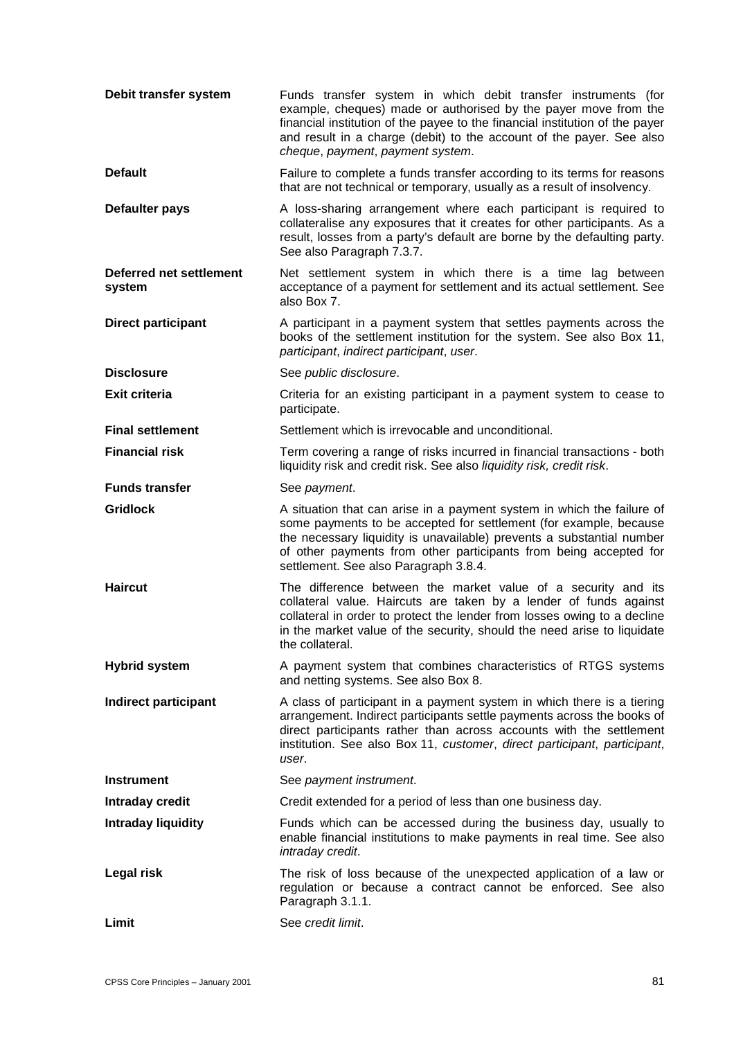**Debit transfer system** — Funds transfer system in which debit transfer instruments (for example, cheques) made or authorised by the payer move from the financial institution of the payee to the financial institution of the payer and result in a charge (debit) to the account of the payer. See also *cheque*, *payment*, *payment system*.

**Default** — Failure to complete a funds transfer according to its terms for reasons that are not technical or temporary, usually as a result of insolvency.

**Defaulter pays** — A loss-sharing arrangement where each participant is required to collateralise any exposures that it creates for other participants. As a result, losses from a party's default are borne by the defaulting party. See also Paragraph 7.3.7.

**Deferred net settlement system** — Net settlement system in which there is a time lag between acceptance of a payment for settlement and its actual settlement. See also Box 7.

**Direct participant** — A participant in a payment system that settles payments across the books of the settlement institution for the system. See also Box 11, *participant*, *indirect participant*, *user*.

**Disclosure** — See *public disclosure*.

**Exit criteria** — Criteria for an existing participant in a payment system to cease to participate.

**Final settlement** — Settlement which is irrevocable and unconditional.

**Financial risk** — Term covering a range of risks incurred in financial transactions - both liquidity risk and credit risk. See also *liquidity risk, credit risk*.

**Funds transfer** — See *payment*.

**Gridlock** — A situation that can arise in a payment system in which the failure of some payments to be accepted for settlement (for example, because the necessary liquidity is unavailable) prevents a substantial number of other payments from other participants from being accepted for settlement. See also Paragraph 3.8.4.

**Haircut** — The difference between the market value of a security and its collateral value. Haircuts are taken by a lender of funds against collateral in order to protect the lender from losses owing to a decline in the market value of the security, should the need arise to liquidate the collateral.

**Hybrid system** — A payment system that combines characteristics of RTGS systems and netting systems. See also Box 8.

**Indirect participant** — A class of participant in a payment system in which there is a tiering arrangement. Indirect participants settle payments across the books of direct participants rather than across accounts with the settlement institution. See also Box 11, *customer*, *direct participant*, *participant*, *user*.

**Instrument** — See *payment instrument*.

**Intraday credit** — Credit extended for a period of less than one business day.

**Intraday liquidity** — Funds which can be accessed during the business day, usually to enable financial institutions to make payments in real time. See also *intraday credit*.

**Legal risk** — The risk of loss because of the unexpected application of a law or regulation or because a contract cannot be enforced. See also Paragraph 3.1.1.

**Limit** — See *credit limit*.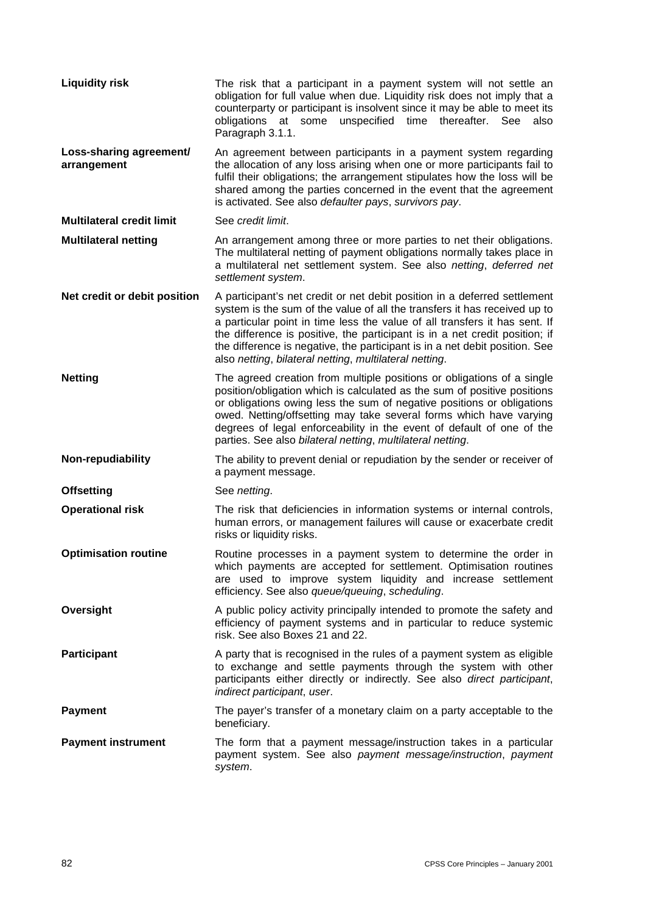**Liquidity risk**

The risk that a participant in a payment system will not settle an obligation for full value when due. Liquidity risk does not imply that a counterparty or participant is insolvent since it may be able to meet its obligations at some unspecified time thereafter. See also Paragraph 3.1.1.

**Loss-sharing agreement/ arrangement**

An agreement between participants in a payment system regarding the allocation of any loss arising when one or more participants fail to fulfil their obligations; the arrangement stipulates how the loss will be shared among the parties concerned in the event that the agreement is activated. See also *defaulter pays*, *survivors pay*.

**Multilateral credit limit**

See *credit limit*.

**Multilateral netting**

An arrangement among three or more parties to net their obligations. The multilateral netting of payment obligations normally takes place in a multilateral net settlement system. See also *netting*, *deferred net settlement system*.

**Net credit or debit position**

A participant's net credit or net debit position in a deferred settlement system is the sum of the value of all the transfers it has received up to a particular point in time less the value of all transfers it has sent. If the difference is positive, the participant is in a net credit position; if the difference is negative, the participant is in a net debit position. See also *netting*, *bilateral netting*, *multilateral netting*.

**Netting**

The agreed creation from multiple positions or obligations of a single position/obligation which is calculated as the sum of positive positions or obligations owing less the sum of negative positions or obligations owed. Netting/offsetting may take several forms which have varying degrees of legal enforceability in the event of default of one of the parties. See also *bilateral netting*, *multilateral netting*.

**Non-repudiability**

The ability to prevent denial or repudiation by the sender or receiver of a payment message.

**Offsetting**

See *netting*.

**Operational risk**

The risk that deficiencies in information systems or internal controls, human errors, or management failures will cause or exacerbate credit risks or liquidity risks.

**Optimisation routine**

Routine processes in a payment system to determine the order in which payments are accepted for settlement. Optimisation routines are used to improve system liquidity and increase settlement efficiency. See also *queue/queuing*, *scheduling*.

**Oversight**

A public policy activity principally intended to promote the safety and efficiency of payment systems and in particular to reduce systemic risk. See also Boxes 21 and 22.

**Participant**

A party that is recognised in the rules of a payment system as eligible to exchange and settle payments through the system with other participants either directly or indirectly. See also *direct participant*, *indirect participant*, *user*.

**Payment**

The payer's transfer of a monetary claim on a party acceptable to the beneficiary.

**Payment instrument**

The form that a payment message/instruction takes in a particular payment system. See also *payment message/instruction*, *payment system*.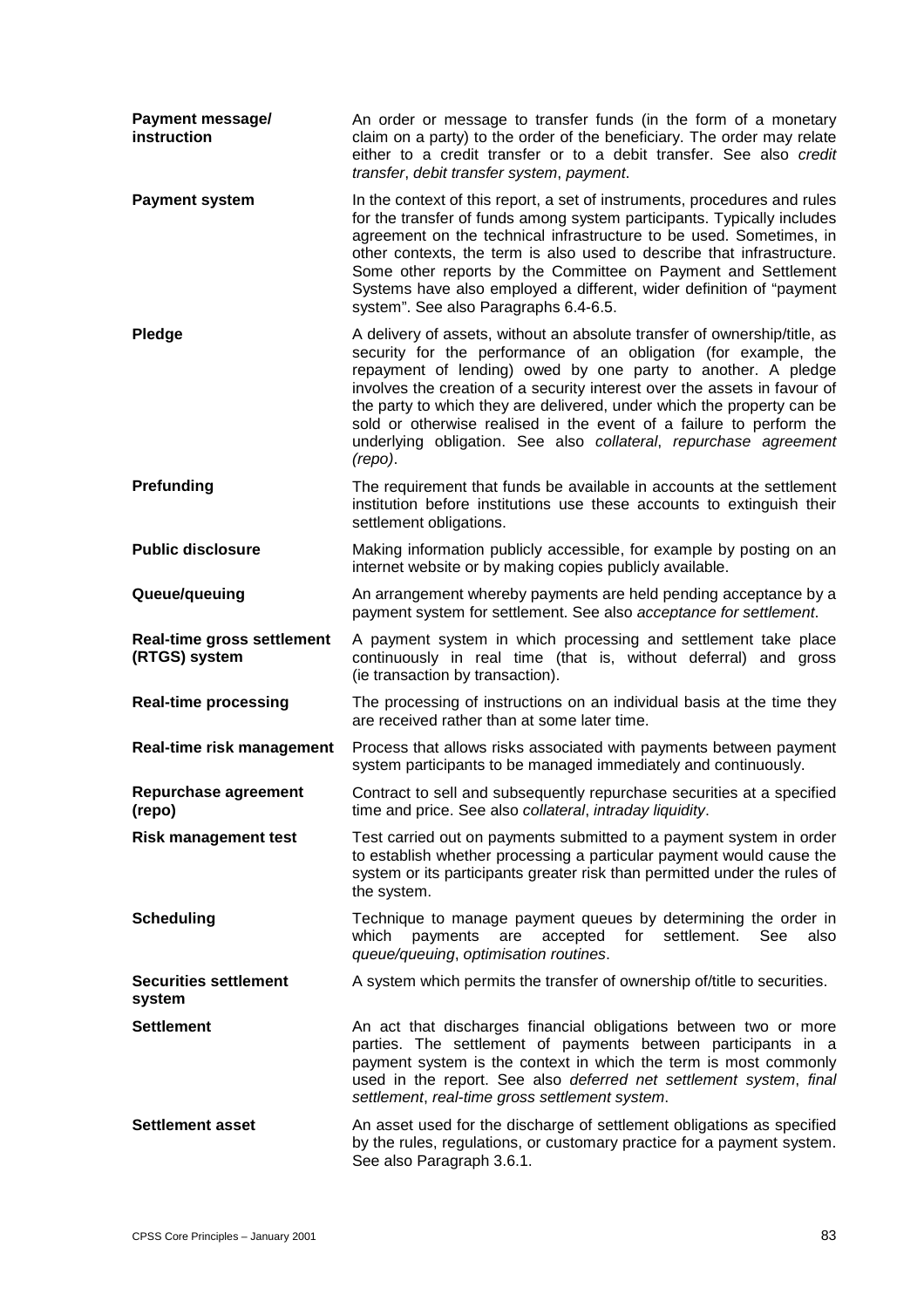**Payment message/ instruction**
An order or message to transfer funds (in the form of a monetary claim on a party) to the order of the beneficiary. The order may relate either to a credit transfer or to a debit transfer. See also *credit transfer*, *debit transfer system*, *payment*.

**Payment system**
In the context of this report, a set of instruments, procedures and rules for the transfer of funds among system participants. Typically includes agreement on the technical infrastructure to be used. Sometimes, in other contexts, the term is also used to describe that infrastructure. Some other reports by the Committee on Payment and Settlement Systems have also employed a different, wider definition of "payment system". See also Paragraphs 6.4-6.5.

**Pledge**
A delivery of assets, without an absolute transfer of ownership/title, as security for the performance of an obligation (for example, the repayment of lending) owed by one party to another. A pledge involves the creation of a security interest over the assets in favour of the party to which they are delivered, under which the property can be sold or otherwise realised in the event of a failure to perform the underlying obligation. See also *collateral*, *repurchase agreement (repo)*.

**Prefunding**
The requirement that funds be available in accounts at the settlement institution before institutions use these accounts to extinguish their settlement obligations.

**Public disclosure**
Making information publicly accessible, for example by posting on an internet website or by making copies publicly available.

**Queue/queuing**
An arrangement whereby payments are held pending acceptance by a payment system for settlement. See also *acceptance for settlement*.

**Real-time gross settlement (RTGS) system**
A payment system in which processing and settlement take place continuously in real time (that is, without deferral) and gross (ie transaction by transaction).

**Real-time processing**
The processing of instructions on an individual basis at the time they are received rather than at some later time.

**Real-time risk management**
Process that allows risks associated with payments between payment system participants to be managed immediately and continuously.

**Repurchase agreement (repo)**
Contract to sell and subsequently repurchase securities at a specified time and price. See also *collateral*, *intraday liquidity*.

**Risk management test**
Test carried out on payments submitted to a payment system in order to establish whether processing a particular payment would cause the system or its participants greater risk than permitted under the rules of the system.

**Scheduling**
Technique to manage payment queues by determining the order in which payments are accepted for settlement. See also *queue/queuing*, *optimisation routines*.

**Securities settlement system**
A system which permits the transfer of ownership of/title to securities.

**Settlement**
An act that discharges financial obligations between two or more parties. The settlement of payments between participants in a payment system is the context in which the term is most commonly used in the report. See also *deferred net settlement system*, *final settlement*, *real-time gross settlement system*.

**Settlement asset**
An asset used for the discharge of settlement obligations as specified by the rules, regulations, or customary practice for a payment system. See also Paragraph 3.6.1.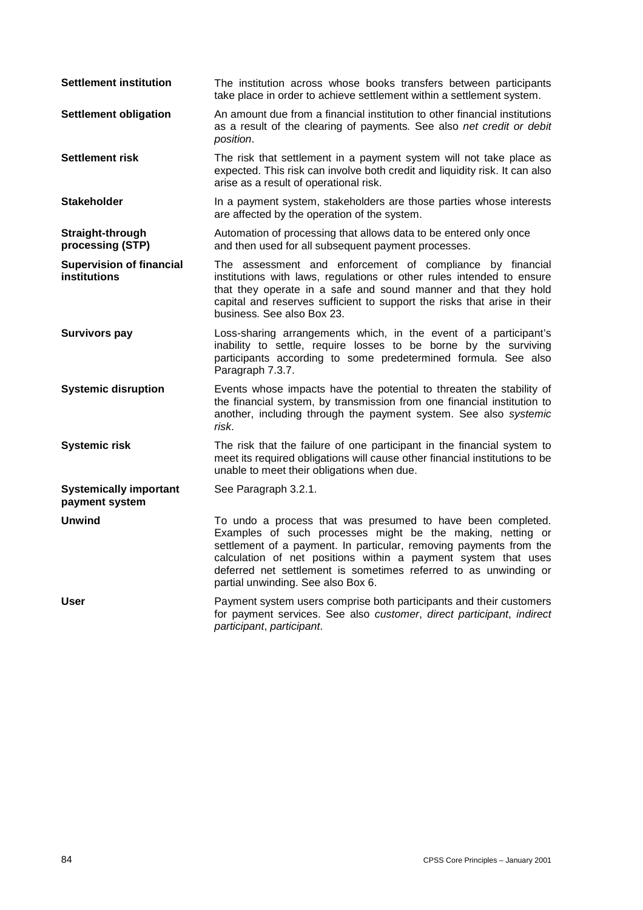| | |
|---|---|
| **Settlement institution** | The institution across whose books transfers between participants take place in order to achieve settlement within a settlement system. |
| **Settlement obligation** | An amount due from a financial institution to other financial institutions as a result of the clearing of payments. See also *net credit or debit position*. |
| **Settlement risk** | The risk that settlement in a payment system will not take place as expected. This risk can involve both credit and liquidity risk. It can also arise as a result of operational risk. |
| **Stakeholder** | In a payment system, stakeholders are those parties whose interests are affected by the operation of the system. |
| **Straight-through processing (STP)** | Automation of processing that allows data to be entered only once and then used for all subsequent payment processes. |
| **Supervision of financial institutions** | The assessment and enforcement of compliance by financial institutions with laws, regulations or other rules intended to ensure that they operate in a safe and sound manner and that they hold capital and reserves sufficient to support the risks that arise in their business. See also Box 23. |
| **Survivors pay** | Loss-sharing arrangements which, in the event of a participant's inability to settle, require losses to be borne by the surviving participants according to some predetermined formula. See also Paragraph 7.3.7. |
| **Systemic disruption** | Events whose impacts have the potential to threaten the stability of the financial system, by transmission from one financial institution to another, including through the payment system. See also *systemic risk*. |
| **Systemic risk** | The risk that the failure of one participant in the financial system to meet its required obligations will cause other financial institutions to be unable to meet their obligations when due. |
| **Systemically important payment system** | See Paragraph 3.2.1. |
| **Unwind** | To undo a process that was presumed to have been completed. Examples of such processes might be the making, netting or settlement of a payment. In particular, removing payments from the calculation of net positions within a payment system that uses deferred net settlement is sometimes referred to as unwinding or partial unwinding. See also Box 6. |
| **User** | Payment system users comprise both participants and their customers for payment services. See also *customer*, *direct participant*, *indirect participant*, *participant*. |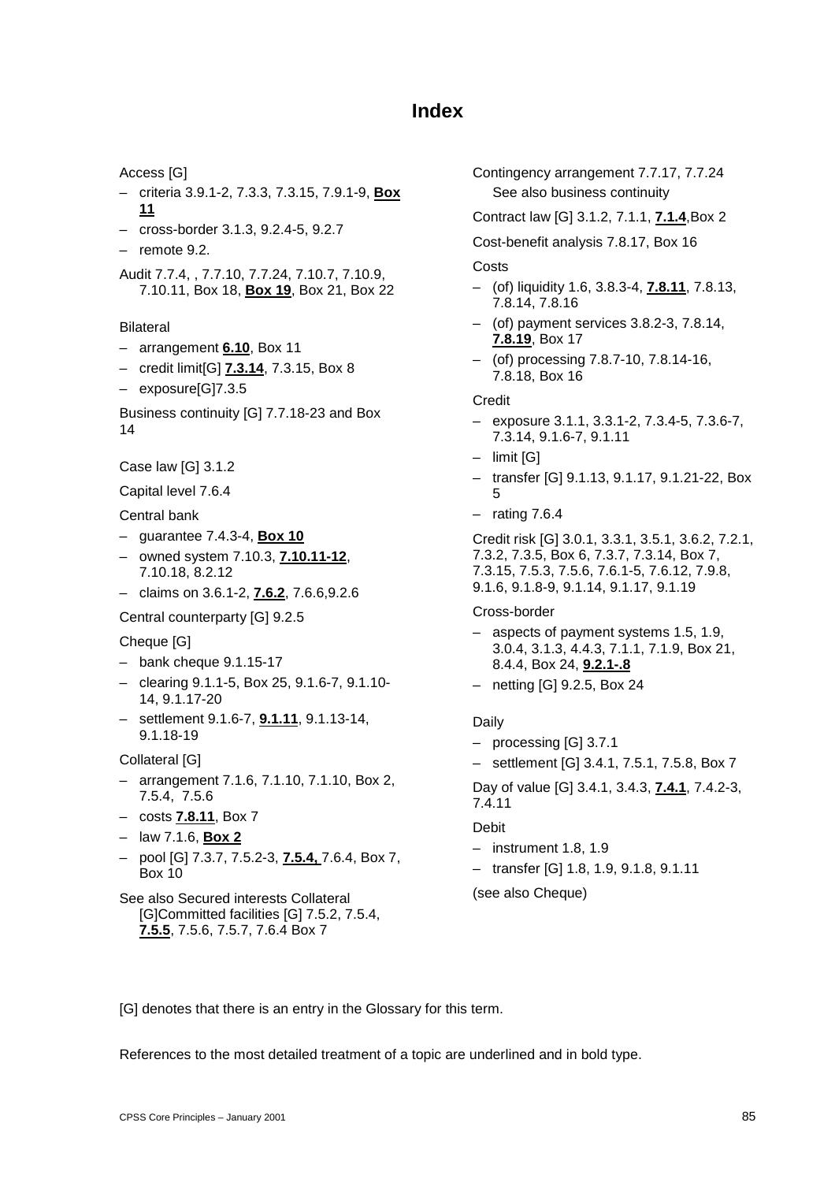# Index

Access [G]

- criteria 3.9.1-2, 7.3.3, 7.3.15, 7.9.1-9, **Box 11**
- cross-border 3.1.3, 9.2.4-5, 9.2.7
- remote 9.2.

Audit 7.7.4, , 7.7.10, 7.7.24, 7.10.7, 7.10.9, 7.10.11, Box 18, **Box 19**, Box 21, Box 22

Bilateral

- arrangement **6.10**, Box 11
- credit limit[G] **7.3.14**, 7.3.15, Box 8
- exposure[G]7.3.5

Business continuity [G] 7.7.18-23 and Box 14

Case law [G] 3.1.2

Capital level 7.6.4

Central bank

- guarantee 7.4.3-4, **Box 10**
- owned system 7.10.3, **7.10.11-12**, 7.10.18, 8.2.12
- claims on 3.6.1-2, **7.6.2**, 7.6.6,9.2.6

Central counterparty [G] 9.2.5

Cheque [G]

- bank cheque 9.1.15-17
- clearing 9.1.1-5, Box 25, 9.1.6-7, 9.1.10-14, 9.1.17-20
- settlement 9.1.6-7, **9.1.11**, 9.1.13-14, 9.1.18-19

Collateral [G]

- arrangement 7.1.6, 7.1.10, 7.1.10, Box 2, 7.5.4, 7.5.6
- costs **7.8.11**, Box 7
- law 7.1.6, **Box 2**
- pool [G] 7.3.7, 7.5.2-3, **7.5.4,** 7.6.4, Box 7, Box 10

See also Secured interests Collateral [G]Committed facilities [G] 7.5.2, 7.5.4, **7.5.5**, 7.5.6, 7.5.7, 7.6.4 Box 7

Contingency arrangement 7.7.17, 7.7.24
See also business continuity

Contract law [G] 3.1.2, 7.1.1, **7.1.4**,Box 2

Cost-benefit analysis 7.8.17, Box 16

Costs

- (of) liquidity 1.6, 3.8.3-4, **7.8.11**, 7.8.13, 7.8.14, 7.8.16
- (of) payment services 3.8.2-3, 7.8.14, **7.8.19**, Box 17
- (of) processing 7.8.7-10, 7.8.14-16, 7.8.18, Box 16

Credit

- exposure 3.1.1, 3.3.1-2, 7.3.4-5, 7.3.6-7, 7.3.14, 9.1.6-7, 9.1.11
- limit [G]
- transfer [G] 9.1.13, 9.1.17, 9.1.21-22, Box 5
- rating 7.6.4

Credit risk [G] 3.0.1, 3.3.1, 3.5.1, 3.6.2, 7.2.1, 7.3.2, 7.3.5, Box 6, 7.3.7, 7.3.14, Box 7, 7.3.15, 7.5.3, 7.5.6, 7.6.1-5, 7.6.12, 7.9.8, 9.1.6, 9.1.8-9, 9.1.14, 9.1.17, 9.1.19

Cross-border

- aspects of payment systems 1.5, 1.9, 3.0.4, 3.1.3, 4.4.3, 7.1.1, 7.1.9, Box 21, 8.4.4, Box 24, **9.2.1-.8**
- netting [G] 9.2.5, Box 24

Daily

- processing [G] 3.7.1
- settlement [G] 3.4.1, 7.5.1, 7.5.8, Box 7

Day of value [G] 3.4.1, 3.4.3, **7.4.1**, 7.4.2-3, 7.4.11

Debit

- instrument 1.8, 1.9
- transfer [G] 1.8, 1.9, 9.1.8, 9.1.11

(see also Cheque)

[G] denotes that there is an entry in the Glossary for this term.

References to the most detailed treatment of a topic are underlined and in bold type.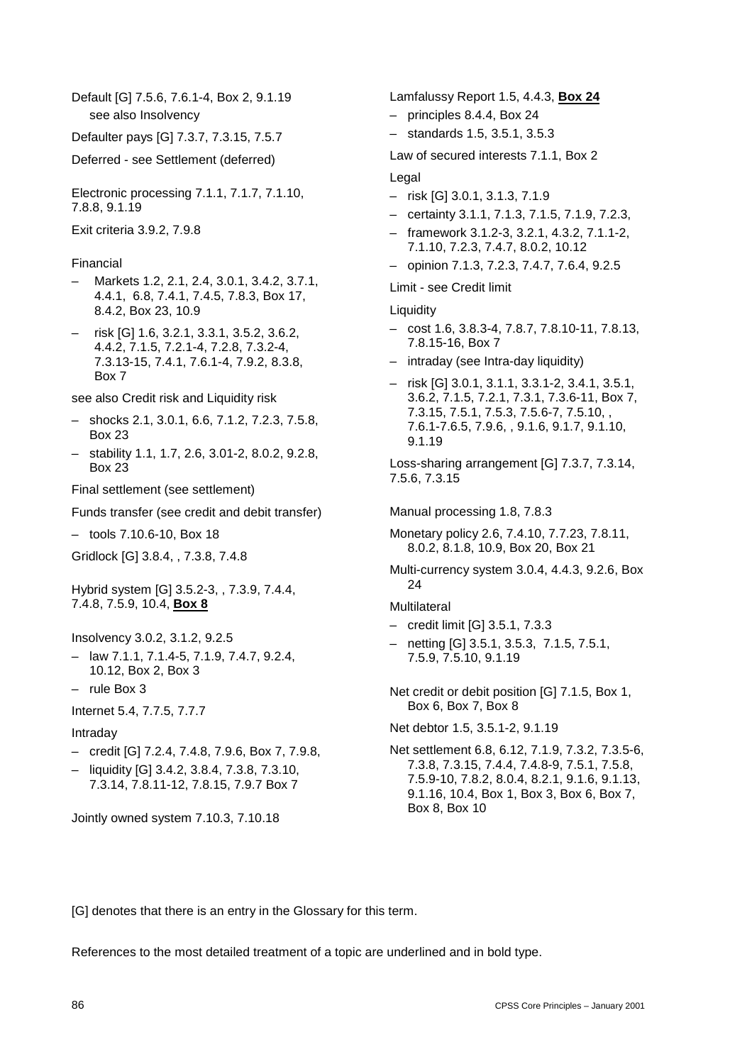Default [G] 7.5.6, 7.6.1-4, Box 2, 9.1.19
see also Insolvency

Defaulter pays [G] 7.3.7, 7.3.15, 7.5.7

Deferred - see Settlement (deferred)

Electronic processing 7.1.1, 7.1.7, 7.1.10, 7.8.8, 9.1.19

Exit criteria 3.9.2, 7.9.8

Financial

- Markets 1.2, 2.1, 2.4, 3.0.1, 3.4.2, 3.7.1, 4.4.1, 6.8, 7.4.1, 7.4.5, 7.8.3, Box 17, 8.4.2, Box 23, 10.9
- risk [G] 1.6, 3.2.1, 3.3.1, 3.5.2, 3.6.2, 4.4.2, 7.1.5, 7.2.1-4, 7.2.8, 7.3.2-4, 7.3.13-15, 7.4.1, 7.6.1-4, 7.9.2, 8.3.8, Box 7

see also Credit risk and Liquidity risk

- shocks 2.1, 3.0.1, 6.6, 7.1.2, 7.2.3, 7.5.8, Box 23
- stability 1.1, 1.7, 2.6, 3.01-2, 8.0.2, 9.2.8, Box 23

Final settlement (see settlement)

Funds transfer (see credit and debit transfer)

- tools 7.10.6-10, Box 18

Gridlock [G] 3.8.4, , 7.3.8, 7.4.8

Hybrid system [G] 3.5.2-3, , 7.3.9, 7.4.4, 7.4.8, 7.5.9, 10.4, **Box 8**

Insolvency 3.0.2, 3.1.2, 9.2.5

- law 7.1.1, 7.1.4-5, 7.1.9, 7.4.7, 9.2.4, 10.12, Box 2, Box 3
- rule Box 3

Internet 5.4, 7.7.5, 7.7.7

Intraday

- credit [G] 7.2.4, 7.4.8, 7.9.6, Box 7, 7.9.8,
- liquidity [G] 3.4.2, 3.8.4, 7.3.8, 7.3.10, 7.3.14, 7.8.11-12, 7.8.15, 7.9.7 Box 7

Jointly owned system 7.10.3, 7.10.18

Lamfalussy Report 1.5, 4.4.3, **Box 24**

- principles 8.4.4, Box 24
- standards 1.5, 3.5.1, 3.5.3

Law of secured interests 7.1.1, Box 2

Legal

- risk [G] 3.0.1, 3.1.3, 7.1.9
- certainty 3.1.1, 7.1.3, 7.1.5, 7.1.9, 7.2.3,
- framework 3.1.2-3, 3.2.1, 4.3.2, 7.1.1-2, 7.1.10, 7.2.3, 7.4.7, 8.0.2, 10.12
- opinion 7.1.3, 7.2.3, 7.4.7, 7.6.4, 9.2.5

Limit - see Credit limit

Liquidity

- cost 1.6, 3.8.3-4, 7.8.7, 7.8.10-11, 7.8.13, 7.8.15-16, Box 7
- intraday (see Intra-day liquidity)
- risk [G] 3.0.1, 3.1.1, 3.3.1-2, 3.4.1, 3.5.1, 3.6.2, 7.1.5, 7.2.1, 7.3.1, 7.3.6-11, Box 7, 7.3.15, 7.5.1, 7.5.3, 7.5.6-7, 7.5.10, , 7.6.1-7.6.5, 7.9.6, , 9.1.6, 9.1.7, 9.1.10, 9.1.19

Loss-sharing arrangement [G] 7.3.7, 7.3.14, 7.5.6, 7.3.15

Manual processing 1.8, 7.8.3

Monetary policy 2.6, 7.4.10, 7.7.23, 7.8.11, 8.0.2, 8.1.8, 10.9, Box 20, Box 21

Multi-currency system 3.0.4, 4.4.3, 9.2.6, Box 24

Multilateral

- credit limit [G] 3.5.1, 7.3.3
- netting [G] 3.5.1, 3.5.3, 7.1.5, 7.5.1, 7.5.9, 7.5.10, 9.1.19

Net credit or debit position [G] 7.1.5, Box 1, Box 6, Box 7, Box 8

Net debtor 1.5, 3.5.1-2, 9.1.19

Net settlement 6.8, 6.12, 7.1.9, 7.3.2, 7.3.5-6, 7.3.8, 7.3.15, 7.4.4, 7.4.8-9, 7.5.1, 7.5.8, 7.5.9-10, 7.8.2, 8.0.4, 8.2.1, 9.1.6, 9.1.13, 9.1.16, 10.4, Box 1, Box 3, Box 6, Box 7, Box 8, Box 10

[G] denotes that there is an entry in the Glossary for this term.

References to the most detailed treatment of a topic are underlined and in bold type.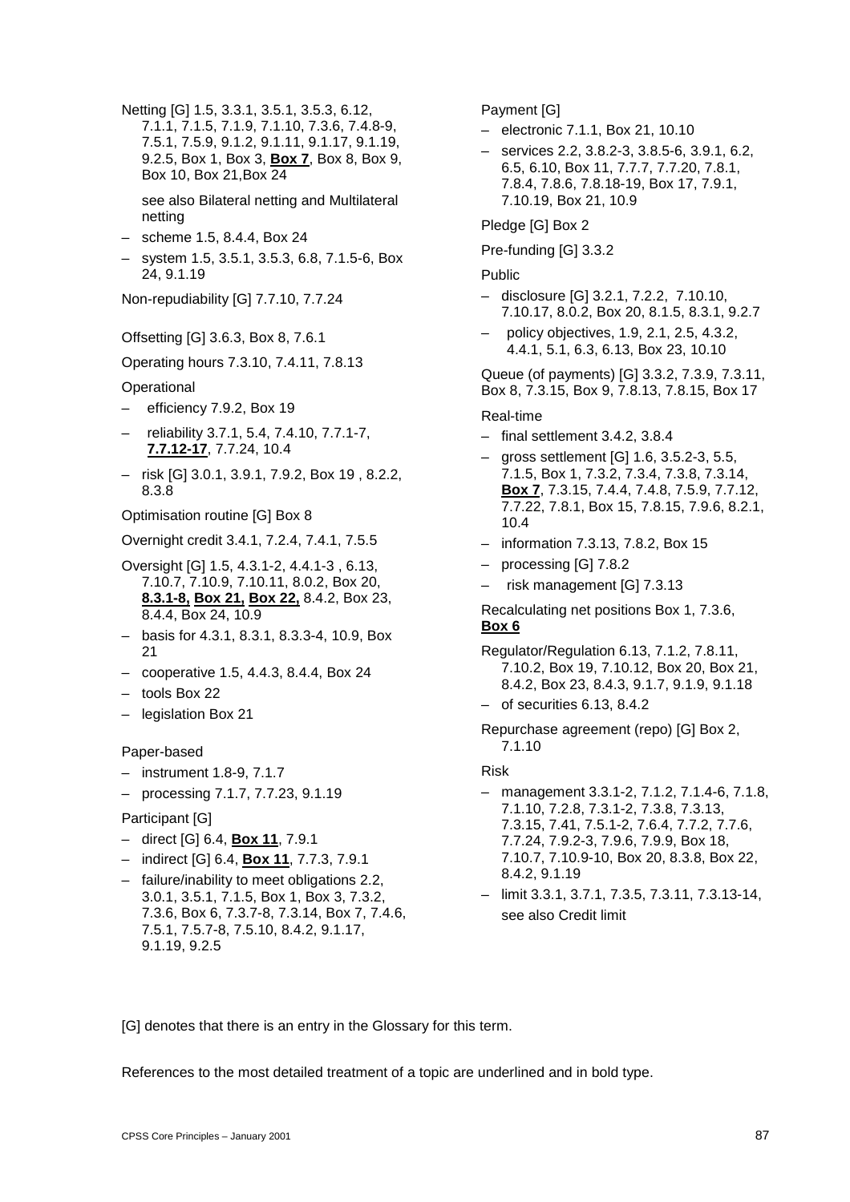Netting [G] 1.5, 3.3.1, 3.5.1, 3.5.3, 6.12, 7.1.1, 7.1.5, 7.1.9, 7.1.10, 7.3.6, 7.4.8-9, 7.5.1, 7.5.9, 9.1.2, 9.1.11, 9.1.17, 9.1.19, 9.2.5, Box 1, Box 3, **Box 7**, Box 8, Box 9, Box 10, Box 21,Box 24

see also Bilateral netting and Multilateral netting

- scheme 1.5, 8.4.4, Box 24
- system 1.5, 3.5.1, 3.5.3, 6.8, 7.1.5-6, Box 24, 9.1.19

Non-repudiability [G] 7.7.10, 7.7.24

Offsetting [G] 3.6.3, Box 8, 7.6.1

Operating hours 7.3.10, 7.4.11, 7.8.13

Operational

- efficiency 7.9.2, Box 19
- reliability 3.7.1, 5.4, 7.4.10, 7.7.1-7, **7.7.12-17**, 7.7.24, 10.4
- risk [G] 3.0.1, 3.9.1, 7.9.2, Box 19 , 8.2.2, 8.3.8

Optimisation routine [G] Box 8

Overnight credit 3.4.1, 7.2.4, 7.4.1, 7.5.5

Oversight [G] 1.5, 4.3.1-2, 4.4.1-3 , 6.13, 7.10.7, 7.10.9, 7.10.11, 8.0.2, Box 20, **8.3.1-8, Box 21, Box 22,** 8.4.2, Box 23, 8.4.4, Box 24, 10.9

- basis for 4.3.1, 8.3.1, 8.3.3-4, 10.9, Box 21
- cooperative 1.5, 4.4.3, 8.4.4, Box 24
- tools Box 22
- legislation Box 21

Paper-based

- instrument 1.8-9, 7.1.7
- processing 7.1.7, 7.7.23, 9.1.19

Participant [G]

- direct [G] 6.4, **Box 11**, 7.9.1
- indirect [G] 6.4, **Box 11**, 7.7.3, 7.9.1
- failure/inability to meet obligations 2.2, 3.0.1, 3.5.1, 7.1.5, Box 1, Box 3, 7.3.2, 7.3.6, Box 6, 7.3.7-8, 7.3.14, Box 7, 7.4.6, 7.5.1, 7.5.7-8, 7.5.10, 8.4.2, 9.1.17, 9.1.19, 9.2.5

Payment [G]

- electronic 7.1.1, Box 21, 10.10
- services 2.2, 3.8.2-3, 3.8.5-6, 3.9.1, 6.2, 6.5, 6.10, Box 11, 7.7.7, 7.7.20, 7.8.1, 7.8.4, 7.8.6, 7.8.18-19, Box 17, 7.9.1, 7.10.19, Box 21, 10.9

Pledge [G] Box 2

Pre-funding [G] 3.3.2

Public

- disclosure [G] 3.2.1, 7.2.2, 7.10.10, 7.10.17, 8.0.2, Box 20, 8.1.5, 8.3.1, 9.2.7
- policy objectives, 1.9, 2.1, 2.5, 4.3.2, 4.4.1, 5.1, 6.3, 6.13, Box 23, 10.10

Queue (of payments) [G] 3.3.2, 7.3.9, 7.3.11, Box 8, 7.3.15, Box 9, 7.8.13, 7.8.15, Box 17

Real-time

- final settlement 3.4.2, 3.8.4
- gross settlement [G] 1.6, 3.5.2-3, 5.5, 7.1.5, Box 1, 7.3.2, 7.3.4, 7.3.8, 7.3.14, **Box 7**, 7.3.15, 7.4.4, 7.4.8, 7.5.9, 7.7.12, 7.7.22, 7.8.1, Box 15, 7.8.15, 7.9.6, 8.2.1, 10.4
- information 7.3.13, 7.8.2, Box 15
- processing [G] 7.8.2
- risk management [G] 7.3.13

Recalculating net positions Box 1, 7.3.6, **Box 6**

Regulator/Regulation 6.13, 7.1.2, 7.8.11, 7.10.2, Box 19, 7.10.12, Box 20, Box 21, 8.4.2, Box 23, 8.4.3, 9.1.7, 9.1.9, 9.1.18

- of securities 6.13, 8.4.2

Repurchase agreement (repo) [G] Box 2, 7.1.10

Risk

- management 3.3.1-2, 7.1.2, 7.1.4-6, 7.1.8, 7.1.10, 7.2.8, 7.3.1-2, 7.3.8, 7.3.13, 7.3.15, 7.41, 7.5.1-2, 7.6.4, 7.7.2, 7.7.6, 7.7.24, 7.9.2-3, 7.9.6, 7.9.9, Box 18, 7.10.7, 7.10.9-10, Box 20, 8.3.8, Box 22, 8.4.2, 9.1.19
- limit 3.3.1, 3.7.1, 7.3.5, 7.3.11, 7.3.13-14, see also Credit limit

[G] denotes that there is an entry in the Glossary for this term.

References to the most detailed treatment of a topic are underlined and in bold type.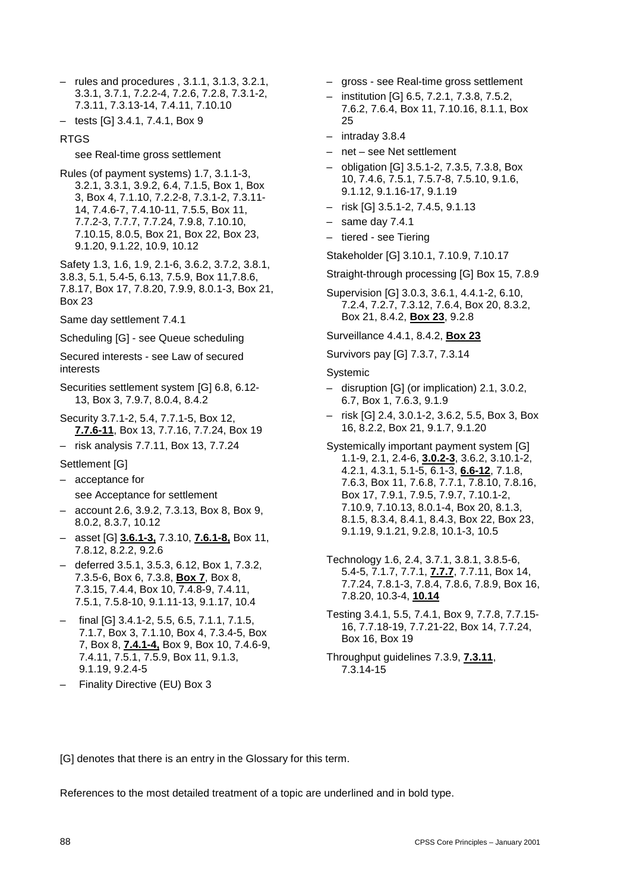– rules and procedures , 3.1.1, 3.1.3, 3.2.1, 3.3.1, 3.7.1, 7.2.2-4, 7.2.6, 7.2.8, 7.3.1-2, 7.3.11, 7.3.13-14, 7.4.11, 7.10.10

– tests [G] 3.4.1, 7.4.1, Box 9

RTGS

see Real-time gross settlement

Rules (of payment systems) 1.7, 3.1.1-3, 3.2.1, 3.3.1, 3.9.2, 6.4, 7.1.5, Box 1, Box 3, Box 4, 7.1.10, 7.2.2-8, 7.3.1-2, 7.3.11-14, 7.4.6-7, 7.4.10-11, 7.5.5, Box 11, 7.7.2-3, 7.7.7, 7.7.24, 7.9.8, 7.10.10, 7.10.15, 8.0.5, Box 21, Box 22, Box 23, 9.1.20, 9.1.22, 10.9, 10.12

Safety 1.3, 1.6, 1.9, 2.1-6, 3.6.2, 3.7.2, 3.8.1, 3.8.3, 5.1, 5.4-5, 6.13, 7.5.9, Box 11,7.8.6, 7.8.17, Box 17, 7.8.20, 7.9.9, 8.0.1-3, Box 21, Box 23

Same day settlement 7.4.1

Scheduling [G] - see Queue scheduling

Secured interests - see Law of secured interests

Securities settlement system [G] 6.8, 6.12-13, Box 3, 7.9.7, 8.0.4, 8.4.2

Security 3.7.1-2, 5.4, 7.7.1-5, Box 12, **7.7.6-11**, Box 13, 7.7.16, 7.7.24, Box 19

– risk analysis 7.7.11, Box 13, 7.7.24

Settlement [G]

– acceptance for

see Acceptance for settlement

– account 2.6, 3.9.2, 7.3.13, Box 8, Box 9, 8.0.2, 8.3.7, 10.12

– asset [G] **3.6.1-3,** 7.3.10, **7.6.1-8,** Box 11, 7.8.12, 8.2.2, 9.2.6

– deferred 3.5.1, 3.5.3, 6.12, Box 1, 7.3.2, 7.3.5-6, Box 6, 7.3.8, **Box 7**, Box 8, 7.3.15, 7.4.4, Box 10, 7.4.8-9, 7.4.11, 7.5.1, 7.5.8-10, 9.1.11-13, 9.1.17, 10.4

– final [G] 3.4.1-2, 5.5, 6.5, 7.1.1, 7.1.5, 7.1.7, Box 3, 7.1.10, Box 4, 7.3.4-5, Box 7, Box 8, **7.4.1-4,** Box 9, Box 10, 7.4.6-9, 7.4.11, 7.5.1, 7.5.9, Box 11, 9.1.3, 9.1.19, 9.2.4-5

– Finality Directive (EU) Box 3

– gross - see Real-time gross settlement

– institution [G] 6.5, 7.2.1, 7.3.8, 7.5.2, 7.6.2, 7.6.4, Box 11, 7.10.16, 8.1.1, Box 25

– intraday 3.8.4

– net – see Net settlement

– obligation [G] 3.5.1-2, 7.3.5, 7.3.8, Box 10, 7.4.6, 7.5.1, 7.5.7-8, 7.5.10, 9.1.6, 9.1.12, 9.1.16-17, 9.1.19

– risk [G] 3.5.1-2, 7.4.5, 9.1.13

– same day 7.4.1

– tiered - see Tiering

Stakeholder [G] 3.10.1, 7.10.9, 7.10.17

Straight-through processing [G] Box 15, 7.8.9

Supervision [G] 3.0.3, 3.6.1, 4.4.1-2, 6.10, 7.2.4, 7.2.7, 7.3.12, 7.6.4, Box 20, 8.3.2, Box 21, 8.4.2, **Box 23**, 9.2.8

Surveillance 4.4.1, 8.4.2, **Box 23**

Survivors pay [G] 7.3.7, 7.3.14

Systemic

– disruption [G] (or implication) 2.1, 3.0.2, 6.7, Box 1, 7.6.3, 9.1.9

– risk [G] 2.4, 3.0.1-2, 3.6.2, 5.5, Box 3, Box 16, 8.2.2, Box 21, 9.1.7, 9.1.20

Systemically important payment system [G] 1.1-9, 2.1, 2.4-6, **3.0.2-3**, 3.6.2, 3.10.1-2, 4.2.1, 4.3.1, 5.1-5, 6.1-3, **6.6-12**, 7.1.8, 7.6.3, Box 11, 7.6.8, 7.7.1, 7.8.10, 7.8.16, Box 17, 7.9.1, 7.9.5, 7.9.7, 7.10.1-2, 7.10.9, 7.10.13, 8.0.1-4, Box 20, 8.1.3, 8.1.5, 8.3.4, 8.4.1, 8.4.3, Box 22, Box 23, 9.1.19, 9.1.21, 9.2.8, 10.1-3, 10.5

Technology 1.6, 2.4, 3.7.1, 3.8.1, 3.8.5-6, 5.4-5, 7.1.7, 7.7.1, **7.7.7**, 7.7.11, Box 14, 7.7.24, 7.8.1-3, 7.8.4, 7.8.6, 7.8.9, Box 16, 7.8.20, 10.3-4, **10.14**

Testing 3.4.1, 5.5, 7.4.1, Box 9, 7.7.8, 7.7.15-16, 7.7.18-19, 7.7.21-22, Box 14, 7.7.24, Box 16, Box 19

Throughput guidelines 7.3.9, **7.3.11**, 7.3.14-15

[G] denotes that there is an entry in the Glossary for this term.

References to the most detailed treatment of a topic are underlined and in bold type.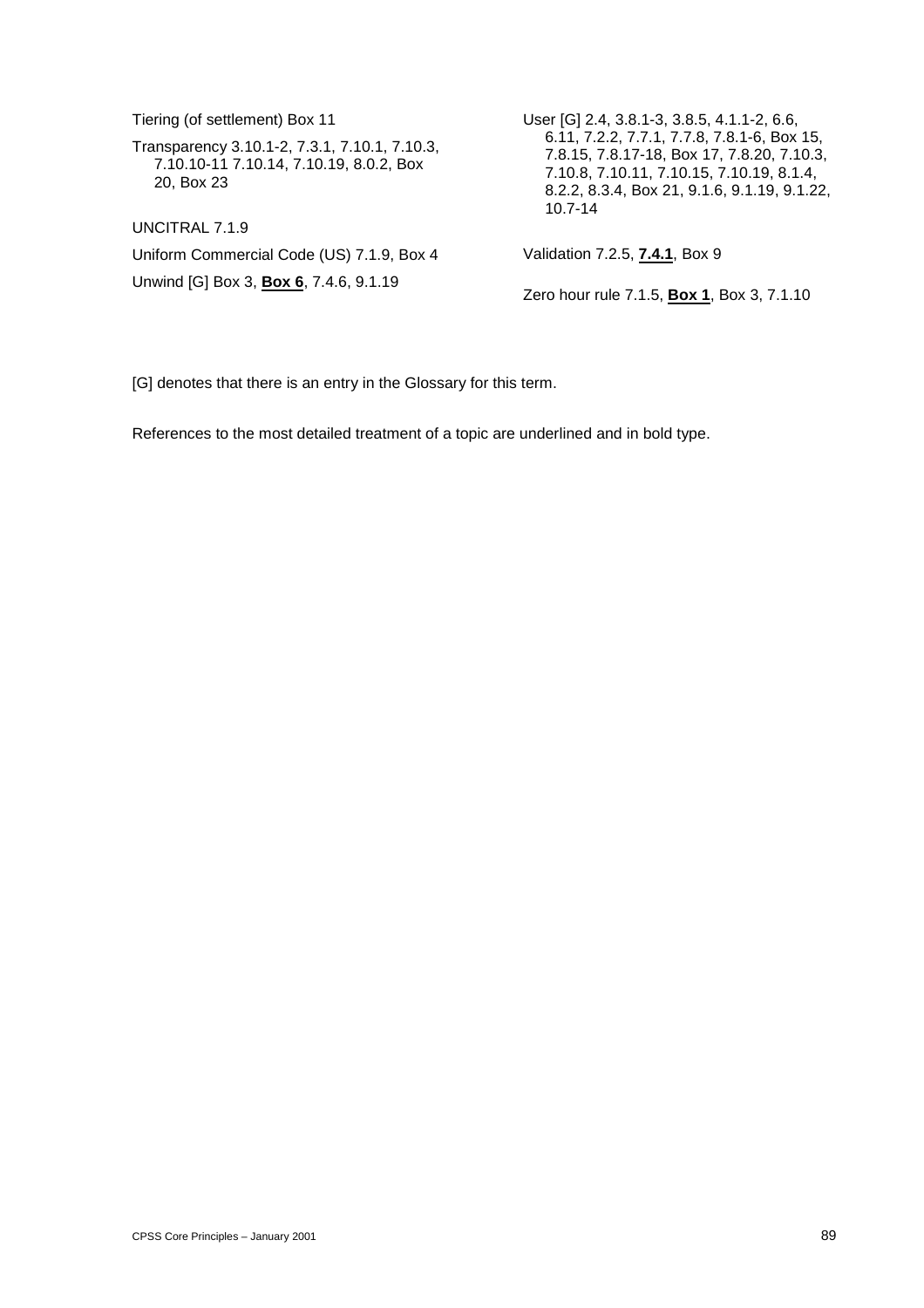Tiering (of settlement) Box 11

Transparency 3.10.1-2, 7.3.1, 7.10.1, 7.10.3, 7.10.10-11 7.10.14, 7.10.19, 8.0.2, Box 20, Box 23

UNCITRAL 7.1.9

Uniform Commercial Code (US) 7.1.9, Box 4

Unwind [G] Box 3, **<u>Box 6</u>**, 7.4.6, 9.1.19

User [G] 2.4, 3.8.1-3, 3.8.5, 4.1.1-2, 6.6, 6.11, 7.2.2, 7.7.1, 7.7.8, 7.8.1-6, Box 15, 7.8.15, 7.8.17-18, Box 17, 7.8.20, 7.10.3, 7.10.8, 7.10.11, 7.10.15, 7.10.19, 8.1.4, 8.2.2, 8.3.4, Box 21, 9.1.6, 9.1.19, 9.1.22, 10.7-14

Validation 7.2.5, **<u>7.4.1</u>**, Box 9

Zero hour rule 7.1.5, **<u>Box 1</u>**, Box 3, 7.1.10

[G] denotes that there is an entry in the Glossary for this term.

References to the most detailed treatment of a topic are underlined and in bold type.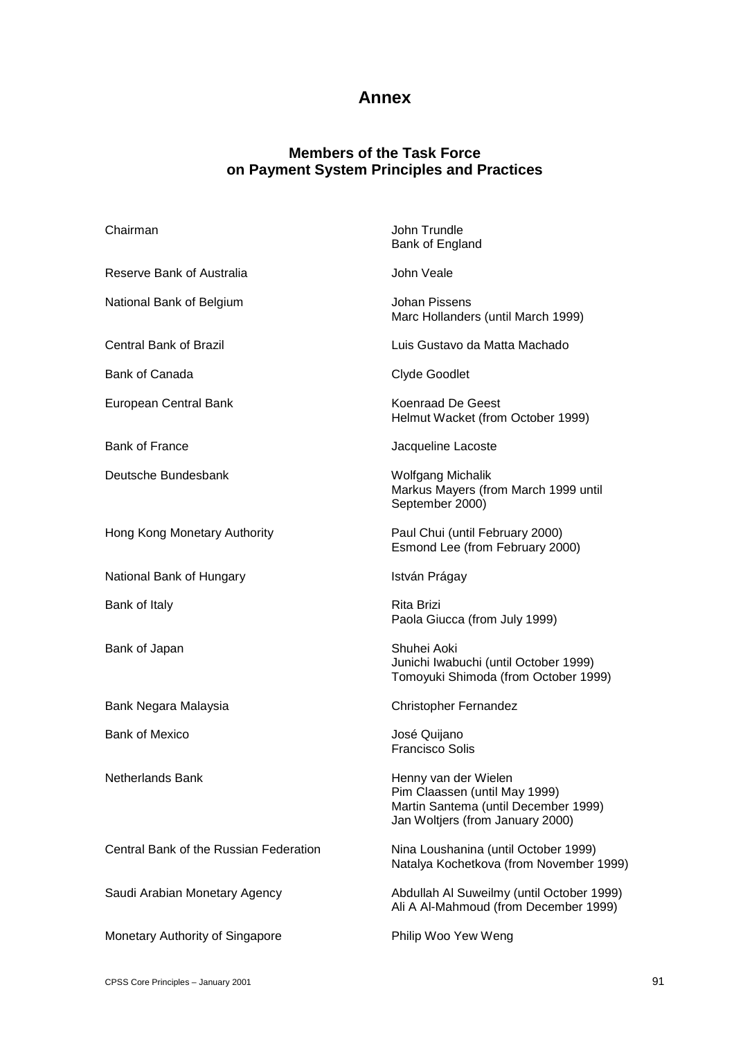# Annex

## Members of the Task Force on Payment System Principles and Practices

| | |
|---|---|
| Chairman | John Trundle<br>Bank of England |
| Reserve Bank of Australia | John Veale |
| National Bank of Belgium | Johan Pissens<br>Marc Hollanders (until March 1999) |
| Central Bank of Brazil | Luis Gustavo da Matta Machado |
| Bank of Canada | Clyde Goodlet |
| European Central Bank | Koenraad De Geest<br>Helmut Wacket (from October 1999) |
| Bank of France | Jacqueline Lacoste |
| Deutsche Bundesbank | Wolfgang Michalik<br>Markus Mayers (from March 1999 until September 2000) |
| Hong Kong Monetary Authority | Paul Chui (until February 2000)<br>Esmond Lee (from February 2000) |
| National Bank of Hungary | István Prágay |
| Bank of Italy | Rita Brizi<br>Paola Giucca (from July 1999) |
| Bank of Japan | Shuhei Aoki<br>Junichi Iwabuchi (until October 1999)<br>Tomoyuki Shimoda (from October 1999) |
| Bank Negara Malaysia | Christopher Fernandez |
| Bank of Mexico | José Quijano<br>Francisco Solis |
| Netherlands Bank | Henny van der Wielen<br>Pim Claassen (until May 1999)<br>Martin Santema (until December 1999)<br>Jan Woltjers (from January 2000) |
| Central Bank of the Russian Federation | Nina Loushanina (until October 1999)<br>Natalya Kochetkova (from November 1999) |
| Saudi Arabian Monetary Agency | Abdullah Al Suweilmy (until October 1999)<br>Ali A Al-Mahmoud (from December 1999) |
| Monetary Authority of Singapore | Philip Woo Yew Weng |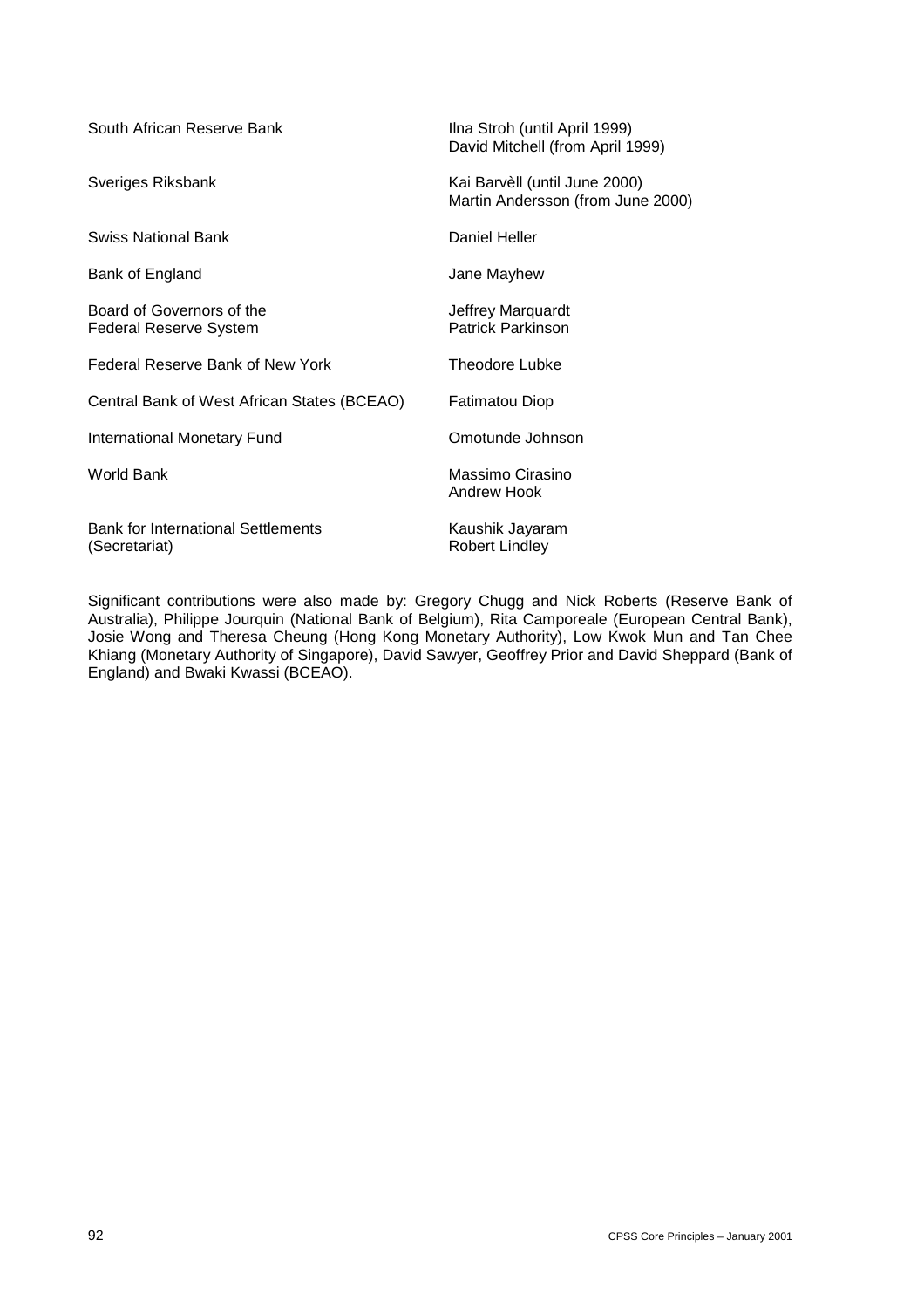| | |
|---|---|
| South African Reserve Bank | Ilna Stroh (until April 1999)<br>David Mitchell (from April 1999) |
| Sveriges Riksbank | Kai Barvèll (until June 2000)<br>Martin Andersson (from June 2000) |
| Swiss National Bank | Daniel Heller |
| Bank of England | Jane Mayhew |
| Board of Governors of the Federal Reserve System | Jeffrey Marquardt<br>Patrick Parkinson |
| Federal Reserve Bank of New York | Theodore Lubke |
| Central Bank of West African States (BCEAO) | Fatimatou Diop |
| International Monetary Fund | Omotunde Johnson |
| World Bank | Massimo Cirasino<br>Andrew Hook |
| Bank for International Settlements (Secretariat) | Kaushik Jayaram<br>Robert Lindley |

Significant contributions were also made by: Gregory Chugg and Nick Roberts (Reserve Bank of Australia), Philippe Jourquin (National Bank of Belgium), Rita Camporeale (European Central Bank), Josie Wong and Theresa Cheung (Hong Kong Monetary Authority), Low Kwok Mun and Tan Chee Khiang (Monetary Authority of Singapore), David Sawyer, Geoffrey Prior and David Sheppard (Bank of England) and Bwaki Kwassi (BCEAO).